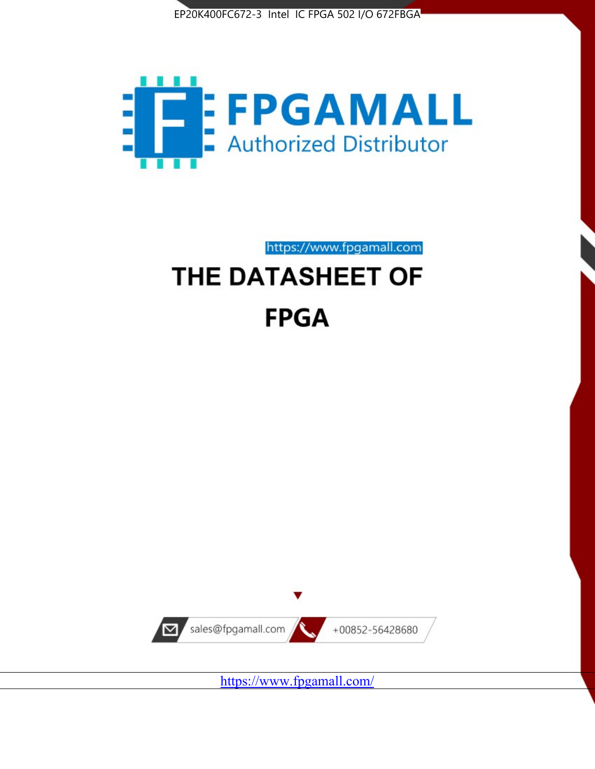EP20K400FC672-3 Intel IC FPGA 502 I/O 672FBGA

FPGAMALL

Authorized Distributor

https://www.fpgamall.com

# THE DATASHEET OF

# FPGA

sales@fpgamall.com

+00852-56428680

https://www.fpgamall.com/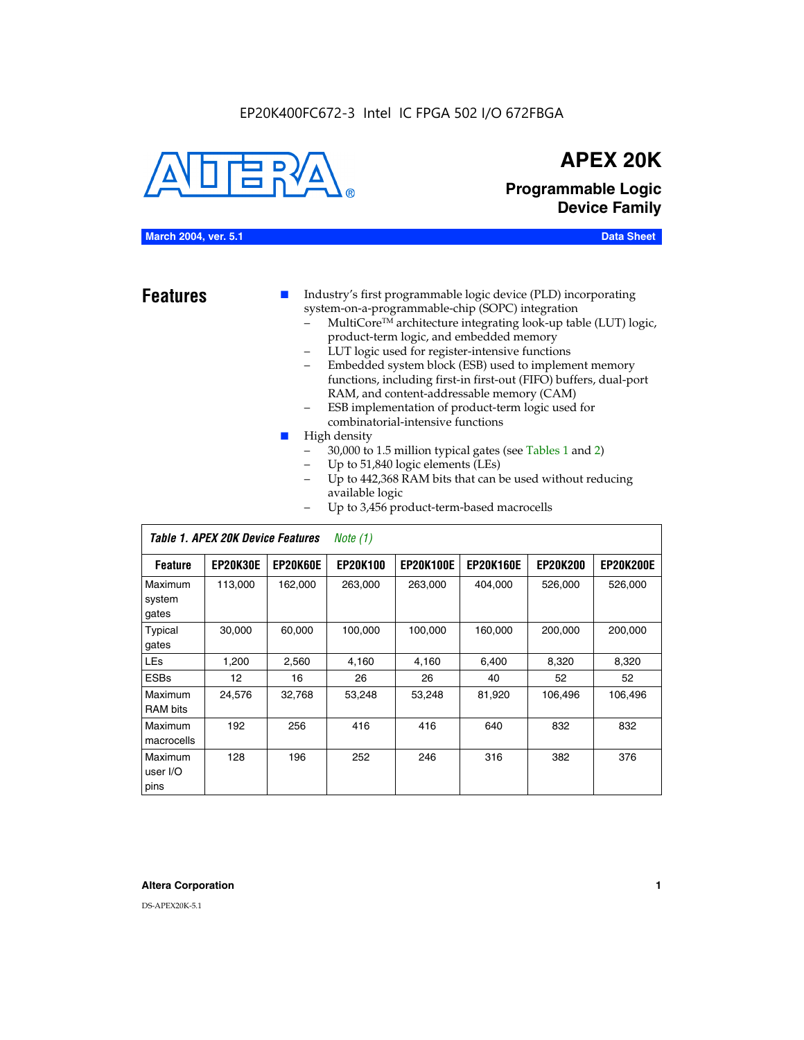EP20K400FC672-3 Intel IC FPGA 502 I/O 672FBGA

# APEX 20K

## Programmable Logic Device Family

**March 2004, ver. 5.1** **Data Sheet**

## Features

- Industry's first programmable logic device (PLD) incorporating system-on-a-programmable-chip (SOPC) integration
  - MultiCore™ architecture integrating look-up table (LUT) logic, product-term logic, and embedded memory
  - LUT logic used for register-intensive functions
  - Embedded system block (ESB) used to implement memory functions, including first-in first-out (FIFO) buffers, dual-port RAM, and content-addressable memory (CAM)
  - ESB implementation of product-term logic used for combinatorial-intensive functions
- High density
  - 30,000 to 1.5 million typical gates (see Tables 1 and 2)
  - Up to 51,840 logic elements (LEs)
  - Up to 442,368 RAM bits that can be used without reducing available logic
  - Up to 3,456 product-term-based macrocells

*Table 1. APEX 20K Device Features* *Note (1)*

| Feature | EP20K30E | EP20K60E | EP20K100 | EP20K100E | EP20K160E | EP20K200 | EP20K200E |
|---|---|---|---|---|---|---|---|
| Maximum system gates | 113,000 | 162,000 | 263,000 | 263,000 | 404,000 | 526,000 | 526,000 |
| Typical gates | 30,000 | 60,000 | 100,000 | 100,000 | 160,000 | 200,000 | 200,000 |
| LEs | 1,200 | 2,560 | 4,160 | 4,160 | 6,400 | 8,320 | 8,320 |
| ESBs | 12 | 16 | 26 | 26 | 40 | 52 | 52 |
| Maximum RAM bits | 24,576 | 32,768 | 53,248 | 53,248 | 81,920 | 106,496 | 106,496 |
| Maximum macrocells | 192 | 256 | 416 | 416 | 640 | 832 | 832 |
| Maximum user I/O pins | 128 | 196 | 252 | 246 | 316 | 382 | 376 |

**Altera Corporation**

DS-APEX20K-5.1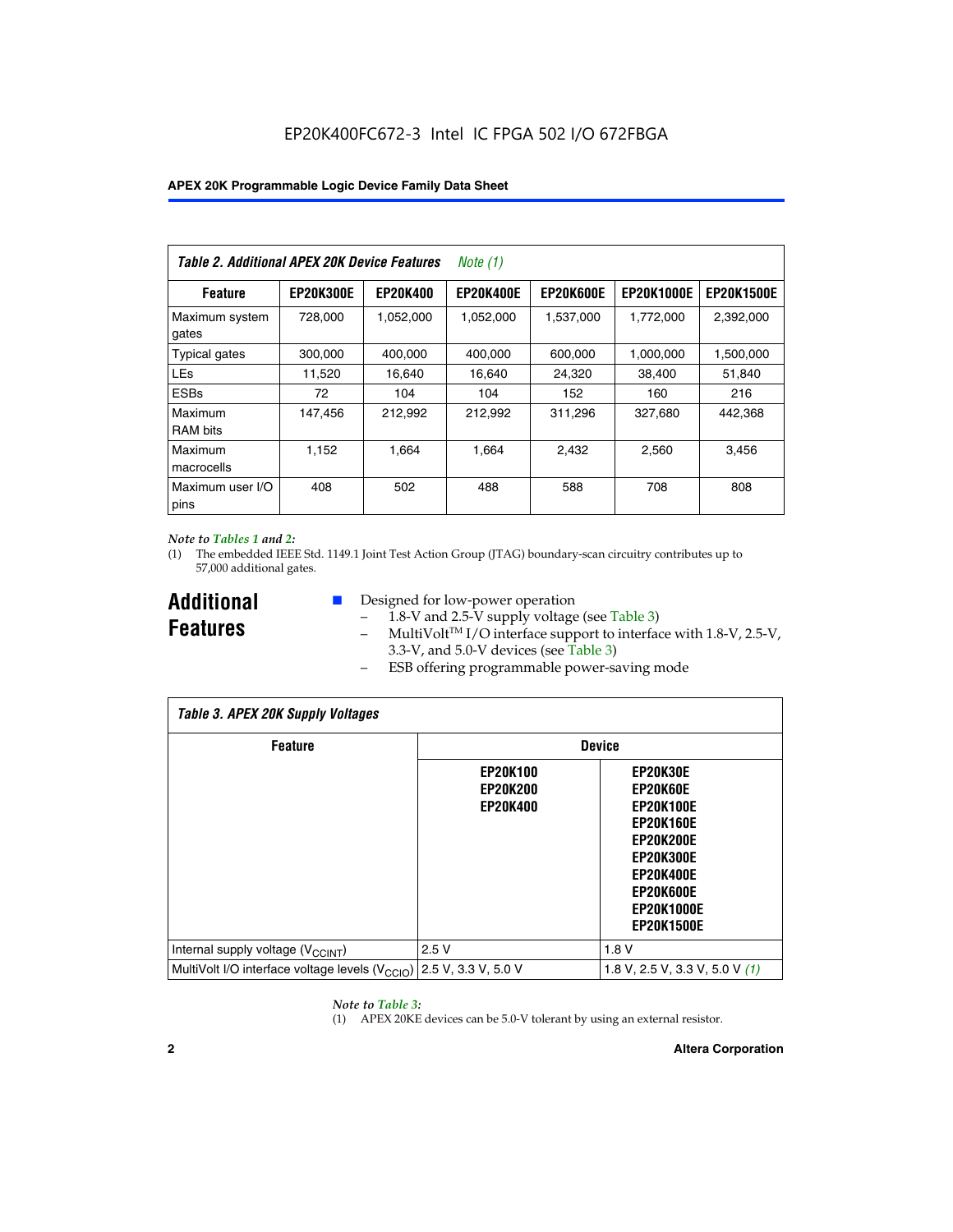EP20K400FC672-3 Intel IC FPGA 502 I/O 672FBGA

| *Table 2. Additional APEX 20K Device Features* *Note (1)* | | | | | | |
|---|---|---|---|---|---|---|
| **Feature** | **EP20K300E** | **EP20K400** | **EP20K400E** | **EP20K600E** | **EP20K1000E** | **EP20K1500E** |
| Maximum system gates | 728,000 | 1,052,000 | 1,052,000 | 1,537,000 | 1,772,000 | 2,392,000 |
| Typical gates | 300,000 | 400,000 | 400,000 | 600,000 | 1,000,000 | 1,500,000 |
| LEs | 11,520 | 16,640 | 16,640 | 24,320 | 38,400 | 51,840 |
| ESBs | 72 | 104 | 104 | 152 | 160 | 216 |
| Maximum RAM bits | 147,456 | 212,992 | 212,992 | 311,296 | 327,680 | 442,368 |
| Maximum macrocells | 1,152 | 1,664 | 1,664 | 2,432 | 2,560 | 3,456 |
| Maximum user I/O pins | 408 | 502 | 488 | 588 | 708 | 808 |

*Note to Tables 1 and 2:*

(1) The embedded IEEE Std. 1149.1 Joint Test Action Group (JTAG) boundary-scan circuitry contributes up to 57,000 additional gates.

## Additional Features

- Designed for low-power operation
  - 1.8-V and 2.5-V supply voltage (see Table 3)
  - MultiVolt™ I/O interface support to interface with 1.8-V, 2.5-V, 3.3-V, and 5.0-V devices (see Table 3)
  - ESB offering programmable power-saving mode

| *Table 3. APEX 20K Supply Voltages* | | |
|---|---|---|
| **Feature** | **Device** | |
| | **EP20K100 EP20K200 EP20K400** | **EP20K30E EP20K60E EP20K100E EP20K160E EP20K200E EP20K300E EP20K400E EP20K600E EP20K1000E EP20K1500E** |
| Internal supply voltage ($V_{CCINT}$) | 2.5 V | 1.8 V |
| MultiVolt I/O interface voltage levels ($V_{CCIO}$) | 2.5 V, 3.3 V, 5.0 V | 1.8 V, 2.5 V, 3.3 V, 5.0 V *(1)* |

*Note to Table 3:*

(1) APEX 20KE devices can be 5.0-V tolerant by using an external resistor.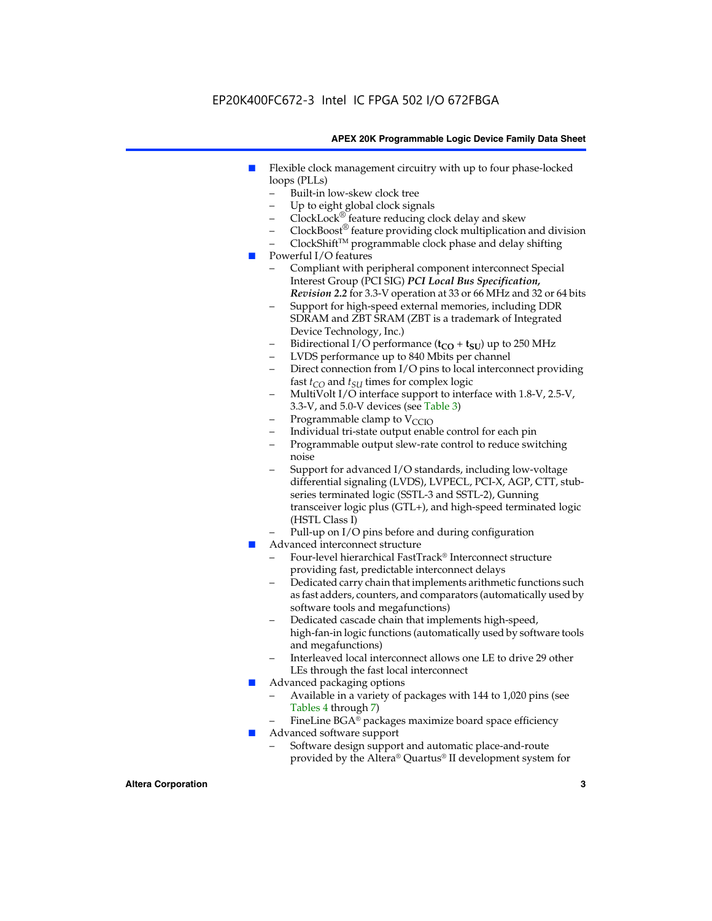- Flexible clock management circuitry with up to four phase-locked loops (PLLs)
  - Built-in low-skew clock tree
  - Up to eight global clock signals
  - ClockLock® feature reducing clock delay and skew
  - ClockBoost® feature providing clock multiplication and division
  - ClockShift™ programmable clock phase and delay shifting
- Powerful I/O features
  - Compliant with peripheral component interconnect Special Interest Group (PCI SIG) ***PCI Local Bus Specification, Revision 2.2*** for 3.3-V operation at 33 or 66 MHz and 32 or 64 bits
  - Support for high-speed external memories, including DDR SDRAM and ZBT SRAM (ZBT is a trademark of Integrated Device Technology, Inc.)
  - Bidirectional I/O performance ($t_{CO}$ + $t_{SU}$) up to 250 MHz
  - LVDS performance up to 840 Mbits per channel
  - Direct connection from I/O pins to local interconnect providing fast $t_{CO}$ and $t_{SU}$ times for complex logic
  - MultiVolt I/O interface support to interface with 1.8-V, 2.5-V, 3.3-V, and 5.0-V devices (see Table 3)
  - Programmable clamp to $V_{CCIO}$
  - Individual tri-state output enable control for each pin
  - Programmable output slew-rate control to reduce switching noise
  - Support for advanced I/O standards, including low-voltage differential signaling (LVDS), LVPECL, PCI-X, AGP, CTT, stub-series terminated logic (SSTL-3 and SSTL-2), Gunning transceiver logic plus (GTL+), and high-speed terminated logic (HSTL Class I)
  - Pull-up on I/O pins before and during configuration
- Advanced interconnect structure
  - Four-level hierarchical FastTrack® Interconnect structure providing fast, predictable interconnect delays
  - Dedicated carry chain that implements arithmetic functions such as fast adders, counters, and comparators (automatically used by software tools and megafunctions)
  - Dedicated cascade chain that implements high-speed, high-fan-in logic functions (automatically used by software tools and megafunctions)
  - Interleaved local interconnect allows one LE to drive 29 other LEs through the fast local interconnect
- Advanced packaging options
  - Available in a variety of packages with 144 to 1,020 pins (see Tables 4 through 7)
  - FineLine BGA® packages maximize board space efficiency
- Advanced software support
  - Software design support and automatic place-and-route provided by the Altera® Quartus® II development system for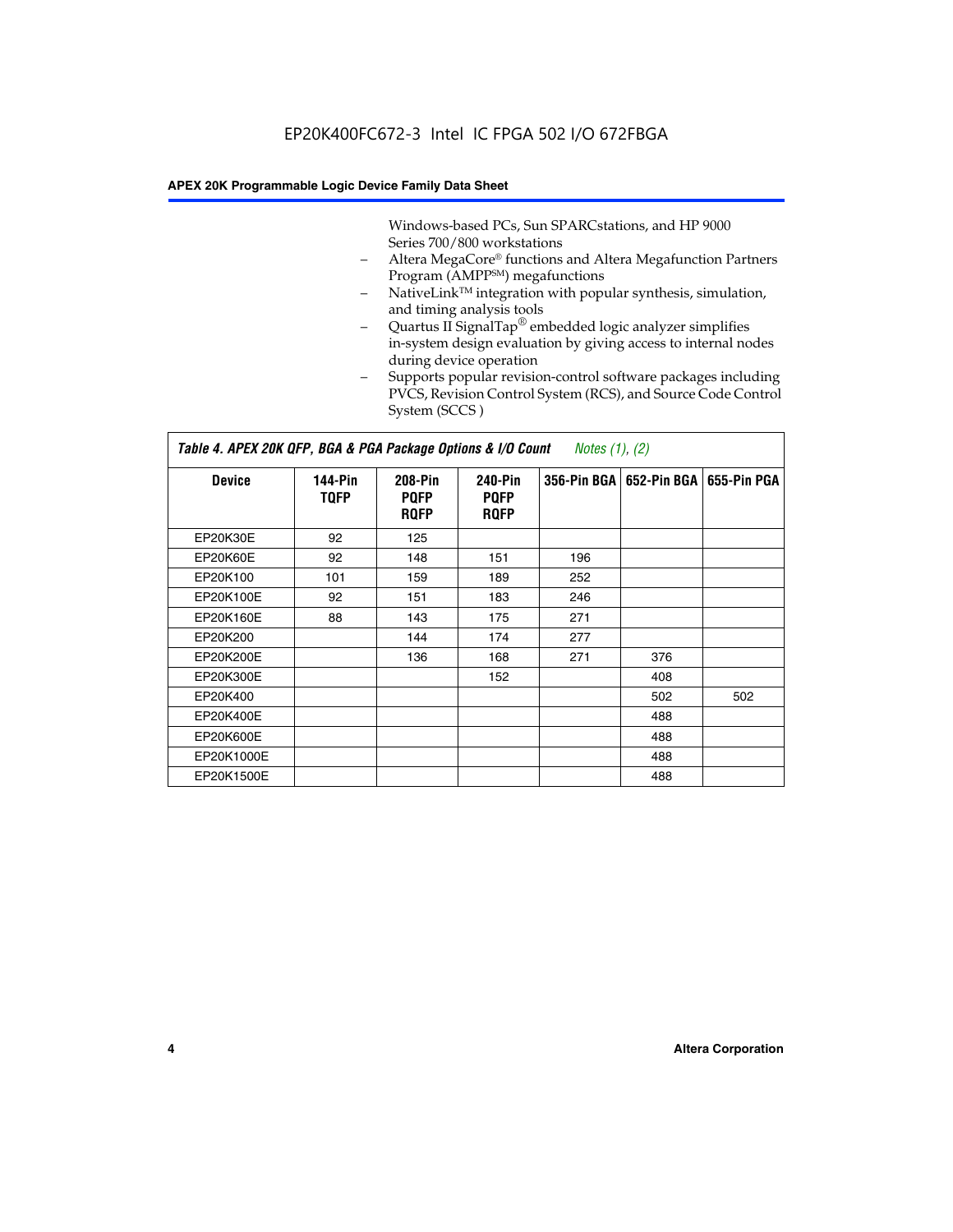Windows-based PCs, Sun SPARCstations, and HP 9000 Series 700/800 workstations

- Altera MegaCore® functions and Altera Megafunction Partners Program (AMPP℠) megafunctions
- NativeLink™ integration with popular synthesis, simulation, and timing analysis tools
- Quartus II SignalTap® embedded logic analyzer simplifies in-system design evaluation by giving access to internal nodes during device operation
- Supports popular revision-control software packages including PVCS, Revision Control System (RCS), and Source Code Control System (SCCS )

**Table 4. APEX 20K QFP, BGA & PGA Package Options & I/O Count** *Notes (1), (2)*

| Device | 144-Pin TQFP | 208-Pin PQFP RQFP | 240-Pin PQFP RQFP | 356-Pin BGA | 652-Pin BGA | 655-Pin PGA |
|---|---|---|---|---|---|---|
| EP20K30E | 92 | 125 | | | | |
| EP20K60E | 92 | 148 | 151 | 196 | | |
| EP20K100 | 101 | 159 | 189 | 252 | | |
| EP20K100E | 92 | 151 | 183 | 246 | | |
| EP20K160E | 88 | 143 | 175 | 271 | | |
| EP20K200 | | 144 | 174 | 277 | | |
| EP20K200E | | 136 | 168 | 271 | 376 | |
| EP20K300E | | | 152 | | 408 | |
| EP20K400 | | | | | 502 | 502 |
| EP20K400E | | | | | 488 | |
| EP20K600E | | | | | 488 | |
| EP20K1000E | | | | | 488 | |
| EP20K1500E | | | | | 488 | |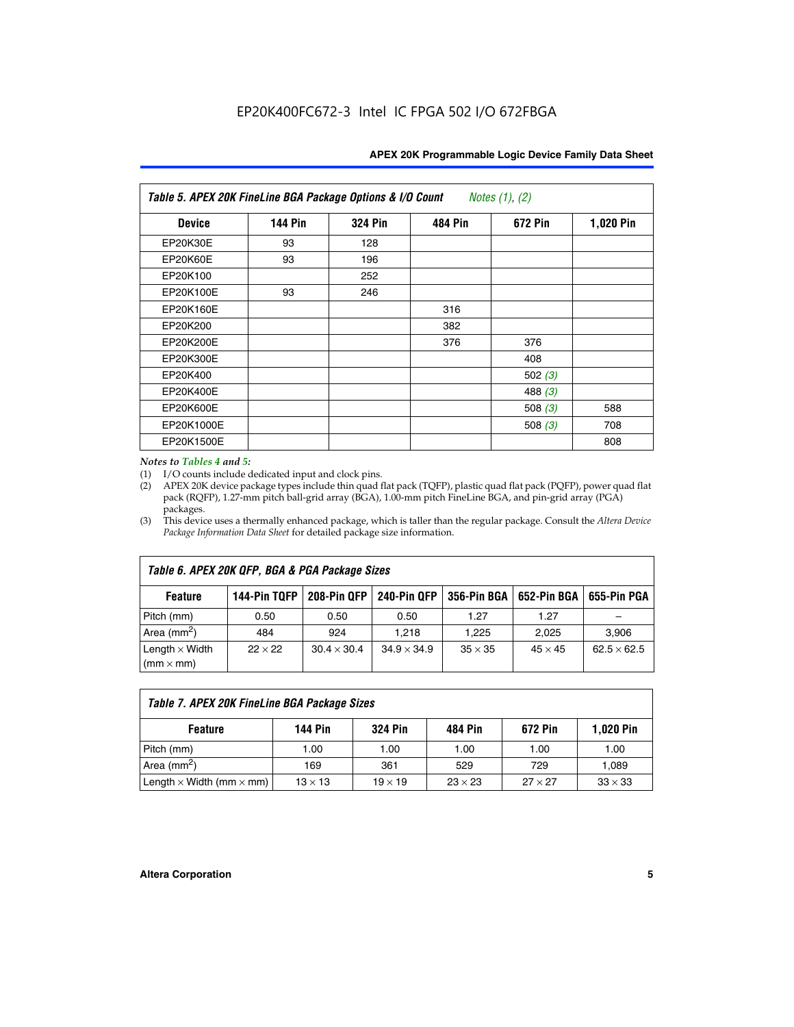EP20K400FC672-3 Intel IC FPGA 502 I/O 672FBGA

| Table 5. APEX 20K FineLine BGA Package Options & I/O Count *Notes (1), (2)* | | | | | |
|---|---|---|---|---|---|
| **Device** | **144 Pin** | **324 Pin** | **484 Pin** | **672 Pin** | **1,020 Pin** |
| EP20K30E | 93 | 128 | | | |
| EP20K60E | 93 | 196 | | | |
| EP20K100 | | 252 | | | |
| EP20K100E | 93 | 246 | | | |
| EP20K160E | | | 316 | | |
| EP20K200 | | | 382 | | |
| EP20K200E | | | 376 | 376 | |
| EP20K300E | | | | 408 | |
| EP20K400 | | | | 502 *(3)* | |
| EP20K400E | | | | 488 *(3)* | |
| EP20K600E | | | | 508 *(3)* | 588 |
| EP20K1000E | | | | 508 *(3)* | 708 |
| EP20K1500E | | | | | 808 |

*Notes to Tables 4 and 5:*

(1) I/O counts include dedicated input and clock pins.

(2) APEX 20K device package types include thin quad flat pack (TQFP), plastic quad flat pack (PQFP), power quad flat pack (RQFP), 1.27-mm pitch ball-grid array (BGA), 1.00-mm pitch FineLine BGA, and pin-grid array (PGA) packages.

(3) This device uses a thermally enhanced package, which is taller than the regular package. Consult the *Altera Device Package Information Data Sheet* for detailed package size information.

| Table 6. APEX 20K QFP, BGA & PGA Package Sizes | | | | | | |
|---|---|---|---|---|---|---|
| **Feature** | **144-Pin TQFP** | **208-Pin QFP** | **240-Pin QFP** | **356-Pin BGA** | **652-Pin BGA** | **655-Pin PGA** |
| Pitch (mm) | 0.50 | 0.50 | 0.50 | 1.27 | 1.27 | – |
| Area ($mm^2$) | 484 | 924 | 1,218 | 1,225 | 2,025 | 3,906 |
| Length × Width (mm × mm) | $22 \times 22$ | $30.4 \times 30.4$ | $34.9 \times 34.9$ | $35 \times 35$ | $45 \times 45$ | $62.5 \times 62.5$ |

| Table 7. APEX 20K FineLine BGA Package Sizes | | | | | |
|---|---|---|---|---|---|
| **Feature** | **144 Pin** | **324 Pin** | **484 Pin** | **672 Pin** | **1,020 Pin** |
| Pitch (mm) | 1.00 | 1.00 | 1.00 | 1.00 | 1.00 |
| Area ($mm^2$) | 169 | 361 | 529 | 729 | 1,089 |
| Length × Width (mm × mm) | $13 \times 13$ | $19 \times 19$ | $23 \times 23$ | $27 \times 27$ | $33 \times 33$ |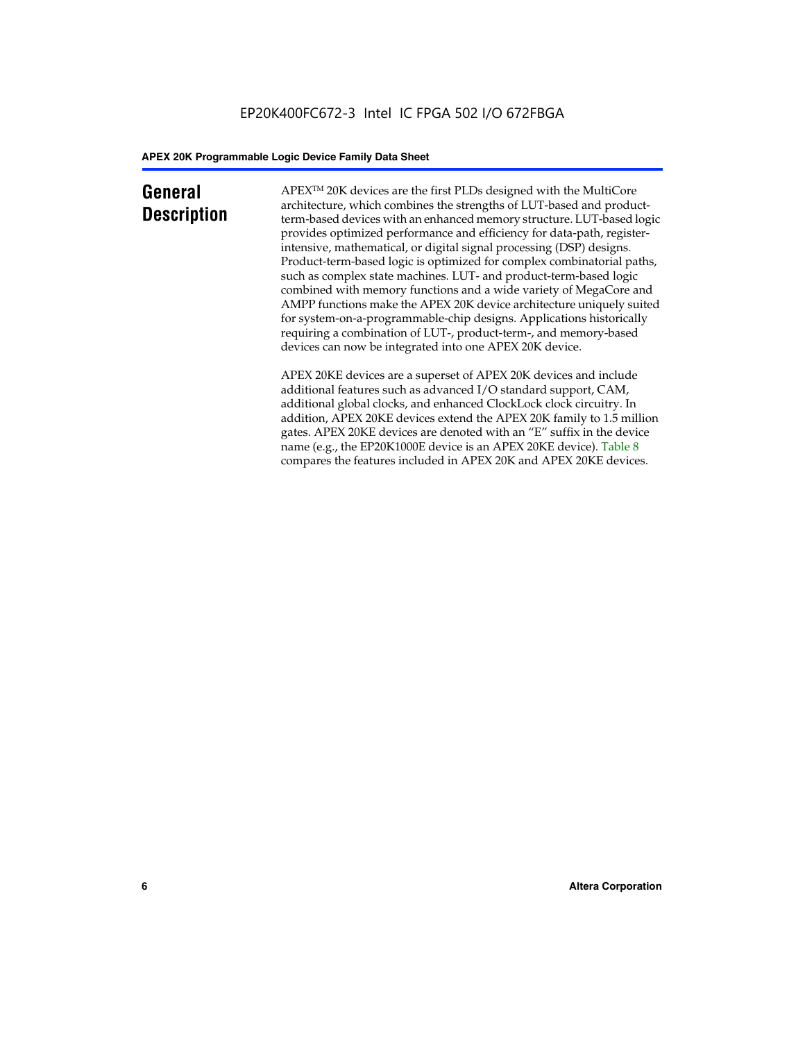# General Description

APEX™ 20K devices are the first PLDs designed with the MultiCore architecture, which combines the strengths of LUT-based and product-term-based devices with an enhanced memory structure. LUT-based logic provides optimized performance and efficiency for data-path, register-intensive, mathematical, or digital signal processing (DSP) designs. Product-term-based logic is optimized for complex combinatorial paths, such as complex state machines. LUT- and product-term-based logic combined with memory functions and a wide variety of MegaCore and AMPP functions make the APEX 20K device architecture uniquely suited for system-on-a-programmable-chip designs. Applications historically requiring a combination of LUT-, product-term-, and memory-based devices can now be integrated into one APEX 20K device.

APEX 20KE devices are a superset of APEX 20K devices and include additional features such as advanced I/O standard support, CAM, additional global clocks, and enhanced ClockLock clock circuitry. In addition, APEX 20KE devices extend the APEX 20K family to 1.5 million gates. APEX 20KE devices are denoted with an "E" suffix in the device name (e.g., the EP20K1000E device is an APEX 20KE device). Table 8 compares the features included in APEX 20K and APEX 20KE devices.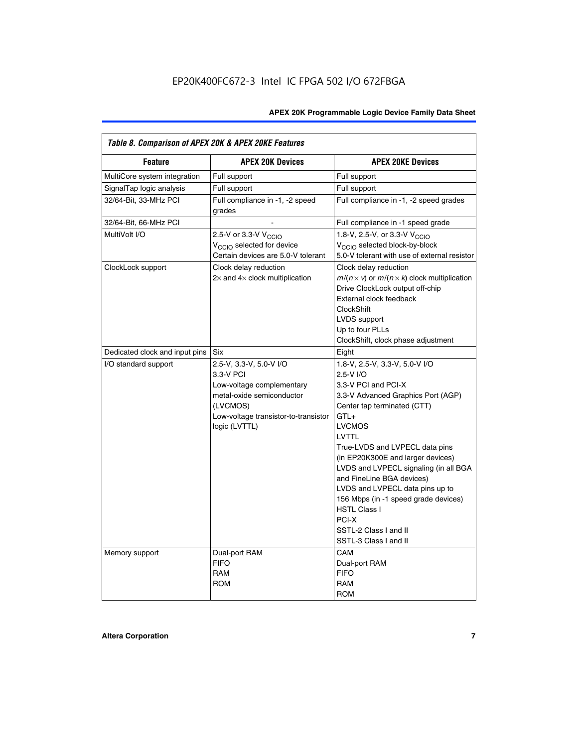*Table 8. Comparison of APEX 20K & APEX 20KE Features*

| Feature | APEX 20K Devices | APEX 20KE Devices |
|---|---|---|
| MultiCore system integration | Full support | Full support |
| SignalTap logic analysis | Full support | Full support |
| 32/64-Bit, 33-MHz PCI | Full compliance in -1, -2 speed grades | Full compliance in -1, -2 speed grades |
| 32/64-Bit, 66-MHz PCI | - | Full compliance in -1 speed grade |
| MultiVolt I/O | 2.5-V or 3.3-V $V_{CCIO}$<br>$V_{CCIO}$ selected for device<br>Certain devices are 5.0-V tolerant | 1.8-V, 2.5-V, or 3.3-V $V_{CCIO}$<br>$V_{CCIO}$ selected block-by-block<br>5.0-V tolerant with use of external resistor |
| ClockLock support | Clock delay reduction<br>2× and 4× clock multiplication | Clock delay reduction<br>$m/(n \times v)$ or $m/(n \times k)$ clock multiplication<br>Drive ClockLock output off-chip<br>External clock feedback<br>ClockShift<br>LVDS support<br>Up to four PLLs<br>ClockShift, clock phase adjustment |
| Dedicated clock and input pins | Six | Eight |
| I/O standard support | 2.5-V, 3.3-V, 5.0-V I/O<br>3.3-V PCI<br>Low-voltage complementary metal-oxide semiconductor (LVCMOS)<br>Low-voltage transistor-to-transistor logic (LVTTL) | 1.8-V, 2.5-V, 3.3-V, 5.0-V I/O<br>2.5-V I/O<br>3.3-V PCI and PCI-X<br>3.3-V Advanced Graphics Port (AGP)<br>Center tap terminated (CTT)<br>GTL+<br>LVCMOS<br>LVTTL<br>True-LVDS and LVPECL data pins (in EP20K300E and larger devices)<br>LVDS and LVPECL signaling (in all BGA and FineLine BGA devices)<br>LVDS and LVPECL data pins up to 156 Mbps (in -1 speed grade devices)<br>HSTL Class I<br>PCI-X<br>SSTL-2 Class I and II<br>SSTL-3 Class I and II |
| Memory support | Dual-port RAM<br>FIFO<br>RAM<br>ROM | CAM<br>Dual-port RAM<br>FIFO<br>RAM<br>ROM |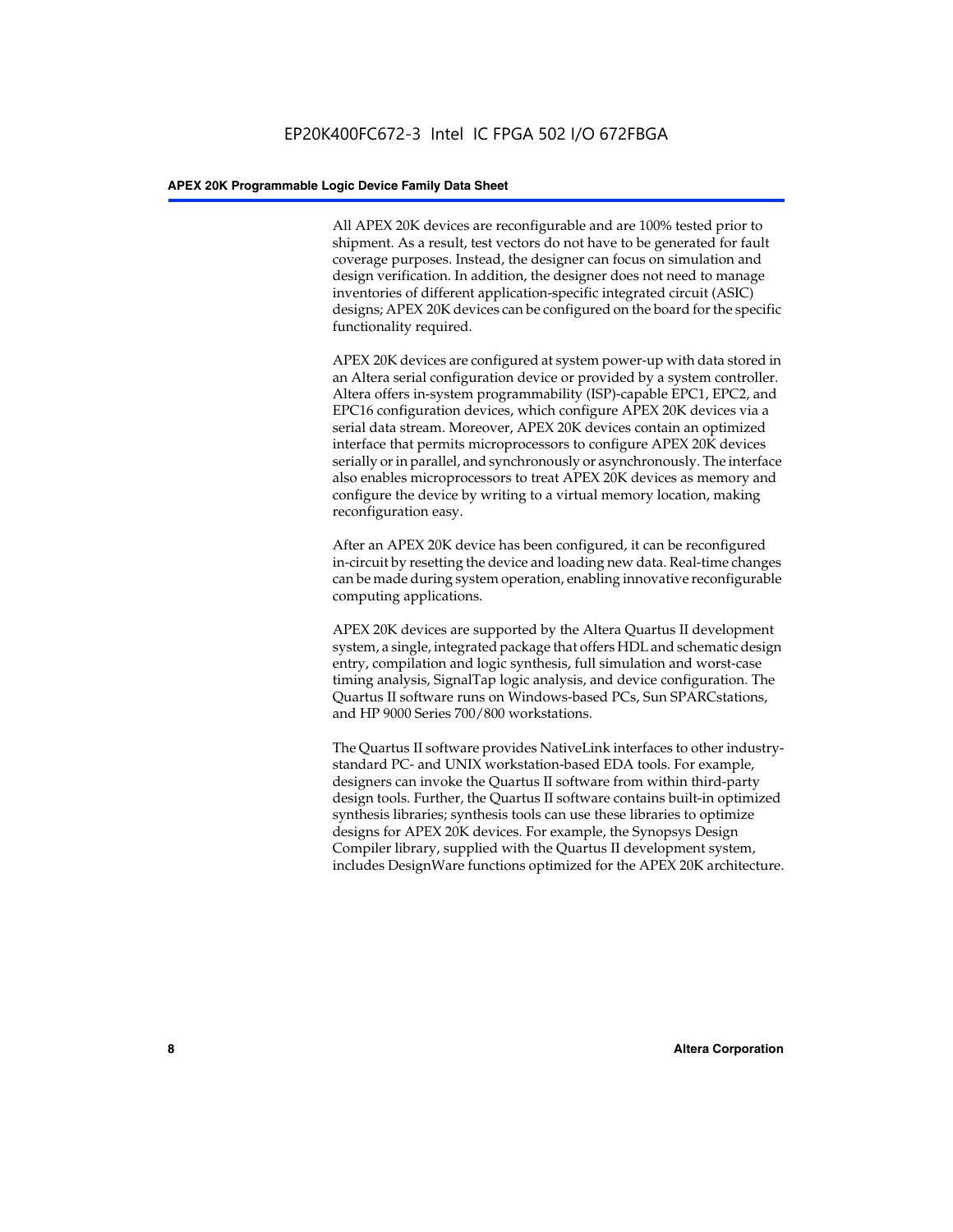All APEX 20K devices are reconfigurable and are 100% tested prior to shipment. As a result, test vectors do not have to be generated for fault coverage purposes. Instead, the designer can focus on simulation and design verification. In addition, the designer does not need to manage inventories of different application-specific integrated circuit (ASIC) designs; APEX 20K devices can be configured on the board for the specific functionality required.

APEX 20K devices are configured at system power-up with data stored in an Altera serial configuration device or provided by a system controller. Altera offers in-system programmability (ISP)-capable EPC1, EPC2, and EPC16 configuration devices, which configure APEX 20K devices via a serial data stream. Moreover, APEX 20K devices contain an optimized interface that permits microprocessors to configure APEX 20K devices serially or in parallel, and synchronously or asynchronously. The interface also enables microprocessors to treat APEX 20K devices as memory and configure the device by writing to a virtual memory location, making reconfiguration easy.

After an APEX 20K device has been configured, it can be reconfigured in-circuit by resetting the device and loading new data. Real-time changes can be made during system operation, enabling innovative reconfigurable computing applications.

APEX 20K devices are supported by the Altera Quartus II development system, a single, integrated package that offers HDL and schematic design entry, compilation and logic synthesis, full simulation and worst-case timing analysis, SignalTap logic analysis, and device configuration. The Quartus II software runs on Windows-based PCs, Sun SPARCstations, and HP 9000 Series 700/800 workstations.

The Quartus II software provides NativeLink interfaces to other industry-standard PC- and UNIX workstation-based EDA tools. For example, designers can invoke the Quartus II software from within third-party design tools. Further, the Quartus II software contains built-in optimized synthesis libraries; synthesis tools can use these libraries to optimize designs for APEX 20K devices. For example, the Synopsys Design Compiler library, supplied with the Quartus II development system, includes DesignWare functions optimized for the APEX 20K architecture.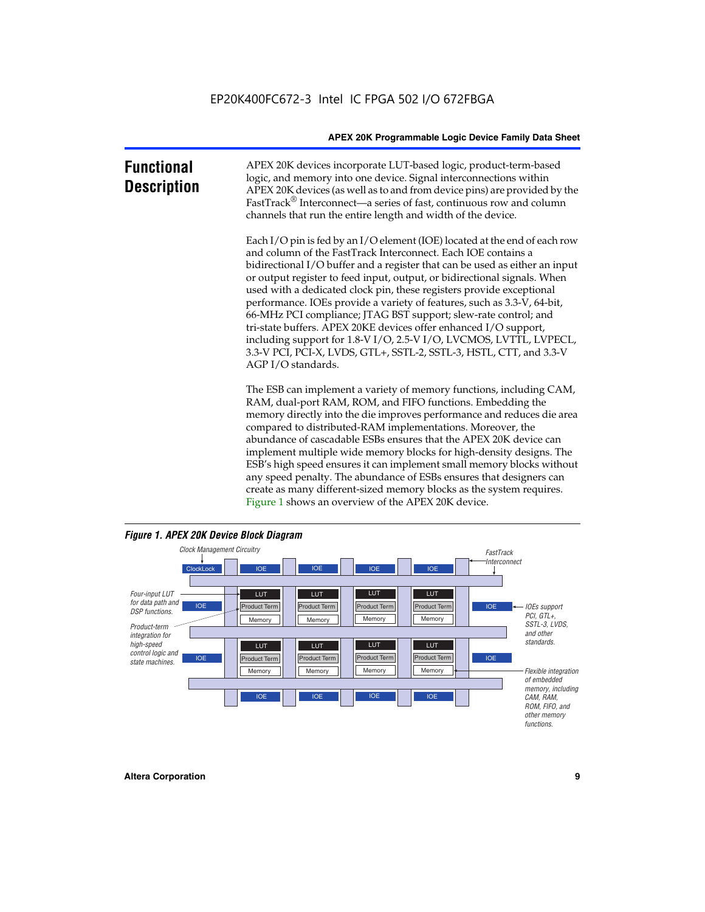## Functional Description

APEX 20K devices incorporate LUT-based logic, product-term-based logic, and memory into one device. Signal interconnections within APEX 20K devices (as well as to and from device pins) are provided by the FastTrack® Interconnect—a series of fast, continuous row and column channels that run the entire length and width of the device.

Each I/O pin is fed by an I/O element (IOE) located at the end of each row and column of the FastTrack Interconnect. Each IOE contains a bidirectional I/O buffer and a register that can be used as either an input or output register to feed input, output, or bidirectional signals. When used with a dedicated clock pin, these registers provide exceptional performance. IOEs provide a variety of features, such as 3.3-V, 64-bit, 66-MHz PCI compliance; JTAG BST support; slew-rate control; and tri-state buffers. APEX 20KE devices offer enhanced I/O support, including support for 1.8-V I/O, 2.5-V I/O, LVCMOS, LVTTL, LVPECL, 3.3-V PCI, PCI-X, LVDS, GTL+, SSTL-2, SSTL-3, HSTL, CTT, and 3.3-V AGP I/O standards.

The ESB can implement a variety of memory functions, including CAM, RAM, dual-port RAM, ROM, and FIFO functions. Embedding the memory directly into the die improves performance and reduces die area compared to distributed-RAM implementations. Moreover, the abundance of cascadable ESBs ensures that the APEX 20K device can implement multiple wide memory blocks for high-density designs. The ESB's high speed ensures it can implement small memory blocks without any speed penalty. The abundance of ESBs ensures that designers can create as many different-sized memory blocks as the system requires. Figure 1 shows an overview of the APEX 20K device.

**Figure 1. APEX 20K Device Block Diagram**

*Clock Management Circuitry* — ClockLock | *FastTrack Interconnect* | IOE | LUT | Product Term | Memory

*Four-input LUT for data path and DSP functions.*

*Product-term integration for high-speed control logic and state machines.*

*IOEs support PCI, GTL+, SSTL-3, LVDS, and other standards.*

*Flexible integration of embedded memory, including CAM, RAM, ROM, FIFO, and other memory functions.*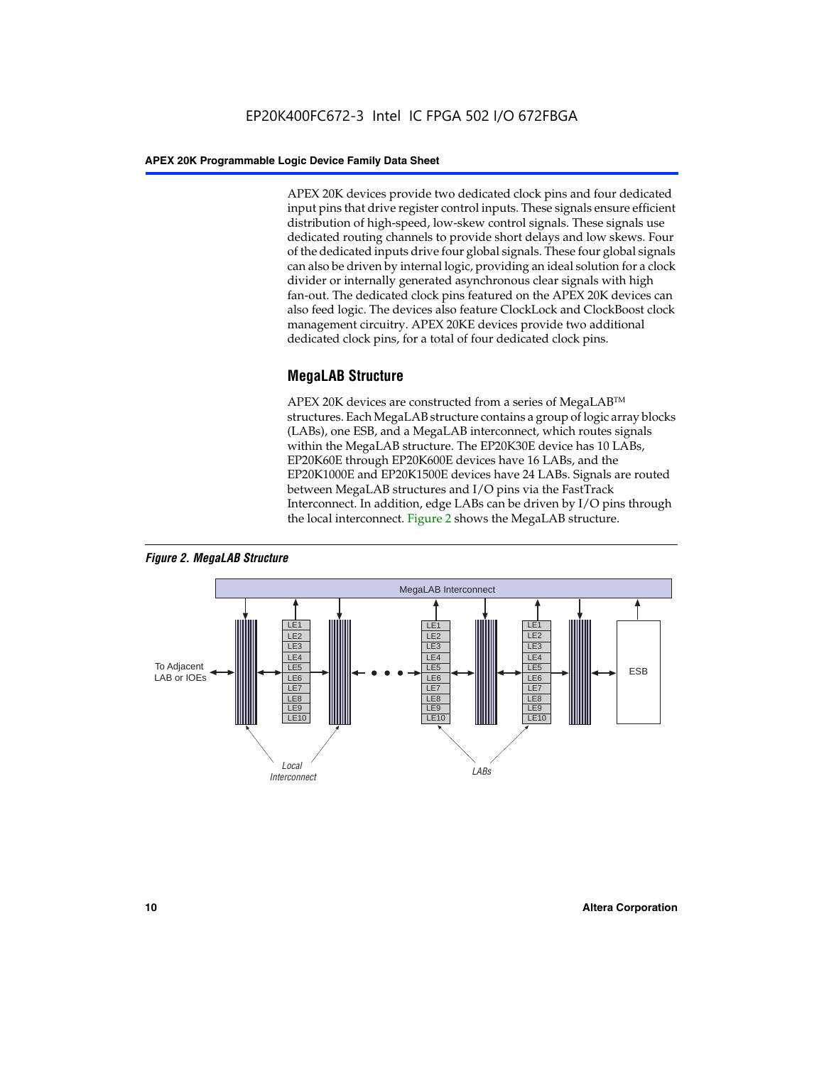APEX 20K devices provide two dedicated clock pins and four dedicated input pins that drive register control inputs. These signals ensure efficient distribution of high-speed, low-skew control signals. These signals use dedicated routing channels to provide short delays and low skews. Four of the dedicated inputs drive four global signals. These four global signals can also be driven by internal logic, providing an ideal solution for a clock divider or internally generated asynchronous clear signals with high fan-out. The dedicated clock pins featured on the APEX 20K devices can also feed logic. The devices also feature ClockLock and ClockBoost clock management circuitry. APEX 20KE devices provide two additional dedicated clock pins, for a total of four dedicated clock pins.

## MegaLAB Structure

APEX 20K devices are constructed from a series of MegaLAB™ structures. Each MegaLAB structure contains a group of logic array blocks (LABs), one ESB, and a MegaLAB interconnect, which routes signals within the MegaLAB structure. The EP20K30E device has 10 LABs, EP20K60E through EP20K600E devices have 16 LABs, and the EP20K1000E and EP20K1500E devices have 24 LABs. Signals are routed between MegaLAB structures and I/O pins via the FastTrack Interconnect. In addition, edge LABs can be driven by I/O pins through the local interconnect. Figure 2 shows the MegaLAB structure.

*Figure 2. MegaLAB Structure*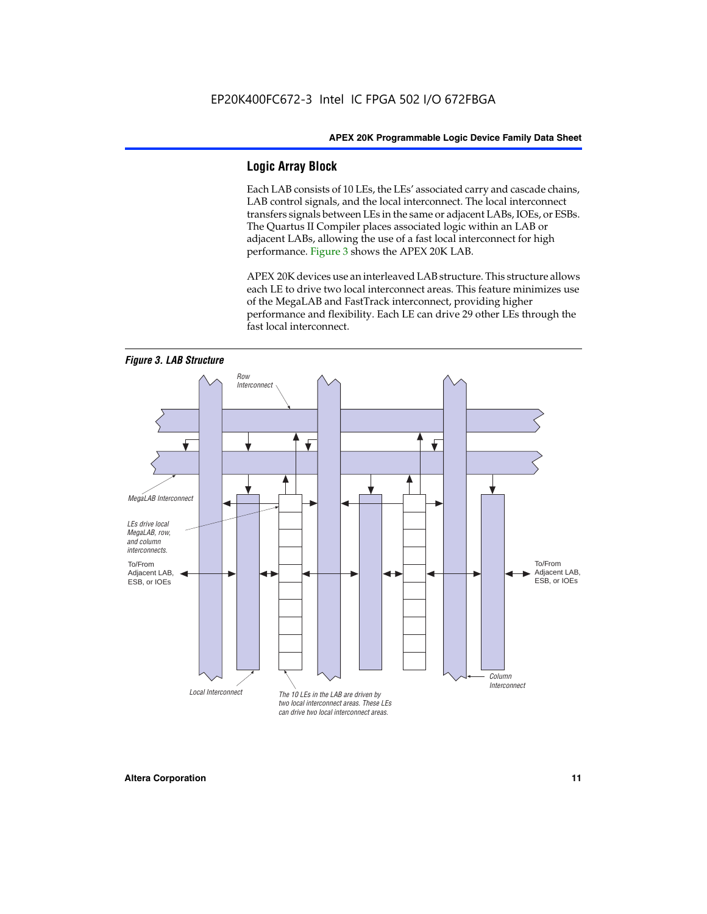## Logic Array Block

Each LAB consists of 10 LEs, the LEs' associated carry and cascade chains, LAB control signals, and the local interconnect. The local interconnect transfers signals between LEs in the same or adjacent LABs, IOEs, or ESBs. The Quartus II Compiler places associated logic within an LAB or adjacent LABs, allowing the use of a fast local interconnect for high performance. Figure 3 shows the APEX 20K LAB.

APEX 20K devices use an interleaved LAB structure. This structure allows each LE to drive two local interconnect areas. This feature minimizes use of the MegaLAB and FastTrack interconnect, providing higher performance and flexibility. Each LE can drive 29 other LEs through the fast local interconnect.

*Figure 3. LAB Structure*

Row Interconnect

MegaLAB Interconnect

LEs drive local MegaLAB, row, and column interconnects.

To/From Adjacent LAB, ESB, or IOEs

To/From Adjacent LAB, ESB, or IOEs

Local Interconnect

The 10 LEs in the LAB are driven by two local interconnect areas. These LEs can drive two local interconnect areas.

Column Interconnect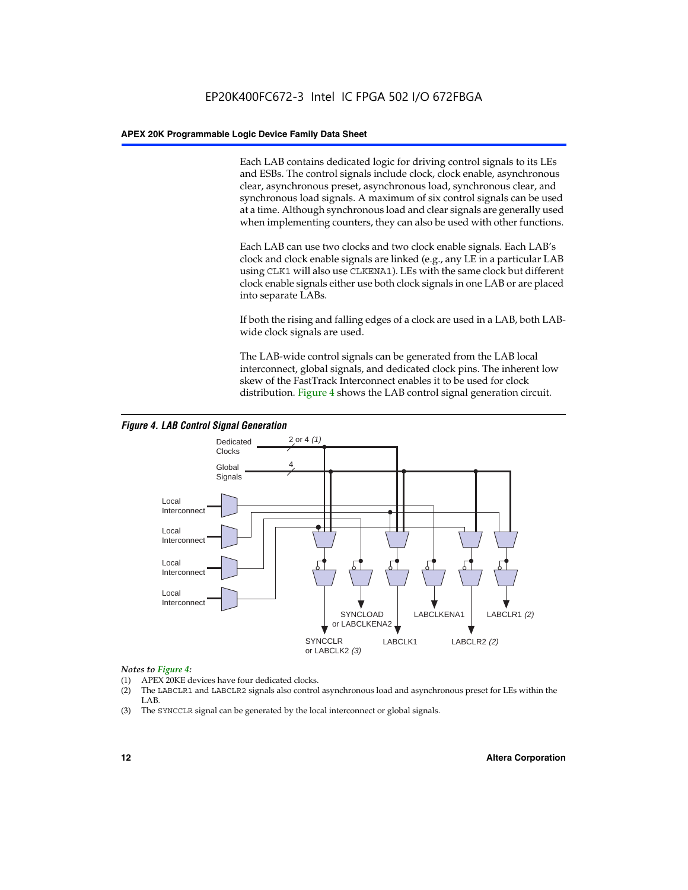Each LAB contains dedicated logic for driving control signals to its LEs and ESBs. The control signals include clock, clock enable, asynchronous clear, asynchronous preset, asynchronous load, synchronous clear, and synchronous load signals. A maximum of six control signals can be used at a time. Although synchronous load and clear signals are generally used when implementing counters, they can also be used with other functions.

Each LAB can use two clocks and two clock enable signals. Each LAB's clock and clock enable signals are linked (e.g., any LE in a particular LAB using `CLK1` will also use `CLKENA1`). LEs with the same clock but different clock enable signals either use both clock signals in one LAB or are placed into separate LABs.

If both the rising and falling edges of a clock are used in a LAB, both LAB-wide clock signals are used.

The LAB-wide control signals can be generated from the LAB local interconnect, global signals, and dedicated clock pins. The inherent low skew of the FastTrack Interconnect enables it to be used for clock distribution. Figure 4 shows the LAB control signal generation circuit.

***Figure 4. LAB Control Signal Generation***

*Notes to Figure 4:*

(1) APEX 20KE devices have four dedicated clocks.
(2) The `LABCLR1` and `LABCLR2` signals also control asynchronous load and asynchronous preset for LEs within the LAB.
(3) The `SYNCCLR` signal can be generated by the local interconnect or global signals.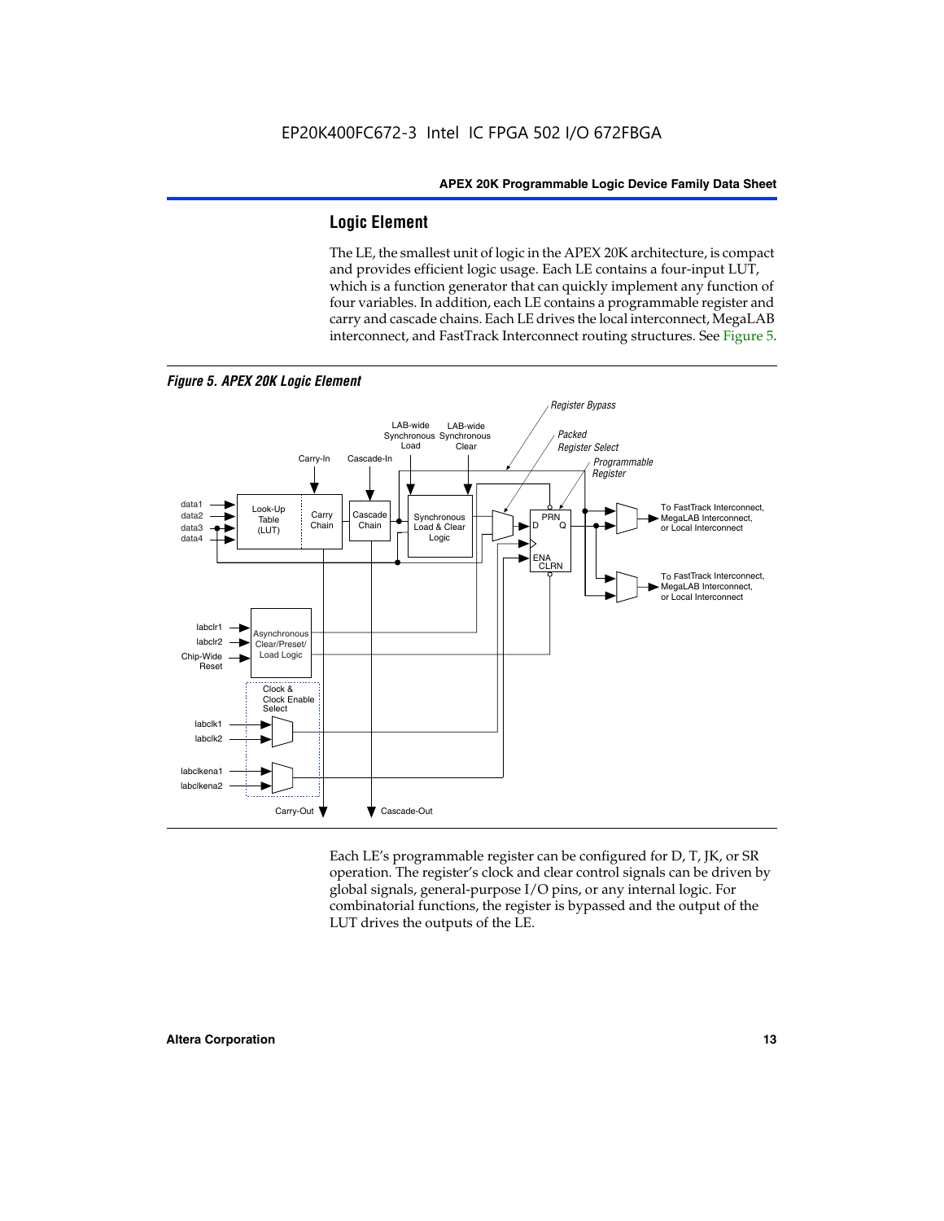## Logic Element

The LE, the smallest unit of logic in the APEX 20K architecture, is compact and provides efficient logic usage. Each LE contains a four-input LUT, which is a function generator that can quickly implement any function of four variables. In addition, each LE contains a programmable register and carry and cascade chains. Each LE drives the local interconnect, MegaLAB interconnect, and FastTrack Interconnect routing structures. See Figure 5.

*Figure 5. APEX 20K Logic Element*

Each LE's programmable register can be configured for D, T, JK, or SR operation. The register's clock and clear control signals can be driven by global signals, general-purpose I/O pins, or any internal logic. For combinatorial functions, the register is bypassed and the output of the LUT drives the outputs of the LE.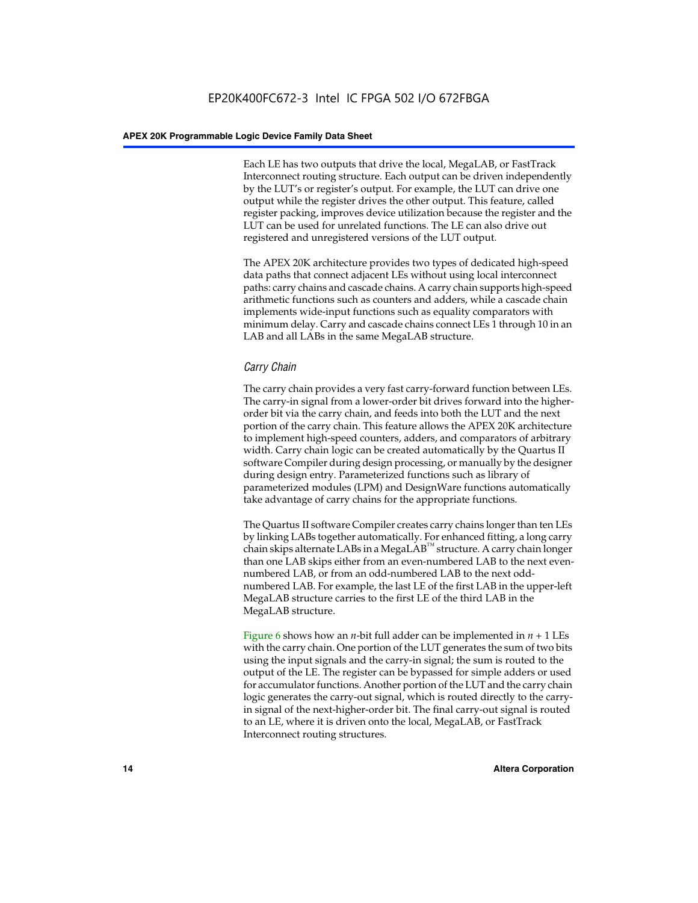Each LE has two outputs that drive the local, MegaLAB, or FastTrack Interconnect routing structure. Each output can be driven independently by the LUT's or register's output. For example, the LUT can drive one output while the register drives the other output. This feature, called register packing, improves device utilization because the register and the LUT can be used for unrelated functions. The LE can also drive out registered and unregistered versions of the LUT output.

The APEX 20K architecture provides two types of dedicated high-speed data paths that connect adjacent LEs without using local interconnect paths: carry chains and cascade chains. A carry chain supports high-speed arithmetic functions such as counters and adders, while a cascade chain implements wide-input functions such as equality comparators with minimum delay. Carry and cascade chains connect LEs 1 through 10 in an LAB and all LABs in the same MegaLAB structure.

### *Carry Chain*

The carry chain provides a very fast carry-forward function between LEs. The carry-in signal from a lower-order bit drives forward into the higher-order bit via the carry chain, and feeds into both the LUT and the next portion of the carry chain. This feature allows the APEX 20K architecture to implement high-speed counters, adders, and comparators of arbitrary width. Carry chain logic can be created automatically by the Quartus II software Compiler during design processing, or manually by the designer during design entry. Parameterized functions such as library of parameterized modules (LPM) and DesignWare functions automatically take advantage of carry chains for the appropriate functions.

The Quartus II software Compiler creates carry chains longer than ten LEs by linking LABs together automatically. For enhanced fitting, a long carry chain skips alternate LABs in a MegaLAB™ structure. A carry chain longer than one LAB skips either from an even-numbered LAB to the next even-numbered LAB, or from an odd-numbered LAB to the next odd-numbered LAB. For example, the last LE of the first LAB in the upper-left MegaLAB structure carries to the first LE of the third LAB in the MegaLAB structure.

Figure 6 shows how an $n$-bit full adder can be implemented in $n + 1$ LEs with the carry chain. One portion of the LUT generates the sum of two bits using the input signals and the carry-in signal; the sum is routed to the output of the LE. The register can be bypassed for simple adders or used for accumulator functions. Another portion of the LUT and the carry chain logic generates the carry-out signal, which is routed directly to the carry-in signal of the next-higher-order bit. The final carry-out signal is routed to an LE, where it is driven onto the local, MegaLAB, or FastTrack Interconnect routing structures.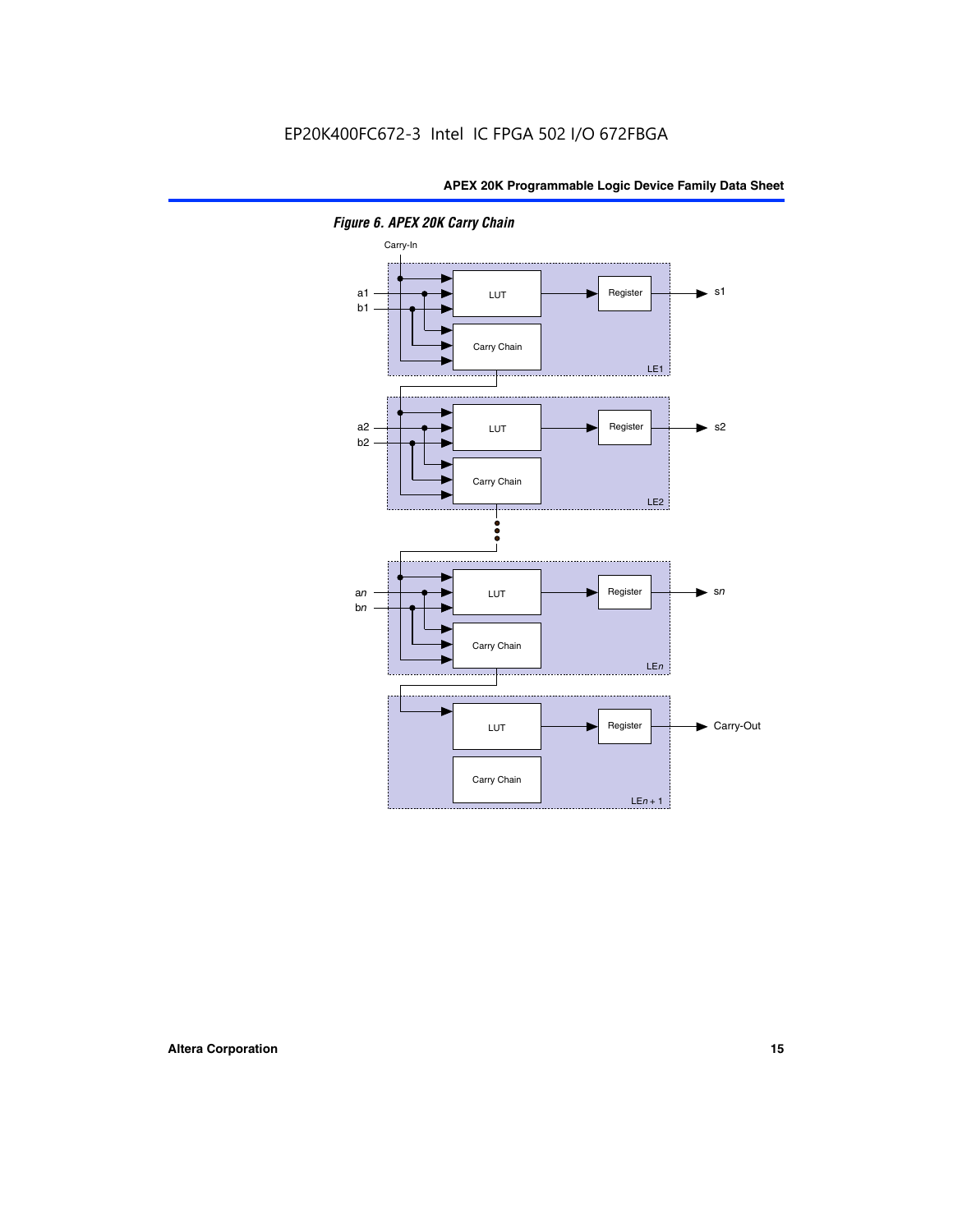*Figure 6. APEX 20K Carry Chain*

Carry-In

a1
b1

LUT

Register

s1

Carry Chain

LE1

a2
b2

LUT

Register

s2

Carry Chain

LE2

a*n*
b*n*

LUT

Register

s*n*

Carry Chain

LE*n*

LUT

Register

Carry-Out

Carry Chain

LE*n* + 1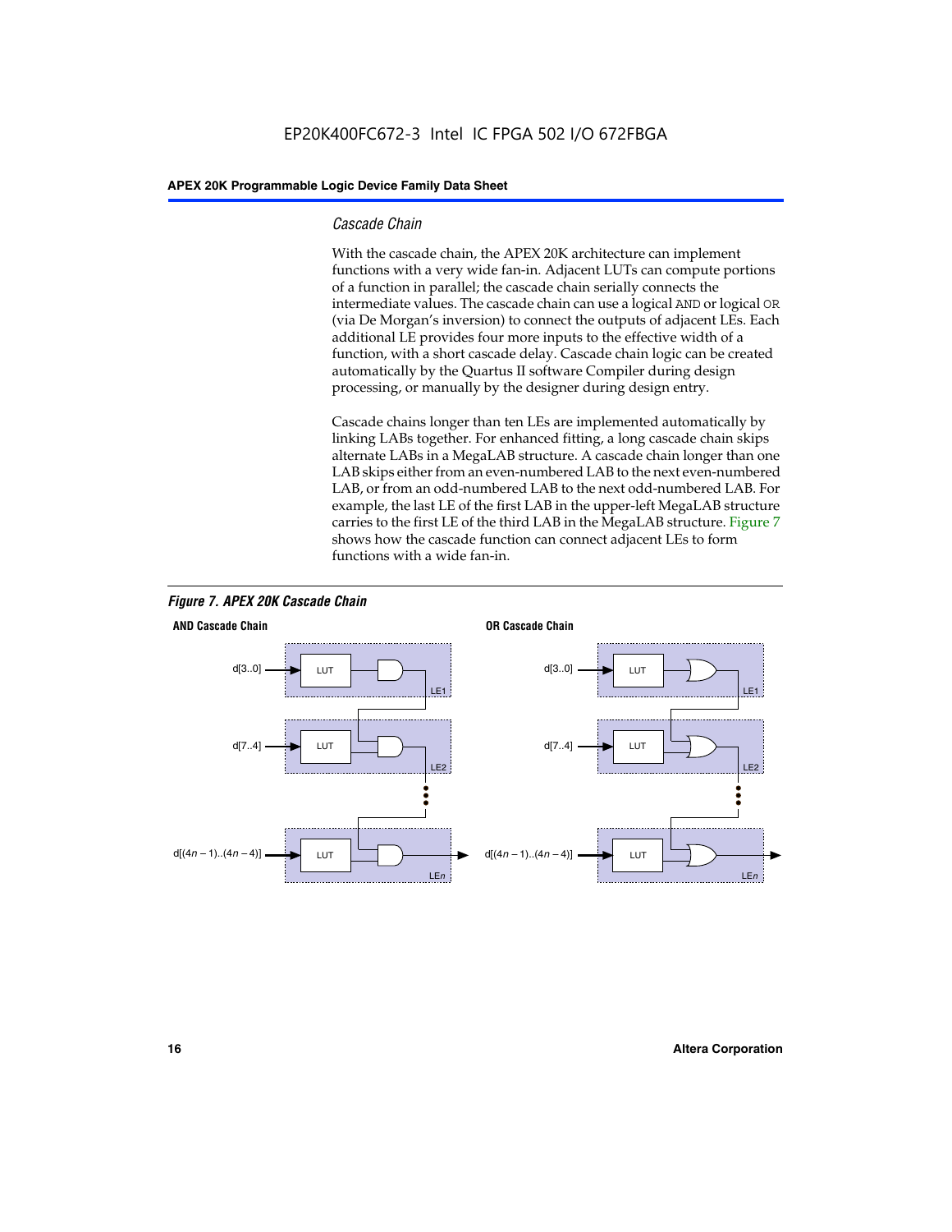### *Cascade Chain*

With the cascade chain, the APEX 20K architecture can implement functions with a very wide fan-in. Adjacent LUTs can compute portions of a function in parallel; the cascade chain serially connects the intermediate values. The cascade chain can use a logical AND or logical OR (via De Morgan's inversion) to connect the outputs of adjacent LEs. Each additional LE provides four more inputs to the effective width of a function, with a short cascade delay. Cascade chain logic can be created automatically by the Quartus II software Compiler during design processing, or manually by the designer during design entry.

Cascade chains longer than ten LEs are implemented automatically by linking LABs together. For enhanced fitting, a long cascade chain skips alternate LABs in a MegaLAB structure. A cascade chain longer than one LAB skips either from an even-numbered LAB to the next even-numbered LAB, or from an odd-numbered LAB to the next odd-numbered LAB. For example, the last LE of the first LAB in the upper-left MegaLAB structure carries to the first LE of the third LAB in the MegaLAB structure. Figure 7 shows how the cascade function can connect adjacent LEs to form functions with a wide fan-in.

***Figure 7. APEX 20K Cascade Chain***

**AND Cascade Chain**

d[3..0] → LUT → LE1
d[7..4] → LUT → LE2
d[(4*n* – 1)..(4*n* – 4)] → LUT → LE*n*

**OR Cascade Chain**

d[3..0] → LUT → LE1
d[7..4] → LUT → LE2
d[(4*n* – 1)..(4*n* – 4)] → LUT → LE*n*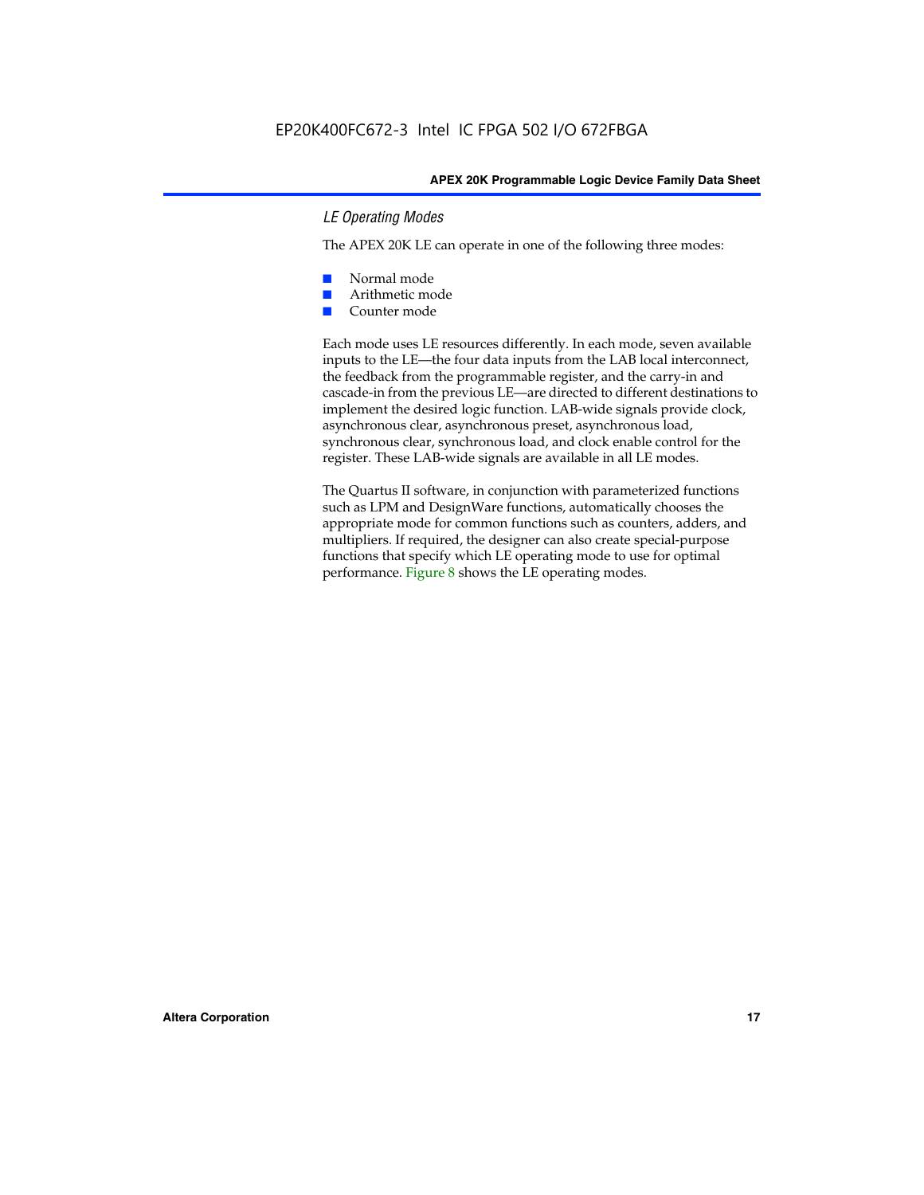### *LE Operating Modes*

The APEX 20K LE can operate in one of the following three modes:

- Normal mode
- Arithmetic mode
- Counter mode

Each mode uses LE resources differently. In each mode, seven available inputs to the LE—the four data inputs from the LAB local interconnect, the feedback from the programmable register, and the carry-in and cascade-in from the previous LE—are directed to different destinations to implement the desired logic function. LAB-wide signals provide clock, asynchronous clear, asynchronous preset, asynchronous load, synchronous clear, synchronous load, and clock enable control for the register. These LAB-wide signals are available in all LE modes.

The Quartus II software, in conjunction with parameterized functions such as LPM and DesignWare functions, automatically chooses the appropriate mode for common functions such as counters, adders, and multipliers. If required, the designer can also create special-purpose functions that specify which LE operating mode to use for optimal performance. Figure 8 shows the LE operating modes.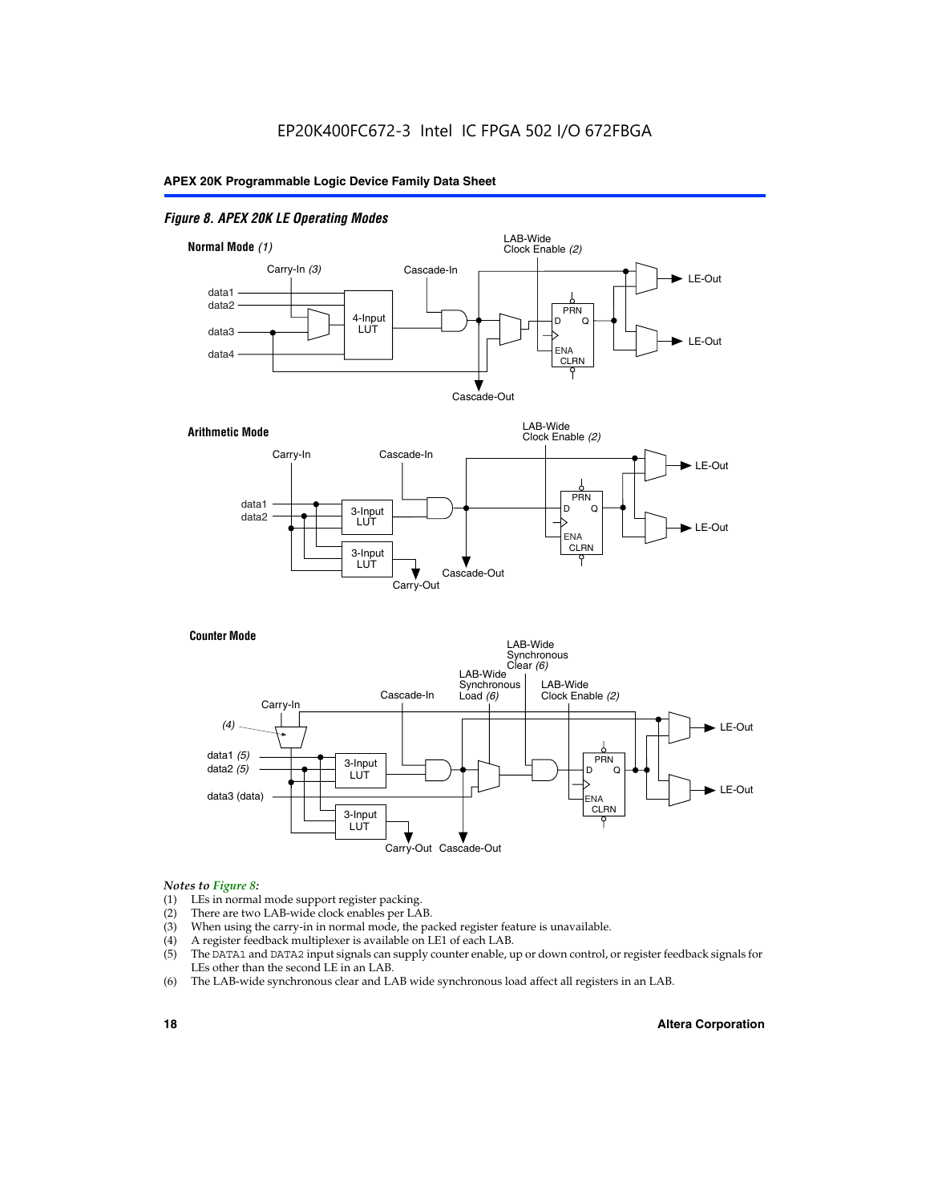#### *Figure 8. APEX 20K LE Operating Modes*

**Normal Mode** *(1)*

Carry-In *(3)*, Cascade-In, LAB-Wide Clock Enable *(2)*, data1, data2, data3, data4, 4-Input LUT, PRN, D, Q, ENA, CLRN, LE-Out, LE-Out, Cascade-Out

**Arithmetic Mode**

Carry-In, Cascade-In, LAB-Wide Clock Enable *(2)*, data1, data2, 3-Input LUT, 3-Input LUT, PRN, D, Q, ENA, CLRN, LE-Out, LE-Out, Carry-Out, Cascade-Out

**Counter Mode**

Carry-In, *(4)*, Cascade-In, LAB-Wide Synchronous Load *(6)*, LAB-Wide Synchronous Clear *(6)*, LAB-Wide Clock Enable *(2)*, data1 *(5)*, data2 *(5)*, data3 (data), 3-Input LUT, 3-Input LUT, PRN, D, Q, ENA, CLRN, LE-Out, LE-Out, Carry-Out, Cascade-Out

*Notes to Figure 8:*

(1) LEs in normal mode support register packing.
(2) There are two LAB-wide clock enables per LAB.
(3) When using the carry-in in normal mode, the packed register feature is unavailable.
(4) A register feedback multiplexer is available on LE1 of each LAB.
(5) The DATA1 and DATA2 input signals can supply counter enable, up or down control, or register feedback signals for LEs other than the second LE in an LAB.
(6) The LAB-wide synchronous clear and LAB wide synchronous load affect all registers in an LAB.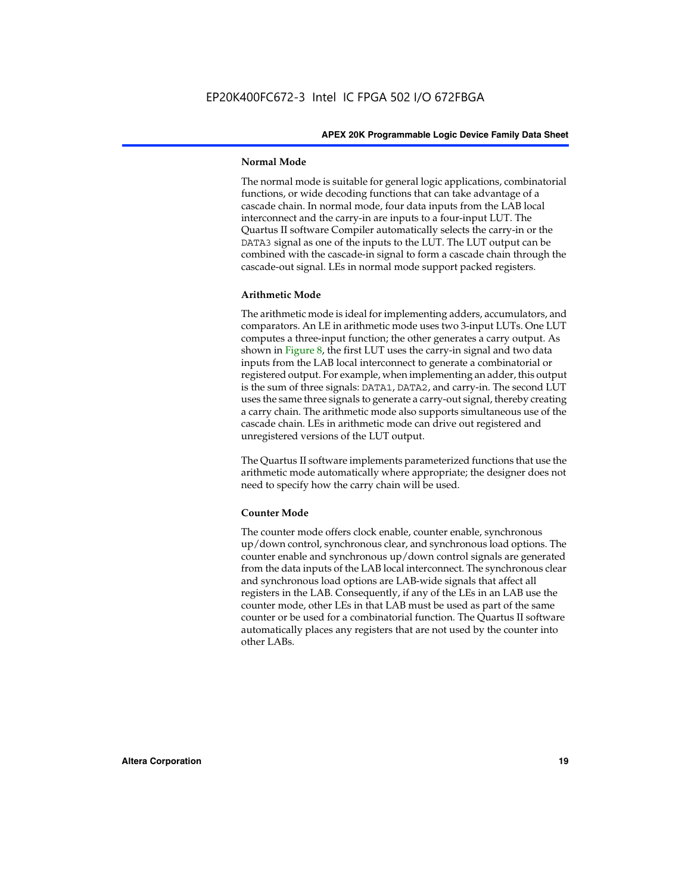#### Normal Mode

The normal mode is suitable for general logic applications, combinatorial functions, or wide decoding functions that can take advantage of a cascade chain. In normal mode, four data inputs from the LAB local interconnect and the carry-in are inputs to a four-input LUT. The Quartus II software Compiler automatically selects the carry-in or the `DATA3` signal as one of the inputs to the LUT. The LUT output can be combined with the cascade-in signal to form a cascade chain through the cascade-out signal. LEs in normal mode support packed registers.

#### Arithmetic Mode

The arithmetic mode is ideal for implementing adders, accumulators, and comparators. An LE in arithmetic mode uses two 3-input LUTs. One LUT computes a three-input function; the other generates a carry output. As shown in Figure 8, the first LUT uses the carry-in signal and two data inputs from the LAB local interconnect to generate a combinatorial or registered output. For example, when implementing an adder, this output is the sum of three signals: `DATA1`, `DATA2`, and carry-in. The second LUT uses the same three signals to generate a carry-out signal, thereby creating a carry chain. The arithmetic mode also supports simultaneous use of the cascade chain. LEs in arithmetic mode can drive out registered and unregistered versions of the LUT output.

The Quartus II software implements parameterized functions that use the arithmetic mode automatically where appropriate; the designer does not need to specify how the carry chain will be used.

#### Counter Mode

The counter mode offers clock enable, counter enable, synchronous up/down control, synchronous clear, and synchronous load options. The counter enable and synchronous up/down control signals are generated from the data inputs of the LAB local interconnect. The synchronous clear and synchronous load options are LAB-wide signals that affect all registers in the LAB. Consequently, if any of the LEs in an LAB use the counter mode, other LEs in that LAB must be used as part of the same counter or be used for a combinatorial function. The Quartus II software automatically places any registers that are not used by the counter into other LABs.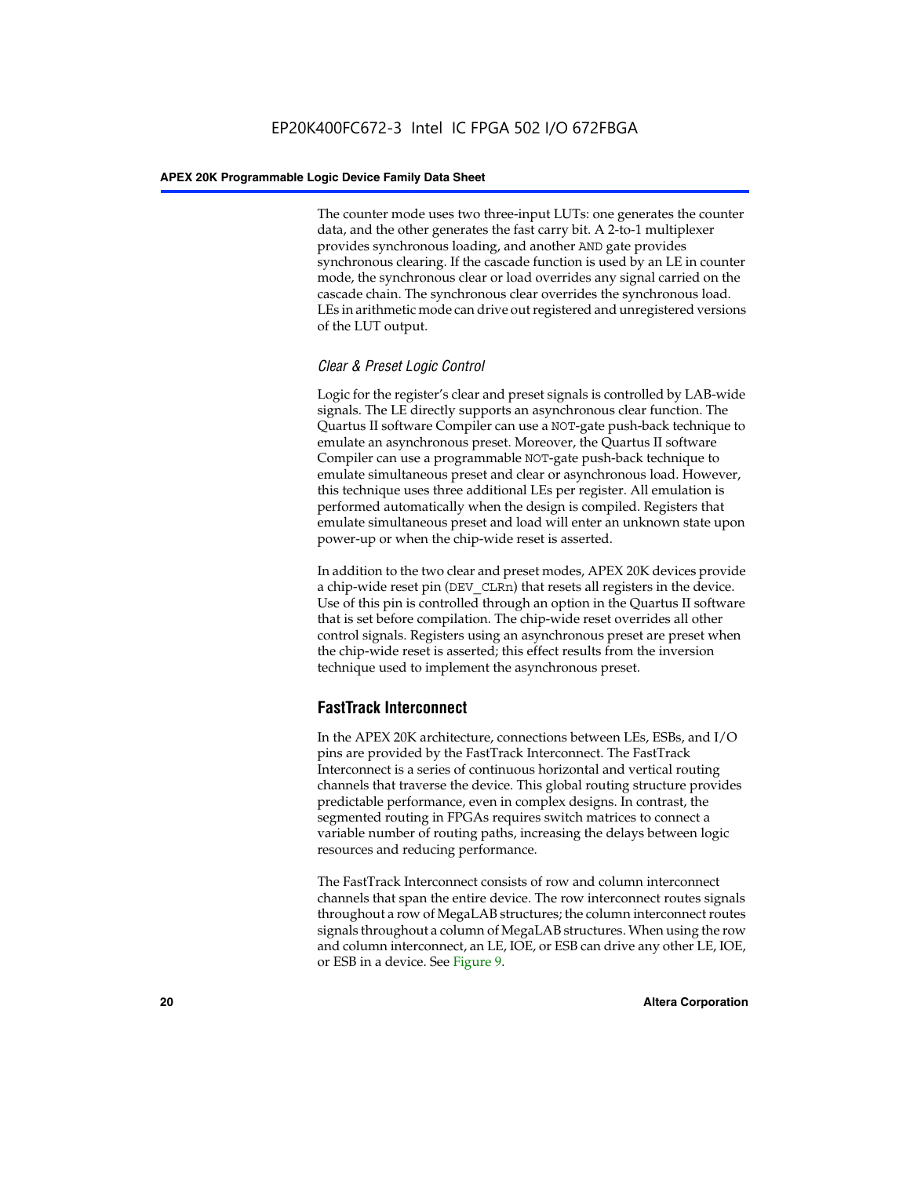The counter mode uses two three-input LUTs: one generates the counter data, and the other generates the fast carry bit. A 2-to-1 multiplexer provides synchronous loading, and another AND gate provides synchronous clearing. If the cascade function is used by an LE in counter mode, the synchronous clear or load overrides any signal carried on the cascade chain. The synchronous clear overrides the synchronous load. LEs in arithmetic mode can drive out registered and unregistered versions of the LUT output.

### *Clear & Preset Logic Control*

Logic for the register's clear and preset signals is controlled by LAB-wide signals. The LE directly supports an asynchronous clear function. The Quartus II software Compiler can use a NOT-gate push-back technique to emulate an asynchronous preset. Moreover, the Quartus II software Compiler can use a programmable NOT-gate push-back technique to emulate simultaneous preset and clear or asynchronous load. However, this technique uses three additional LEs per register. All emulation is performed automatically when the design is compiled. Registers that emulate simultaneous preset and load will enter an unknown state upon power-up or when the chip-wide reset is asserted.

In addition to the two clear and preset modes, APEX 20K devices provide a chip-wide reset pin (DEV_CLRn) that resets all registers in the device. Use of this pin is controlled through an option in the Quartus II software that is set before compilation. The chip-wide reset overrides all other control signals. Registers using an asynchronous preset are preset when the chip-wide reset is asserted; this effect results from the inversion technique used to implement the asynchronous preset.

## FastTrack Interconnect

In the APEX 20K architecture, connections between LEs, ESBs, and I/O pins are provided by the FastTrack Interconnect. The FastTrack Interconnect is a series of continuous horizontal and vertical routing channels that traverse the device. This global routing structure provides predictable performance, even in complex designs. In contrast, the segmented routing in FPGAs requires switch matrices to connect a variable number of routing paths, increasing the delays between logic resources and reducing performance.

The FastTrack Interconnect consists of row and column interconnect channels that span the entire device. The row interconnect routes signals throughout a row of MegaLAB structures; the column interconnect routes signals throughout a column of MegaLAB structures. When using the row and column interconnect, an LE, IOE, or ESB can drive any other LE, IOE, or ESB in a device. See Figure 9.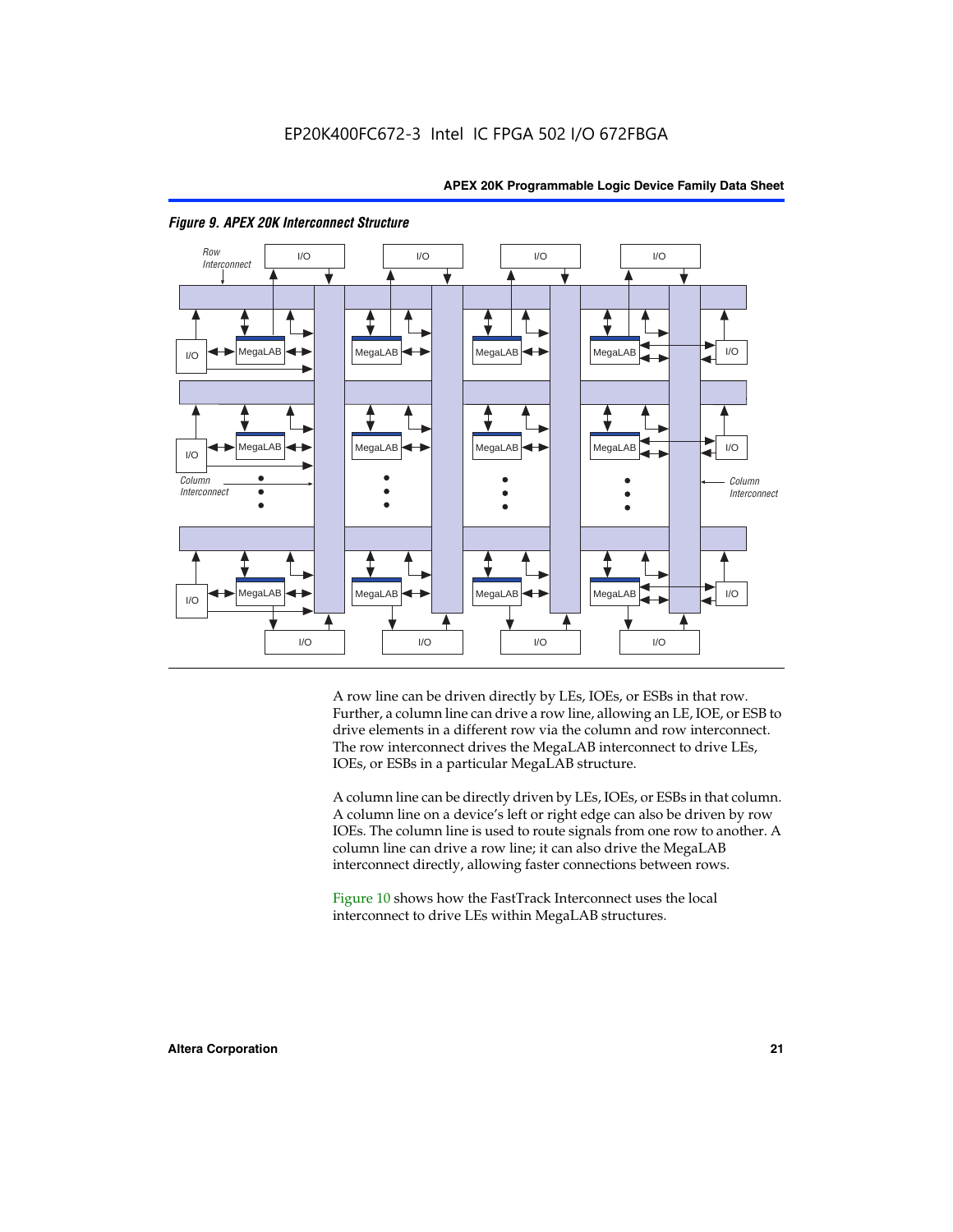*Figure 9. APEX 20K Interconnect Structure*

A row line can be driven directly by LEs, IOEs, or ESBs in that row. Further, a column line can drive a row line, allowing an LE, IOE, or ESB to drive elements in a different row via the column and row interconnect. The row interconnect drives the MegaLAB interconnect to drive LEs, IOEs, or ESBs in a particular MegaLAB structure.

A column line can be directly driven by LEs, IOEs, or ESBs in that column. A column line on a device's left or right edge can also be driven by row IOEs. The column line is used to route signals from one row to another. A column line can drive a row line; it can also drive the MegaLAB interconnect directly, allowing faster connections between rows.

Figure 10 shows how the FastTrack Interconnect uses the local interconnect to drive LEs within MegaLAB structures.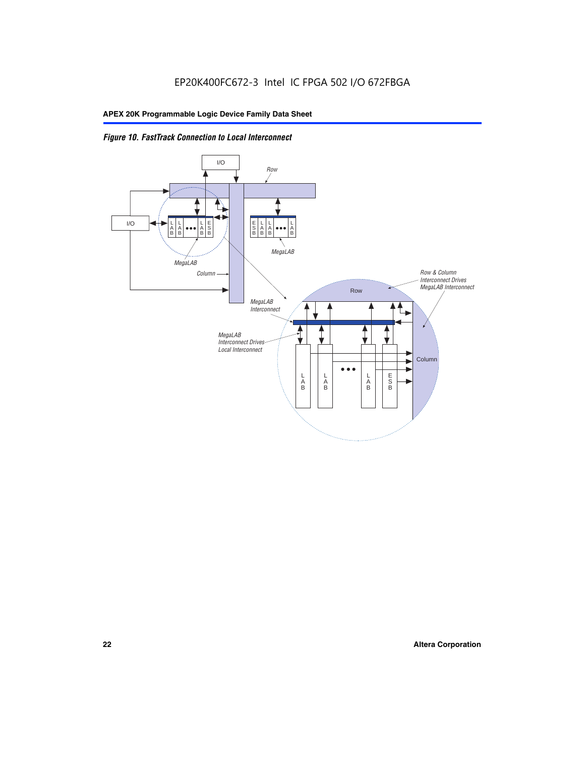*Figure 10. FastTrack Connection to Local Interconnect*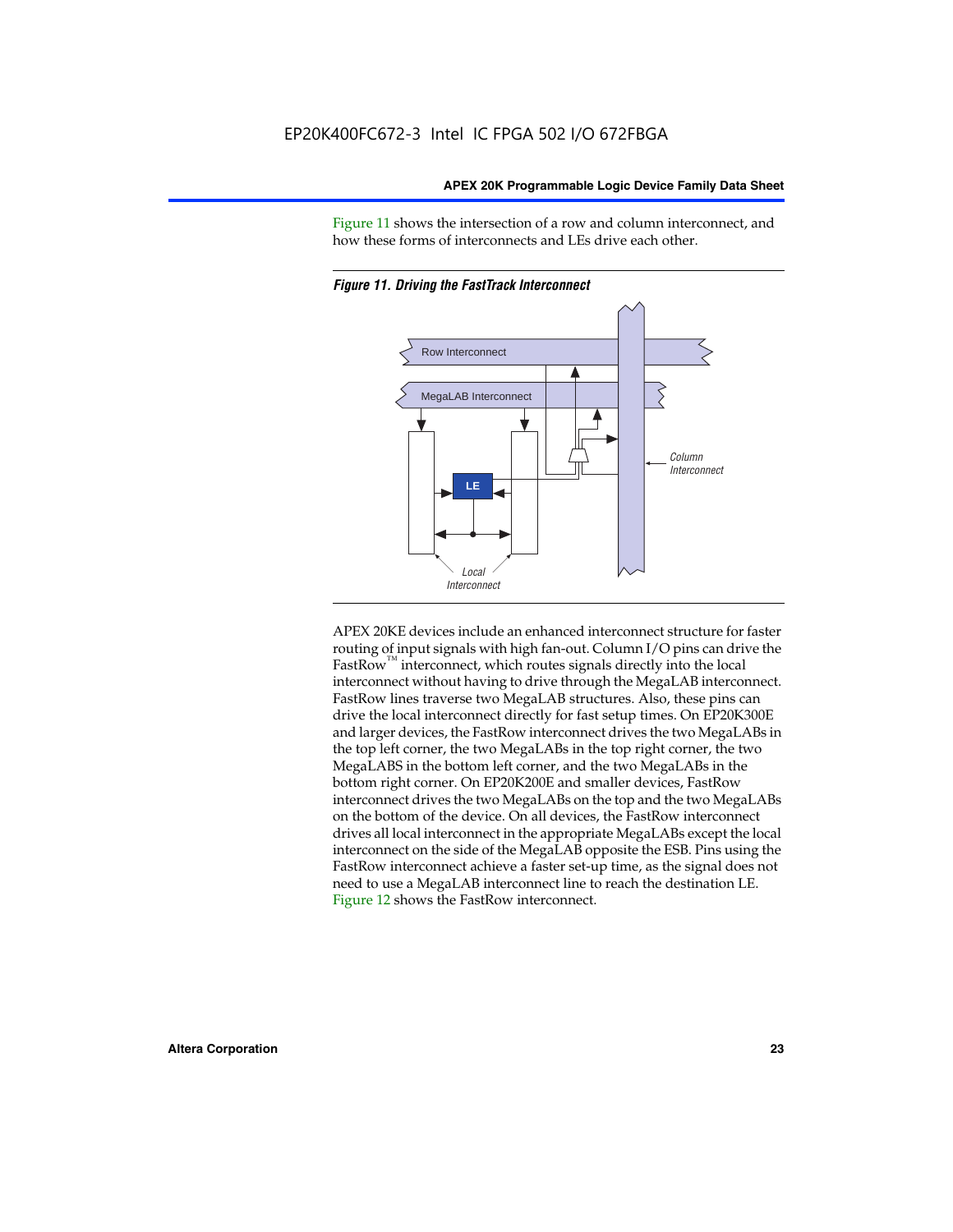Figure 11 shows the intersection of a row and column interconnect, and how these forms of interconnects and LEs drive each other.

*Figure 11. Driving the FastTrack Interconnect*

Row Interconnect

MegaLAB Interconnect

LE

Column Interconnect

Local Interconnect

APEX 20KE devices include an enhanced interconnect structure for faster routing of input signals with high fan-out. Column I/O pins can drive the FastRow™ interconnect, which routes signals directly into the local interconnect without having to drive through the MegaLAB interconnect. FastRow lines traverse two MegaLAB structures. Also, these pins can drive the local interconnect directly for fast setup times. On EP20K300E and larger devices, the FastRow interconnect drives the two MegaLABs in the top left corner, the two MegaLABs in the top right corner, the two MegaLABS in the bottom left corner, and the two MegaLABs in the bottom right corner. On EP20K200E and smaller devices, FastRow interconnect drives the two MegaLABs on the top and the two MegaLABs on the bottom of the device. On all devices, the FastRow interconnect drives all local interconnect in the appropriate MegaLABs except the local interconnect on the side of the MegaLAB opposite the ESB. Pins using the FastRow interconnect achieve a faster set-up time, as the signal does not need to use a MegaLAB interconnect line to reach the destination LE. Figure 12 shows the FastRow interconnect.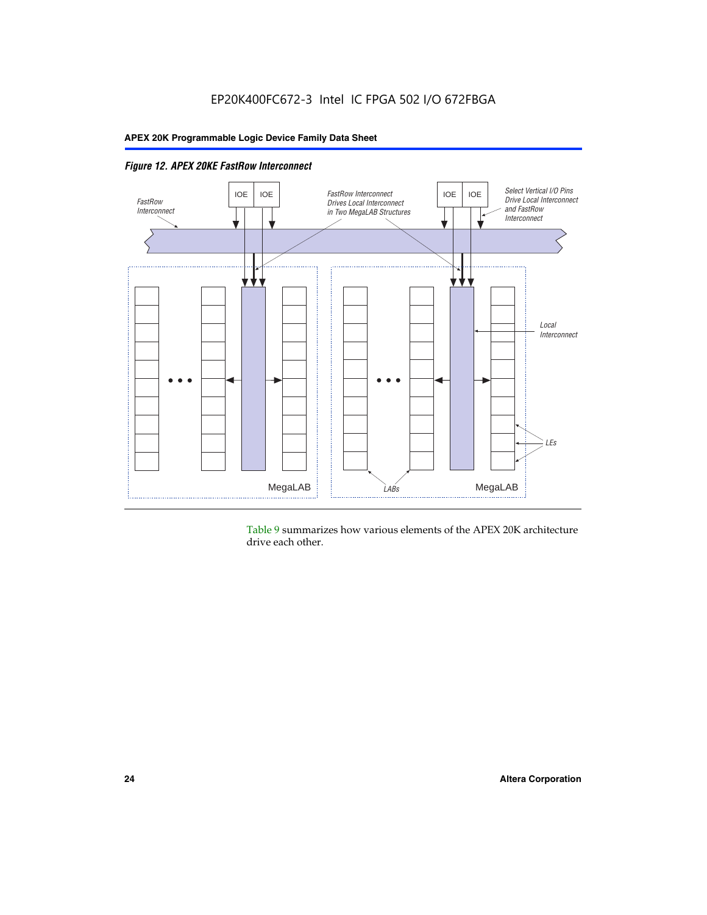*Figure 12. APEX 20KE FastRow Interconnect*

Table 9 summarizes how various elements of the APEX 20K architecture drive each other.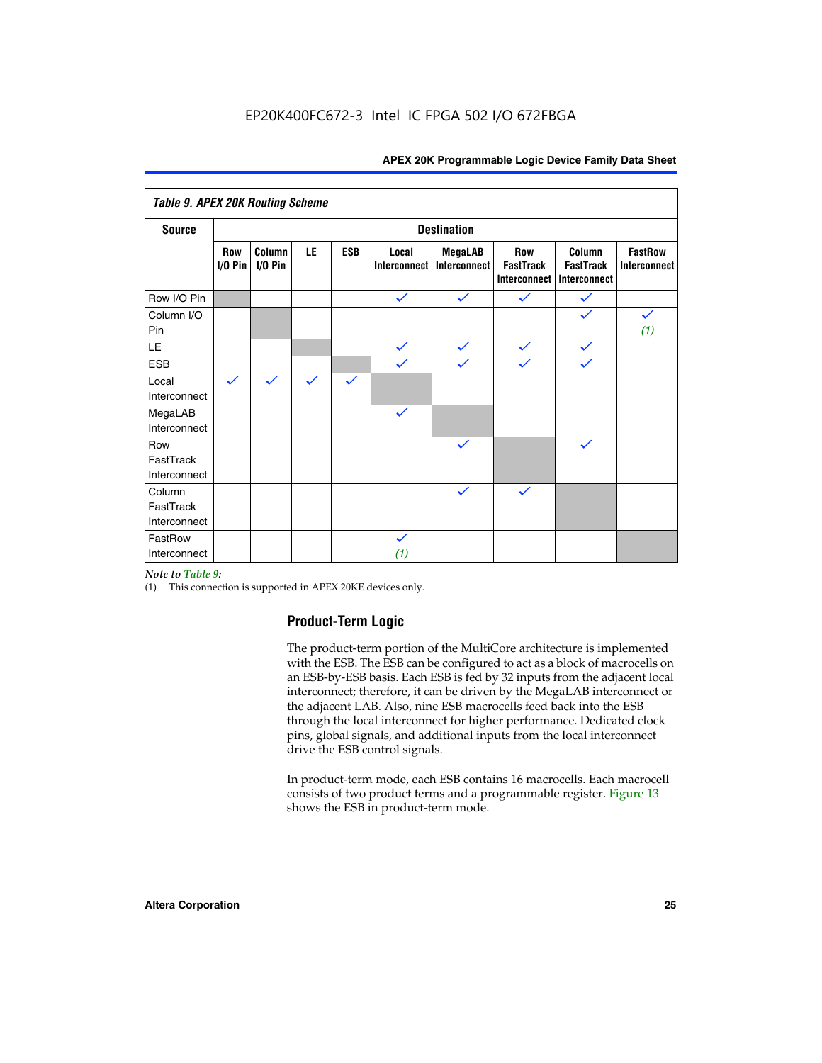EP20K400FC672-3 Intel IC FPGA 502 I/O 672FBGA

| *Table 9. APEX 20K Routing Scheme* | | | | | | | | | |
|---|---|---|---|---|---|---|---|---|---|
| **Source** | **Destination** | | | | | | | | |
| | **Row I/O Pin** | **Column I/O Pin** | **LE** | **ESB** | **Local Interconnect** | **MegaLAB Interconnect** | **Row FastTrack Interconnect** | **Column FastTrack Interconnect** | **FastRow Interconnect** |
| Row I/O Pin | | | | | ✓ | ✓ | ✓ | ✓ | |
| Column I/O Pin | | | | | | | | ✓ | ✓ *(1)* |
| LE | | | | | ✓ | ✓ | ✓ | ✓ | |
| ESB | | | | | ✓ | ✓ | ✓ | ✓ | |
| Local Interconnect | ✓ | ✓ | ✓ | ✓ | | | | | |
| MegaLAB Interconnect | | | | | ✓ | | | | |
| Row FastTrack Interconnect | | | | | | ✓ | | ✓ | |
| Column FastTrack Interconnect | | | | | | ✓ | ✓ | | |
| FastRow Interconnect | | | | | ✓ *(1)* | | | | |

*Note to Table 9:*

(1) This connection is supported in APEX 20KE devices only.

## Product-Term Logic

The product-term portion of the MultiCore architecture is implemented with the ESB. The ESB can be configured to act as a block of macrocells on an ESB-by-ESB basis. Each ESB is fed by 32 inputs from the adjacent local interconnect; therefore, it can be driven by the MegaLAB interconnect or the adjacent LAB. Also, nine ESB macrocells feed back into the ESB through the local interconnect for higher performance. Dedicated clock pins, global signals, and additional inputs from the local interconnect drive the ESB control signals.

In product-term mode, each ESB contains 16 macrocells. Each macrocell consists of two product terms and a programmable register. Figure 13 shows the ESB in product-term mode.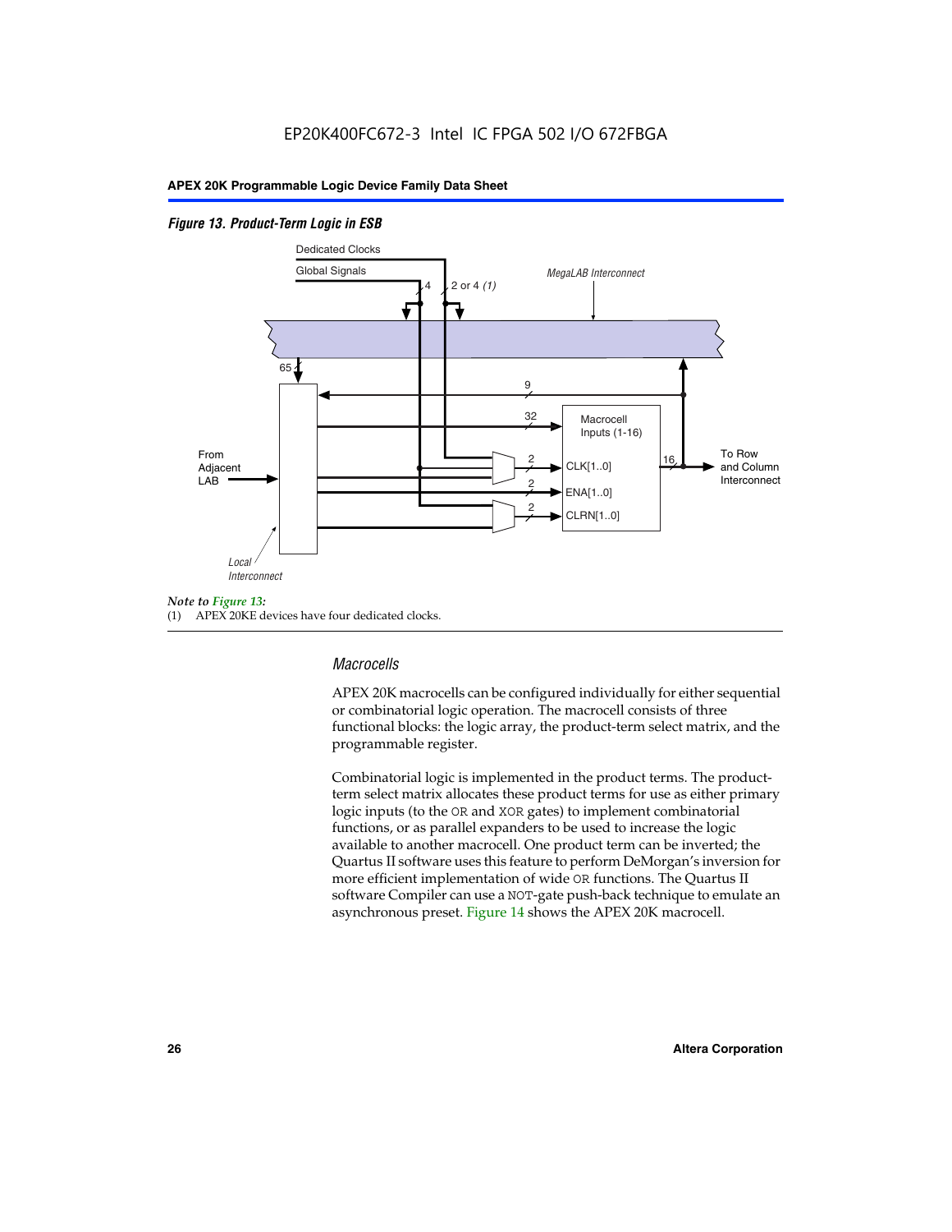*Figure 13. Product-Term Logic in ESB*

*Note to Figure 13:*
(1) APEX 20KE devices have four dedicated clocks.

### *Macrocells*

APEX 20K macrocells can be configured individually for either sequential or combinatorial logic operation. The macrocell consists of three functional blocks: the logic array, the product-term select matrix, and the programmable register.

Combinatorial logic is implemented in the product terms. The product-term select matrix allocates these product terms for use as either primary logic inputs (to the OR and XOR gates) to implement combinatorial functions, or as parallel expanders to be used to increase the logic available to another macrocell. One product term can be inverted; the Quartus II software uses this feature to perform DeMorgan's inversion for more efficient implementation of wide OR functions. The Quartus II software Compiler can use a NOT-gate push-back technique to emulate an asynchronous preset. Figure 14 shows the APEX 20K macrocell.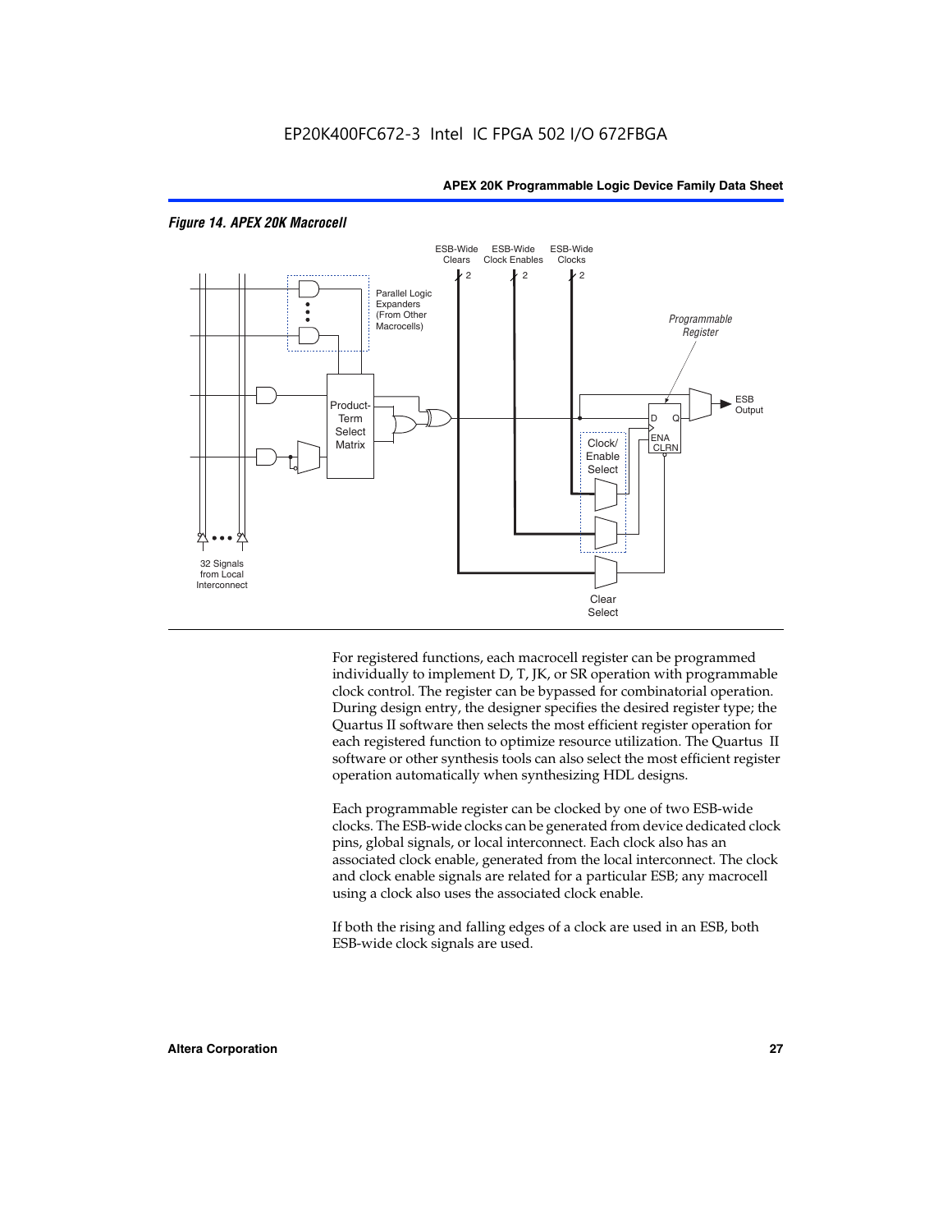*Figure 14. APEX 20K Macrocell*

For registered functions, each macrocell register can be programmed individually to implement D, T, JK, or SR operation with programmable clock control. The register can be bypassed for combinatorial operation. During design entry, the designer specifies the desired register type; the Quartus II software then selects the most efficient register operation for each registered function to optimize resource utilization. The Quartus II software or other synthesis tools can also select the most efficient register operation automatically when synthesizing HDL designs.

Each programmable register can be clocked by one of two ESB-wide clocks. The ESB-wide clocks can be generated from device dedicated clock pins, global signals, or local interconnect. Each clock also has an associated clock enable, generated from the local interconnect. The clock and clock enable signals are related for a particular ESB; any macrocell using a clock also uses the associated clock enable.

If both the rising and falling edges of a clock are used in an ESB, both ESB-wide clock signals are used.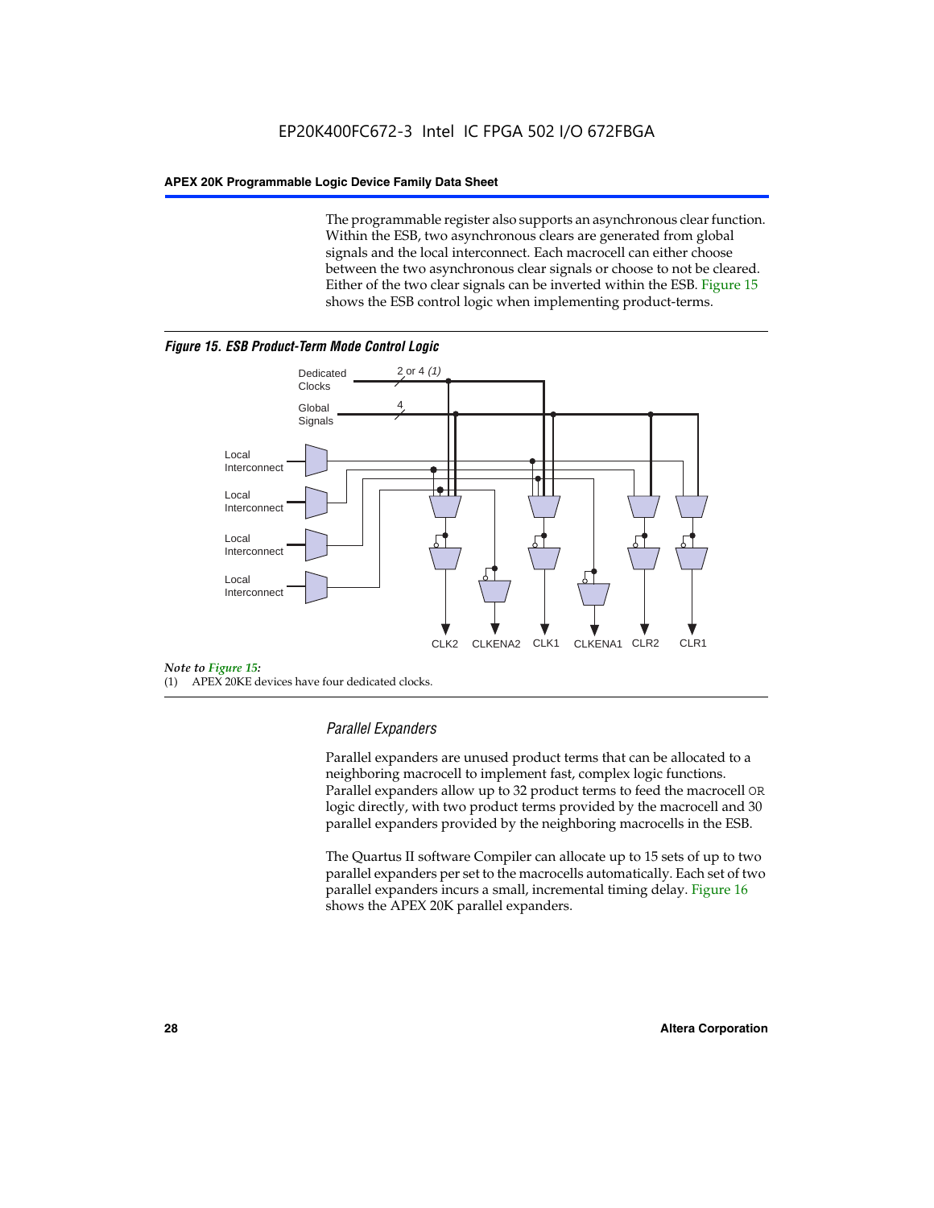The programmable register also supports an asynchronous clear function. Within the ESB, two asynchronous clears are generated from global signals and the local interconnect. Each macrocell can either choose between the two asynchronous clear signals or choose to not be cleared. Either of the two clear signals can be inverted within the ESB. Figure 15 shows the ESB control logic when implementing product-terms.

***Figure 15. ESB Product-Term Mode Control Logic***

Dedicated Clocks 2 or 4 *(1)*

Global Signals 4

Local Interconnect

Local Interconnect

Local Interconnect

Local Interconnect

CLK2 CLKENA2 CLK1 CLKENA1 CLR2 CLR1

*Note to Figure 15:*

(1) APEX 20KE devices have four dedicated clocks.

### *Parallel Expanders*

Parallel expanders are unused product terms that can be allocated to a neighboring macrocell to implement fast, complex logic functions. Parallel expanders allow up to 32 product terms to feed the macrocell OR logic directly, with two product terms provided by the macrocell and 30 parallel expanders provided by the neighboring macrocells in the ESB.

The Quartus II software Compiler can allocate up to 15 sets of up to two parallel expanders per set to the macrocells automatically. Each set of two parallel expanders incurs a small, incremental timing delay. Figure 16 shows the APEX 20K parallel expanders.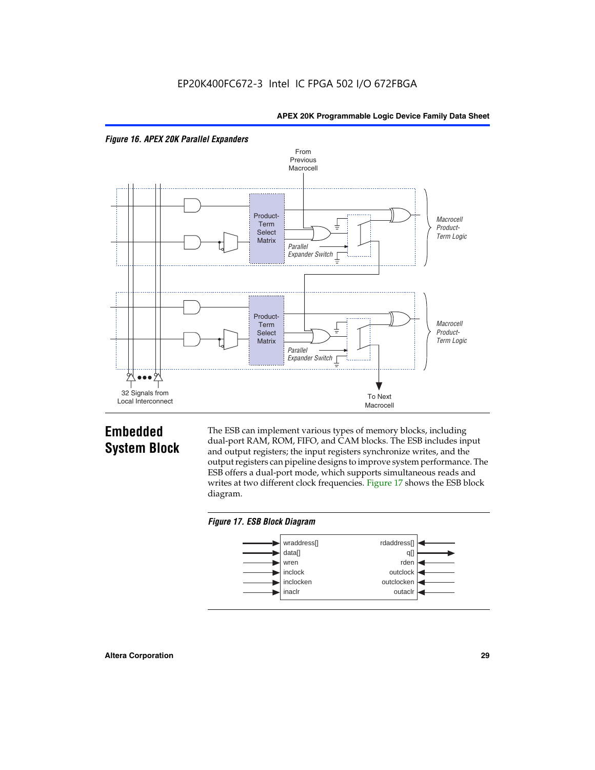*Figure 16. APEX 20K Parallel Expanders*

From Previous Macrocell

Product-Term Select Matrix

Parallel Expander Switch

Macrocell Product-Term Logic

Product-Term Select Matrix

Parallel Expander Switch

Macrocell Product-Term Logic

32 Signals from Local Interconnect

To Next Macrocell

## Embedded System Block

The ESB can implement various types of memory blocks, including dual-port RAM, ROM, FIFO, and CAM blocks. The ESB includes input and output registers; the input registers synchronize writes, and the output registers can pipeline designs to improve system performance. The ESB offers a dual-port mode, which supports simultaneous reads and writes at two different clock frequencies. Figure 17 shows the ESB block diagram.

*Figure 17. ESB Block Diagram*

| Inputs | Outputs / Inputs |
| --- | --- |
| wraddress[] | rdaddress[] |
| data[] | q[] |
| wren | rden |
| inclock | outclock |
| inclocken | outclocken |
| inaclr | outaclr |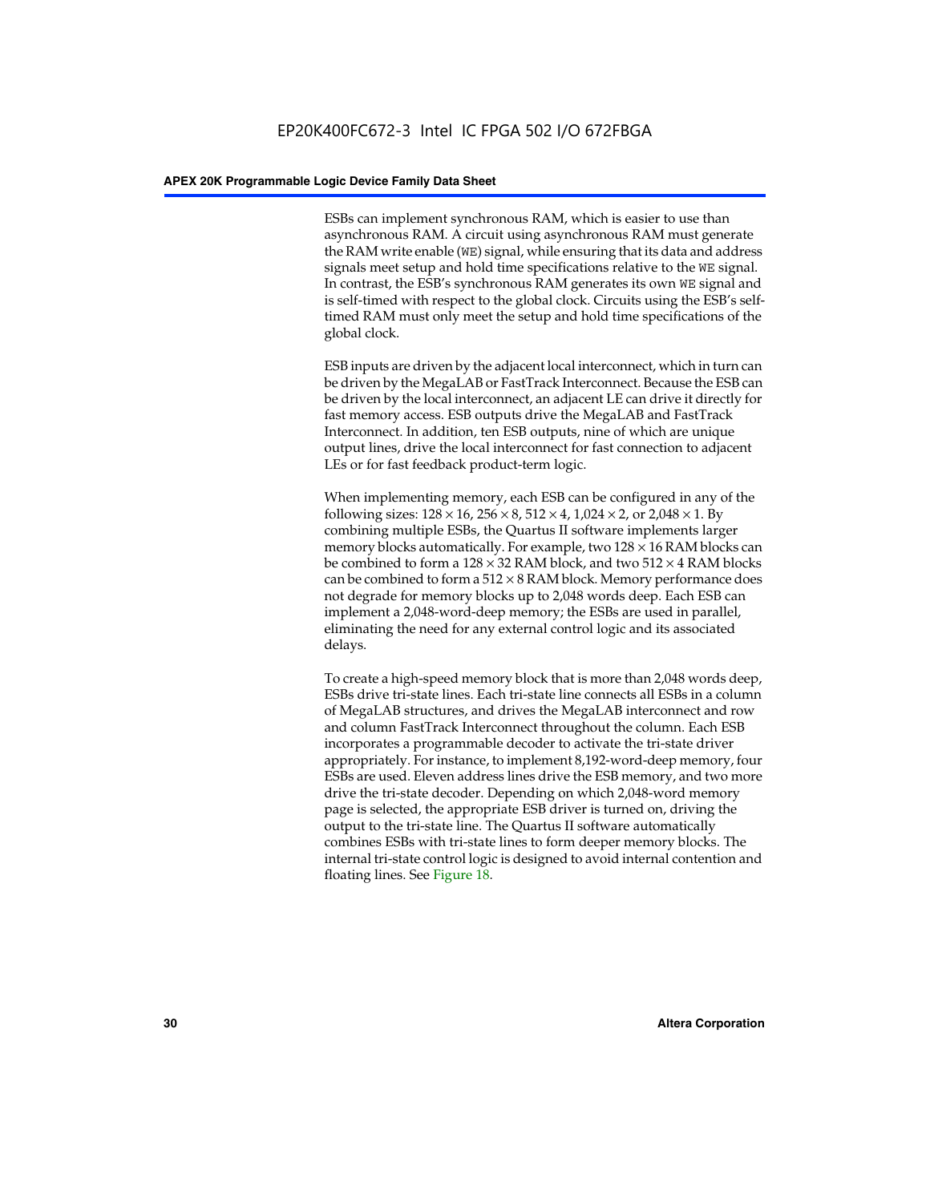ESBs can implement synchronous RAM, which is easier to use than asynchronous RAM. A circuit using asynchronous RAM must generate the RAM write enable (`WE`) signal, while ensuring that its data and address signals meet setup and hold time specifications relative to the `WE` signal. In contrast, the ESB's synchronous RAM generates its own `WE` signal and is self-timed with respect to the global clock. Circuits using the ESB's self-timed RAM must only meet the setup and hold time specifications of the global clock.

ESB inputs are driven by the adjacent local interconnect, which in turn can be driven by the MegaLAB or FastTrack Interconnect. Because the ESB can be driven by the local interconnect, an adjacent LE can drive it directly for fast memory access. ESB outputs drive the MegaLAB and FastTrack Interconnect. In addition, ten ESB outputs, nine of which are unique output lines, drive the local interconnect for fast connection to adjacent LEs or for fast feedback product-term logic.

When implementing memory, each ESB can be configured in any of the following sizes: $128 \times 16$, $256 \times 8$, $512 \times 4$, $1{,}024 \times 2$, or $2{,}048 \times 1$. By combining multiple ESBs, the Quartus II software implements larger memory blocks automatically. For example, two $128 \times 16$ RAM blocks can be combined to form a $128 \times 32$ RAM block, and two $512 \times 4$ RAM blocks can be combined to form a $512 \times 8$ RAM block. Memory performance does not degrade for memory blocks up to 2,048 words deep. Each ESB can implement a 2,048-word-deep memory; the ESBs are used in parallel, eliminating the need for any external control logic and its associated delays.

To create a high-speed memory block that is more than 2,048 words deep, ESBs drive tri-state lines. Each tri-state line connects all ESBs in a column of MegaLAB structures, and drives the MegaLAB interconnect and row and column FastTrack Interconnect throughout the column. Each ESB incorporates a programmable decoder to activate the tri-state driver appropriately. For instance, to implement 8,192-word-deep memory, four ESBs are used. Eleven address lines drive the ESB memory, and two more drive the tri-state decoder. Depending on which 2,048-word memory page is selected, the appropriate ESB driver is turned on, driving the output to the tri-state line. The Quartus II software automatically combines ESBs with tri-state lines to form deeper memory blocks. The internal tri-state control logic is designed to avoid internal contention and floating lines. See Figure 18.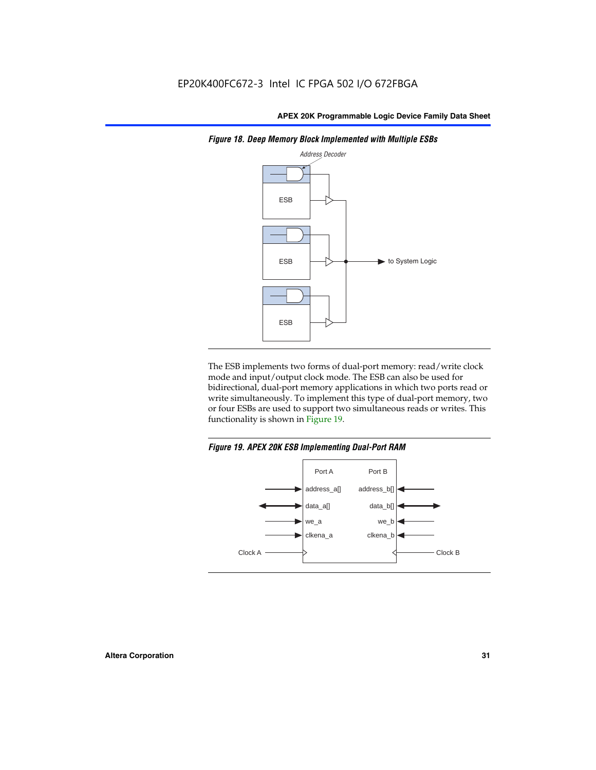*Figure 18. Deep Memory Block Implemented with Multiple ESBs*

The ESB implements two forms of dual-port memory: read/write clock mode and input/output clock mode. The ESB can also be used for bidirectional, dual-port memory applications in which two ports read or write simultaneously. To implement this type of dual-port memory, two or four ESBs are used to support two simultaneous reads or writes. This functionality is shown in Figure 19.

*Figure 19. APEX 20K ESB Implementing Dual-Port RAM*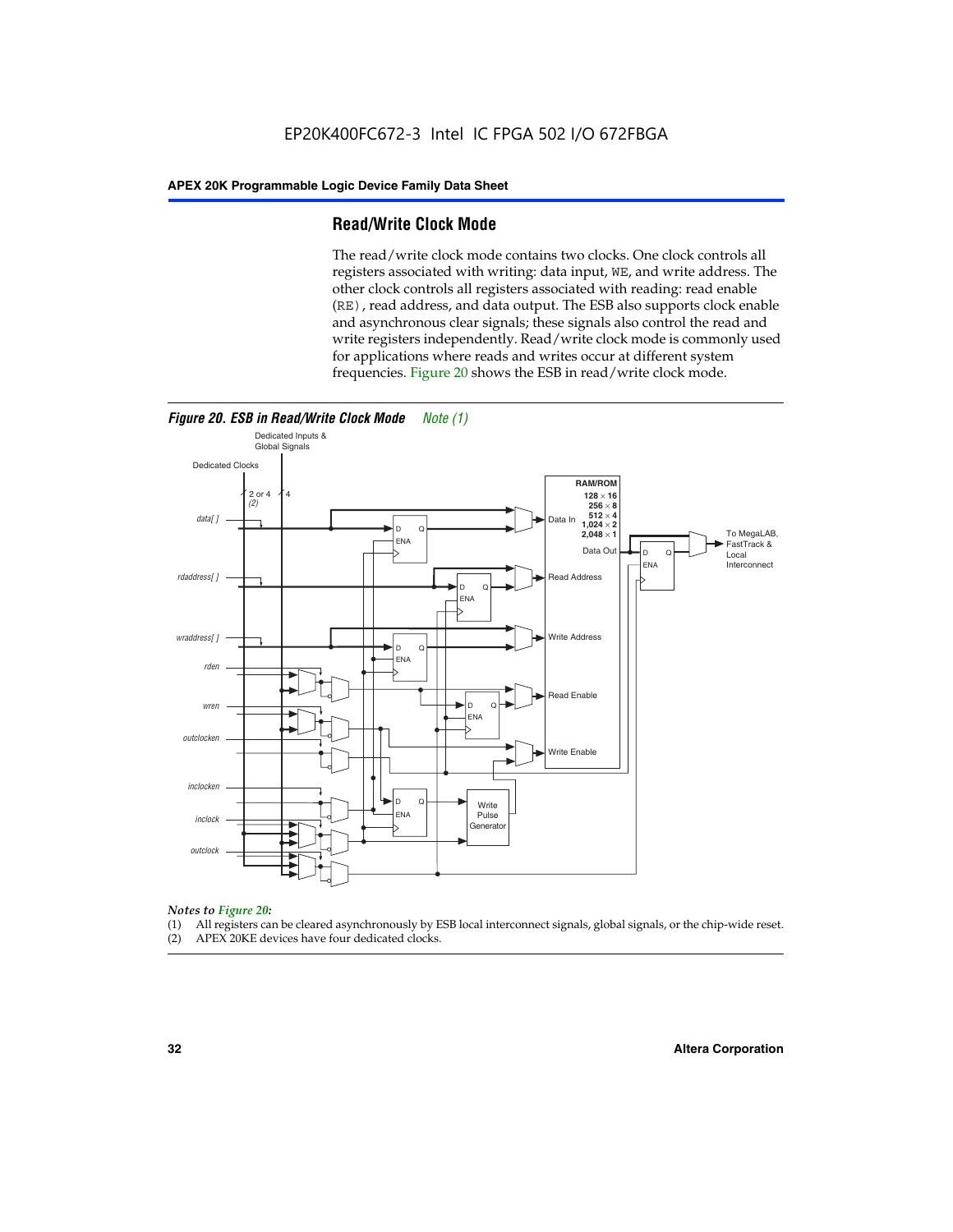## Read/Write Clock Mode

The read/write clock mode contains two clocks. One clock controls all registers associated with writing: data input, WE, and write address. The other clock controls all registers associated with reading: read enable (RE), read address, and data output. The ESB also supports clock enable and asynchronous clear signals; these signals also control the read and write registers independently. Read/write clock mode is commonly used for applications where reads and writes occur at different system frequencies. Figure 20 shows the ESB in read/write clock mode.

*Figure 20. ESB in Read/Write Clock Mode Note (1)*

*Notes to Figure 20:*

(1) All registers can be cleared asynchronously by ESB local interconnect signals, global signals, or the chip-wide reset.
(2) APEX 20KE devices have four dedicated clocks.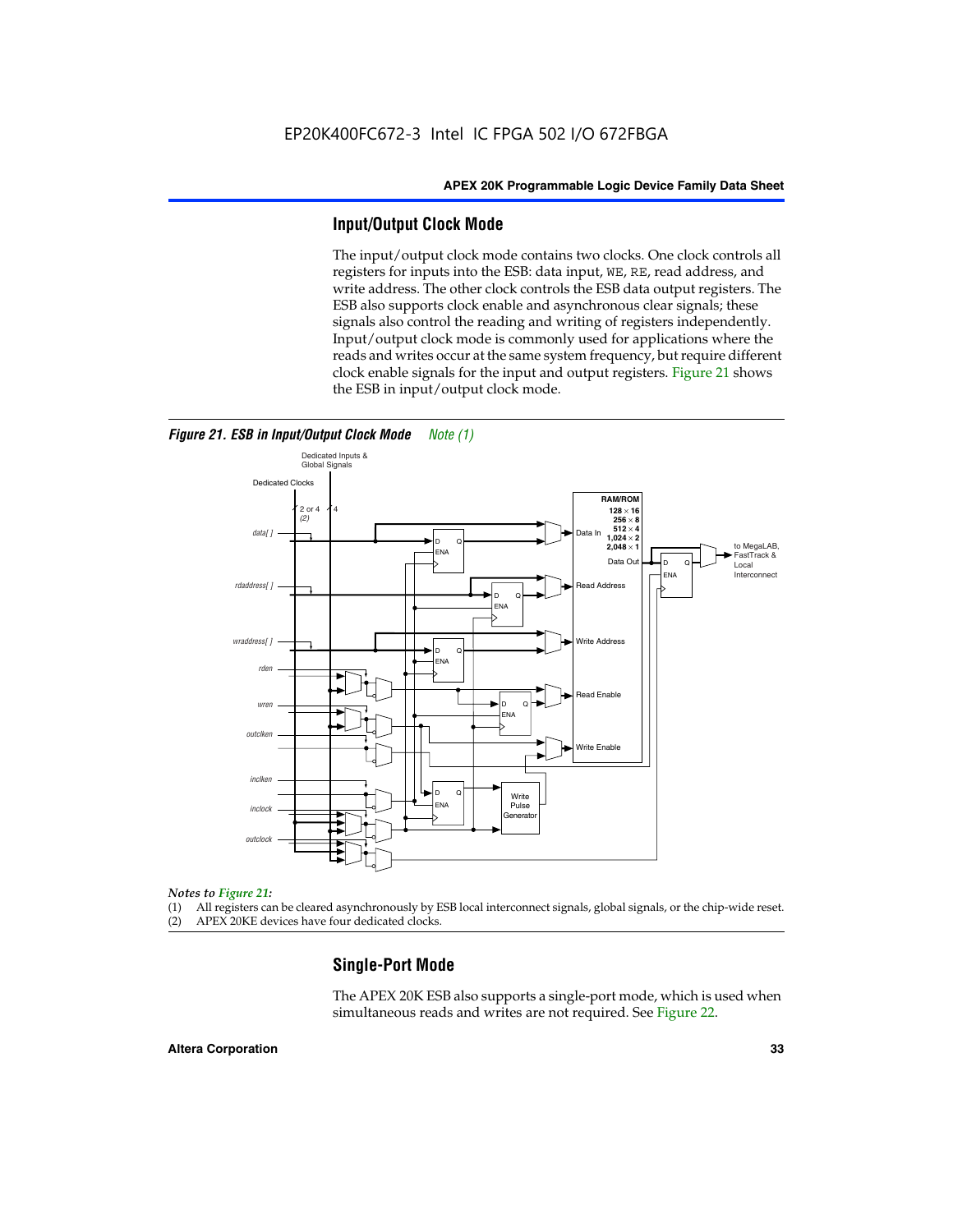## Input/Output Clock Mode

The input/output clock mode contains two clocks. One clock controls all registers for inputs into the ESB: data input, WE, RE, read address, and write address. The other clock controls the ESB data output registers. The ESB also supports clock enable and asynchronous clear signals; these signals also control the reading and writing of registers independently. Input/output clock mode is commonly used for applications where the reads and writes occur at the same system frequency, but require different clock enable signals for the input and output registers. Figure 21 shows the ESB in input/output clock mode.

*Figure 21. ESB in Input/Output Clock Mode Note (1)*

*Notes to Figure 21:*

(1) All registers can be cleared asynchronously by ESB local interconnect signals, global signals, or the chip-wide reset.
(2) APEX 20KE devices have four dedicated clocks.

## Single-Port Mode

The APEX 20K ESB also supports a single-port mode, which is used when simultaneous reads and writes are not required. See Figure 22.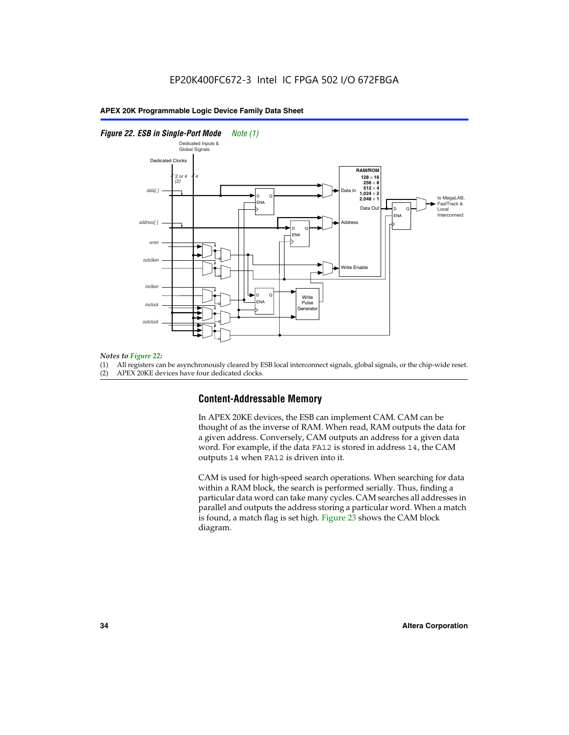*Figure 22. ESB in Single-Port Mode Note (1)*

*Notes to Figure 22:*

(1) All registers can be asynchronously cleared by ESB local interconnect signals, global signals, or the chip-wide reset.

(2) APEX 20KE devices have four dedicated clocks.

## Content-Addressable Memory

In APEX 20KE devices, the ESB can implement CAM. CAM can be thought of as the inverse of RAM. When read, RAM outputs the data for a given address. Conversely, CAM outputs an address for a given data word. For example, if the data `FA12` is stored in address `14`, the CAM outputs `14` when `FA12` is driven into it.

CAM is used for high-speed search operations. When searching for data within a RAM block, the search is performed serially. Thus, finding a particular data word can take many cycles. CAM searches all addresses in parallel and outputs the address storing a particular word. When a match is found, a match flag is set high. Figure 23 shows the CAM block diagram.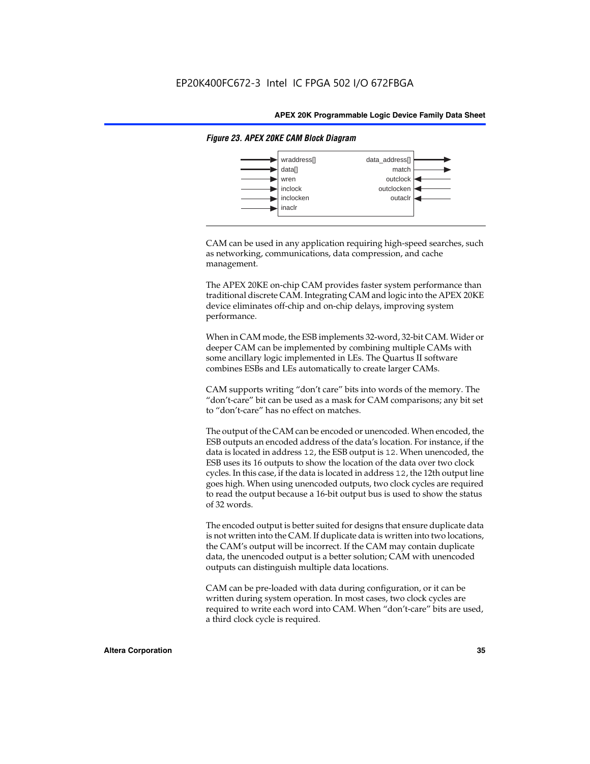*Figure 23. APEX 20KE CAM Block Diagram*

| Inputs | Outputs |
|---|---|
| wraddress[] | data_address[] |
| data[] | match |
| wren | outclock |
| inclock | outclocken |
| inclocken | outaclr |
| inaclr | |

CAM can be used in any application requiring high-speed searches, such as networking, communications, data compression, and cache management.

The APEX 20KE on-chip CAM provides faster system performance than traditional discrete CAM. Integrating CAM and logic into the APEX 20KE device eliminates off-chip and on-chip delays, improving system performance.

When in CAM mode, the ESB implements 32-word, 32-bit CAM. Wider or deeper CAM can be implemented by combining multiple CAMs with some ancillary logic implemented in LEs. The Quartus II software combines ESBs and LEs automatically to create larger CAMs.

CAM supports writing "don't care" bits into words of the memory. The "don't-care" bit can be used as a mask for CAM comparisons; any bit set to "don't-care" has no effect on matches.

The output of the CAM can be encoded or unencoded. When encoded, the ESB outputs an encoded address of the data's location. For instance, if the data is located in address `12`, the ESB output is `12`. When unencoded, the ESB uses its 16 outputs to show the location of the data over two clock cycles. In this case, if the data is located in address `12`, the 12th output line goes high. When using unencoded outputs, two clock cycles are required to read the output because a 16-bit output bus is used to show the status of 32 words.

The encoded output is better suited for designs that ensure duplicate data is not written into the CAM. If duplicate data is written into two locations, the CAM's output will be incorrect. If the CAM may contain duplicate data, the unencoded output is a better solution; CAM with unencoded outputs can distinguish multiple data locations.

CAM can be pre-loaded with data during configuration, or it can be written during system operation. In most cases, two clock cycles are required to write each word into CAM. When "don't-care" bits are used, a third clock cycle is required.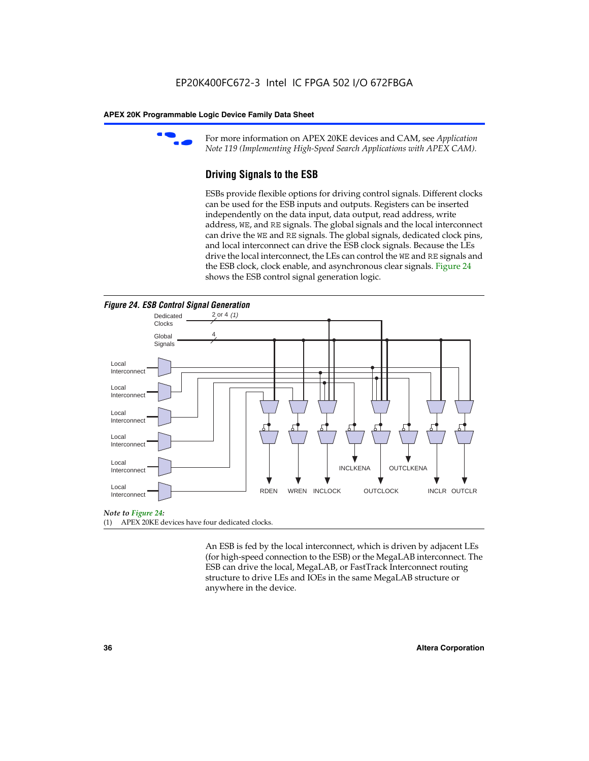For more information on APEX 20KE devices and CAM, see *Application Note 119 (Implementing High-Speed Search Applications with APEX CAM).*

## Driving Signals to the ESB

ESBs provide flexible options for driving control signals. Different clocks can be used for the ESB inputs and outputs. Registers can be inserted independently on the data input, data output, read address, write address, WE, and RE signals. The global signals and the local interconnect can drive the WE and RE signals. The global signals, dedicated clock pins, and local interconnect can drive the ESB clock signals. Because the LEs drive the local interconnect, the LEs can control the WE and RE signals and the ESB clock, clock enable, and asynchronous clear signals. Figure 24 shows the ESB control signal generation logic.

***Figure 24. ESB Control Signal Generation***

Dedicated Clocks — 2 or 4 *(1)*

Global Signals — 4

Local Interconnect

Local Interconnect

Local Interconnect

Local Interconnect

Local Interconnect

Local Interconnect

RDEN WREN INCLOCK INCLKENA OUTCLOCK OUTCLKENA INCLR OUTCLR

*Note to Figure 24:*

(1) APEX 20KE devices have four dedicated clocks.

An ESB is fed by the local interconnect, which is driven by adjacent LEs (for high-speed connection to the ESB) or the MegaLAB interconnect. The ESB can drive the local, MegaLAB, or FastTrack Interconnect routing structure to drive LEs and IOEs in the same MegaLAB structure or anywhere in the device.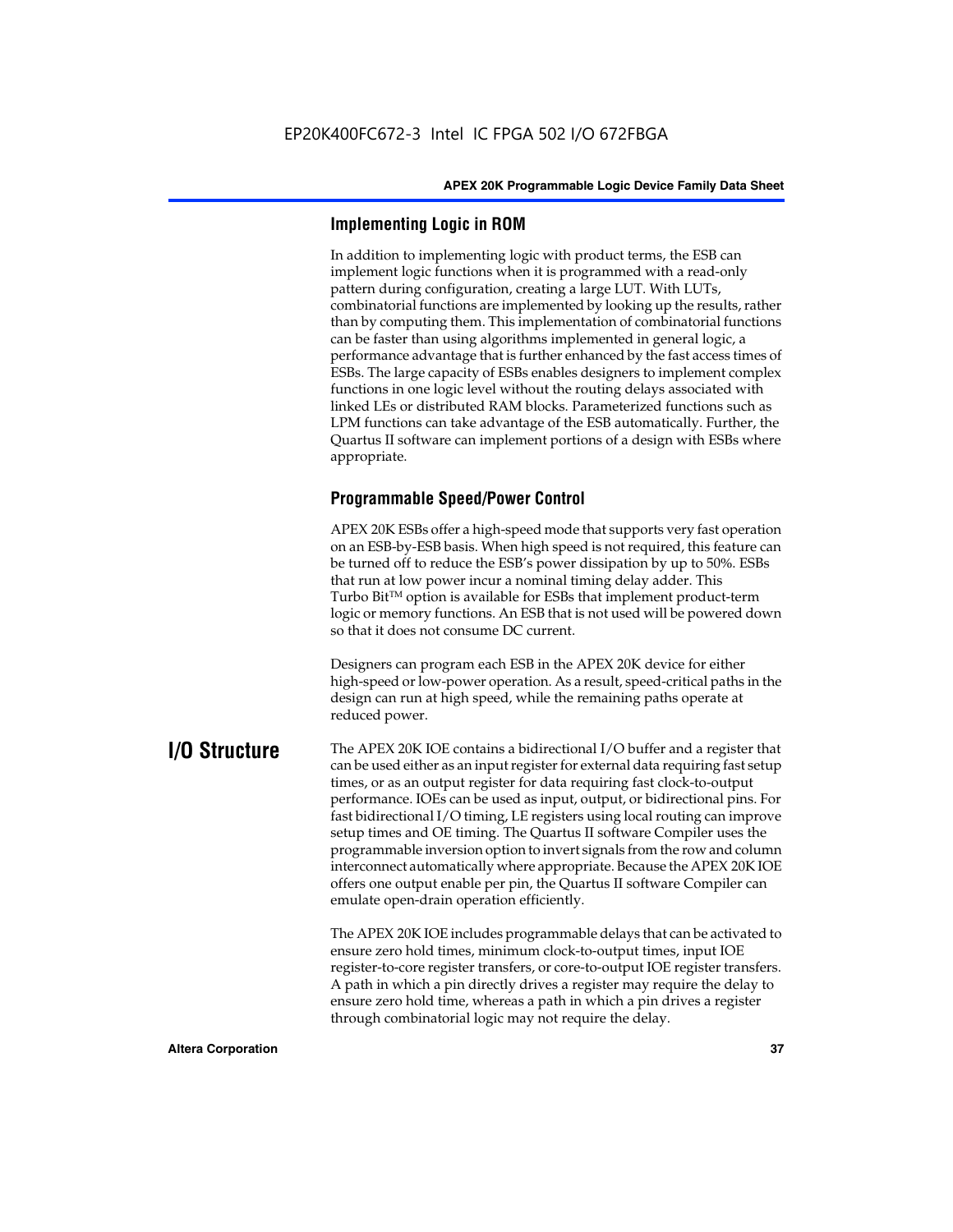### Implementing Logic in ROM

In addition to implementing logic with product terms, the ESB can implement logic functions when it is programmed with a read-only pattern during configuration, creating a large LUT. With LUTs, combinatorial functions are implemented by looking up the results, rather than by computing them. This implementation of combinatorial functions can be faster than using algorithms implemented in general logic, a performance advantage that is further enhanced by the fast access times of ESBs. The large capacity of ESBs enables designers to implement complex functions in one logic level without the routing delays associated with linked LEs or distributed RAM blocks. Parameterized functions such as LPM functions can take advantage of the ESB automatically. Further, the Quartus II software can implement portions of a design with ESBs where appropriate.

### Programmable Speed/Power Control

APEX 20K ESBs offer a high-speed mode that supports very fast operation on an ESB-by-ESB basis. When high speed is not required, this feature can be turned off to reduce the ESB's power dissipation by up to 50%. ESBs that run at low power incur a nominal timing delay adder. This Turbo Bit™ option is available for ESBs that implement product-term logic or memory functions. An ESB that is not used will be powered down so that it does not consume DC current.

Designers can program each ESB in the APEX 20K device for either high-speed or low-power operation. As a result, speed-critical paths in the design can run at high speed, while the remaining paths operate at reduced power.

## I/O Structure

The APEX 20K IOE contains a bidirectional I/O buffer and a register that can be used either as an input register for external data requiring fast setup times, or as an output register for data requiring fast clock-to-output performance. IOEs can be used as input, output, or bidirectional pins. For fast bidirectional I/O timing, LE registers using local routing can improve setup times and OE timing. The Quartus II software Compiler uses the programmable inversion option to invert signals from the row and column interconnect automatically where appropriate. Because the APEX 20K IOE offers one output enable per pin, the Quartus II software Compiler can emulate open-drain operation efficiently.

The APEX 20K IOE includes programmable delays that can be activated to ensure zero hold times, minimum clock-to-output times, input IOE register-to-core register transfers, or core-to-output IOE register transfers. A path in which a pin directly drives a register may require the delay to ensure zero hold time, whereas a path in which a pin drives a register through combinatorial logic may not require the delay.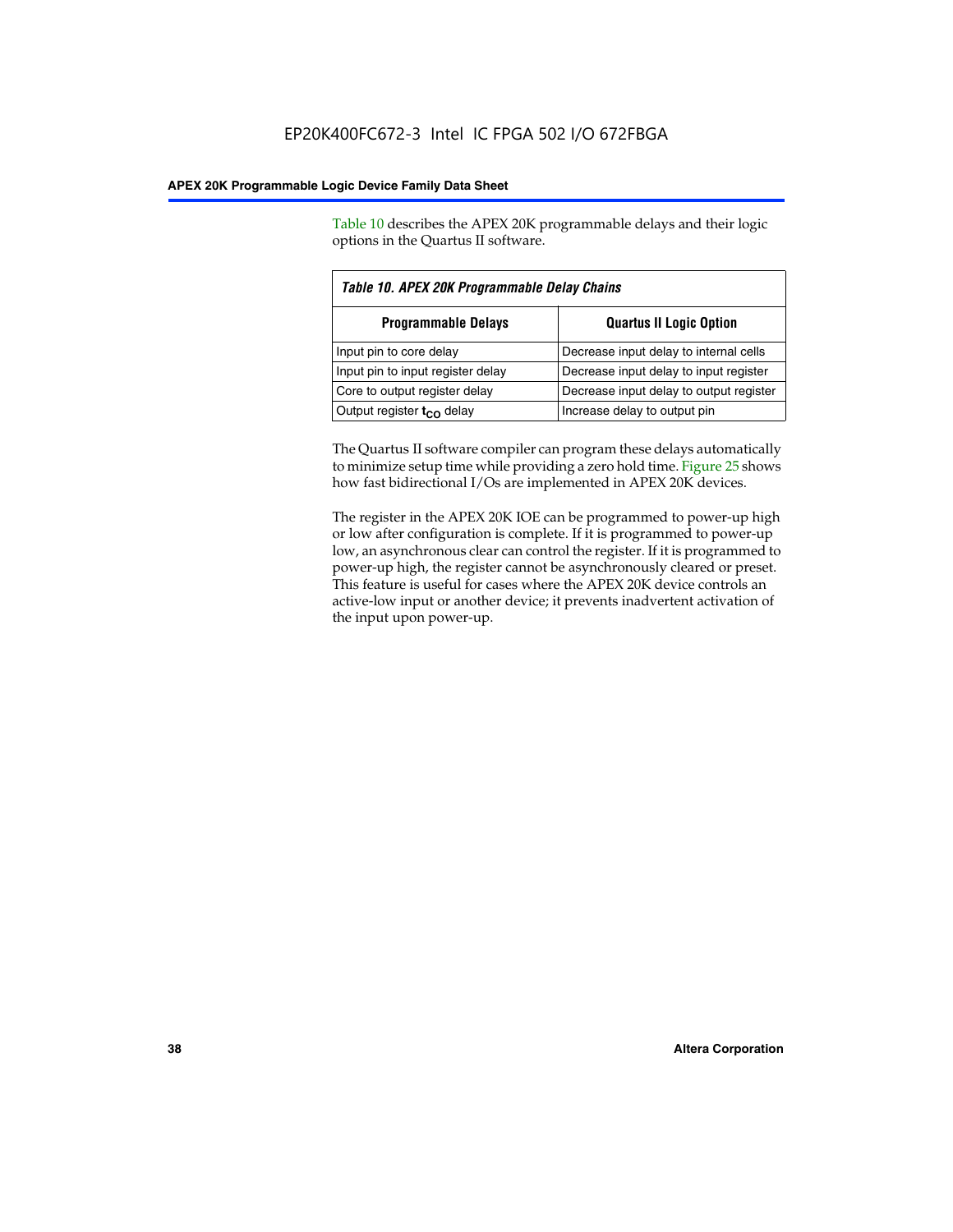Table 10 describes the APEX 20K programmable delays and their logic options in the Quartus II software.

**Table 10. APEX 20K Programmable Delay Chains**

| Programmable Delays | Quartus II Logic Option |
|---|---|
| Input pin to core delay | Decrease input delay to internal cells |
| Input pin to input register delay | Decrease input delay to input register |
| Core to output register delay | Decrease input delay to output register |
| Output register $t_{CO}$ delay | Increase delay to output pin |

The Quartus II software compiler can program these delays automatically to minimize setup time while providing a zero hold time. Figure 25 shows how fast bidirectional I/Os are implemented in APEX 20K devices.

The register in the APEX 20K IOE can be programmed to power-up high or low after configuration is complete. If it is programmed to power-up low, an asynchronous clear can control the register. If it is programmed to power-up high, the register cannot be asynchronously cleared or preset. This feature is useful for cases where the APEX 20K device controls an active-low input or another device; it prevents inadvertent activation of the input upon power-up.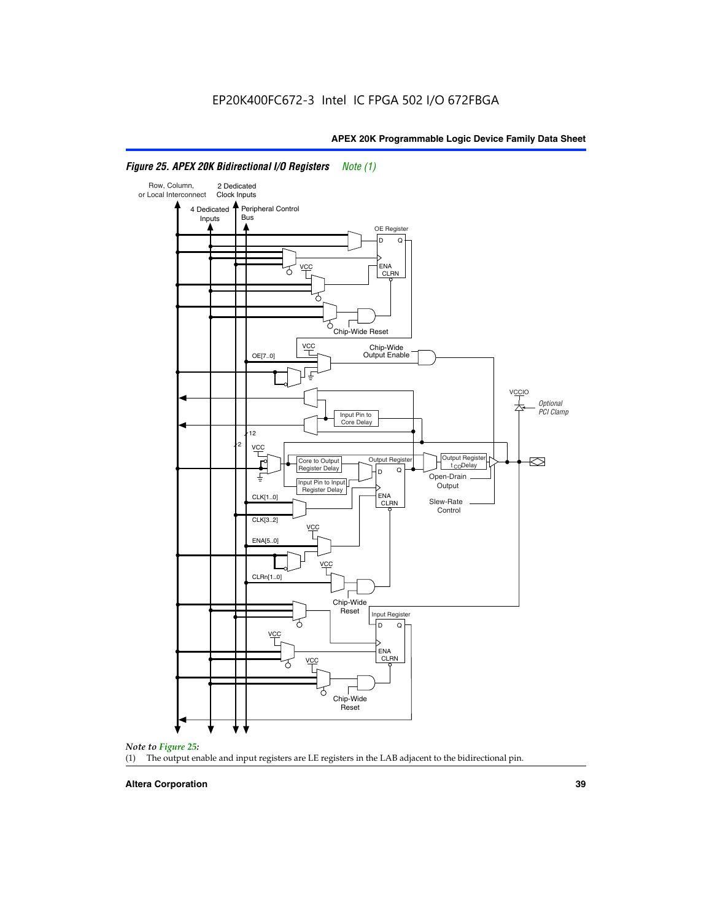EP20K400FC672-3 Intel IC FPGA 502 I/O 672FBGA

***Figure 25. APEX 20K Bidirectional I/O Registers*** *Note (1)*

Row, Column, or Local Interconnect

2 Dedicated Clock Inputs

4 Dedicated Inputs

Peripheral Control Bus

OE Register

D Q

ENA CLRN

VCC

Chip-Wide Reset

VCC

Chip-Wide Output Enable

OE[7..0]

VCCIO

*Optional PCI Clamp*

Input Pin to Core Delay

12

2

VCC

Core to Output Register Delay

Output Register

Output Register $t_{CO}$ Delay

D Q

Input Pin to Input Register Delay

Open-Drain Output

ENA CLRN

CLK[1..0]

Slew-Rate Control

CLK[3..2]

VCC

ENA[5..0]

VCC

CLRn[1..0]

Chip-Wide Reset

Input Register

D Q

VCC

ENA CLRN

VCC

Chip-Wide Reset

*Note to Figure 25:*

(1) The output enable and input registers are LE registers in the LAB adjacent to the bidirectional pin.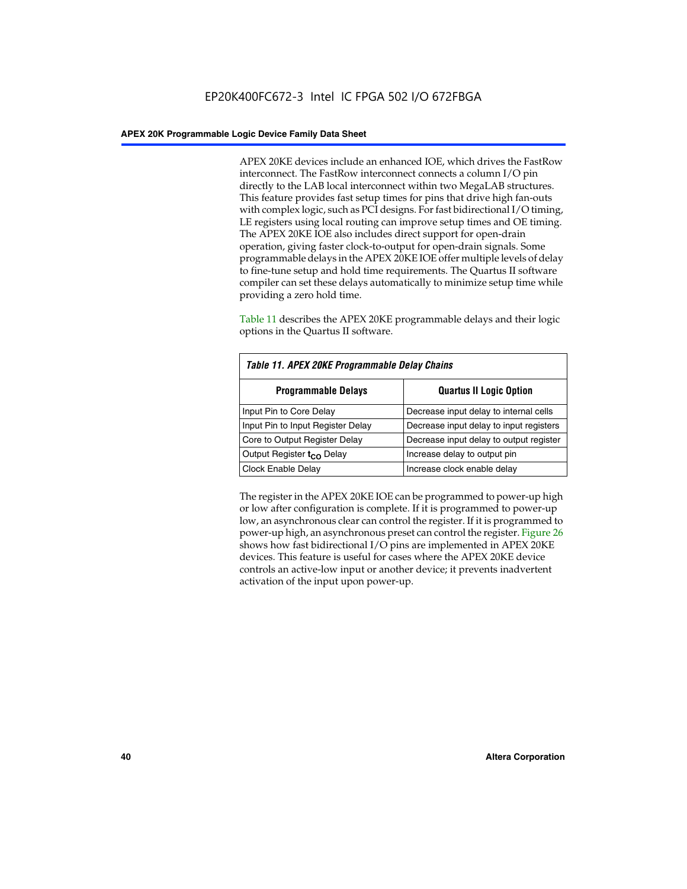APEX 20KE devices include an enhanced IOE, which drives the FastRow interconnect. The FastRow interconnect connects a column I/O pin directly to the LAB local interconnect within two MegaLAB structures. This feature provides fast setup times for pins that drive high fan-outs with complex logic, such as PCI designs. For fast bidirectional I/O timing, LE registers using local routing can improve setup times and OE timing. The APEX 20KE IOE also includes direct support for open-drain operation, giving faster clock-to-output for open-drain signals. Some programmable delays in the APEX 20KE IOE offer multiple levels of delay to fine-tune setup and hold time requirements. The Quartus II software compiler can set these delays automatically to minimize setup time while providing a zero hold time.

Table 11 describes the APEX 20KE programmable delays and their logic options in the Quartus II software.

*Table 11. APEX 20KE Programmable Delay Chains*

| Programmable Delays | Quartus II Logic Option |
|---|---|
| Input Pin to Core Delay | Decrease input delay to internal cells |
| Input Pin to Input Register Delay | Decrease input delay to input registers |
| Core to Output Register Delay | Decrease input delay to output register |
| Output Register $t_{CO}$ Delay | Increase delay to output pin |
| Clock Enable Delay | Increase clock enable delay |

The register in the APEX 20KE IOE can be programmed to power-up high or low after configuration is complete. If it is programmed to power-up low, an asynchronous clear can control the register. If it is programmed to power-up high, an asynchronous preset can control the register. Figure 26 shows how fast bidirectional I/O pins are implemented in APEX 20KE devices. This feature is useful for cases where the APEX 20KE device controls an active-low input or another device; it prevents inadvertent activation of the input upon power-up.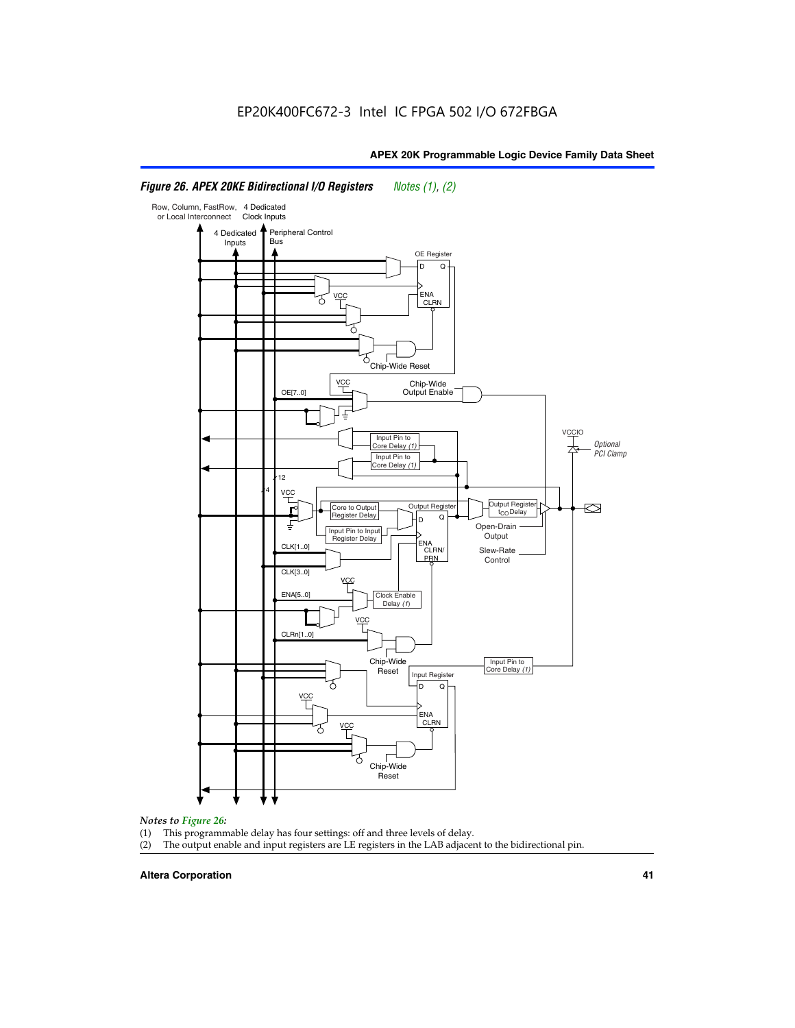EP20K400FC672-3 Intel IC FPGA 502 I/O 672FBGA

*Figure 26. APEX 20KE Bidirectional I/O Registers* *Notes (1), (2)*

*Notes to Figure 26:*

(1) This programmable delay has four settings: off and three levels of delay.

(2) The output enable and input registers are LE registers in the LAB adjacent to the bidirectional pin.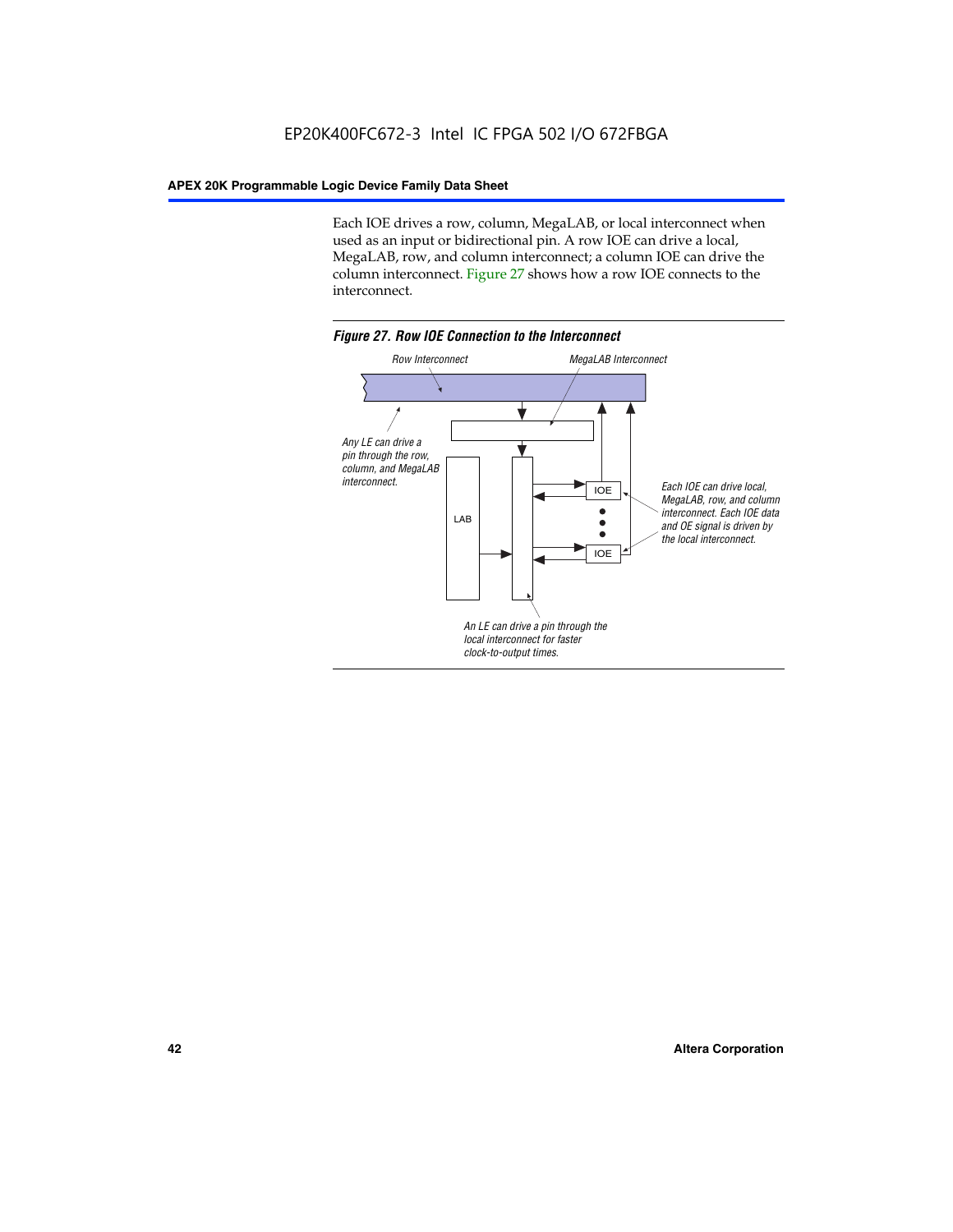Each IOE drives a row, column, MegaLAB, or local interconnect when used as an input or bidirectional pin. A row IOE can drive a local, MegaLAB, row, and column interconnect; a column IOE can drive the column interconnect. Figure 27 shows how a row IOE connects to the interconnect.

*Figure 27. Row IOE Connection to the Interconnect*

Row Interconnect

MegaLAB Interconnect

Any LE can drive a pin through the row, column, and MegaLAB interconnect.

LAB

IOE

IOE

Each IOE can drive local, MegaLAB, row, and column interconnect. Each IOE data and OE signal is driven by the local interconnect.

An LE can drive a pin through the local interconnect for faster clock-to-output times.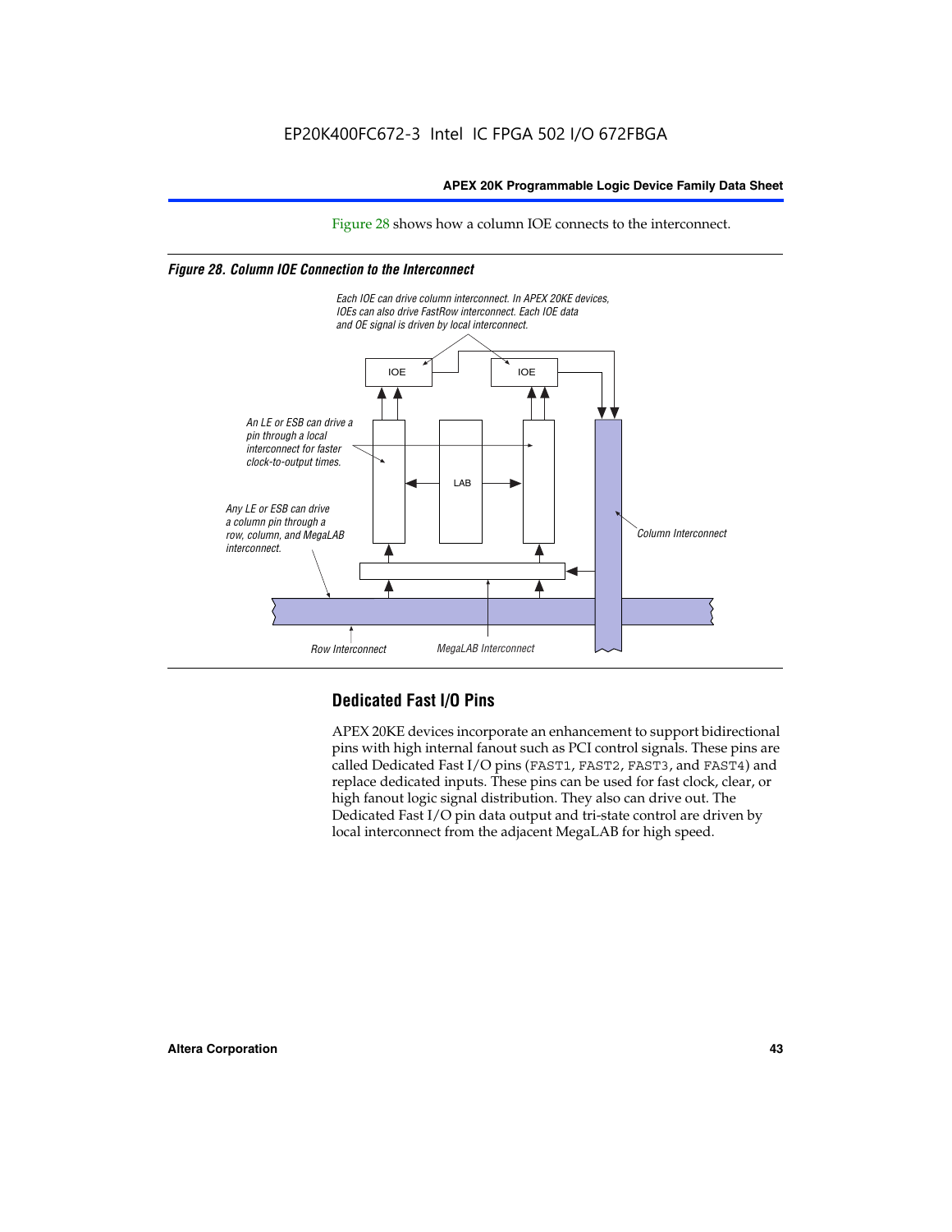Figure 28 shows how a column IOE connects to the interconnect.

*Figure 28. Column IOE Connection to the Interconnect*

Each IOE can drive column interconnect. In APEX 20KE devices, IOEs can also drive FastRow interconnect. Each IOE data and OE signal is driven by local interconnect.

An LE or ESB can drive a pin through a local interconnect for faster clock-to-output times.

Any LE or ESB can drive a column pin through a row, column, and MegaLAB interconnect.

Column Interconnect

Row Interconnect

MegaLAB Interconnect

## Dedicated Fast I/O Pins

APEX 20KE devices incorporate an enhancement to support bidirectional pins with high internal fanout such as PCI control signals. These pins are called Dedicated Fast I/O pins (FAST1, FAST2, FAST3, and FAST4) and replace dedicated inputs. These pins can be used for fast clock, clear, or high fanout logic signal distribution. They also can drive out. The Dedicated Fast I/O pin data output and tri-state control are driven by local interconnect from the adjacent MegaLAB for high speed.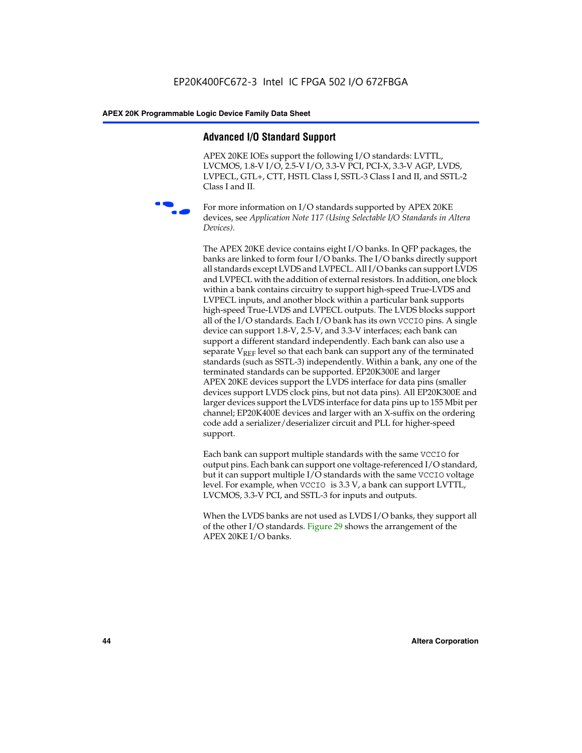## Advanced I/O Standard Support

APEX 20KE IOEs support the following I/O standards: LVTTL, LVCMOS, 1.8-V I/O, 2.5-V I/O, 3.3-V PCI, PCI-X, 3.3-V AGP, LVDS, LVPECL, GTL+, CTT, HSTL Class I, SSTL-3 Class I and II, and SSTL-2 Class I and II.

For more information on I/O standards supported by APEX 20KE devices, see *Application Note 117 (Using Selectable I/O Standards in Altera Devices)*.

The APEX 20KE device contains eight I/O banks. In QFP packages, the banks are linked to form four I/O banks. The I/O banks directly support all standards except LVDS and LVPECL. All I/O banks can support LVDS and LVPECL with the addition of external resistors. In addition, one block within a bank contains circuitry to support high-speed True-LVDS and LVPECL inputs, and another block within a particular bank supports high-speed True-LVDS and LVPECL outputs. The LVDS blocks support all of the I/O standards. Each I/O bank has its own `VCCIO` pins. A single device can support 1.8-V, 2.5-V, and 3.3-V interfaces; each bank can support a different standard independently. Each bank can also use a separate $V_{REF}$ level so that each bank can support any of the terminated standards (such as SSTL-3) independently. Within a bank, any one of the terminated standards can be supported. EP20K300E and larger APEX 20KE devices support the LVDS interface for data pins (smaller devices support LVDS clock pins, but not data pins). All EP20K300E and larger devices support the LVDS interface for data pins up to 155 Mbit per channel; EP20K400E devices and larger with an X-suffix on the ordering code add a serializer/deserializer circuit and PLL for higher-speed support.

Each bank can support multiple standards with the same `VCCIO` for output pins. Each bank can support one voltage-referenced I/O standard, but it can support multiple I/O standards with the same `VCCIO` voltage level. For example, when `VCCIO` is 3.3 V, a bank can support LVTTL, LVCMOS, 3.3-V PCI, and SSTL-3 for inputs and outputs.

When the LVDS banks are not used as LVDS I/O banks, they support all of the other I/O standards. Figure 29 shows the arrangement of the APEX 20KE I/O banks.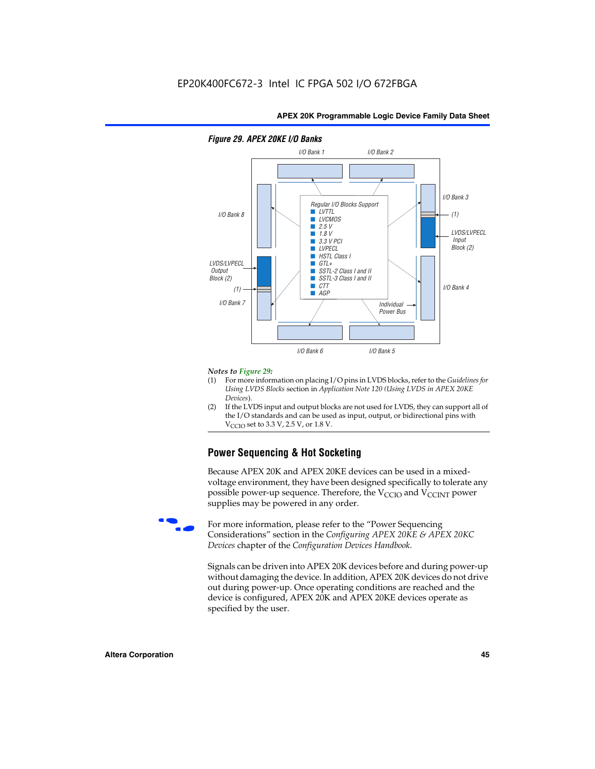EP20K400FC672-3 Intel IC FPGA 502 I/O 672FBGA

***Figure 29. APEX 20KE I/O Banks***

I/O Bank 1, I/O Bank 2, I/O Bank 3, I/O Bank 4, I/O Bank 5, I/O Bank 6, I/O Bank 7, I/O Bank 8

Regular I/O Blocks Support
- LVTTL
- LVCMOS
- 2.5 V
- 1.8 V
- 3.3 V PCI
- LVPECL
- HSTL Class I
- GTL+
- SSTL-2 Class I and II
- SSTL-3 Class I and II
- CTT
- AGP

LVDS/LVPECL Input Block (2)
LVDS/LVPECL Output Block (2)
(1)
Individual Power Bus

*Notes to Figure 29:*

(1) For more information on placing I/O pins in LVDS blocks, refer to the *Guidelines for Using LVDS Blocks* section in *Application Note 120 (Using LVDS in APEX 20KE Devices)*.

(2) If the LVDS input and output blocks are not used for LVDS, they can support all of the I/O standards and can be used as input, output, or bidirectional pins with $V_{CCIO}$ set to 3.3 V, 2.5 V, or 1.8 V.

## Power Sequencing & Hot Socketing

Because APEX 20K and APEX 20KE devices can be used in a mixed-voltage environment, they have been designed specifically to tolerate any possible power-up sequence. Therefore, the $V_{CCIO}$ and $V_{CCINT}$ power supplies may be powered in any order.

For more information, please refer to the "Power Sequencing Considerations" section in the *Configuring APEX 20KE & APEX 20KC Devices* chapter of the *Configuration Devices Handbook*.

Signals can be driven into APEX 20K devices before and during power-up without damaging the device. In addition, APEX 20K devices do not drive out during power-up. Once operating conditions are reached and the device is configured, APEX 20K and APEX 20KE devices operate as specified by the user.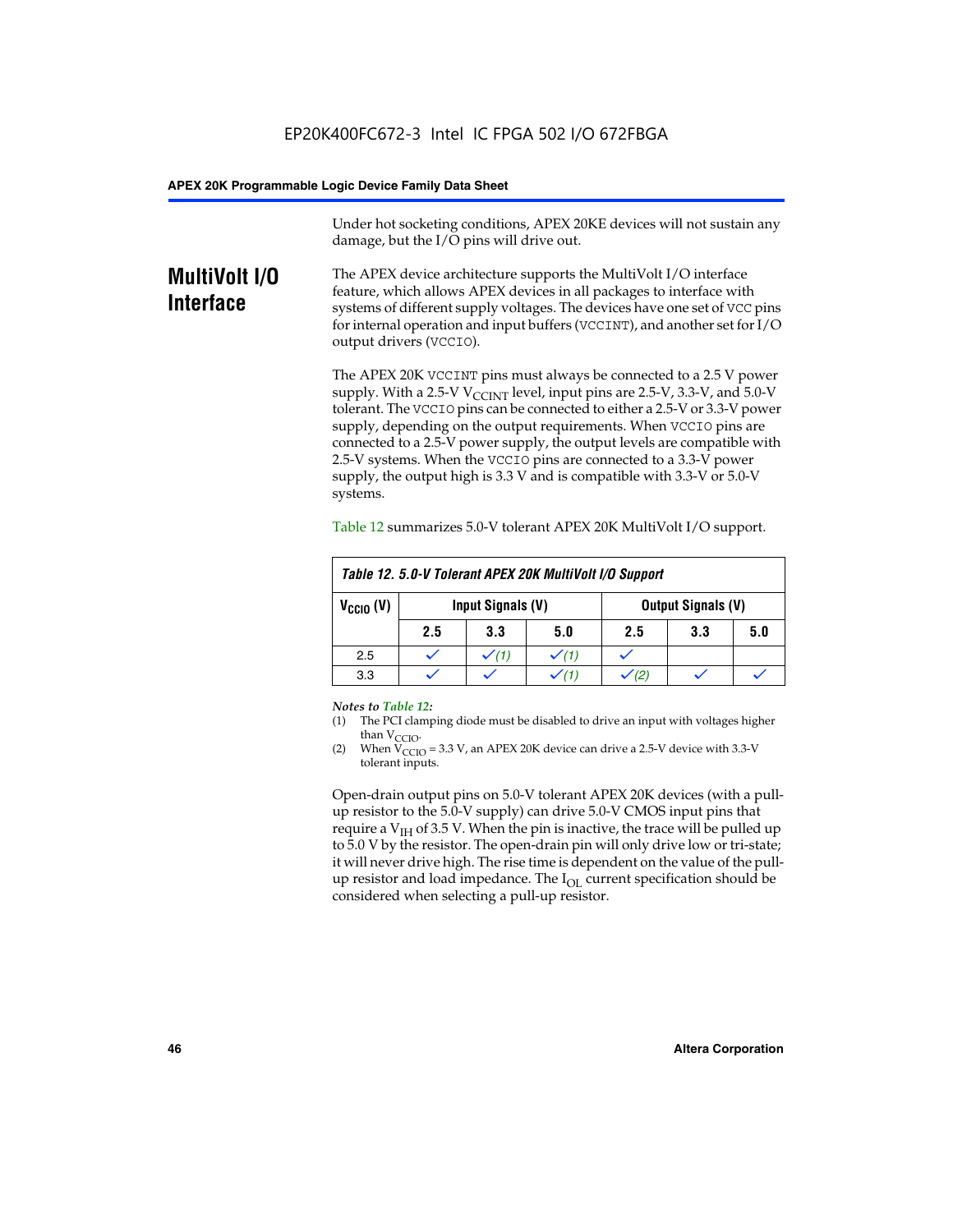Under hot socketing conditions, APEX 20KE devices will not sustain any damage, but the I/O pins will drive out.

## MultiVolt I/O Interface

The APEX device architecture supports the MultiVolt I/O interface feature, which allows APEX devices in all packages to interface with systems of different supply voltages. The devices have one set of VCC pins for internal operation and input buffers (VCCINT), and another set for I/O output drivers (VCCIO).

The APEX 20K VCCINT pins must always be connected to a 2.5 V power supply. With a 2.5-V $V_{CCINT}$ level, input pins are 2.5-V, 3.3-V, and 5.0-V tolerant. The VCCIO pins can be connected to either a 2.5-V or 3.3-V power supply, depending on the output requirements. When VCCIO pins are connected to a 2.5-V power supply, the output levels are compatible with 2.5-V systems. When the VCCIO pins are connected to a 3.3-V power supply, the output high is 3.3 V and is compatible with 3.3-V or 5.0-V systems.

Table 12 summarizes 5.0-V tolerant APEX 20K MultiVolt I/O support.

**Table 12. 5.0-V Tolerant APEX 20K MultiVolt I/O Support**

| $V_{CCIO}$ (V) | Input Signals (V) | | | Output Signals (V) | | |
|---|---|---|---|---|---|---|
| | 2.5 | 3.3 | 5.0 | 2.5 | 3.3 | 5.0 |
| 2.5 | ✓ | ✓ (1) | ✓ (1) | ✓ | | |
| 3.3 | ✓ | ✓ | ✓ (1) | ✓ (2) | ✓ | ✓ |

*Notes to Table 12:*

(1) The PCI clamping diode must be disabled to drive an input with voltages higher than $V_{CCIO}$.

(2) When $V_{CCIO}$ = 3.3 V, an APEX 20K device can drive a 2.5-V device with 3.3-V tolerant inputs.

Open-drain output pins on 5.0-V tolerant APEX 20K devices (with a pull-up resistor to the 5.0-V supply) can drive 5.0-V CMOS input pins that require a $V_{IH}$ of 3.5 V. When the pin is inactive, the trace will be pulled up to 5.0 V by the resistor. The open-drain pin will only drive low or tri-state; it will never drive high. The rise time is dependent on the value of the pull-up resistor and load impedance. The $I_{OL}$ current specification should be considered when selecting a pull-up resistor.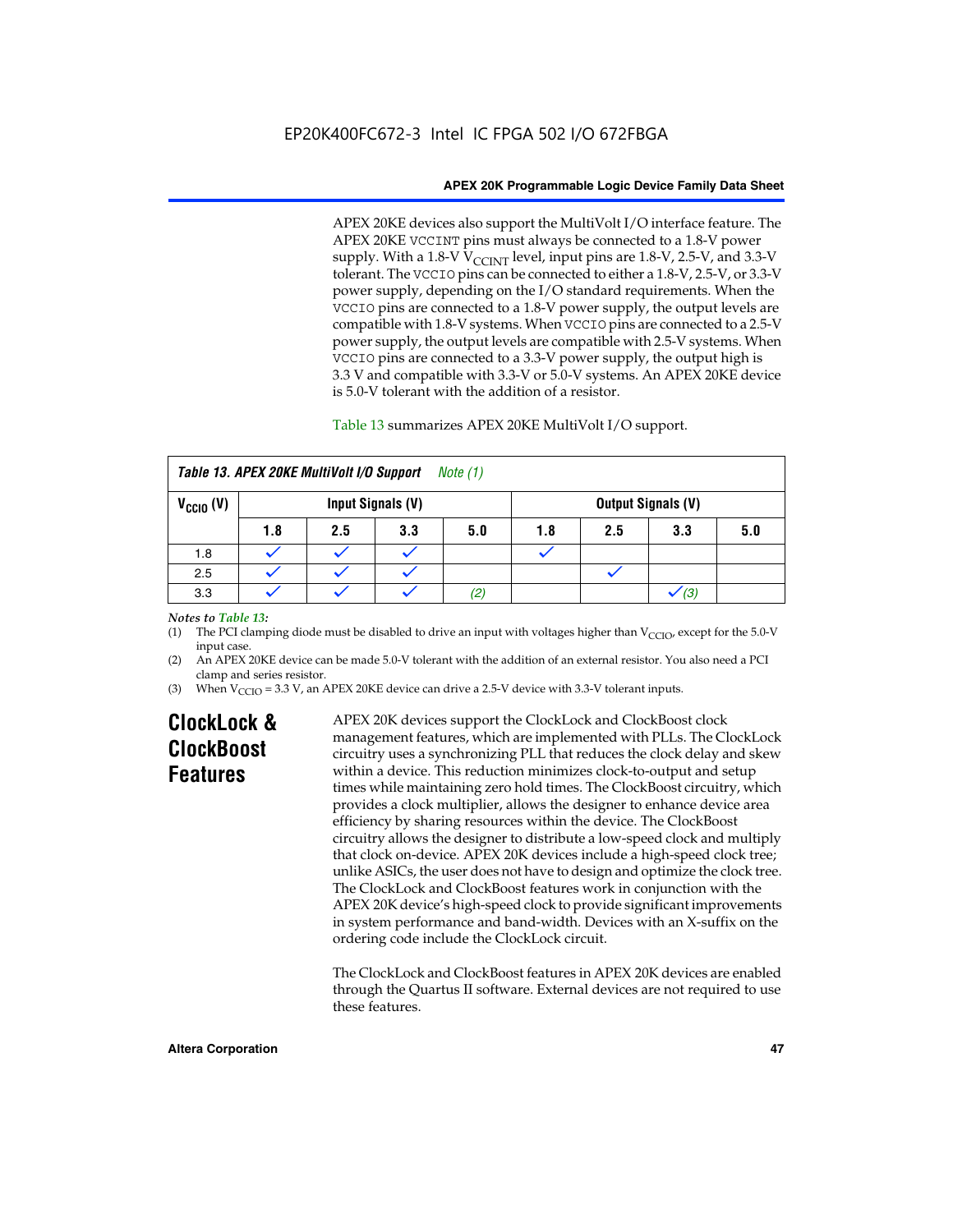APEX 20KE devices also support the MultiVolt I/O interface feature. The APEX 20KE VCCINT pins must always be connected to a 1.8-V power supply. With a 1.8-V $V_{CCINT}$ level, input pins are 1.8-V, 2.5-V, and 3.3-V tolerant. The VCCIO pins can be connected to either a 1.8-V, 2.5-V, or 3.3-V power supply, depending on the I/O standard requirements. When the VCCIO pins are connected to a 1.8-V power supply, the output levels are compatible with 1.8-V systems. When VCCIO pins are connected to a 2.5-V power supply, the output levels are compatible with 2.5-V systems. When VCCIO pins are connected to a 3.3-V power supply, the output high is 3.3 V and compatible with 3.3-V or 5.0-V systems. An APEX 20KE device is 5.0-V tolerant with the addition of a resistor.

Table 13 summarizes APEX 20KE MultiVolt I/O support.

*Table 13. APEX 20KE MultiVolt I/O Support* *Note (1)*

| $V_{CCIO}$ (V) | Input Signals (V) | | | | Output Signals (V) | | | |
|---|---|---|---|---|---|---|---|---|
| | 1.8 | 2.5 | 3.3 | 5.0 | 1.8 | 2.5 | 3.3 | 5.0 |
| 1.8 | ✓ | ✓ | ✓ | | ✓ | | | |
| 2.5 | ✓ | ✓ | ✓ | | | ✓ | | |
| 3.3 | ✓ | ✓ | ✓ | (2) | | | ✓ (3) | |

*Notes to Table 13:*

(1) The PCI clamping diode must be disabled to drive an input with voltages higher than $V_{CCIO}$, except for the 5.0-V input case.

(2) An APEX 20KE device can be made 5.0-V tolerant with the addition of an external resistor. You also need a PCI clamp and series resistor.

(3) When $V_{CCIO}$ = 3.3 V, an APEX 20KE device can drive a 2.5-V device with 3.3-V tolerant inputs.

## ClockLock & ClockBoost Features

APEX 20K devices support the ClockLock and ClockBoost clock management features, which are implemented with PLLs. The ClockLock circuitry uses a synchronizing PLL that reduces the clock delay and skew within a device. This reduction minimizes clock-to-output and setup times while maintaining zero hold times. The ClockBoost circuitry, which provides a clock multiplier, allows the designer to enhance device area efficiency by sharing resources within the device. The ClockBoost circuitry allows the designer to distribute a low-speed clock and multiply that clock on-device. APEX 20K devices include a high-speed clock tree; unlike ASICs, the user does not have to design and optimize the clock tree. The ClockLock and ClockBoost features work in conjunction with the APEX 20K device's high-speed clock to provide significant improvements in system performance and band-width. Devices with an X-suffix on the ordering code include the ClockLock circuit.

The ClockLock and ClockBoost features in APEX 20K devices are enabled through the Quartus II software. External devices are not required to use these features.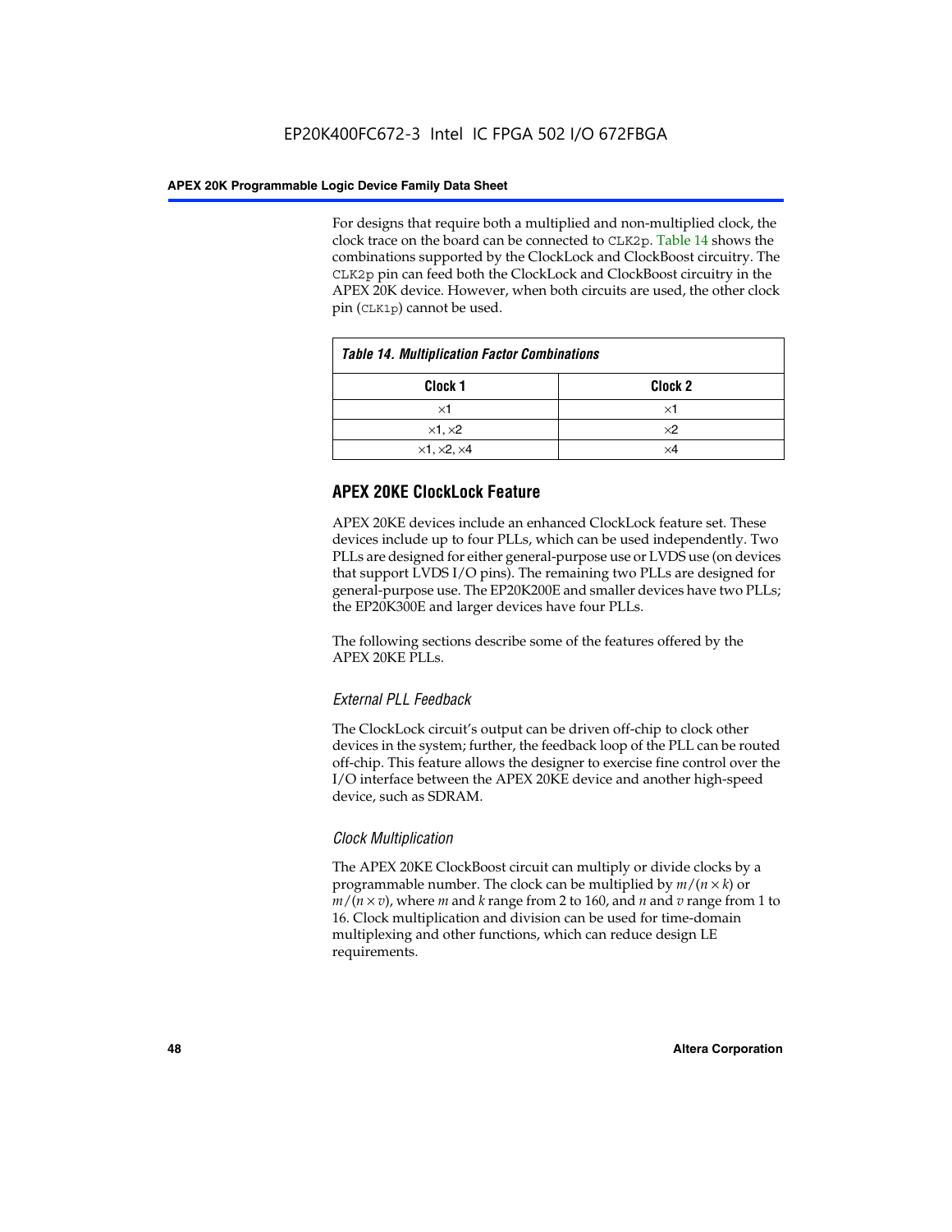For designs that require both a multiplied and non-multiplied clock, the clock trace on the board can be connected to CLK2p. Table 14 shows the combinations supported by the ClockLock and ClockBoost circuitry. The CLK2p pin can feed both the ClockLock and ClockBoost circuitry in the APEX 20K device. However, when both circuits are used, the other clock pin (CLK1p) cannot be used.

*Table 14. Multiplication Factor Combinations*

| Clock 1 | Clock 2 |
|---|---|
| ×1 | ×1 |
| ×1, ×2 | ×2 |
| ×1, ×2, ×4 | ×4 |

## APEX 20KE ClockLock Feature

APEX 20KE devices include an enhanced ClockLock feature set. These devices include up to four PLLs, which can be used independently. Two PLLs are designed for either general-purpose use or LVDS use (on devices that support LVDS I/O pins). The remaining two PLLs are designed for general-purpose use. The EP20K200E and smaller devices have two PLLs; the EP20K300E and larger devices have four PLLs.

The following sections describe some of the features offered by the APEX 20KE PLLs.

### *External PLL Feedback*

The ClockLock circuit's output can be driven off-chip to clock other devices in the system; further, the feedback loop of the PLL can be routed off-chip. This feature allows the designer to exercise fine control over the I/O interface between the APEX 20KE device and another high-speed device, such as SDRAM.

### *Clock Multiplication*

The APEX 20KE ClockBoost circuit can multiply or divide clocks by a programmable number. The clock can be multiplied by $m/(n \times k)$ or $m/(n \times v)$, where $m$ and $k$ range from 2 to 160, and $n$ and $v$ range from 1 to 16. Clock multiplication and division can be used for time-domain multiplexing and other functions, which can reduce design LE requirements.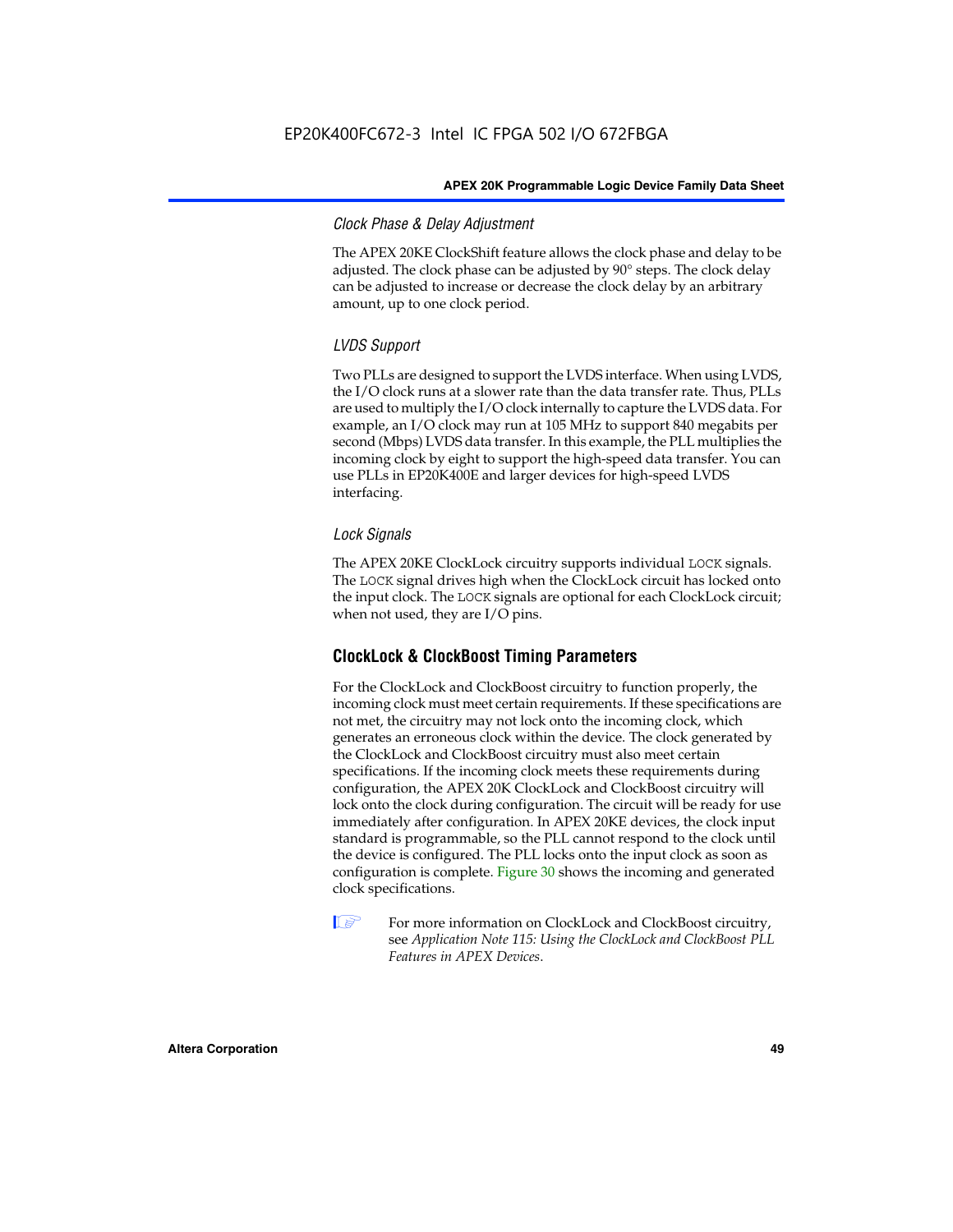#### *Clock Phase & Delay Adjustment*

The APEX 20KE ClockShift feature allows the clock phase and delay to be adjusted. The clock phase can be adjusted by 90° steps. The clock delay can be adjusted to increase or decrease the clock delay by an arbitrary amount, up to one clock period.

#### *LVDS Support*

Two PLLs are designed to support the LVDS interface. When using LVDS, the I/O clock runs at a slower rate than the data transfer rate. Thus, PLLs are used to multiply the I/O clock internally to capture the LVDS data. For example, an I/O clock may run at 105 MHz to support 840 megabits per second (Mbps) LVDS data transfer. In this example, the PLL multiplies the incoming clock by eight to support the high-speed data transfer. You can use PLLs in EP20K400E and larger devices for high-speed LVDS interfacing.

#### *Lock Signals*

The APEX 20KE ClockLock circuitry supports individual `LOCK` signals. The `LOCK` signal drives high when the ClockLock circuit has locked onto the input clock. The `LOCK` signals are optional for each ClockLock circuit; when not used, they are I/O pins.

### ClockLock & ClockBoost Timing Parameters

For the ClockLock and ClockBoost circuitry to function properly, the incoming clock must meet certain requirements. If these specifications are not met, the circuitry may not lock onto the incoming clock, which generates an erroneous clock within the device. The clock generated by the ClockLock and ClockBoost circuitry must also meet certain specifications. If the incoming clock meets these requirements during configuration, the APEX 20K ClockLock and ClockBoost circuitry will lock onto the clock during configuration. The circuit will be ready for use immediately after configuration. In APEX 20KE devices, the clock input standard is programmable, so the PLL cannot respond to the clock until the device is configured. The PLL locks onto the input clock as soon as configuration is complete. Figure 30 shows the incoming and generated clock specifications.

For more information on ClockLock and ClockBoost circuitry, see *Application Note 115: Using the ClockLock and ClockBoost PLL Features in APEX Devices*.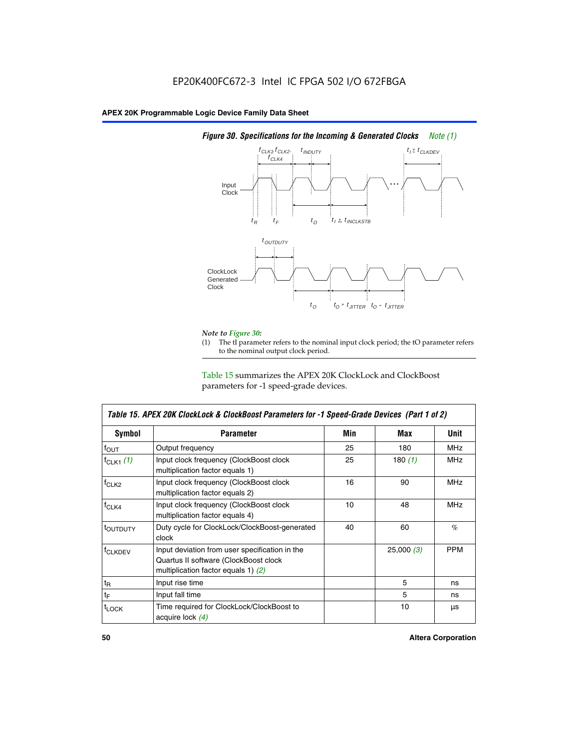# EP20K400FC672-3 Intel IC FPGA 502 I/O 672FBGA

### *Figure 30. Specifications for the Incoming & Generated Clocks* *Note (1)*

*Note to Figure 30:*

(1) The tI parameter refers to the nominal input clock period; the tO parameter refers to the nominal output clock period.

Table 15 summarizes the APEX 20K ClockLock and ClockBoost parameters for -1 speed-grade devices.

| *Table 15. APEX 20K ClockLock & ClockBoost Parameters for -1 Speed-Grade Devices (Part 1 of 2)* | | | | |
|---|---|---|---|---|
| **Symbol** | **Parameter** | **Min** | **Max** | **Unit** |
| $f_{OUT}$ | Output frequency | 25 | 180 | MHz |
| $f_{CLK1}$ *(1)* | Input clock frequency (ClockBoost clock multiplication factor equals 1) | 25 | 180 *(1)* | MHz |
| $f_{CLK2}$ | Input clock frequency (ClockBoost clock multiplication factor equals 2) | 16 | 90 | MHz |
| $f_{CLK4}$ | Input clock frequency (ClockBoost clock multiplication factor equals 4) | 10 | 48 | MHz |
| $t_{OUTDUTY}$ | Duty cycle for ClockLock/ClockBoost-generated clock | 40 | 60 | % |
| $f_{CLKDEV}$ | Input deviation from user specification in the Quartus II software (ClockBoost clock multiplication factor equals 1) *(2)* | | 25,000 *(3)* | PPM |
| $t_R$ | Input rise time | | 5 | ns |
| $t_F$ | Input fall time | | 5 | ns |
| $t_{LOCK}$ | Time required for ClockLock/ClockBoost to acquire lock *(4)* | | 10 | µs |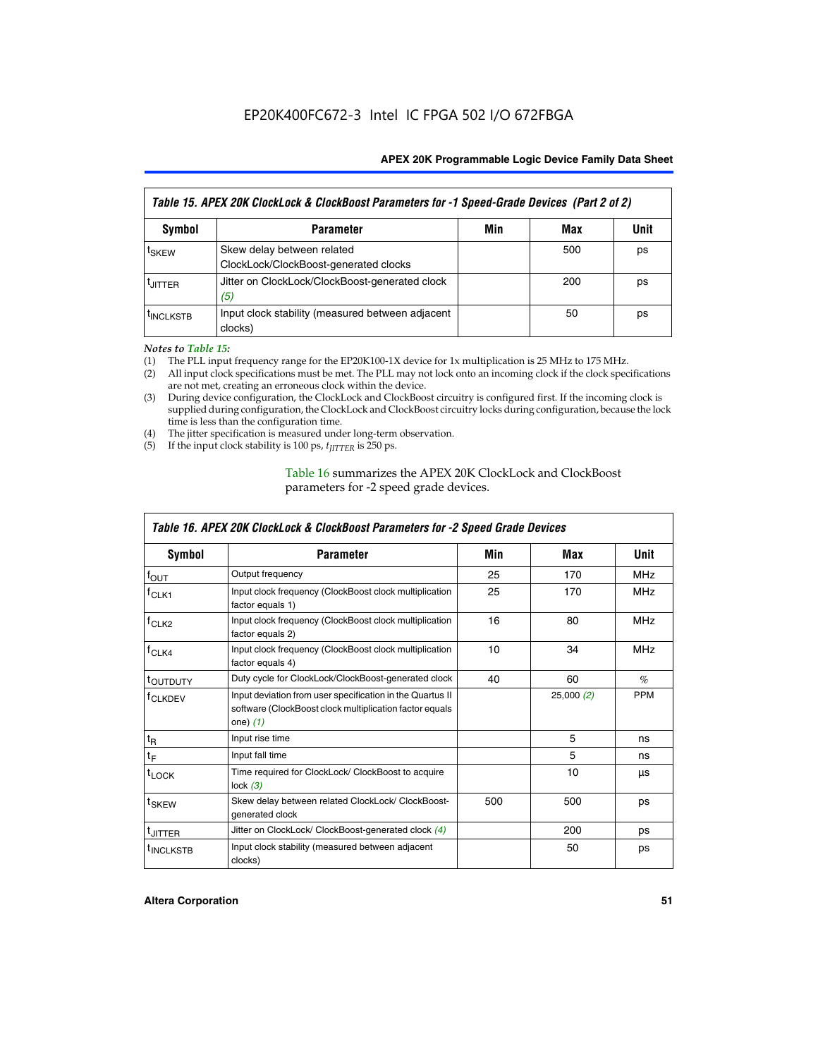| Table 15. APEX 20K ClockLock & ClockBoost Parameters for -1 Speed-Grade Devices (Part 2 of 2) | | | | |
|---|---|---|---|---|
| **Symbol** | **Parameter** | **Min** | **Max** | **Unit** |
| $t_{SKEW}$ | Skew delay between related ClockLock/ClockBoost-generated clocks | | 500 | ps |
| $t_{JITTER}$ | Jitter on ClockLock/ClockBoost-generated clock *(5)* | | 200 | ps |
| $t_{INCLKSTB}$ | Input clock stability (measured between adjacent clocks) | | 50 | ps |

*Notes to Table 15:*

(1) The PLL input frequency range for the EP20K100-1X device for 1x multiplication is 25 MHz to 175 MHz.
(2) All input clock specifications must be met. The PLL may not lock onto an incoming clock if the clock specifications are not met, creating an erroneous clock within the device.
(3) During device configuration, the ClockLock and ClockBoost circuitry is configured first. If the incoming clock is supplied during configuration, the ClockLock and ClockBoost circuitry locks during configuration, because the lock time is less than the configuration time.
(4) The jitter specification is measured under long-term observation.
(5) If the input clock stability is 100 ps, $t_{JITTER}$ is 250 ps.

Table 16 summarizes the APEX 20K ClockLock and ClockBoost parameters for -2 speed grade devices.

| Table 16. APEX 20K ClockLock & ClockBoost Parameters for -2 Speed Grade Devices | | | | |
|---|---|---|---|---|
| **Symbol** | **Parameter** | **Min** | **Max** | **Unit** |
| $f_{OUT}$ | Output frequency | 25 | 170 | MHz |
| $f_{CLK1}$ | Input clock frequency (ClockBoost clock multiplication factor equals 1) | 25 | 170 | MHz |
| $f_{CLK2}$ | Input clock frequency (ClockBoost clock multiplication factor equals 2) | 16 | 80 | MHz |
| $f_{CLK4}$ | Input clock frequency (ClockBoost clock multiplication factor equals 4) | 10 | 34 | MHz |
| $t_{OUTDUTY}$ | Duty cycle for ClockLock/ClockBoost-generated clock | 40 | 60 | % |
| $f_{CLKDEV}$ | Input deviation from user specification in the Quartus II software (ClockBoost clock multiplication factor equals one) *(1)* | | 25,000 *(2)* | PPM |
| $t_R$ | Input rise time | | 5 | ns |
| $t_F$ | Input fall time | | 5 | ns |
| $t_{LOCK}$ | Time required for ClockLock/ ClockBoost to acquire lock *(3)* | | 10 | µs |
| $t_{SKEW}$ | Skew delay between related ClockLock/ ClockBoost-generated clock | 500 | 500 | ps |
| $t_{JITTER}$ | Jitter on ClockLock/ ClockBoost-generated clock *(4)* | | 200 | ps |
| $t_{INCLKSTB}$ | Input clock stability (measured between adjacent clocks) | | 50 | ps |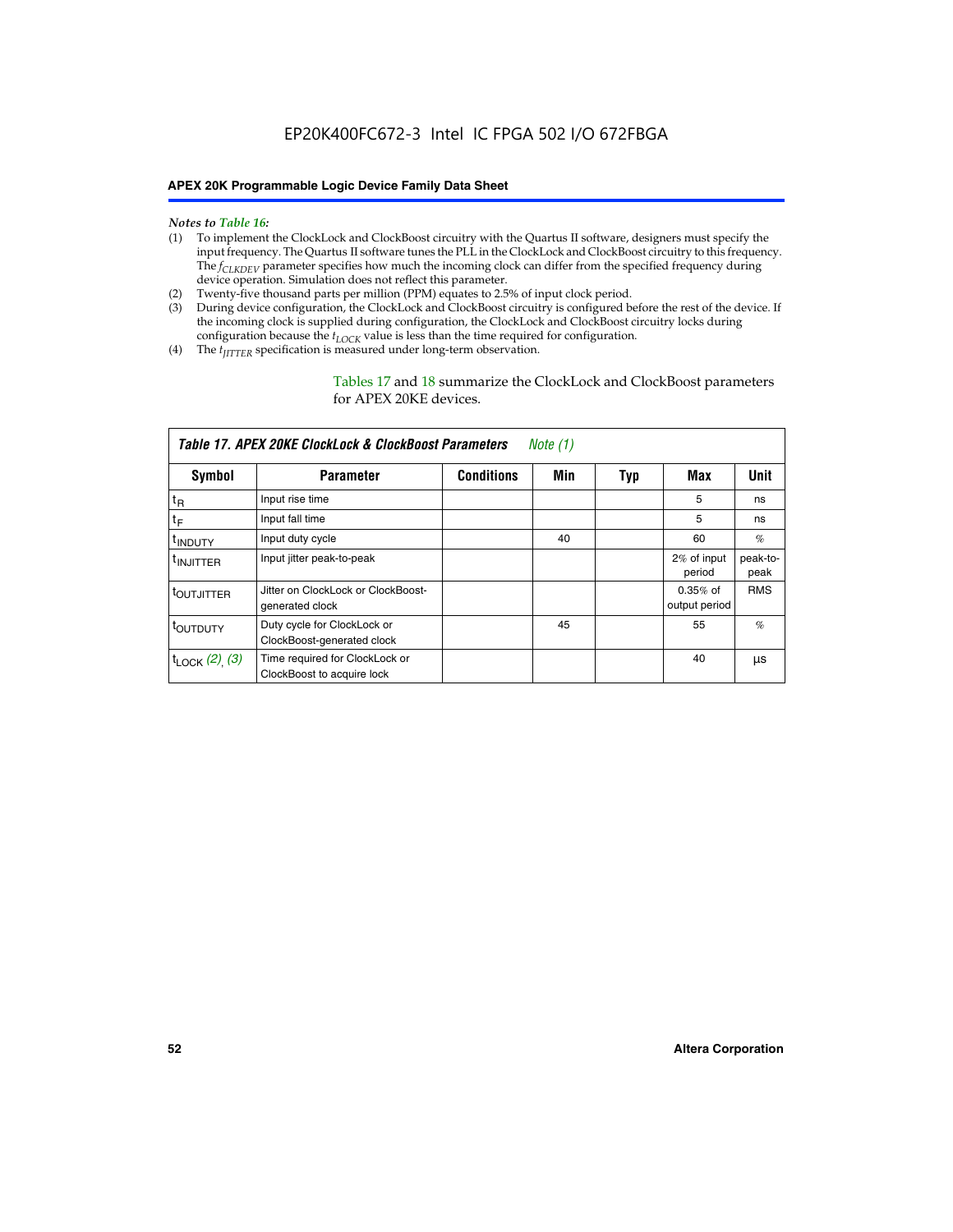*Notes to Table 16:*

(1) To implement the ClockLock and ClockBoost circuitry with the Quartus II software, designers must specify the input frequency. The Quartus II software tunes the PLL in the ClockLock and ClockBoost circuitry to this frequency. The $f_{CLKDEV}$ parameter specifies how much the incoming clock can differ from the specified frequency during device operation. Simulation does not reflect this parameter.

(2) Twenty-five thousand parts per million (PPM) equates to 2.5% of input clock period.

(3) During device configuration, the ClockLock and ClockBoost circuitry is configured before the rest of the device. If the incoming clock is supplied during configuration, the ClockLock and ClockBoost circuitry locks during configuration because the $t_{LOCK}$ value is less than the time required for configuration.

(4) The $t_{JITTER}$ specification is measured under long-term observation.

Tables 17 and 18 summarize the ClockLock and ClockBoost parameters for APEX 20KE devices.

**Table 17. APEX 20KE ClockLock & ClockBoost Parameters** *Note (1)*

| Symbol | Parameter | Conditions | Min | Typ | Max | Unit |
|---|---|---|---|---|---|---|
| $t_R$ | Input rise time | | | | 5 | ns |
| $t_F$ | Input fall time | | | | 5 | ns |
| $t_{INDUTY}$ | Input duty cycle | | 40 | | 60 | % |
| $t_{INJITTER}$ | Input jitter peak-to-peak | | | | 2% of input period | peak-to-peak |
| $t_{OUTJITTER}$ | Jitter on ClockLock or ClockBoost-generated clock | | | | 0.35% of output period | RMS |
| $t_{OUTDUTY}$ | Duty cycle for ClockLock or ClockBoost-generated clock | | 45 | | 55 | % |
| $t_{LOCK}$ *(2), (3)* | Time required for ClockLock or ClockBoost to acquire lock | | | | 40 | μs |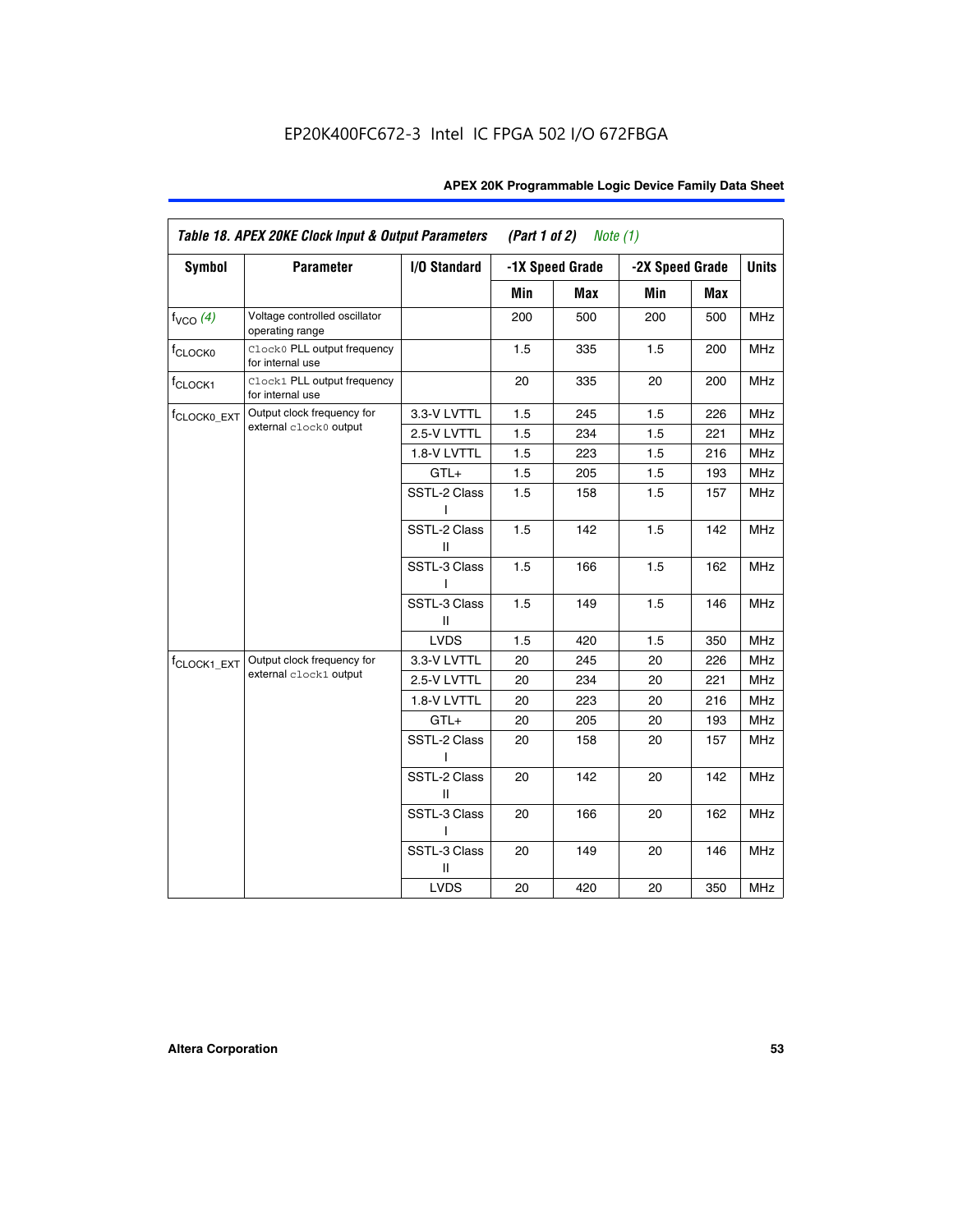| Symbol | Parameter | I/O Standard | -1X Speed Grade | | -2X Speed Grade | | Units |
|---|---|---|---|---|---|---|---|
| | | | Min | Max | Min | Max | |
| $f_{VCO}$ *(4)* | Voltage controlled oscillator operating range | | 200 | 500 | 200 | 500 | MHz |
| $f_{CLOCK0}$ | `Clock0` PLL output frequency for internal use | | 1.5 | 335 | 1.5 | 200 | MHz |
| $f_{CLOCK1}$ | `Clock1` PLL output frequency for internal use | | 20 | 335 | 20 | 200 | MHz |
| $f_{CLOCK0\_EXT}$ | Output clock frequency for external `clock0` output | 3.3-V LVTTL | 1.5 | 245 | 1.5 | 226 | MHz |
| | | 2.5-V LVTTL | 1.5 | 234 | 1.5 | 221 | MHz |
| | | 1.8-V LVTTL | 1.5 | 223 | 1.5 | 216 | MHz |
| | | GTL+ | 1.5 | 205 | 1.5 | 193 | MHz |
| | | SSTL-2 Class I | 1.5 | 158 | 1.5 | 157 | MHz |
| | | SSTL-2 Class II | 1.5 | 142 | 1.5 | 142 | MHz |
| | | SSTL-3 Class I | 1.5 | 166 | 1.5 | 162 | MHz |
| | | SSTL-3 Class II | 1.5 | 149 | 1.5 | 146 | MHz |
| | | LVDS | 1.5 | 420 | 1.5 | 350 | MHz |
| $f_{CLOCK1\_EXT}$ | Output clock frequency for external `clock1` output | 3.3-V LVTTL | 20 | 245 | 20 | 226 | MHz |
| | | 2.5-V LVTTL | 20 | 234 | 20 | 221 | MHz |
| | | 1.8-V LVTTL | 20 | 223 | 20 | 216 | MHz |
| | | GTL+ | 20 | 205 | 20 | 193 | MHz |
| | | SSTL-2 Class I | 20 | 158 | 20 | 157 | MHz |
| | | SSTL-2 Class II | 20 | 142 | 20 | 142 | MHz |
| | | SSTL-3 Class I | 20 | 166 | 20 | 162 | MHz |
| | | SSTL-3 Class II | 20 | 149 | 20 | 146 | MHz |
| | | LVDS | 20 | 420 | 20 | 350 | MHz |

*Table 18. APEX 20KE Clock Input & Output Parameters (Part 1 of 2) Note (1)*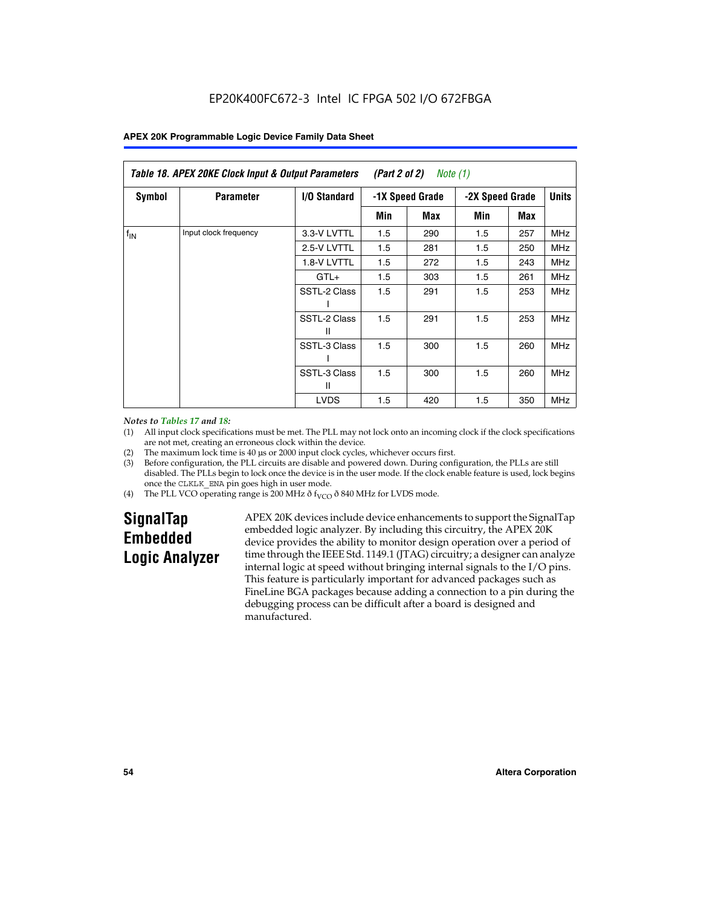EP20K400FC672-3 Intel IC FPGA 502 I/O 672FBGA

| Table 18. APEX 20KE Clock Input & Output Parameters (Part 2 of 2) Note (1) | | | | | | | |
|---|---|---|---|---|---|---|---|
| Symbol | Parameter | I/O Standard | -1X Speed Grade | | -2X Speed Grade | | Units |
| | | | Min | Max | Min | Max | |
| $f_{IN}$ | Input clock frequency | 3.3-V LVTTL | 1.5 | 290 | 1.5 | 257 | MHz |
| | | 2.5-V LVTTL | 1.5 | 281 | 1.5 | 250 | MHz |
| | | 1.8-V LVTTL | 1.5 | 272 | 1.5 | 243 | MHz |
| | | GTL+ | 1.5 | 303 | 1.5 | 261 | MHz |
| | | SSTL-2 Class I | 1.5 | 291 | 1.5 | 253 | MHz |
| | | SSTL-2 Class II | 1.5 | 291 | 1.5 | 253 | MHz |
| | | SSTL-3 Class I | 1.5 | 300 | 1.5 | 260 | MHz |
| | | SSTL-3 Class II | 1.5 | 300 | 1.5 | 260 | MHz |
| | | LVDS | 1.5 | 420 | 1.5 | 350 | MHz |

*Notes to Tables 17 and 18:*

(1) All input clock specifications must be met. The PLL may not lock onto an incoming clock if the clock specifications are not met, creating an erroneous clock within the device.

(2) The maximum lock time is 40 µs or 2000 input clock cycles, whichever occurs first.

(3) Before configuration, the PLL circuits are disable and powered down. During configuration, the PLLs are still disabled. The PLLs begin to lock once the device is in the user mode. If the clock enable feature is used, lock begins once the CLKLK_ENA pin goes high in user mode.

(4) The PLL VCO operating range is 200 MHz ð $f_{VCO}$ ð 840 MHz for LVDS mode.

## SignalTap Embedded Logic Analyzer

APEX 20K devices include device enhancements to support the SignalTap embedded logic analyzer. By including this circuitry, the APEX 20K device provides the ability to monitor design operation over a period of time through the IEEE Std. 1149.1 (JTAG) circuitry; a designer can analyze internal logic at speed without bringing internal signals to the I/O pins. This feature is particularly important for advanced packages such as FineLine BGA packages because adding a connection to a pin during the debugging process can be difficult after a board is designed and manufactured.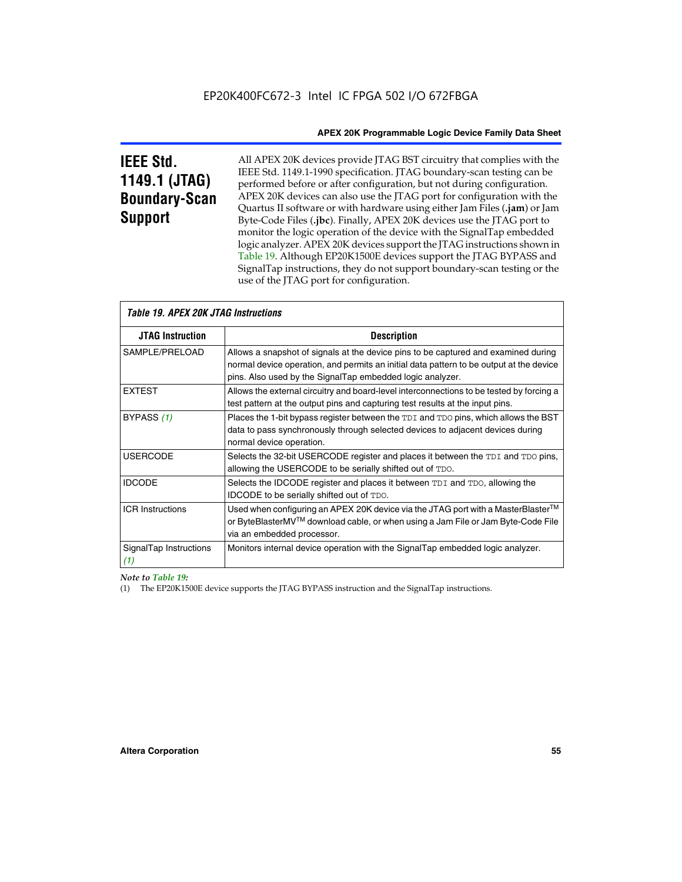# IEEE Std. 1149.1 (JTAG) Boundary-Scan Support

All APEX 20K devices provide JTAG BST circuitry that complies with the IEEE Std. 1149.1-1990 specification. JTAG boundary-scan testing can be performed before or after configuration, but not during configuration. APEX 20K devices can also use the JTAG port for configuration with the Quartus II software or with hardware using either Jam Files (**.jam**) or Jam Byte-Code Files (**.jbc**). Finally, APEX 20K devices use the JTAG port to monitor the logic operation of the device with the SignalTap embedded logic analyzer. APEX 20K devices support the JTAG instructions shown in Table 19. Although EP20K1500E devices support the JTAG BYPASS and SignalTap instructions, they do not support boundary-scan testing or the use of the JTAG port for configuration.

*Table 19. APEX 20K JTAG Instructions*

| JTAG Instruction | Description |
|---|---|
| SAMPLE/PRELOAD | Allows a snapshot of signals at the device pins to be captured and examined during normal device operation, and permits an initial data pattern to be output at the device pins. Also used by the SignalTap embedded logic analyzer. |
| EXTEST | Allows the external circuitry and board-level interconnections to be tested by forcing a test pattern at the output pins and capturing test results at the input pins. |
| BYPASS *(1)* | Places the 1-bit bypass register between the `TDI` and `TDO` pins, which allows the BST data to pass synchronously through selected devices to adjacent devices during normal device operation. |
| USERCODE | Selects the 32-bit USERCODE register and places it between the `TDI` and `TDO` pins, allowing the USERCODE to be serially shifted out of `TDO`. |
| IDCODE | Selects the IDCODE register and places it between `TDI` and `TDO`, allowing the IDCODE to be serially shifted out of `TDO`. |
| ICR Instructions | Used when configuring an APEX 20K device via the JTAG port with a MasterBlaster™ or ByteBlasterMV™ download cable, or when using a Jam File or Jam Byte-Code File via an embedded processor. |
| SignalTap Instructions *(1)* | Monitors internal device operation with the SignalTap embedded logic analyzer. |

*Note to Table 19:*

(1) The EP20K1500E device supports the JTAG BYPASS instruction and the SignalTap instructions.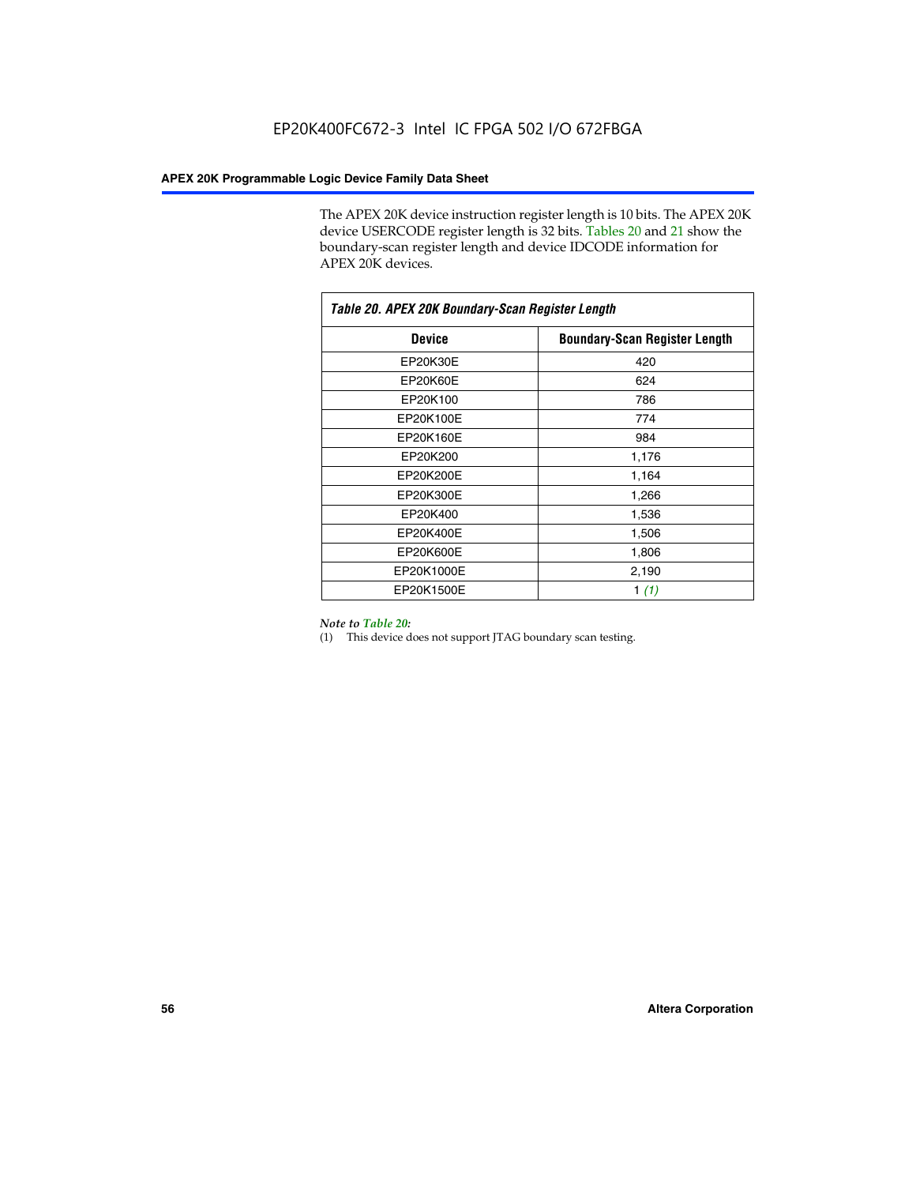The APEX 20K device instruction register length is 10 bits. The APEX 20K device USERCODE register length is 32 bits. Tables 20 and 21 show the boundary-scan register length and device IDCODE information for APEX 20K devices.

*Table 20. APEX 20K Boundary-Scan Register Length*

| Device | Boundary-Scan Register Length |
|---|---|
| EP20K30E | 420 |
| EP20K60E | 624 |
| EP20K100 | 786 |
| EP20K100E | 774 |
| EP20K160E | 984 |
| EP20K200 | 1,176 |
| EP20K200E | 1,164 |
| EP20K300E | 1,266 |
| EP20K400 | 1,536 |
| EP20K400E | 1,506 |
| EP20K600E | 1,806 |
| EP20K1000E | 2,190 |
| EP20K1500E | 1 *(1)* |

*Note to Table 20:*

(1) This device does not support JTAG boundary scan testing.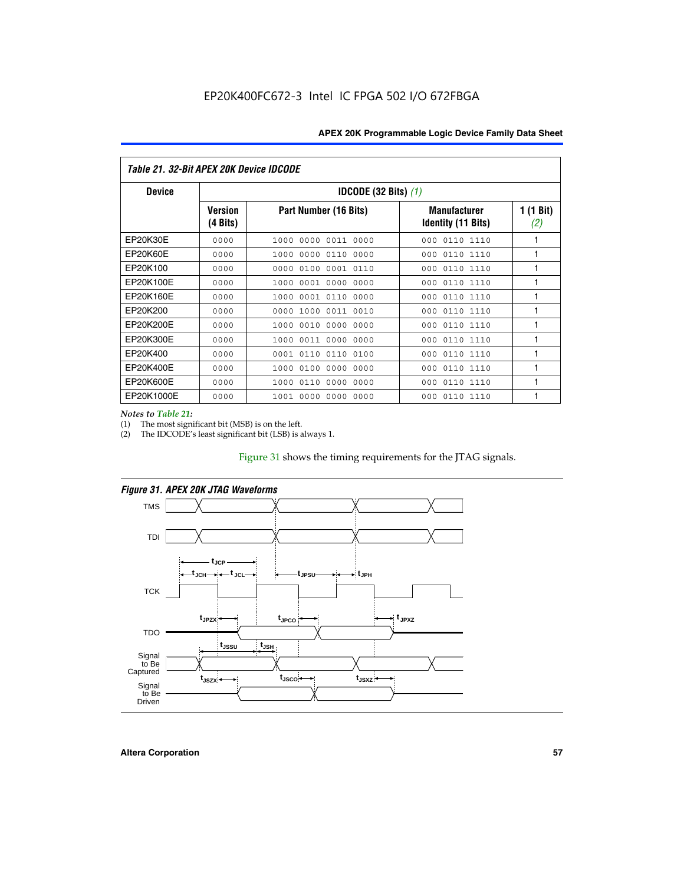**Table 21. 32-Bit APEX 20K Device IDCODE**

| Device | IDCODE (32 Bits) *(1)* | | | |
|---|---|---|---|---|
| | Version (4 Bits) | Part Number (16 Bits) | Manufacturer Identity (11 Bits) | 1 (1 Bit) *(2)* |
| EP20K30E | 0000 | 1000 0000 0011 0000 | 000 0110 1110 | 1 |
| EP20K60E | 0000 | 1000 0000 0110 0000 | 000 0110 1110 | 1 |
| EP20K100 | 0000 | 0000 0100 0001 0110 | 000 0110 1110 | 1 |
| EP20K100E | 0000 | 1000 0001 0000 0000 | 000 0110 1110 | 1 |
| EP20K160E | 0000 | 1000 0001 0110 0000 | 000 0110 1110 | 1 |
| EP20K200 | 0000 | 0000 1000 0011 0010 | 000 0110 1110 | 1 |
| EP20K200E | 0000 | 1000 0010 0000 0000 | 000 0110 1110 | 1 |
| EP20K300E | 0000 | 1000 0011 0000 0000 | 000 0110 1110 | 1 |
| EP20K400 | 0000 | 0001 0110 0110 0100 | 000 0110 1110 | 1 |
| EP20K400E | 0000 | 1000 0100 0000 0000 | 000 0110 1110 | 1 |
| EP20K600E | 0000 | 1000 0110 0000 0000 | 000 0110 1110 | 1 |
| EP20K1000E | 0000 | 1001 0000 0000 0000 | 000 0110 1110 | 1 |

*Notes to Table 21:*

(1) The most significant bit (MSB) is on the left.

(2) The IDCODE's least significant bit (LSB) is always 1.

Figure 31 shows the timing requirements for the JTAG signals.

**Figure 31. APEX 20K JTAG Waveforms**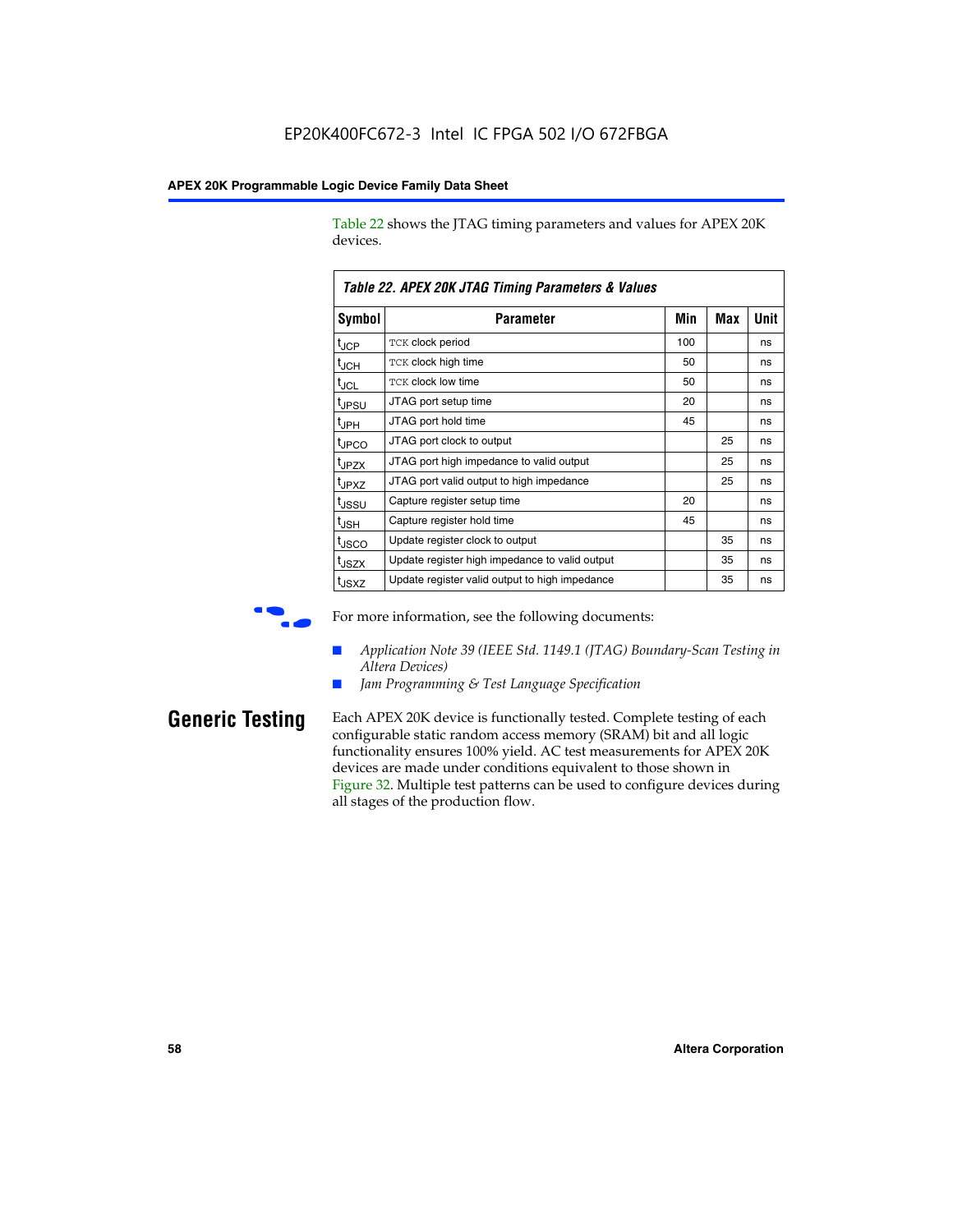Table 22 shows the JTAG timing parameters and values for APEX 20K devices.

**Table 22. APEX 20K JTAG Timing Parameters & Values**

| Symbol | Parameter | Min | Max | Unit |
|---|---|---|---|---|
| $t_{JCP}$ | TCK clock period | 100 | | ns |
| $t_{JCH}$ | TCK clock high time | 50 | | ns |
| $t_{JCL}$ | TCK clock low time | 50 | | ns |
| $t_{JPSU}$ | JTAG port setup time | 20 | | ns |
| $t_{JPH}$ | JTAG port hold time | 45 | | ns |
| $t_{JPCO}$ | JTAG port clock to output | | 25 | ns |
| $t_{JPZX}$ | JTAG port high impedance to valid output | | 25 | ns |
| $t_{JPXZ}$ | JTAG port valid output to high impedance | | 25 | ns |
| $t_{JSSU}$ | Capture register setup time | 20 | | ns |
| $t_{JSH}$ | Capture register hold time | 45 | | ns |
| $t_{JSCO}$ | Update register clock to output | | 35 | ns |
| $t_{JSZX}$ | Update register high impedance to valid output | | 35 | ns |
| $t_{JSXZ}$ | Update register valid output to high impedance | | 35 | ns |

For more information, see the following documents:

- *Application Note 39 (IEEE Std. 1149.1 (JTAG) Boundary-Scan Testing in Altera Devices)*
- *Jam Programming & Test Language Specification*

## Generic Testing

Each APEX 20K device is functionally tested. Complete testing of each configurable static random access memory (SRAM) bit and all logic functionality ensures 100% yield. AC test measurements for APEX 20K devices are made under conditions equivalent to those shown in Figure 32. Multiple test patterns can be used to configure devices during all stages of the production flow.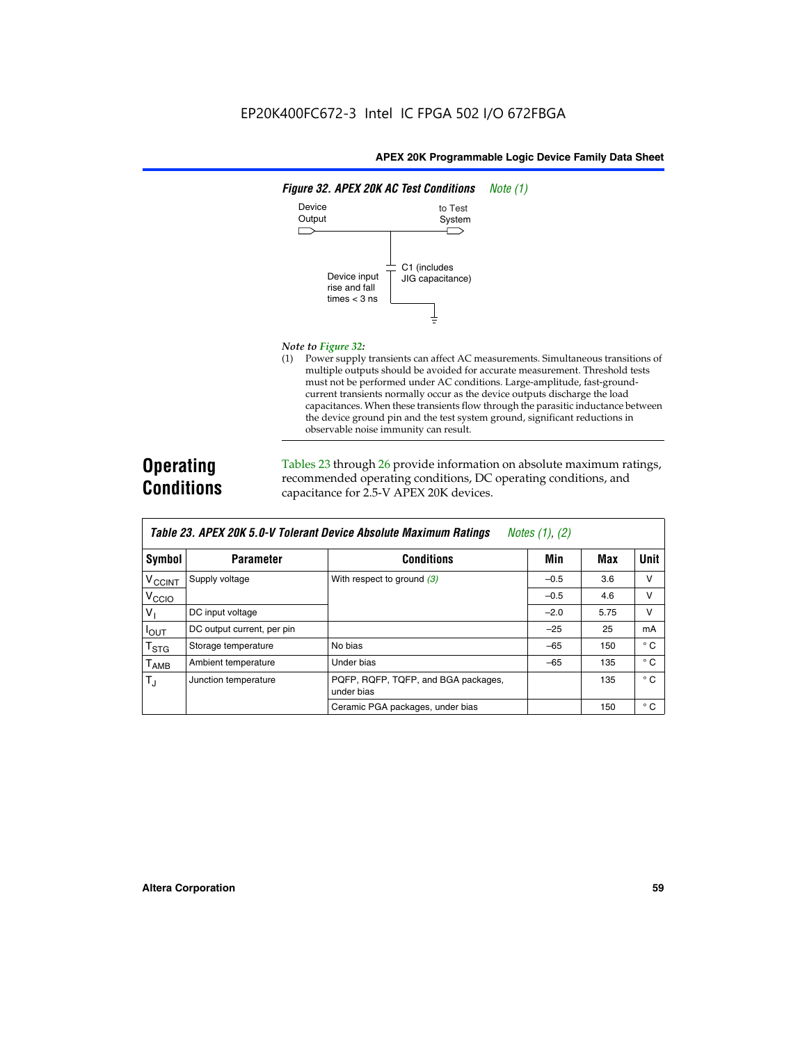**Figure 32. APEX 20K AC Test Conditions** *Note (1)*

Device Output

to Test System

C1 (includes JIG capacitance)

Device input rise and fall times < 3 ns

*Note to Figure 32:*

(1) Power supply transients can affect AC measurements. Simultaneous transitions of multiple outputs should be avoided for accurate measurement. Threshold tests must not be performed under AC conditions. Large-amplitude, fast-ground-current transients normally occur as the device outputs discharge the load capacitances. When these transients flow through the parasitic inductance between the device ground pin and the test system ground, significant reductions in observable noise immunity can result.

# Operating Conditions

Tables 23 through 26 provide information on absolute maximum ratings, recommended operating conditions, DC operating conditions, and capacitance for 2.5-V APEX 20K devices.

**Table 23. APEX 20K 5.0-V Tolerant Device Absolute Maximum Ratings** *Notes (1), (2)*

| Symbol | Parameter | Conditions | Min | Max | Unit |
|---|---|---|---|---|---|
| $V_{CCINT}$ | Supply voltage | With respect to ground *(3)* | –0.5 | 3.6 | V |
| $V_{CCIO}$ | | | –0.5 | 4.6 | V |
| $V_I$ | DC input voltage | | –2.0 | 5.75 | V |
| $I_{OUT}$ | DC output current, per pin | | –25 | 25 | mA |
| $T_{STG}$ | Storage temperature | No bias | –65 | 150 | ° C |
| $T_{AMB}$ | Ambient temperature | Under bias | –65 | 135 | ° C |
| $T_J$ | Junction temperature | PQFP, RQFP, TQFP, and BGA packages, under bias | | 135 | ° C |
| | | Ceramic PGA packages, under bias | | 150 | ° C |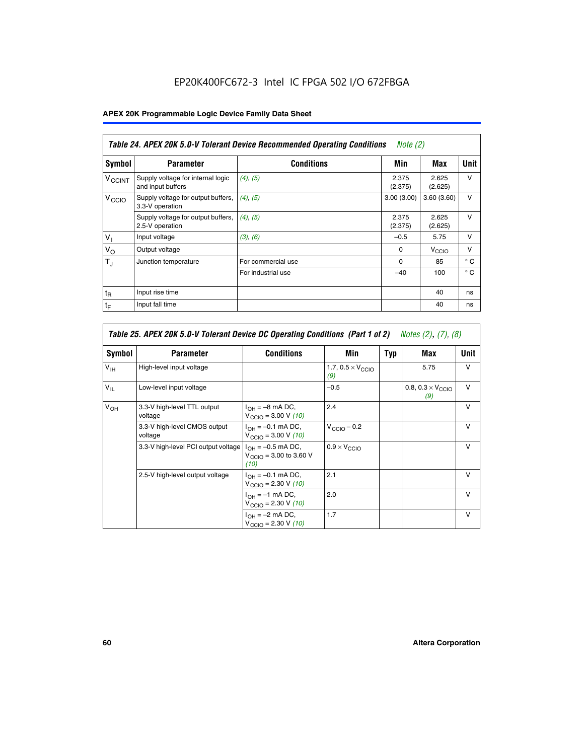EP20K400FC672-3 Intel IC FPGA 502 I/O 672FBGA

**APEX 20K Programmable Logic Device Family Data Sheet**

| *Table 24. APEX 20K 5.0-V Tolerant Device Recommended Operating Conditions* *Note (2)* | | | | | |
|---|---|---|---|---|---|
| **Symbol** | **Parameter** | **Conditions** | **Min** | **Max** | **Unit** |
| $V_{CCINT}$ | Supply voltage for internal logic and input buffers | *(4)*, *(5)* | 2.375 (2.375) | 2.625 (2.625) | V |
| $V_{CCIO}$ | Supply voltage for output buffers, 3.3-V operation | *(4)*, *(5)* | 3.00 (3.00) | 3.60 (3.60) | V |
| | Supply voltage for output buffers, 2.5-V operation | *(4)*, *(5)* | 2.375 (2.375) | 2.625 (2.625) | V |
| $V_I$ | Input voltage | *(3)*, *(6)* | –0.5 | 5.75 | V |
| $V_O$ | Output voltage | | 0 | $V_{CCIO}$ | V |
| $T_J$ | Junction temperature | For commercial use | 0 | 85 | ° C |
| | | For industrial use | –40 | 100 | ° C |
| $t_R$ | Input rise time | | | 40 | ns |
| $t_F$ | Input fall time | | | 40 | ns |

| *Table 25. APEX 20K 5.0-V Tolerant Device DC Operating Conditions (Part 1 of 2)* *Notes (2), (7), (8)* | | | | | | |
|---|---|---|---|---|---|---|
| **Symbol** | **Parameter** | **Conditions** | **Min** | **Typ** | **Max** | **Unit** |
| $V_{IH}$ | High-level input voltage | | 1.7, $0.5 \times V_{CCIO}$ *(9)* | | 5.75 | V |
| $V_{IL}$ | Low-level input voltage | | –0.5 | | 0.8, $0.3 \times V_{CCIO}$ *(9)* | V |
| $V_{OH}$ | 3.3-V high-level TTL output voltage | $I_{OH}$ = –8 mA DC, $V_{CCIO}$ = 3.00 V *(10)* | 2.4 | | | V |
| | 3.3-V high-level CMOS output voltage | $I_{OH}$ = –0.1 mA DC, $V_{CCIO}$ = 3.00 V *(10)* | $V_{CCIO}$ – 0.2 | | | V |
| | 3.3-V high-level PCI output voltage | $I_{OH}$ = –0.5 mA DC, $V_{CCIO}$ = 3.00 to 3.60 V *(10)* | $0.9 \times V_{CCIO}$ | | | V |
| | 2.5-V high-level output voltage | $I_{OH}$ = –0.1 mA DC, $V_{CCIO}$ = 2.30 V *(10)* | 2.1 | | | V |
| | | $I_{OH}$ = –1 mA DC, $V_{CCIO}$ = 2.30 V *(10)* | 2.0 | | | V |
| | | $I_{OH}$ = –2 mA DC, $V_{CCIO}$ = 2.30 V *(10)* | 1.7 | | | V |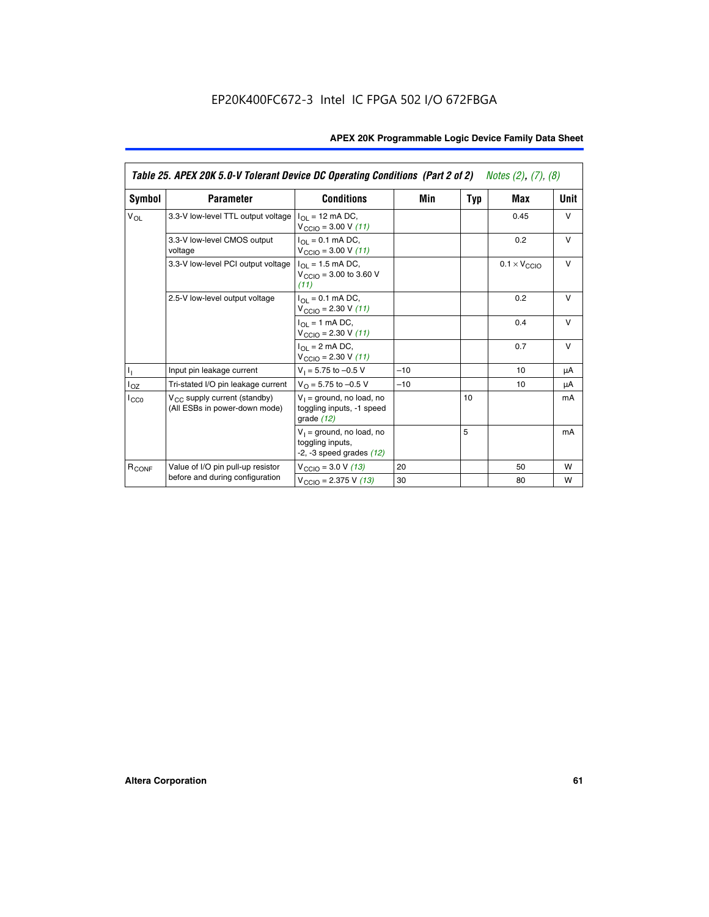EP20K400FC672-3 Intel IC FPGA 502 I/O 672FBGA

| Table 25. APEX 20K 5.0-V Tolerant Device DC Operating Conditions (Part 2 of 2) Notes (2), (7), (8) | | | | | | |
|---|---|---|---|---|---|---|
| **Symbol** | **Parameter** | **Conditions** | **Min** | **Typ** | **Max** | **Unit** |
| $V_{OL}$ | 3.3-V low-level TTL output voltage | $I_{OL}$ = 12 mA DC, $V_{CCIO}$ = 3.00 V *(11)* | | | 0.45 | V |
| | 3.3-V low-level CMOS output voltage | $I_{OL}$ = 0.1 mA DC, $V_{CCIO}$ = 3.00 V *(11)* | | | 0.2 | V |
| | 3.3-V low-level PCI output voltage | $I_{OL}$ = 1.5 mA DC, $V_{CCIO}$ = 3.00 to 3.60 V *(11)* | | | $0.1 \times V_{CCIO}$ | V |
| | 2.5-V low-level output voltage | $I_{OL}$ = 0.1 mA DC, $V_{CCIO}$ = 2.30 V *(11)* | | | 0.2 | V |
| | | $I_{OL}$ = 1 mA DC, $V_{CCIO}$ = 2.30 V *(11)* | | | 0.4 | V |
| | | $I_{OL}$ = 2 mA DC, $V_{CCIO}$ = 2.30 V *(11)* | | | 0.7 | V |
| $I_I$ | Input pin leakage current | $V_I$ = 5.75 to –0.5 V | –10 | | 10 | µA |
| $I_{OZ}$ | Tri-stated I/O pin leakage current | $V_O$ = 5.75 to –0.5 V | –10 | | 10 | µA |
| $I_{CC0}$ | $V_{CC}$ supply current (standby) (All ESBs in power-down mode) | $V_I$ = ground, no load, no toggling inputs, -1 speed grade *(12)* | | 10 | | mA |
| | | $V_I$ = ground, no load, no toggling inputs, -2, -3 speed grades *(12)* | | 5 | | mA |
| $R_{CONF}$ | Value of I/O pin pull-up resistor before and during configuration | $V_{CCIO}$ = 3.0 V *(13)* | 20 | | 50 | W |
| | | $V_{CCIO}$ = 2.375 V *(13)* | 30 | | 80 | W |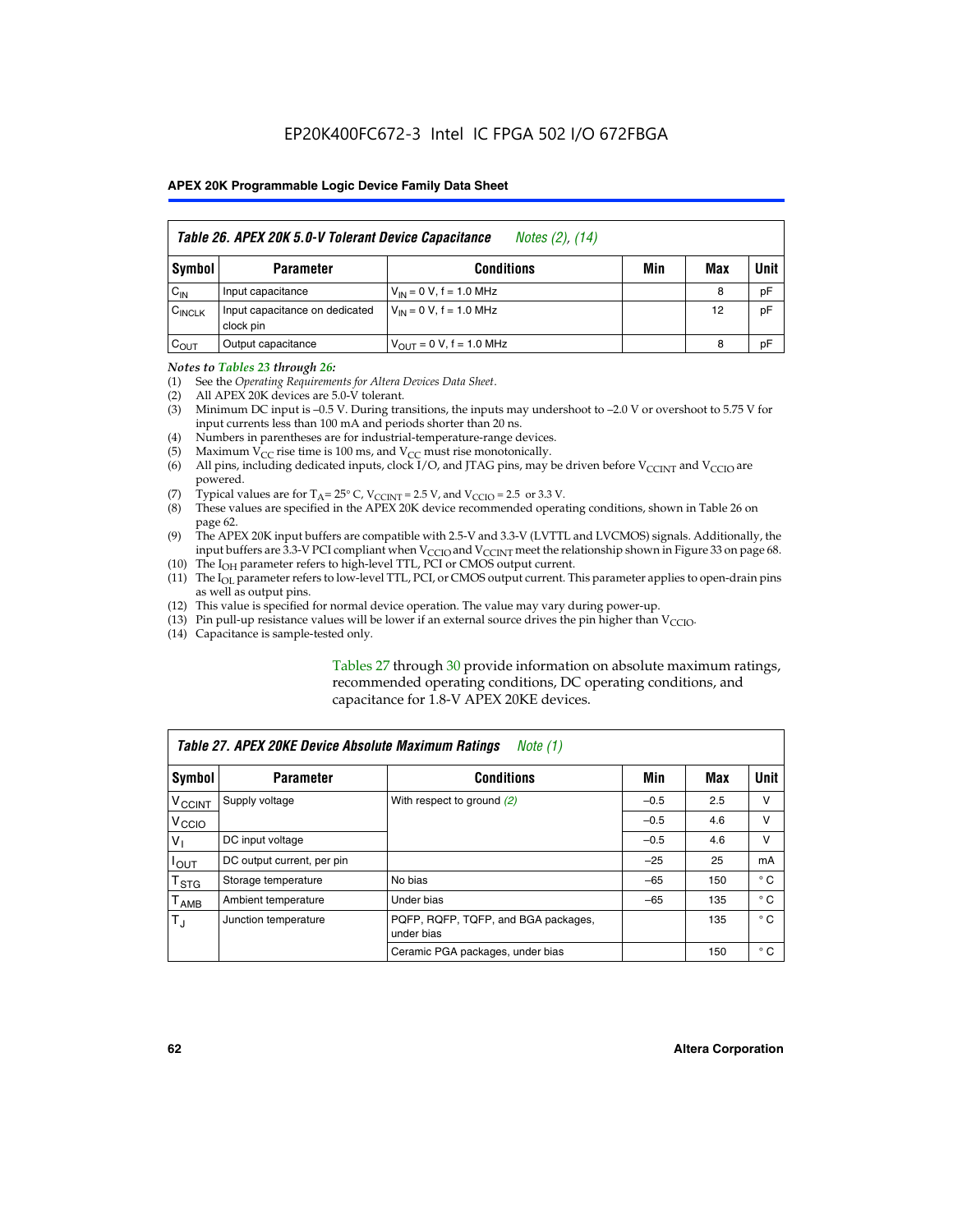EP20K400FC672-3 Intel IC FPGA 502 I/O 672FBGA

| Table 26. APEX 20K 5.0-V Tolerant Device Capacitance *Notes (2), (14)* | | | | | |
|---|---|---|---|---|---|
| **Symbol** | **Parameter** | **Conditions** | **Min** | **Max** | **Unit** |
| $C_{IN}$ | Input capacitance | $V_{IN}$ = 0 V, f = 1.0 MHz | | 8 | pF |
| $C_{INCLK}$ | Input capacitance on dedicated clock pin | $V_{IN}$ = 0 V, f = 1.0 MHz | | 12 | pF |
| $C_{OUT}$ | Output capacitance | $V_{OUT}$ = 0 V, f = 1.0 MHz | | 8 | pF |

*Notes to Tables 23 through 26:*

(1) See the *Operating Requirements for Altera Devices Data Sheet*.
(2) All APEX 20K devices are 5.0-V tolerant.
(3) Minimum DC input is –0.5 V. During transitions, the inputs may undershoot to –2.0 V or overshoot to 5.75 V for input currents less than 100 mA and periods shorter than 20 ns.
(4) Numbers in parentheses are for industrial-temperature-range devices.
(5) Maximum $V_{CC}$ rise time is 100 ms, and $V_{CC}$ must rise monotonically.
(6) All pins, including dedicated inputs, clock I/O, and JTAG pins, may be driven before $V_{CCINT}$ and $V_{CCIO}$ are powered.
(7) Typical values are for $T_A$= 25° C, $V_{CCINT}$ = 2.5 V, and $V_{CCIO}$ = 2.5 or 3.3 V.
(8) These values are specified in the APEX 20K device recommended operating conditions, shown in Table 26 on page 62.
(9) The APEX 20K input buffers are compatible with 2.5-V and 3.3-V (LVTTL and LVCMOS) signals. Additionally, the input buffers are 3.3-V PCI compliant when $V_{CCIO}$ and $V_{CCINT}$ meet the relationship shown in Figure 33 on page 68.
(10) The $I_{OH}$ parameter refers to high-level TTL, PCI or CMOS output current.
(11) The $I_{OL}$ parameter refers to low-level TTL, PCI, or CMOS output current. This parameter applies to open-drain pins as well as output pins.
(12) This value is specified for normal device operation. The value may vary during power-up.
(13) Pin pull-up resistance values will be lower if an external source drives the pin higher than $V_{CCIO}$.
(14) Capacitance is sample-tested only.

Tables 27 through 30 provide information on absolute maximum ratings, recommended operating conditions, DC operating conditions, and capacitance for 1.8-V APEX 20KE devices.

| Table 27. APEX 20KE Device Absolute Maximum Ratings *Note (1)* | | | | | |
|---|---|---|---|---|---|
| **Symbol** | **Parameter** | **Conditions** | **Min** | **Max** | **Unit** |
| $V_{CCINT}$ | Supply voltage | With respect to ground *(2)* | –0.5 | 2.5 | V |
| $V_{CCIO}$ | | | –0.5 | 4.6 | V |
| $V_I$ | DC input voltage | | –0.5 | 4.6 | V |
| $I_{OUT}$ | DC output current, per pin | | –25 | 25 | mA |
| $T_{STG}$ | Storage temperature | No bias | –65 | 150 | ° C |
| $T_{AMB}$ | Ambient temperature | Under bias | –65 | 135 | ° C |
| $T_J$ | Junction temperature | PQFP, RQFP, TQFP, and BGA packages, under bias | | 135 | ° C |
| | | Ceramic PGA packages, under bias | | 150 | ° C |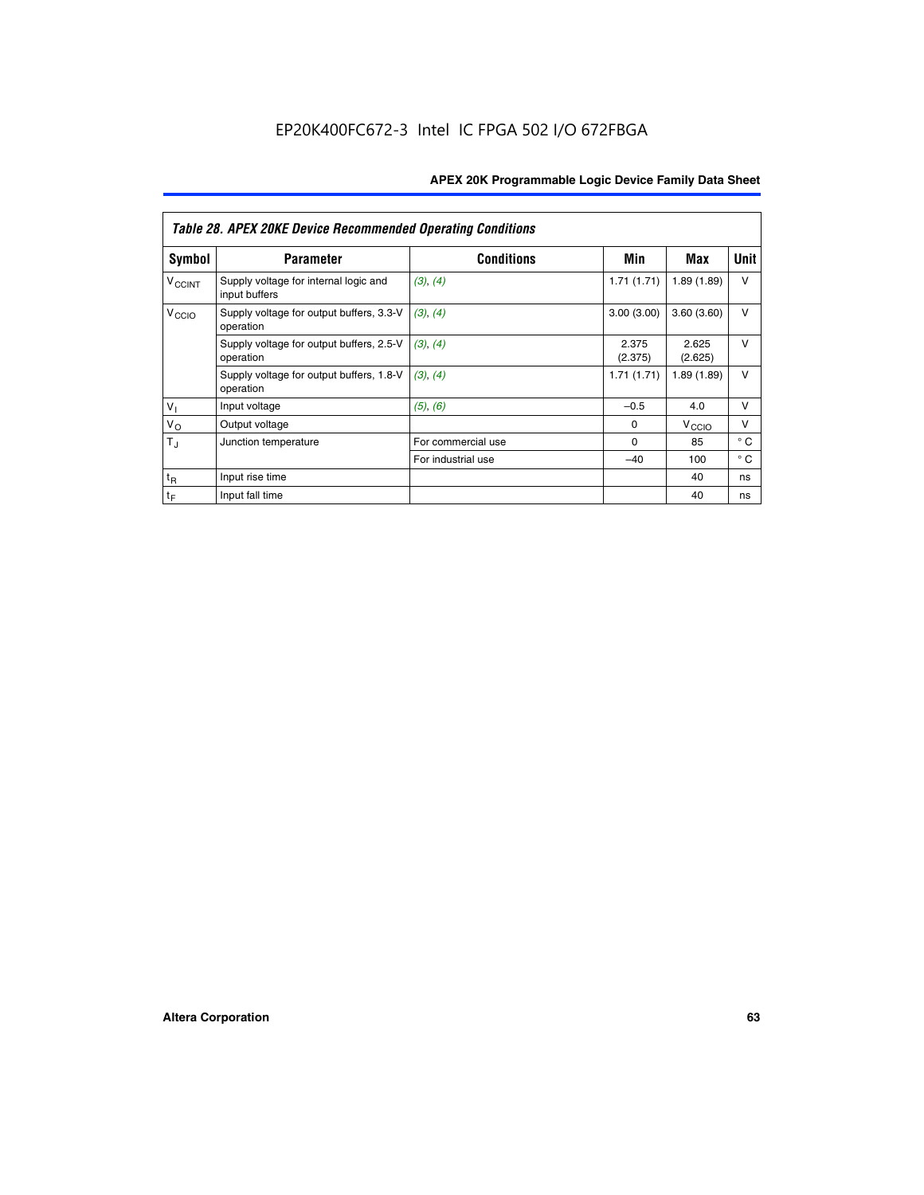EP20K400FC672-3 Intel IC FPGA 502 I/O 672FBGA

| *Table 28. APEX 20KE Device Recommended Operating Conditions* | | | | | |
|---|---|---|---|---|---|
| **Symbol** | **Parameter** | **Conditions** | **Min** | **Max** | **Unit** |
| $V_{CCINT}$ | Supply voltage for internal logic and input buffers | *(3)*, *(4)* | 1.71 (1.71) | 1.89 (1.89) | V |
| $V_{CCIO}$ | Supply voltage for output buffers, 3.3-V operation | *(3)*, *(4)* | 3.00 (3.00) | 3.60 (3.60) | V |
| | Supply voltage for output buffers, 2.5-V operation | *(3)*, *(4)* | 2.375 (2.375) | 2.625 (2.625) | V |
| | Supply voltage for output buffers, 1.8-V operation | *(3)*, *(4)* | 1.71 (1.71) | 1.89 (1.89) | V |
| $V_I$ | Input voltage | *(5)*, *(6)* | –0.5 | 4.0 | V |
| $V_O$ | Output voltage | | 0 | $V_{CCIO}$ | V |
| $T_J$ | Junction temperature | For commercial use | 0 | 85 | ° C |
| | | For industrial use | –40 | 100 | ° C |
| $t_R$ | Input rise time | | | 40 | ns |
| $t_F$ | Input fall time | | | 40 | ns |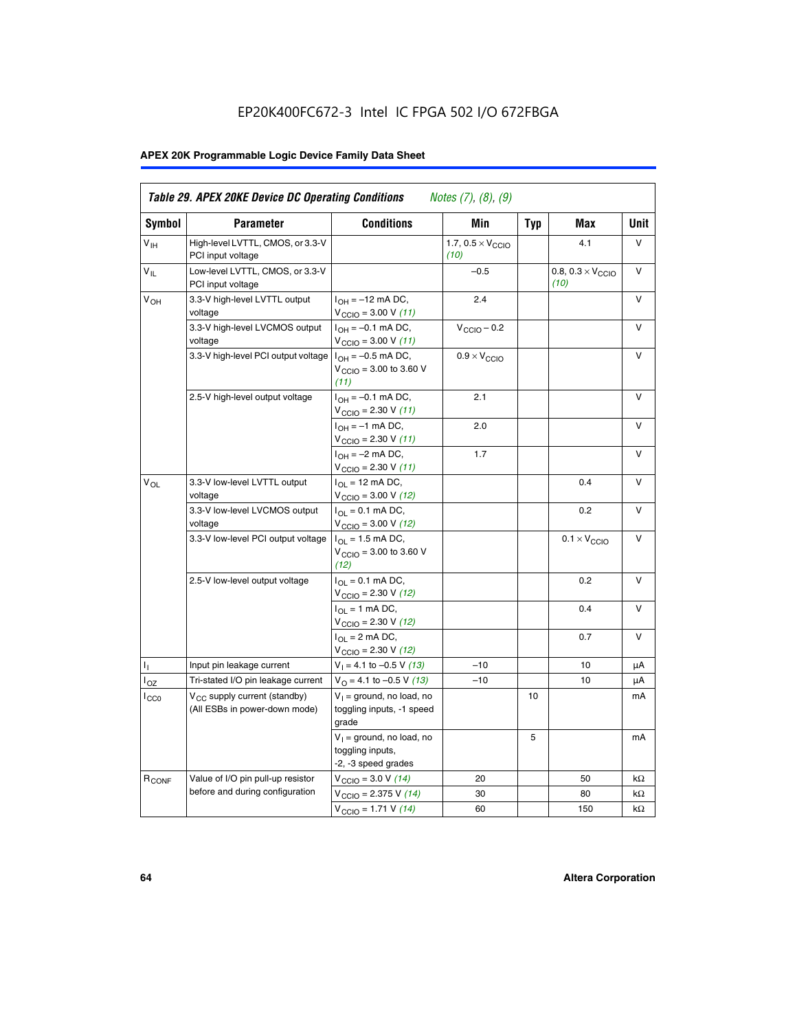*Table 29. APEX 20KE Device DC Operating Conditions Notes (7), (8), (9)*

| Symbol | Parameter | Conditions | Min | Typ | Max | Unit |
|---|---|---|---|---|---|---|
| $V_{IH}$ | High-level LVTTL, CMOS, or 3.3-V PCI input voltage | | 1.7, 0.5 × $V_{CCIO}$ *(10)* | | 4.1 | V |
| $V_{IL}$ | Low-level LVTTL, CMOS, or 3.3-V PCI input voltage | | –0.5 | | 0.8, 0.3 × $V_{CCIO}$ *(10)* | V |
| $V_{OH}$ | 3.3-V high-level LVTTL output voltage | $I_{OH}$ = –12 mA DC, $V_{CCIO}$ = 3.00 V *(11)* | 2.4 | | | V |
| | 3.3-V high-level LVCMOS output voltage | $I_{OH}$ = –0.1 mA DC, $V_{CCIO}$ = 3.00 V *(11)* | $V_{CCIO}$ – 0.2 | | | V |
| | 3.3-V high-level PCI output voltage | $I_{OH}$ = –0.5 mA DC, $V_{CCIO}$ = 3.00 to 3.60 V *(11)* | 0.9 × $V_{CCIO}$ | | | V |
| | 2.5-V high-level output voltage | $I_{OH}$ = –0.1 mA DC, $V_{CCIO}$ = 2.30 V *(11)* | 2.1 | | | V |
| | | $I_{OH}$ = –1 mA DC, $V_{CCIO}$ = 2.30 V *(11)* | 2.0 | | | V |
| | | $I_{OH}$ = –2 mA DC, $V_{CCIO}$ = 2.30 V *(11)* | 1.7 | | | V |
| $V_{OL}$ | 3.3-V low-level LVTTL output voltage | $I_{OL}$ = 12 mA DC, $V_{CCIO}$ = 3.00 V *(12)* | | | 0.4 | V |
| | 3.3-V low-level LVCMOS output voltage | $I_{OL}$ = 0.1 mA DC, $V_{CCIO}$ = 3.00 V *(12)* | | | 0.2 | V |
| | 3.3-V low-level PCI output voltage | $I_{OL}$ = 1.5 mA DC, $V_{CCIO}$ = 3.00 to 3.60 V *(12)* | | | 0.1 × $V_{CCIO}$ | V |
| | 2.5-V low-level output voltage | $I_{OL}$ = 0.1 mA DC, $V_{CCIO}$ = 2.30 V *(12)* | | | 0.2 | V |
| | | $I_{OL}$ = 1 mA DC, $V_{CCIO}$ = 2.30 V *(12)* | | | 0.4 | V |
| | | $I_{OL}$ = 2 mA DC, $V_{CCIO}$ = 2.30 V *(12)* | | | 0.7 | V |
| $I_I$ | Input pin leakage current | $V_I$ = 4.1 to –0.5 V *(13)* | –10 | | 10 | µA |
| $I_{OZ}$ | Tri-stated I/O pin leakage current | $V_O$ = 4.1 to –0.5 V *(13)* | –10 | | 10 | µA |
| $I_{CC0}$ | $V_{CC}$ supply current (standby) (All ESBs in power-down mode) | $V_I$ = ground, no load, no toggling inputs, -1 speed grade | | 10 | | mA |
| | | $V_I$ = ground, no load, no toggling inputs, -2, -3 speed grades | | 5 | | mA |
| $R_{CONF}$ | Value of I/O pin pull-up resistor before and during configuration | $V_{CCIO}$ = 3.0 V *(14)* | 20 | | 50 | kΩ |
| | | $V_{CCIO}$ = 2.375 V *(14)* | 30 | | 80 | kΩ |
| | | $V_{CCIO}$ = 1.71 V *(14)* | 60 | | 150 | kΩ |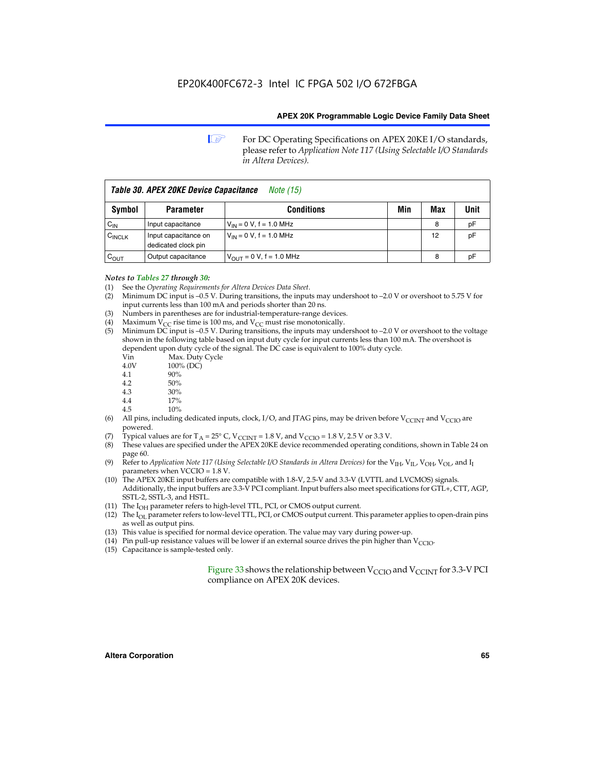For DC Operating Specifications on APEX 20KE I/O standards, please refer to *Application Note 117 (Using Selectable I/O Standards in Altera Devices).*

**Table 30. APEX 20KE Device Capacitance** *Note (15)*

| Symbol | Parameter | Conditions | Min | Max | Unit |
|---|---|---|---|---|---|
| $C_{IN}$ | Input capacitance | $V_{IN}$ = 0 V, f = 1.0 MHz | | 8 | pF |
| $C_{INCLK}$ | Input capacitance on dedicated clock pin | $V_{IN}$ = 0 V, f = 1.0 MHz | | 12 | pF |
| $C_{OUT}$ | Output capacitance | $V_{OUT}$ = 0 V, f = 1.0 MHz | | 8 | pF |

***Notes to Tables 27 through 30:***

(1) See the *Operating Requirements for Altera Devices Data Sheet*.
(2) Minimum DC input is –0.5 V. During transitions, the inputs may undershoot to –2.0 V or overshoot to 5.75 V for input currents less than 100 mA and periods shorter than 20 ns.
(3) Numbers in parentheses are for industrial-temperature-range devices.
(4) Maximum $V_{CC}$ rise time is 100 ms, and $V_{CC}$ must rise monotonically.
(5) Minimum DC input is –0.5 V. During transitions, the inputs may undershoot to –2.0 V or overshoot to the voltage shown in the following table based on input duty cycle for input currents less than 100 mA. The overshoot is dependent upon duty cycle of the signal. The DC case is equivalent to 100% duty cycle.

| Vin | Max. Duty Cycle |
|---|---|
| 4.0V | 100% (DC) |
| 4.1 | 90% |
| 4.2 | 50% |
| 4.3 | 30% |
| 4.4 | 17% |
| 4.5 | 10% |

(6) All pins, including dedicated inputs, clock, I/O, and JTAG pins, may be driven before $V_{CCINT}$ and $V_{CCIO}$ are powered.
(7) Typical values are for $T_A$ = 25° C, $V_{CCINT}$ = 1.8 V, and $V_{CCIO}$ = 1.8 V, 2.5 V or 3.3 V.
(8) These values are specified under the APEX 20KE device recommended operating conditions, shown in Table 24 on page 60.
(9) Refer to *Application Note 117 (Using Selectable I/O Standards in Altera Devices)* for the $V_{IH}$, $V_{IL}$, $V_{OH}$, $V_{OL}$, and $I_I$ parameters when VCCIO = 1.8 V.
(10) The APEX 20KE input buffers are compatible with 1.8-V, 2.5-V and 3.3-V (LVTTL and LVCMOS) signals. Additionally, the input buffers are 3.3-V PCI compliant. Input buffers also meet specifications for GTL+, CTT, AGP, SSTL-2, SSTL-3, and HSTL.
(11) The $I_{OH}$ parameter refers to high-level TTL, PCI, or CMOS output current.
(12) The $I_{OL}$ parameter refers to low-level TTL, PCI, or CMOS output current. This parameter applies to open-drain pins as well as output pins.
(13) This value is specified for normal device operation. The value may vary during power-up.
(14) Pin pull-up resistance values will be lower if an external source drives the pin higher than $V_{CCIO}$.
(15) Capacitance is sample-tested only.

Figure 33 shows the relationship between $V_{CCIO}$ and $V_{CCINT}$ for 3.3-V PCI compliance on APEX 20K devices.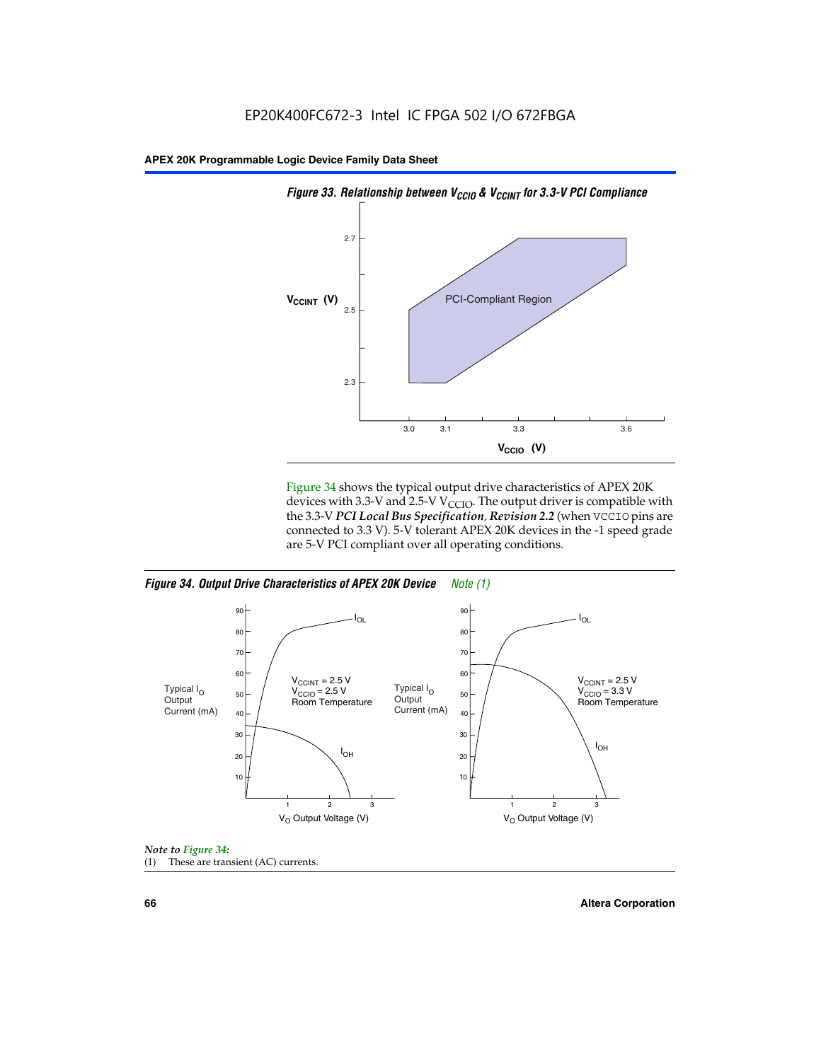*Figure 33. Relationship between $V_{CCIO}$ & $V_{CCINT}$ for 3.3-V PCI Compliance*

Figure 34 shows the typical output drive characteristics of APEX 20K devices with 3.3-V and 2.5-V $V_{CCIO}$. The output driver is compatible with the 3.3-V ***PCI Local Bus Specification, Revision 2.2*** (when VCCIO pins are connected to 3.3 V). 5-V tolerant APEX 20K devices in the -1 speed grade are 5-V PCI compliant over all operating conditions.

*Figure 34. Output Drive Characteristics of APEX 20K Device* *Note (1)*

*Note to Figure 34:*

(1) These are transient (AC) currents.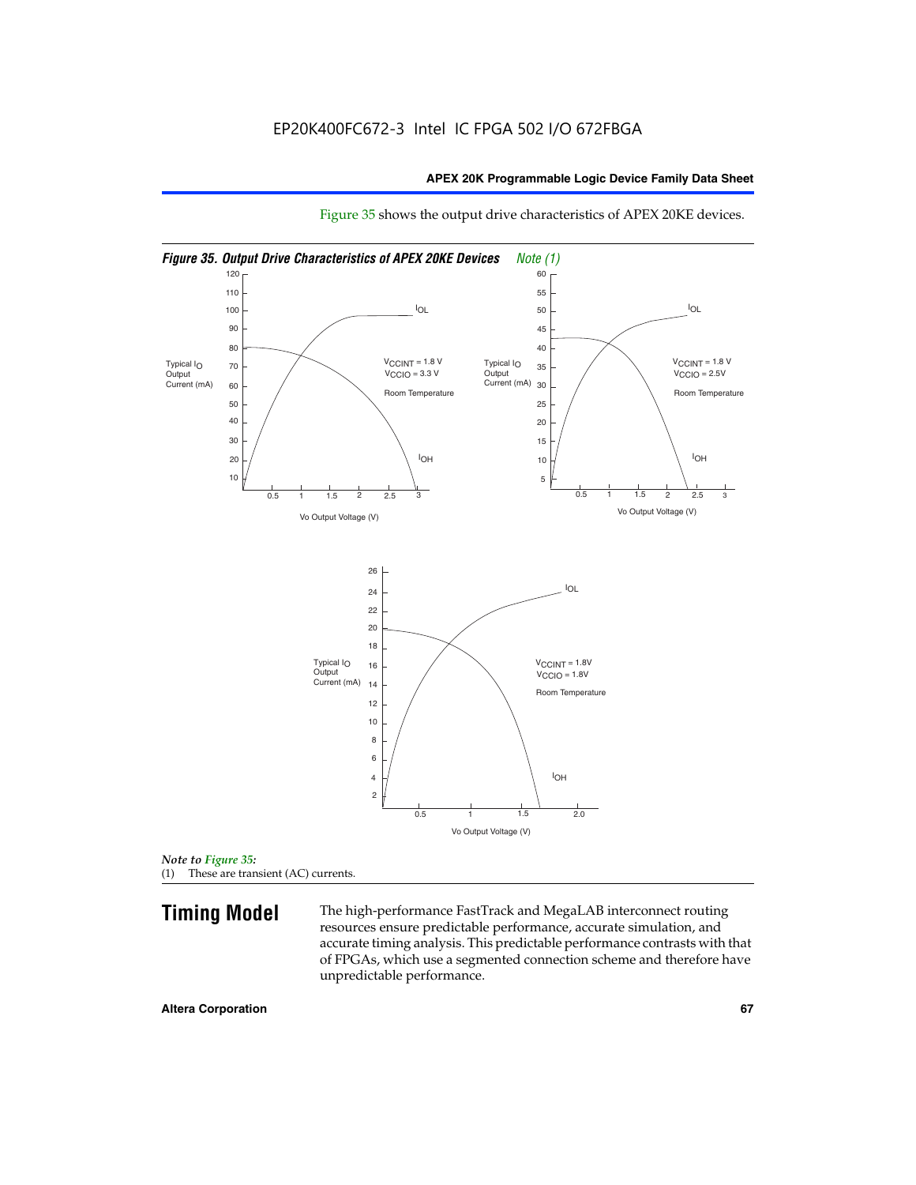Figure 35 shows the output drive characteristics of APEX 20KE devices.

*Figure 35. Output Drive Characteristics of APEX 20KE Devices* *Note (1)*

*Note to Figure 35:*

(1) These are transient (AC) currents.

## Timing Model

The high-performance FastTrack and MegaLAB interconnect routing resources ensure predictable performance, accurate simulation, and accurate timing analysis. This predictable performance contrasts with that of FPGAs, which use a segmented connection scheme and therefore have unpredictable performance.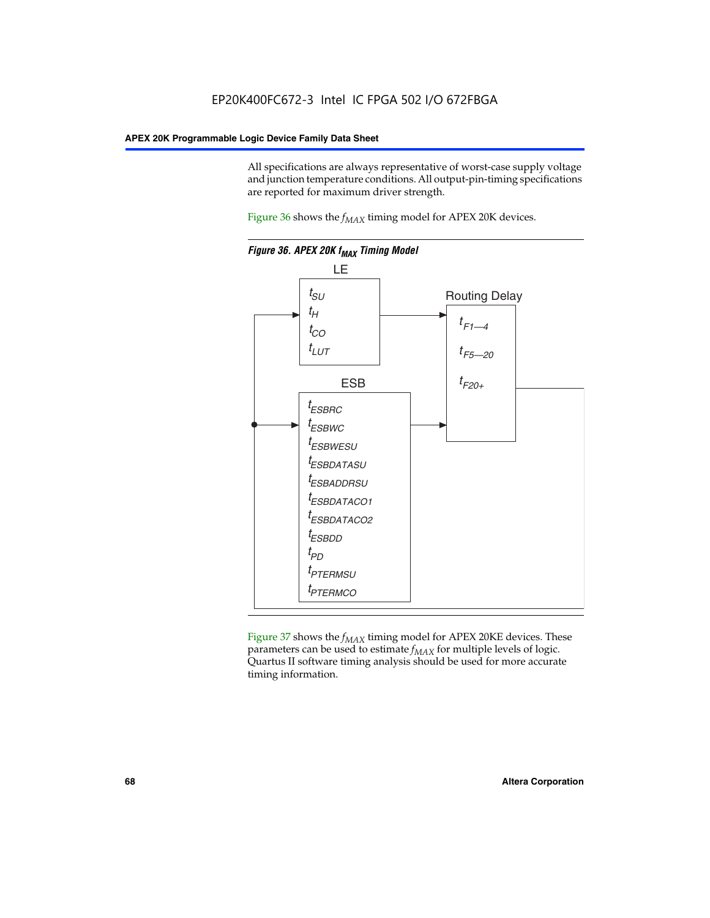All specifications are always representative of worst-case supply voltage and junction temperature conditions. All output-pin-timing specifications are reported for maximum driver strength.

Figure 36 shows the $f_{MAX}$ timing model for APEX 20K devices.

***Figure 36. APEX 20K $f_{MAX}$ Timing Model***

LE

$t_{SU}$
$t_H$
$t_{CO}$
$t_{LUT}$

Routing Delay

$t_{F1-4}$
$t_{F5-20}$
$t_{F20+}$

ESB

$t_{ESBRC}$
$t_{ESBWC}$
$t_{ESBWESU}$
$t_{ESBDATASU}$
$t_{ESBADDRSU}$
$t_{ESBDATACO1}$
$t_{ESBDATACO2}$
$t_{ESBDD}$
$t_{PD}$
$t_{PTERMSU}$
$t_{PTERMCO}$

Figure 37 shows the $f_{MAX}$ timing model for APEX 20KE devices. These parameters can be used to estimate $f_{MAX}$ for multiple levels of logic. Quartus II software timing analysis should be used for more accurate timing information.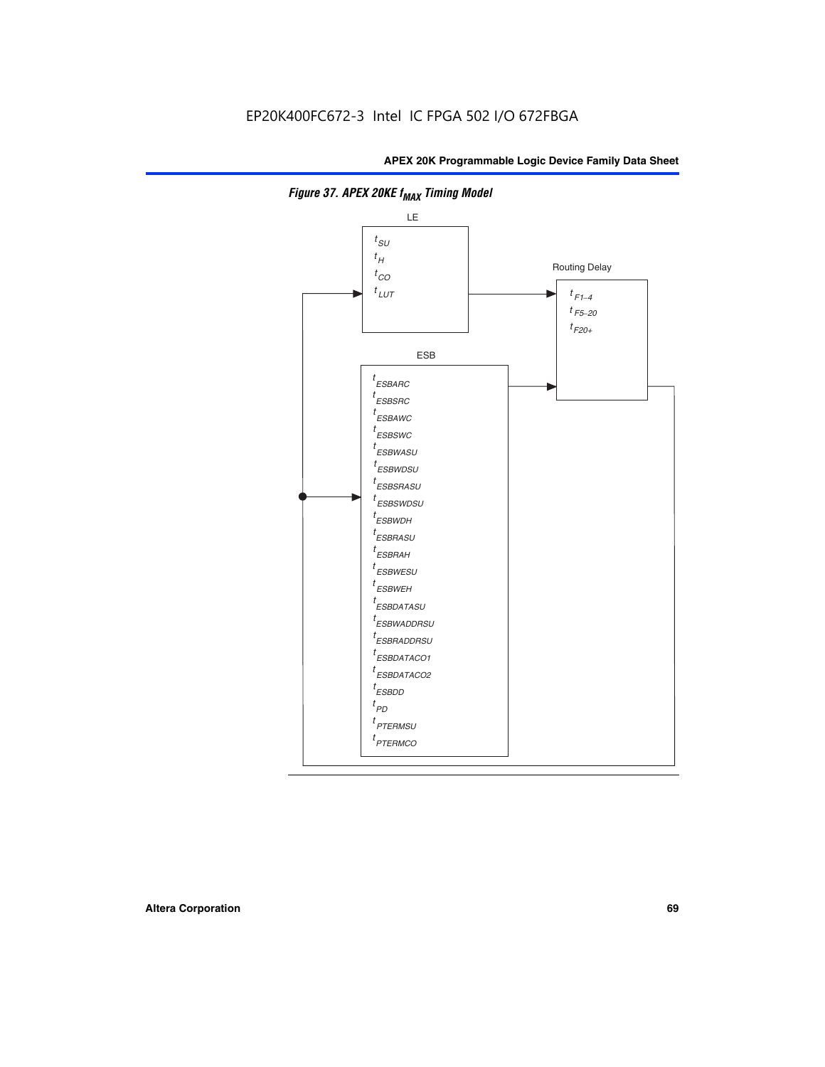*Figure 37. APEX 20KE $f_{MAX}$ Timing Model*

LE

$t_{SU}$
$t_H$
$t_{CO}$
$t_{LUT}$

Routing Delay

$t_{F1-4}$
$t_{F5-20}$
$t_{F20+}$

ESB

$t_{ESBARC}$
$t_{ESBSRC}$
$t_{ESBAWC}$
$t_{ESBSWC}$
$t_{ESBWASU}$
$t_{ESBWDSU}$
$t_{ESBSRASU}$
$t_{ESBSWDSU}$
$t_{ESBWDH}$
$t_{ESBRASU}$
$t_{ESBRAH}$
$t_{ESBWESU}$
$t_{ESBWEH}$
$t_{ESBDATASU}$
$t_{ESBWADDRSU}$
$t_{ESBRADDRSU}$
$t_{ESBDATACO1}$
$t_{ESBDATACO2}$
$t_{ESBDD}$
$t_{PD}$
$t_{PTERMSU}$
$t_{PTERMCO}$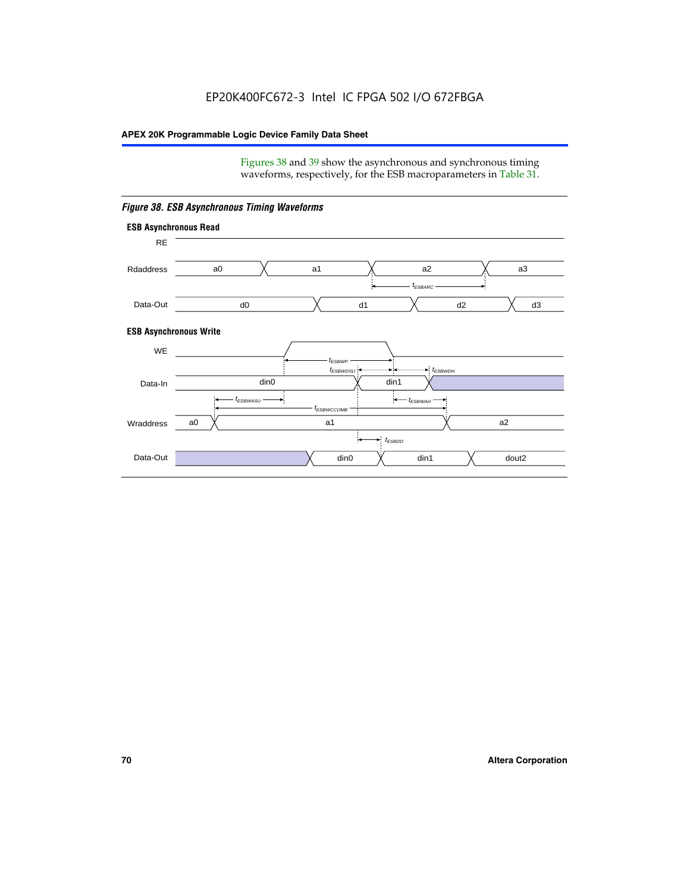Figures 38 and 39 show the asynchronous and synchronous timing waveforms, respectively, for the ESB macroparameters in Table 31.

*Figure 38. ESB Asynchronous Timing Waveforms*

**ESB Asynchronous Read**

RE

Rdaddress: a0, a1, a2, a3

$t_{ESBARC}$

Data-Out: d0, d1, d2, d3

**ESB Asynchronous Write**

WE

$t_{ESBWP}$

$t_{ESBWDSU}$ $t_{ESBWDH}$

Data-In: din0, din1

$t_{ESBWASU}$ $t_{ESBWAH}$

$t_{ESBWCCOMB}$

Wraddress: a0, a1, a2

$t_{ESBDD}$

Data-Out: din0, din1, dout2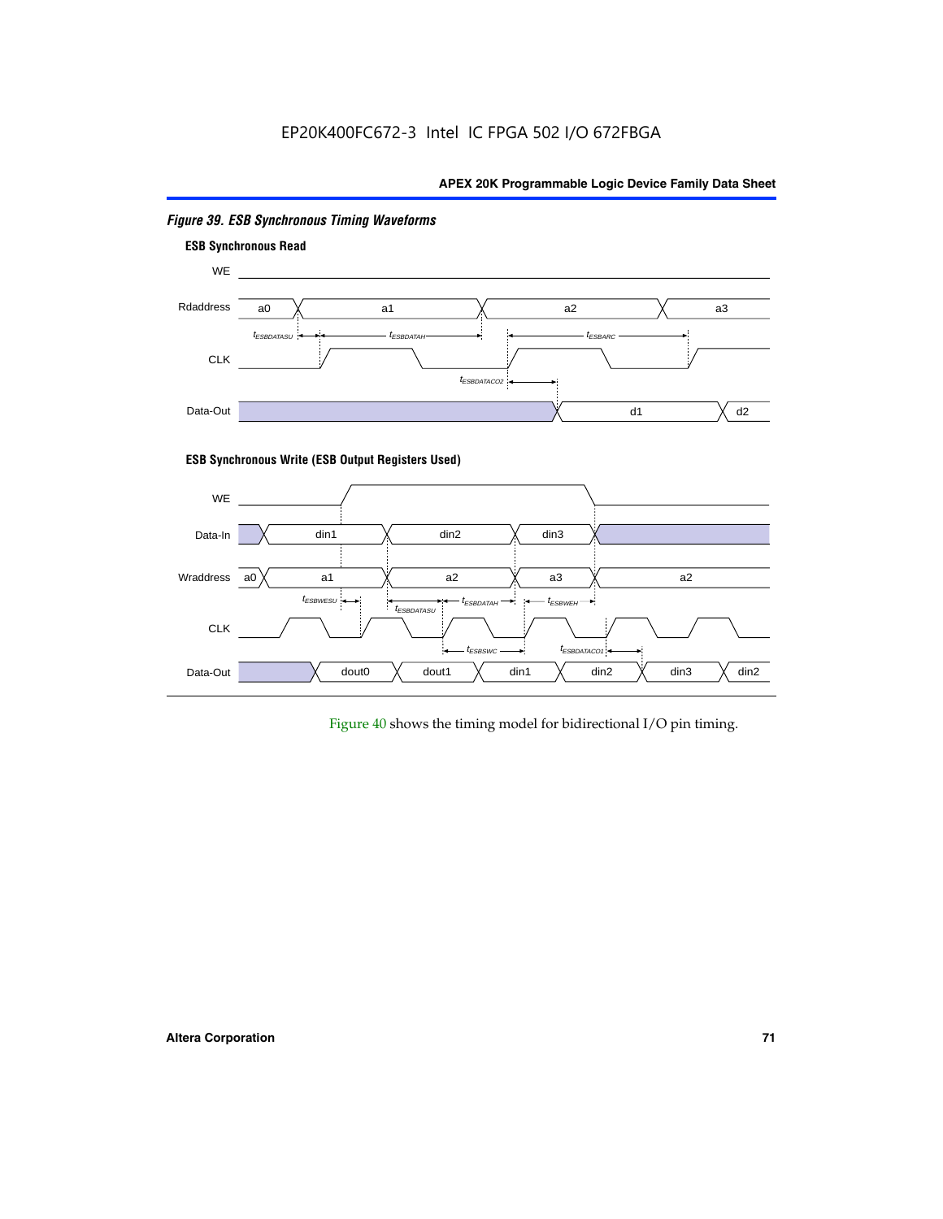*Figure 39. ESB Synchronous Timing Waveforms*

**ESB Synchronous Read**

**ESB Synchronous Write (ESB Output Registers Used)**

Figure 40 shows the timing model for bidirectional I/O pin timing.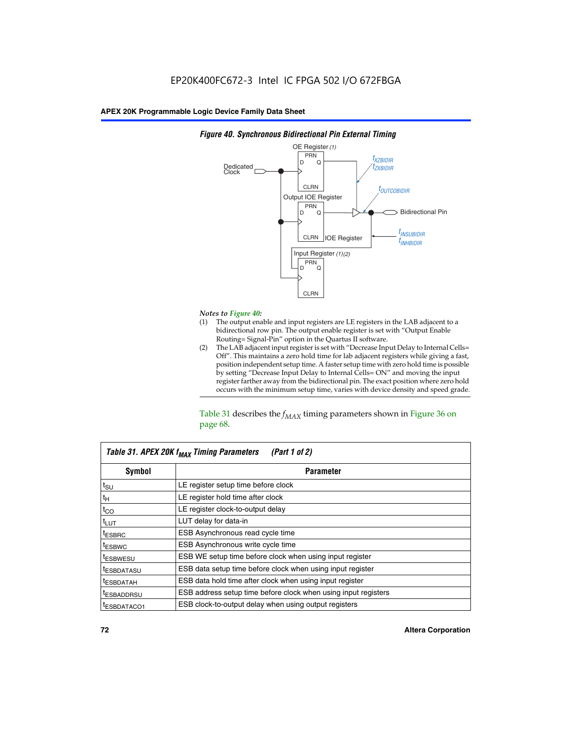**Figure 40. Synchronous Bidirectional Pin External Timing**

*Notes to Figure 40:*

(1) The output enable and input registers are LE registers in the LAB adjacent to a bidirectional row pin. The output enable register is set with "Output Enable Routing= Signal-Pin" option in the Quartus II software.

(2) The LAB adjacent input register is set with "Decrease Input Delay to Internal Cells= Off". This maintains a zero hold time for lab adjacent registers while giving a fast, position independent setup time. A faster setup time with zero hold time is possible by setting "Decrease Input Delay to Internal Cells= ON" and moving the input register farther away from the bidirectional pin. The exact position where zero hold occurs with the minimum setup time, varies with device density and speed grade.

Table 31 describes the $f_{MAX}$ timing parameters shown in Figure 36 on page 68.

**Table 31. APEX 20K $f_{MAX}$ Timing Parameters (Part 1 of 2)**

| Symbol | Parameter |
|---|---|
| $t_{SU}$ | LE register setup time before clock |
| $t_H$ | LE register hold time after clock |
| $t_{CO}$ | LE register clock-to-output delay |
| $t_{LUT}$ | LUT delay for data-in |
| $t_{ESBRC}$ | ESB Asynchronous read cycle time |
| $t_{ESBWC}$ | ESB Asynchronous write cycle time |
| $t_{ESBWESU}$ | ESB WE setup time before clock when using input register |
| $t_{ESBDATASU}$ | ESB data setup time before clock when using input register |
| $t_{ESBDATAH}$ | ESB data hold time after clock when using input register |
| $t_{ESBADDRSU}$ | ESB address setup time before clock when using input registers |
| $t_{ESBDATACO1}$ | ESB clock-to-output delay when using output registers |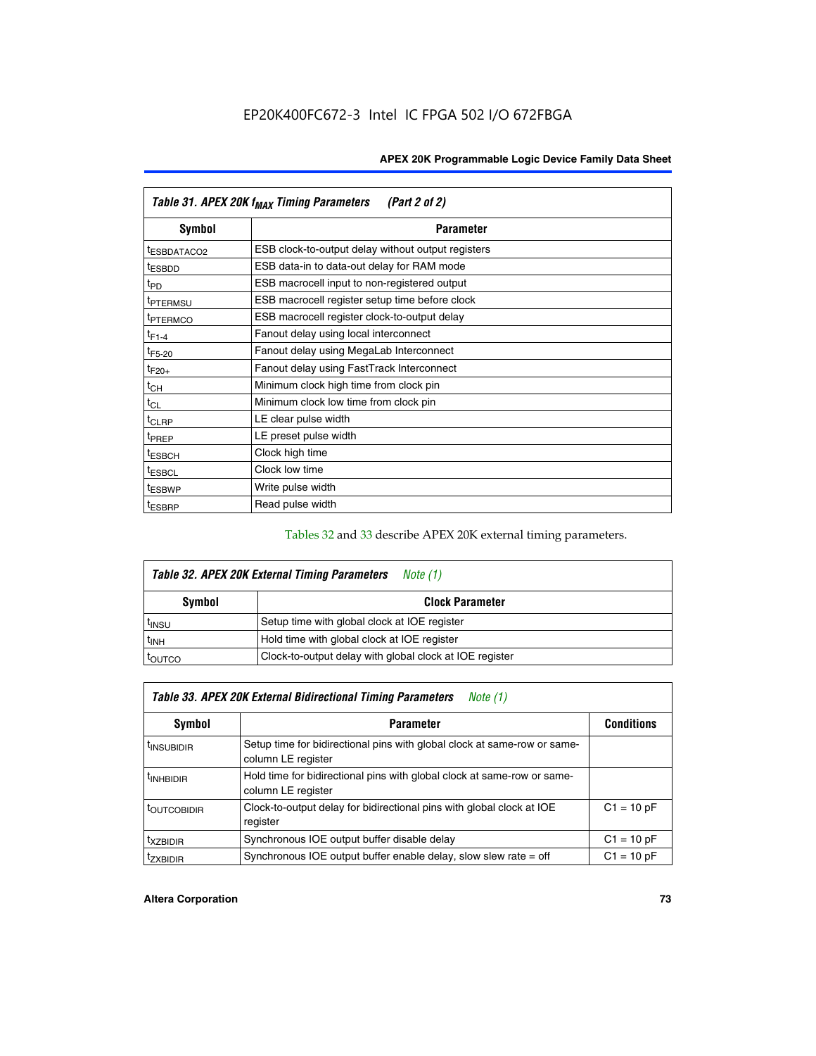**Table 31. APEX 20K $f_{MAX}$ Timing Parameters (Part 2 of 2)**

| Symbol | Parameter |
|---|---|
| $t_{ESBDATACO2}$ | ESB clock-to-output delay without output registers |
| $t_{ESBDD}$ | ESB data-in to data-out delay for RAM mode |
| $t_{PD}$ | ESB macrocell input to non-registered output |
| $t_{PTERMSU}$ | ESB macrocell register setup time before clock |
| $t_{PTERMCO}$ | ESB macrocell register clock-to-output delay |
| $t_{F1-4}$ | Fanout delay using local interconnect |
| $t_{F5-20}$ | Fanout delay using MegaLab Interconnect |
| $t_{F20+}$ | Fanout delay using FastTrack Interconnect |
| $t_{CH}$ | Minimum clock high time from clock pin |
| $t_{CL}$ | Minimum clock low time from clock pin |
| $t_{CLRP}$ | LE clear pulse width |
| $t_{PREP}$ | LE preset pulse width |
| $t_{ESBCH}$ | Clock high time |
| $t_{ESBCL}$ | Clock low time |
| $t_{ESBWP}$ | Write pulse width |
| $t_{ESBRP}$ | Read pulse width |

Tables 32 and 33 describe APEX 20K external timing parameters.

**Table 32. APEX 20K External Timing Parameters** *Note (1)*

| Symbol | Clock Parameter |
|---|---|
| $t_{INSU}$ | Setup time with global clock at IOE register |
| $t_{INH}$ | Hold time with global clock at IOE register |
| $t_{OUTCO}$ | Clock-to-output delay with global clock at IOE register |

**Table 33. APEX 20K External Bidirectional Timing Parameters** *Note (1)*

| Symbol | Parameter | Conditions |
|---|---|---|
| $t_{INSUBIDIR}$ | Setup time for bidirectional pins with global clock at same-row or same-column LE register | |
| $t_{INHBIDIR}$ | Hold time for bidirectional pins with global clock at same-row or same-column LE register | |
| $t_{OUTCOBIDIR}$ | Clock-to-output delay for bidirectional pins with global clock at IOE register | C1 = 10 pF |
| $t_{XZBIDIR}$ | Synchronous IOE output buffer disable delay | C1 = 10 pF |
| $t_{ZXBIDIR}$ | Synchronous IOE output buffer enable delay, slow slew rate = off | C1 = 10 pF |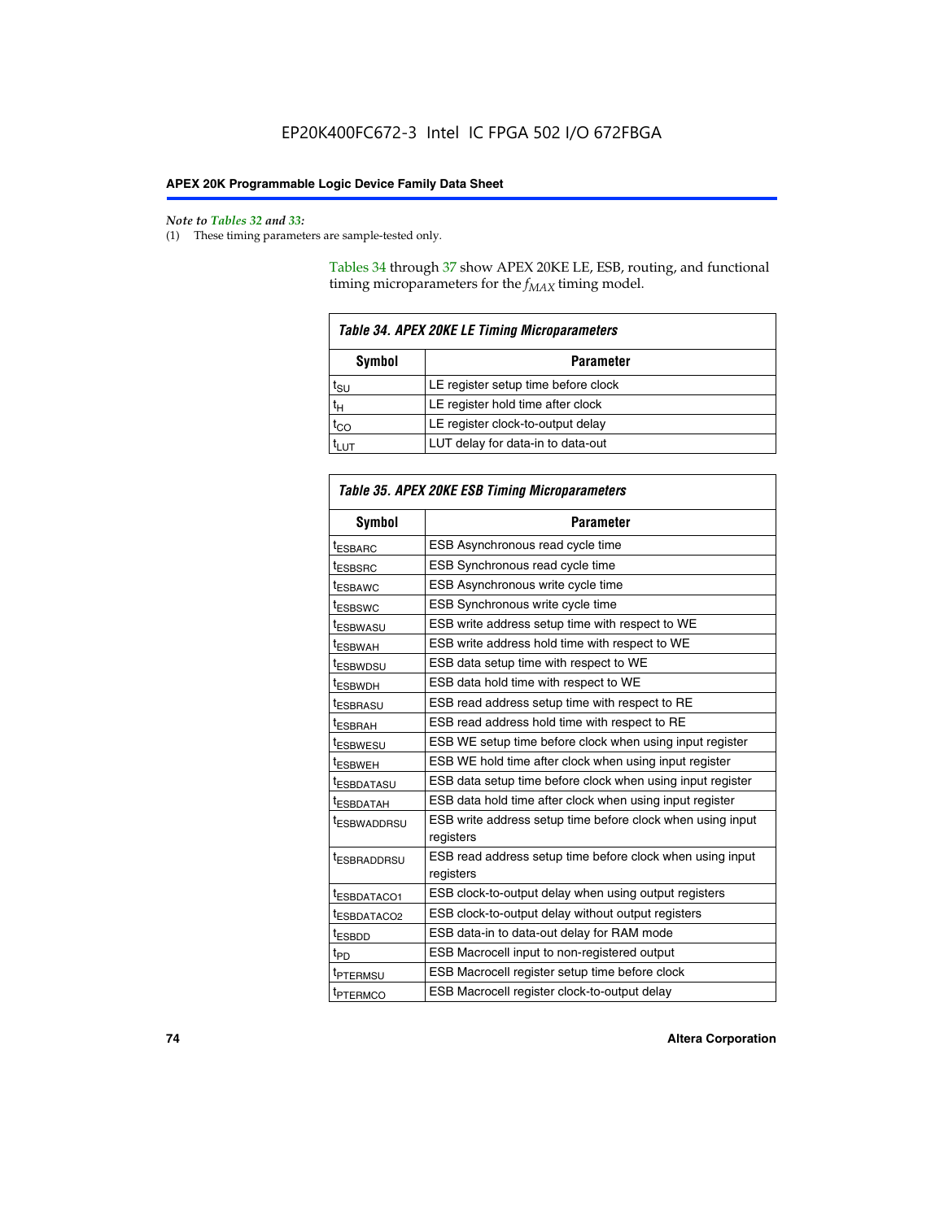*Note to Tables 32 and 33:*

(1) These timing parameters are sample-tested only.

Tables 34 through 37 show APEX 20KE LE, ESB, routing, and functional timing microparameters for the $f_{MAX}$ timing model.

*Table 34. APEX 20KE LE Timing Microparameters*

| Symbol | Parameter |
|---|---|
| $t_{SU}$ | LE register setup time before clock |
| $t_H$ | LE register hold time after clock |
| $t_{CO}$ | LE register clock-to-output delay |
| $t_{LUT}$ | LUT delay for data-in to data-out |

*Table 35. APEX 20KE ESB Timing Microparameters*

| Symbol | Parameter |
|---|---|
| $t_{ESBARC}$ | ESB Asynchronous read cycle time |
| $t_{ESBSRC}$ | ESB Synchronous read cycle time |
| $t_{ESBAWC}$ | ESB Asynchronous write cycle time |
| $t_{ESBSWC}$ | ESB Synchronous write cycle time |
| $t_{ESBWASU}$ | ESB write address setup time with respect to WE |
| $t_{ESBWAH}$ | ESB write address hold time with respect to WE |
| $t_{ESBWDSU}$ | ESB data setup time with respect to WE |
| $t_{ESBWDH}$ | ESB data hold time with respect to WE |
| $t_{ESBRASU}$ | ESB read address setup time with respect to RE |
| $t_{ESBRAH}$ | ESB read address hold time with respect to RE |
| $t_{ESBWESU}$ | ESB WE setup time before clock when using input register |
| $t_{ESBWEH}$ | ESB WE hold time after clock when using input register |
| $t_{ESBDATASU}$ | ESB data setup time before clock when using input register |
| $t_{ESBDATAH}$ | ESB data hold time after clock when using input register |
| $t_{ESBWADDRSU}$ | ESB write address setup time before clock when using input registers |
| $t_{ESBRADDRSU}$ | ESB read address setup time before clock when using input registers |
| $t_{ESBDATACO1}$ | ESB clock-to-output delay when using output registers |
| $t_{ESBDATACO2}$ | ESB clock-to-output delay without output registers |
| $t_{ESBDD}$ | ESB data-in to data-out delay for RAM mode |
| $t_{PD}$ | ESB Macrocell input to non-registered output |
| $t_{PTERMSU}$ | ESB Macrocell register setup time before clock |
| $t_{PTERMCO}$ | ESB Macrocell register clock-to-output delay |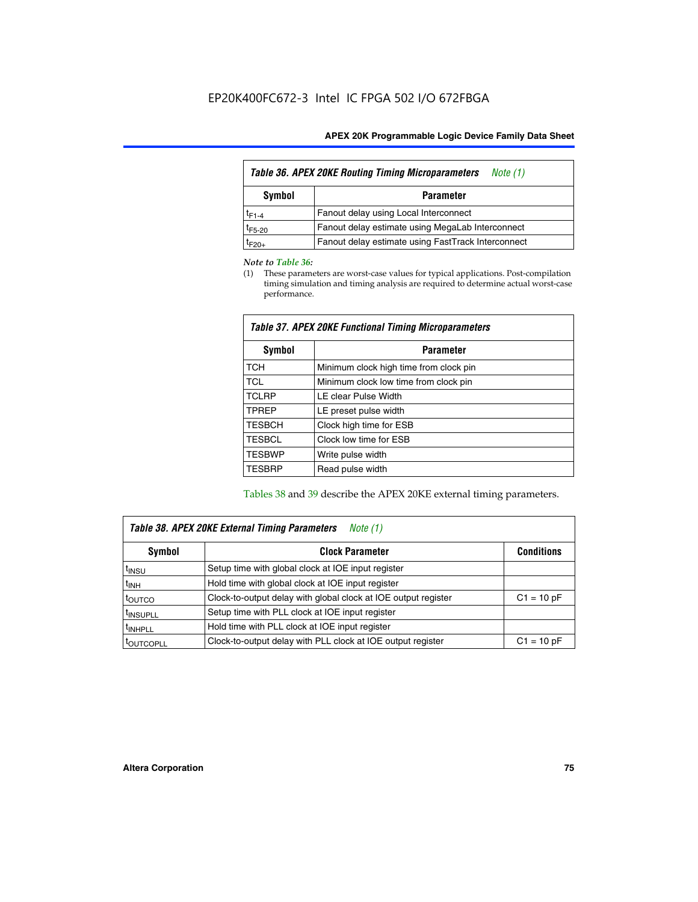| *Table 36. APEX 20KE Routing Timing Microparameters Note (1)* | |
|---|---|
| **Symbol** | **Parameter** |
| $t_{F1\text{-}4}$ | Fanout delay using Local Interconnect |
| $t_{F5\text{-}20}$ | Fanout delay estimate using MegaLab Interconnect |
| $t_{F20+}$ | Fanout delay estimate using FastTrack Interconnect |

*Note to Table 36:*

(1) These parameters are worst-case values for typical applications. Post-compilation timing simulation and timing analysis are required to determine actual worst-case performance.

| *Table 37. APEX 20KE Functional Timing Microparameters* | |
|---|---|
| **Symbol** | **Parameter** |
| TCH | Minimum clock high time from clock pin |
| TCL | Minimum clock low time from clock pin |
| TCLRP | LE clear Pulse Width |
| TPREP | LE preset pulse width |
| TESBCH | Clock high time for ESB |
| TESBCL | Clock low time for ESB |
| TESBWP | Write pulse width |
| TESBRP | Read pulse width |

Tables 38 and 39 describe the APEX 20KE external timing parameters.

| *Table 38. APEX 20KE External Timing Parameters Note (1)* | | |
|---|---|---|
| **Symbol** | **Clock Parameter** | **Conditions** |
| $t_{INSU}$ | Setup time with global clock at IOE input register | |
| $t_{INH}$ | Hold time with global clock at IOE input register | |
| $t_{OUTCO}$ | Clock-to-output delay with global clock at IOE output register | C1 = 10 pF |
| $t_{INSUPLL}$ | Setup time with PLL clock at IOE input register | |
| $t_{INHPLL}$ | Hold time with PLL clock at IOE input register | |
| $t_{OUTCOPLL}$ | Clock-to-output delay with PLL clock at IOE output register | C1 = 10 pF |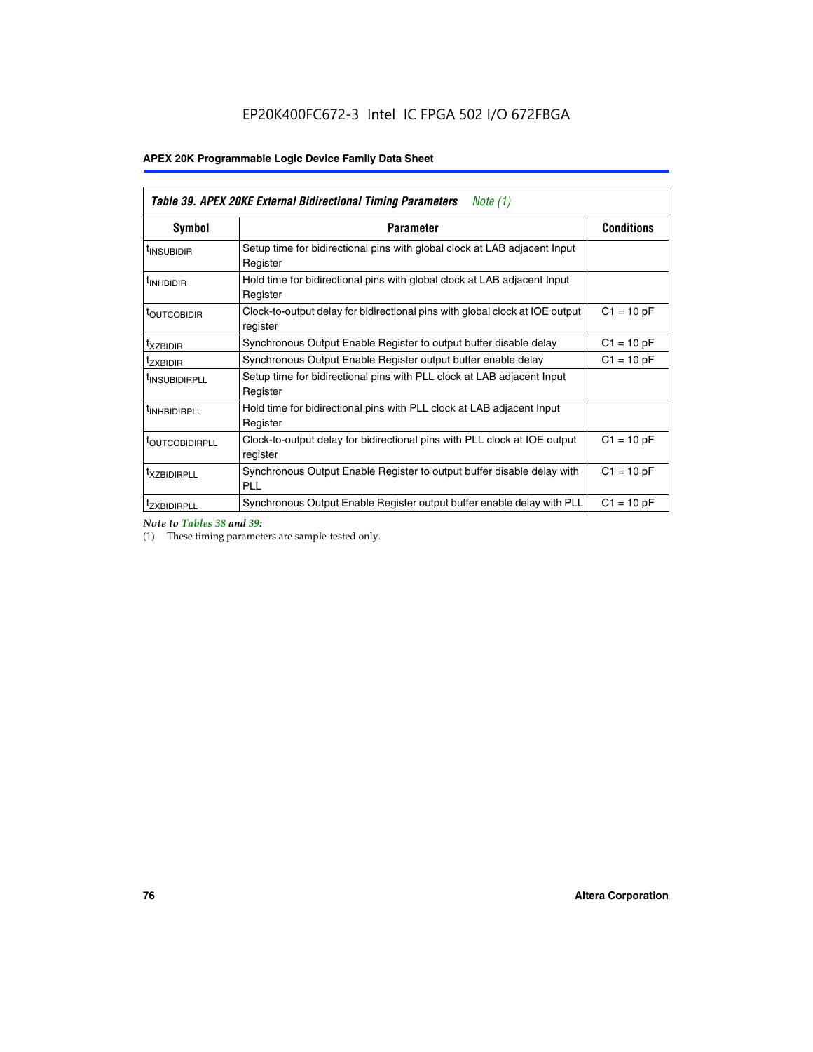EP20K400FC672-3 Intel IC FPGA 502 I/O 672FBGA

| *Table 39. APEX 20KE External Bidirectional Timing Parameters Note (1)* | | |
|---|---|---|
| **Symbol** | **Parameter** | **Conditions** |
| $t_{INSUBIDIR}$ | Setup time for bidirectional pins with global clock at LAB adjacent Input Register | |
| $t_{INHBIDIR}$ | Hold time for bidirectional pins with global clock at LAB adjacent Input Register | |
| $t_{OUTCOBIDIR}$ | Clock-to-output delay for bidirectional pins with global clock at IOE output register | C1 = 10 pF |
| $t_{XZBIDIR}$ | Synchronous Output Enable Register to output buffer disable delay | C1 = 10 pF |
| $t_{ZXBIDIR}$ | Synchronous Output Enable Register output buffer enable delay | C1 = 10 pF |
| $t_{INSUBIDIRPLL}$ | Setup time for bidirectional pins with PLL clock at LAB adjacent Input Register | |
| $t_{INHBIDIRPLL}$ | Hold time for bidirectional pins with PLL clock at LAB adjacent Input Register | |
| $t_{OUTCOBIDIRPLL}$ | Clock-to-output delay for bidirectional pins with PLL clock at IOE output register | C1 = 10 pF |
| $t_{XZBIDIRPLL}$ | Synchronous Output Enable Register to output buffer disable delay with PLL | C1 = 10 pF |
| $t_{ZXBIDIRPLL}$ | Synchronous Output Enable Register output buffer enable delay with PLL | C1 = 10 pF |

*Note to Tables 38 and 39:*

(1) These timing parameters are sample-tested only.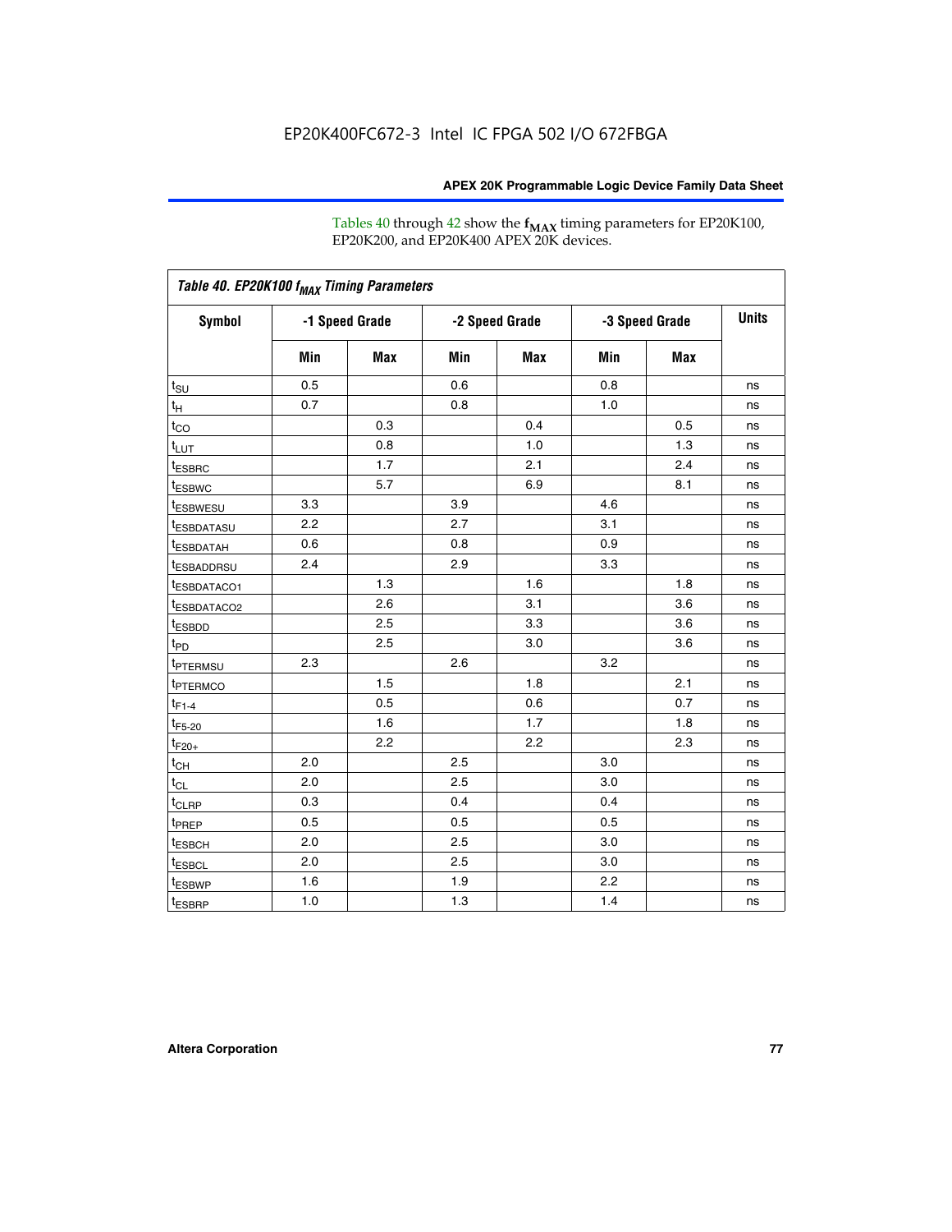Tables 40 through 42 show the $f_{MAX}$ timing parameters for EP20K100, EP20K200, and EP20K400 APEX 20K devices.

**Table 40. EP20K100 $f_{MAX}$ Timing Parameters**

| Symbol | -1 Speed Grade | | -2 Speed Grade | | -3 Speed Grade | | Units |
|---|---|---|---|---|---|---|---|
| | Min | Max | Min | Max | Min | Max | |
| $t_{SU}$ | 0.5 | | 0.6 | | 0.8 | | ns |
| $t_{H}$ | 0.7 | | 0.8 | | 1.0 | | ns |
| $t_{CO}$ | | 0.3 | | 0.4 | | 0.5 | ns |
| $t_{LUT}$ | | 0.8 | | 1.0 | | 1.3 | ns |
| $t_{ESBRC}$ | | 1.7 | | 2.1 | | 2.4 | ns |
| $t_{ESBWC}$ | | 5.7 | | 6.9 | | 8.1 | ns |
| $t_{ESBWESU}$ | 3.3 | | 3.9 | | 4.6 | | ns |
| $t_{ESBDATASU}$ | 2.2 | | 2.7 | | 3.1 | | ns |
| $t_{ESBDATAH}$ | 0.6 | | 0.8 | | 0.9 | | ns |
| $t_{ESBADDRSU}$ | 2.4 | | 2.9 | | 3.3 | | ns |
| $t_{ESBDATACO1}$ | | 1.3 | | 1.6 | | 1.8 | ns |
| $t_{ESBDATACO2}$ | | 2.6 | | 3.1 | | 3.6 | ns |
| $t_{ESBDD}$ | | 2.5 | | 3.3 | | 3.6 | ns |
| $t_{PD}$ | | 2.5 | | 3.0 | | 3.6 | ns |
| $t_{PTERMSU}$ | 2.3 | | 2.6 | | 3.2 | | ns |
| $t_{PTERMCO}$ | | 1.5 | | 1.8 | | 2.1 | ns |
| $t_{F1-4}$ | | 0.5 | | 0.6 | | 0.7 | ns |
| $t_{F5-20}$ | | 1.6 | | 1.7 | | 1.8 | ns |
| $t_{F20+}$ | | 2.2 | | 2.2 | | 2.3 | ns |
| $t_{CH}$ | 2.0 | | 2.5 | | 3.0 | | ns |
| $t_{CL}$ | 2.0 | | 2.5 | | 3.0 | | ns |
| $t_{CLRP}$ | 0.3 | | 0.4 | | 0.4 | | ns |
| $t_{PREP}$ | 0.5 | | 0.5 | | 0.5 | | ns |
| $t_{ESBCH}$ | 2.0 | | 2.5 | | 3.0 | | ns |
| $t_{ESBCL}$ | 2.0 | | 2.5 | | 3.0 | | ns |
| $t_{ESBWP}$ | 1.6 | | 1.9 | | 2.2 | | ns |
| $t_{ESBRP}$ | 1.0 | | 1.3 | | 1.4 | | ns |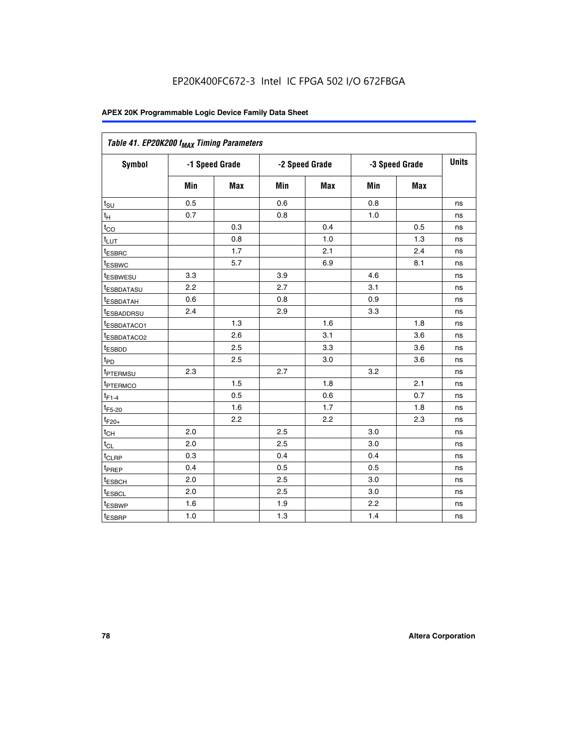EP20K400FC672-3 Intel IC FPGA 502 I/O 672FBGA

| Table 41. EP20K200 $f_{MAX}$ Timing Parameters | | | | | | | |
|---|---|---|---|---|---|---|---|
| Symbol | -1 Speed Grade | | -2 Speed Grade | | -3 Speed Grade | | Units |
| | Min | Max | Min | Max | Min | Max | |
| $t_{SU}$ | 0.5 | | 0.6 | | 0.8 | | ns |
| $t_{H}$ | 0.7 | | 0.8 | | 1.0 | | ns |
| $t_{CO}$ | | 0.3 | | 0.4 | | 0.5 | ns |
| $t_{LUT}$ | | 0.8 | | 1.0 | | 1.3 | ns |
| $t_{ESBRC}$ | | 1.7 | | 2.1 | | 2.4 | ns |
| $t_{ESBWC}$ | | 5.7 | | 6.9 | | 8.1 | ns |
| $t_{ESBWESU}$ | 3.3 | | 3.9 | | 4.6 | | ns |
| $t_{ESBDATASU}$ | 2.2 | | 2.7 | | 3.1 | | ns |
| $t_{ESBDATAH}$ | 0.6 | | 0.8 | | 0.9 | | ns |
| $t_{ESBADDRSU}$ | 2.4 | | 2.9 | | 3.3 | | ns |
| $t_{ESBDATACO1}$ | | 1.3 | | 1.6 | | 1.8 | ns |
| $t_{ESBDATACO2}$ | | 2.6 | | 3.1 | | 3.6 | ns |
| $t_{ESBDD}$ | | 2.5 | | 3.3 | | 3.6 | ns |
| $t_{PD}$ | | 2.5 | | 3.0 | | 3.6 | ns |
| $t_{PTERMSU}$ | 2.3 | | 2.7 | | 3.2 | | ns |
| $t_{PTERMCO}$ | | 1.5 | | 1.8 | | 2.1 | ns |
| $t_{F1-4}$ | | 0.5 | | 0.6 | | 0.7 | ns |
| $t_{F5-20}$ | | 1.6 | | 1.7 | | 1.8 | ns |
| $t_{F20+}$ | | 2.2 | | 2.2 | | 2.3 | ns |
| $t_{CH}$ | 2.0 | | 2.5 | | 3.0 | | ns |
| $t_{CL}$ | 2.0 | | 2.5 | | 3.0 | | ns |
| $t_{CLRP}$ | 0.3 | | 0.4 | | 0.4 | | ns |
| $t_{PREP}$ | 0.4 | | 0.5 | | 0.5 | | ns |
| $t_{ESBCH}$ | 2.0 | | 2.5 | | 3.0 | | ns |
| $t_{ESBCL}$ | 2.0 | | 2.5 | | 3.0 | | ns |
| $t_{ESBWP}$ | 1.6 | | 1.9 | | 2.2 | | ns |
| $t_{ESBRP}$ | 1.0 | | 1.3 | | 1.4 | | ns |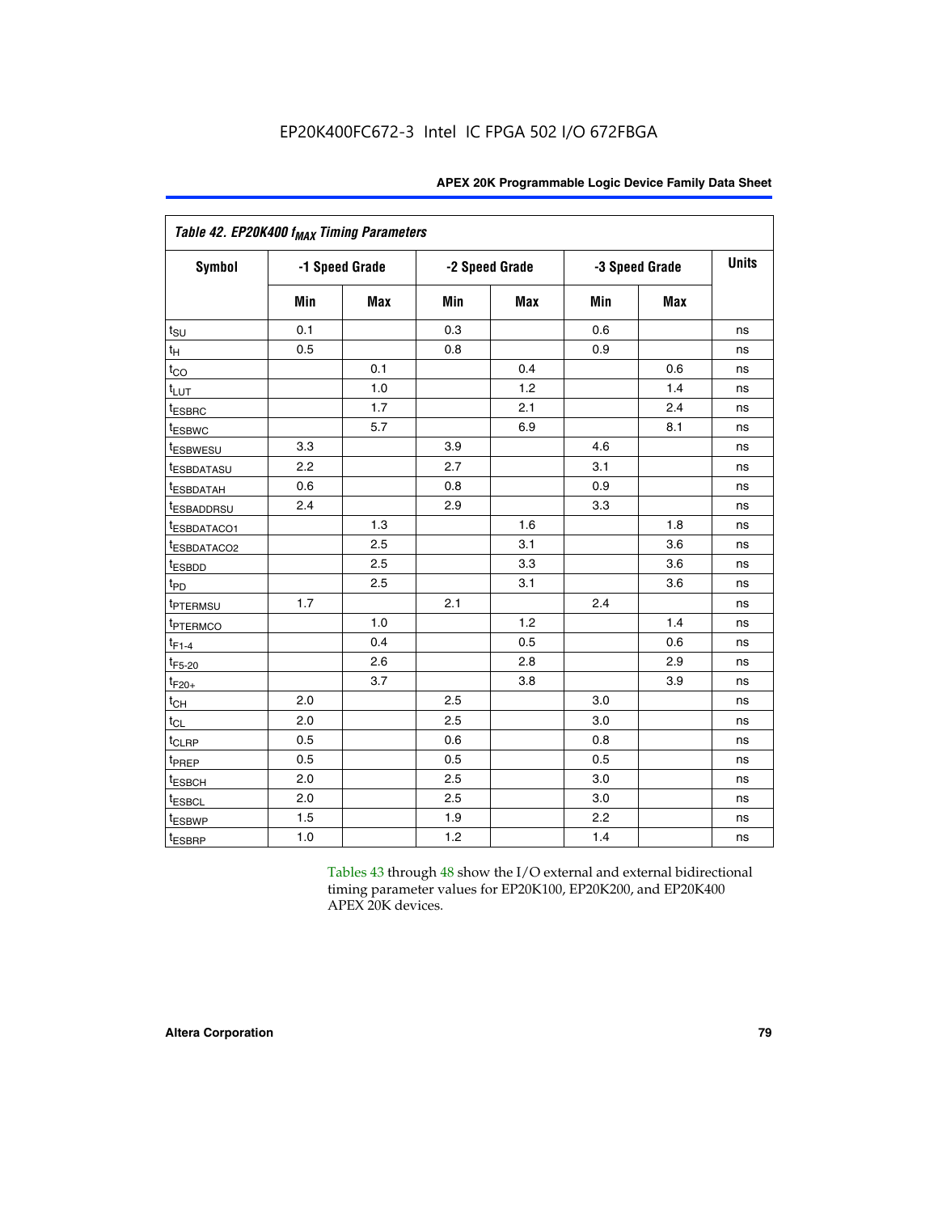EP20K400FC672-3 Intel IC FPGA 502 I/O 672FBGA

| Table 42. EP20K400 $f_{MAX}$ Timing Parameters | | | | | | | |
|---|---|---|---|---|---|---|---|
| Symbol | -1 Speed Grade | | -2 Speed Grade | | -3 Speed Grade | | Units |
| | Min | Max | Min | Max | Min | Max | |
| $t_{SU}$ | 0.1 | | 0.3 | | 0.6 | | ns |
| $t_{H}$ | 0.5 | | 0.8 | | 0.9 | | ns |
| $t_{CO}$ | | 0.1 | | 0.4 | | 0.6 | ns |
| $t_{LUT}$ | | 1.0 | | 1.2 | | 1.4 | ns |
| $t_{ESBRC}$ | | 1.7 | | 2.1 | | 2.4 | ns |
| $t_{ESBWC}$ | | 5.7 | | 6.9 | | 8.1 | ns |
| $t_{ESBWESU}$ | 3.3 | | 3.9 | | 4.6 | | ns |
| $t_{ESBDATASU}$ | 2.2 | | 2.7 | | 3.1 | | ns |
| $t_{ESBDATAH}$ | 0.6 | | 0.8 | | 0.9 | | ns |
| $t_{ESBADDRSU}$ | 2.4 | | 2.9 | | 3.3 | | ns |
| $t_{ESBDATACO1}$ | | 1.3 | | 1.6 | | 1.8 | ns |
| $t_{ESBDATACO2}$ | | 2.5 | | 3.1 | | 3.6 | ns |
| $t_{ESBDD}$ | | 2.5 | | 3.3 | | 3.6 | ns |
| $t_{PD}$ | | 2.5 | | 3.1 | | 3.6 | ns |
| $t_{PTERMSU}$ | 1.7 | | 2.1 | | 2.4 | | ns |
| $t_{PTERMCO}$ | | 1.0 | | 1.2 | | 1.4 | ns |
| $t_{F1-4}$ | | 0.4 | | 0.5 | | 0.6 | ns |
| $t_{F5-20}$ | | 2.6 | | 2.8 | | 2.9 | ns |
| $t_{F20+}$ | | 3.7 | | 3.8 | | 3.9 | ns |
| $t_{CH}$ | 2.0 | | 2.5 | | 3.0 | | ns |
| $t_{CL}$ | 2.0 | | 2.5 | | 3.0 | | ns |
| $t_{CLRP}$ | 0.5 | | 0.6 | | 0.8 | | ns |
| $t_{PREP}$ | 0.5 | | 0.5 | | 0.5 | | ns |
| $t_{ESBCH}$ | 2.0 | | 2.5 | | 3.0 | | ns |
| $t_{ESBCL}$ | 2.0 | | 2.5 | | 3.0 | | ns |
| $t_{ESBWP}$ | 1.5 | | 1.9 | | 2.2 | | ns |
| $t_{ESBRP}$ | 1.0 | | 1.2 | | 1.4 | | ns |

Tables 43 through 48 show the I/O external and external bidirectional timing parameter values for EP20K100, EP20K200, and EP20K400 APEX 20K devices.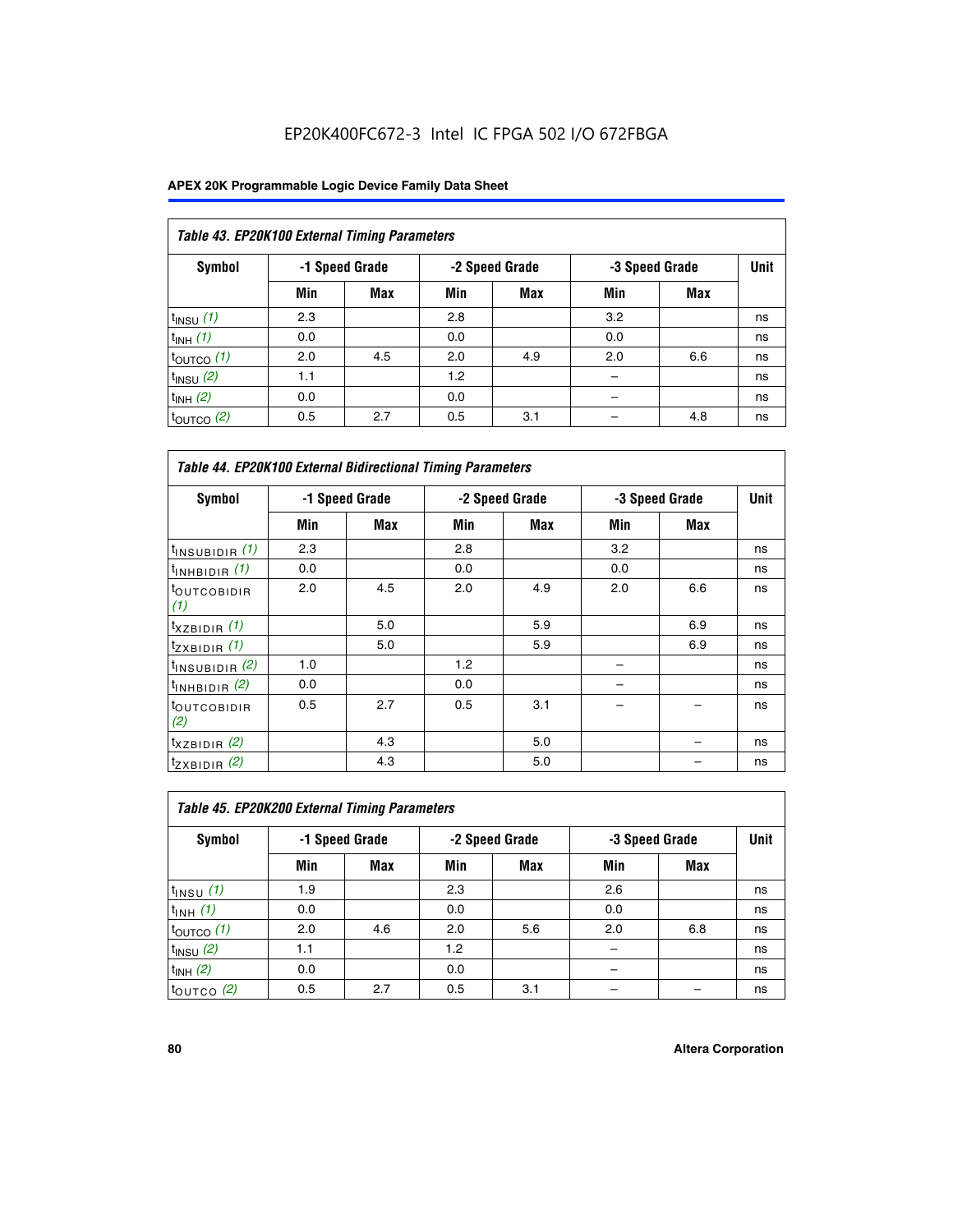EP20K400FC672-3 Intel IC FPGA 502 I/O 672FBGA

**APEX 20K Programmable Logic Device Family Data Sheet**

*Table 43. EP20K100 External Timing Parameters*

| Symbol | -1 Speed Grade | | -2 Speed Grade | | -3 Speed Grade | | Unit |
|---|---|---|---|---|---|---|---|
| | Min | Max | Min | Max | Min | Max | |
| $t_{INSU}$ *(1)* | 2.3 | | 2.8 | | 3.2 | | ns |
| $t_{INH}$ *(1)* | 0.0 | | 0.0 | | 0.0 | | ns |
| $t_{OUTCO}$ *(1)* | 2.0 | 4.5 | 2.0 | 4.9 | 2.0 | 6.6 | ns |
| $t_{INSU}$ *(2)* | 1.1 | | 1.2 | | – | | ns |
| $t_{INH}$ *(2)* | 0.0 | | 0.0 | | – | | ns |
| $t_{OUTCO}$ *(2)* | 0.5 | 2.7 | 0.5 | 3.1 | – | 4.8 | ns |

*Table 44. EP20K100 External Bidirectional Timing Parameters*

| Symbol | -1 Speed Grade | | -2 Speed Grade | | -3 Speed Grade | | Unit |
|---|---|---|---|---|---|---|---|
| | Min | Max | Min | Max | Min | Max | |
| $t_{INSUBIDIR}$ *(1)* | 2.3 | | 2.8 | | 3.2 | | ns |
| $t_{INHBIDIR}$ *(1)* | 0.0 | | 0.0 | | 0.0 | | ns |
| $t_{OUTCOBIDIR}$ *(1)* | 2.0 | 4.5 | 2.0 | 4.9 | 2.0 | 6.6 | ns |
| $t_{XZBIDIR}$ *(1)* | | 5.0 | | 5.9 | | 6.9 | ns |
| $t_{ZXBIDIR}$ *(1)* | | 5.0 | | 5.9 | | 6.9 | ns |
| $t_{INSUBIDIR}$ *(2)* | 1.0 | | 1.2 | | – | | ns |
| $t_{INHBIDIR}$ *(2)* | 0.0 | | 0.0 | | – | | ns |
| $t_{OUTCOBIDIR}$ *(2)* | 0.5 | 2.7 | 0.5 | 3.1 | – | – | ns |
| $t_{XZBIDIR}$ *(2)* | | 4.3 | | 5.0 | | – | ns |
| $t_{ZXBIDIR}$ *(2)* | | 4.3 | | 5.0 | | – | ns |

*Table 45. EP20K200 External Timing Parameters*

| Symbol | -1 Speed Grade | | -2 Speed Grade | | -3 Speed Grade | | Unit |
|---|---|---|---|---|---|---|---|
| | Min | Max | Min | Max | Min | Max | |
| $t_{INSU}$ *(1)* | 1.9 | | 2.3 | | 2.6 | | ns |
| $t_{INH}$ *(1)* | 0.0 | | 0.0 | | 0.0 | | ns |
| $t_{OUTCO}$ *(1)* | 2.0 | 4.6 | 2.0 | 5.6 | 2.0 | 6.8 | ns |
| $t_{INSU}$ *(2)* | 1.1 | | 1.2 | | – | | ns |
| $t_{INH}$ *(2)* | 0.0 | | 0.0 | | – | | ns |
| $t_{OUTCO}$ *(2)* | 0.5 | 2.7 | 0.5 | 3.1 | – | – | ns |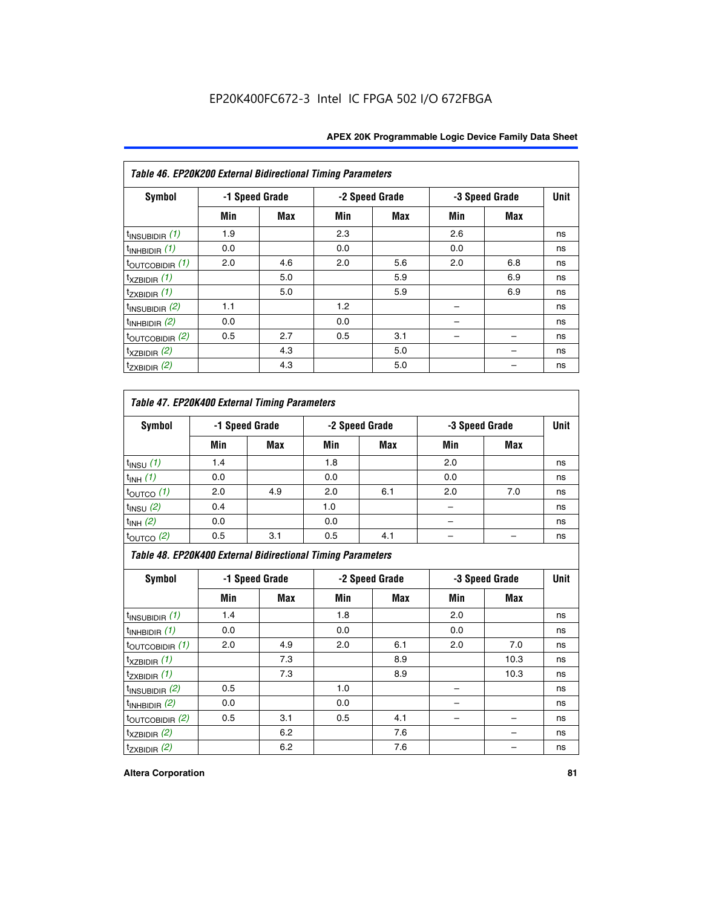EP20K400FC672-3 Intel IC FPGA 502 I/O 672FBGA

**Table 46. EP20K200 External Bidirectional Timing Parameters**

| Symbol | -1 Speed Grade | | -2 Speed Grade | | -3 Speed Grade | | Unit |
|---|---|---|---|---|---|---|---|
| | Min | Max | Min | Max | Min | Max | |
| $t_{INSUBIDIR}$ *(1)* | 1.9 | | 2.3 | | 2.6 | | ns |
| $t_{INHBIDIR}$ *(1)* | 0.0 | | 0.0 | | 0.0 | | ns |
| $t_{OUTCOBIDIR}$ *(1)* | 2.0 | 4.6 | 2.0 | 5.6 | 2.0 | 6.8 | ns |
| $t_{XZBIDIR}$ *(1)* | | 5.0 | | 5.9 | | 6.9 | ns |
| $t_{ZXBIDIR}$ *(1)* | | 5.0 | | 5.9 | | 6.9 | ns |
| $t_{INSUBIDIR}$ *(2)* | 1.1 | | 1.2 | | – | | ns |
| $t_{INHBIDIR}$ *(2)* | 0.0 | | 0.0 | | – | | ns |
| $t_{OUTCOBIDIR}$ *(2)* | 0.5 | 2.7 | 0.5 | 3.1 | – | – | ns |
| $t_{XZBIDIR}$ *(2)* | | 4.3 | | 5.0 | | – | ns |
| $t_{ZXBIDIR}$ *(2)* | | 4.3 | | 5.0 | | – | ns |

**Table 47. EP20K400 External Timing Parameters**

| Symbol | -1 Speed Grade | | -2 Speed Grade | | -3 Speed Grade | | Unit |
|---|---|---|---|---|---|---|---|
| | Min | Max | Min | Max | Min | Max | |
| $t_{INSU}$ *(1)* | 1.4 | | 1.8 | | 2.0 | | ns |
| $t_{INH}$ *(1)* | 0.0 | | 0.0 | | 0.0 | | ns |
| $t_{OUTCO}$ *(1)* | 2.0 | 4.9 | 2.0 | 6.1 | 2.0 | 7.0 | ns |
| $t_{INSU}$ *(2)* | 0.4 | | 1.0 | | – | | ns |
| $t_{INH}$ *(2)* | 0.0 | | 0.0 | | – | | ns |
| $t_{OUTCO}$ *(2)* | 0.5 | 3.1 | 0.5 | 4.1 | – | – | ns |

**Table 48. EP20K400 External Bidirectional Timing Parameters**

| Symbol | -1 Speed Grade | | -2 Speed Grade | | -3 Speed Grade | | Unit |
|---|---|---|---|---|---|---|---|
| | Min | Max | Min | Max | Min | Max | |
| $t_{INSUBIDIR}$ *(1)* | 1.4 | | 1.8 | | 2.0 | | ns |
| $t_{INHBIDIR}$ *(1)* | 0.0 | | 0.0 | | 0.0 | | ns |
| $t_{OUTCOBIDIR}$ *(1)* | 2.0 | 4.9 | 2.0 | 6.1 | 2.0 | 7.0 | ns |
| $t_{XZBIDIR}$ *(1)* | | 7.3 | | 8.9 | | 10.3 | ns |
| $t_{ZXBIDIR}$ *(1)* | | 7.3 | | 8.9 | | 10.3 | ns |
| $t_{INSUBIDIR}$ *(2)* | 0.5 | | 1.0 | | – | | ns |
| $t_{INHBIDIR}$ *(2)* | 0.0 | | 0.0 | | – | | ns |
| $t_{OUTCOBIDIR}$ *(2)* | 0.5 | 3.1 | 0.5 | 4.1 | – | – | ns |
| $t_{XZBIDIR}$ *(2)* | | 6.2 | | 7.6 | | – | ns |
| $t_{ZXBIDIR}$ *(2)* | | 6.2 | | 7.6 | | – | ns |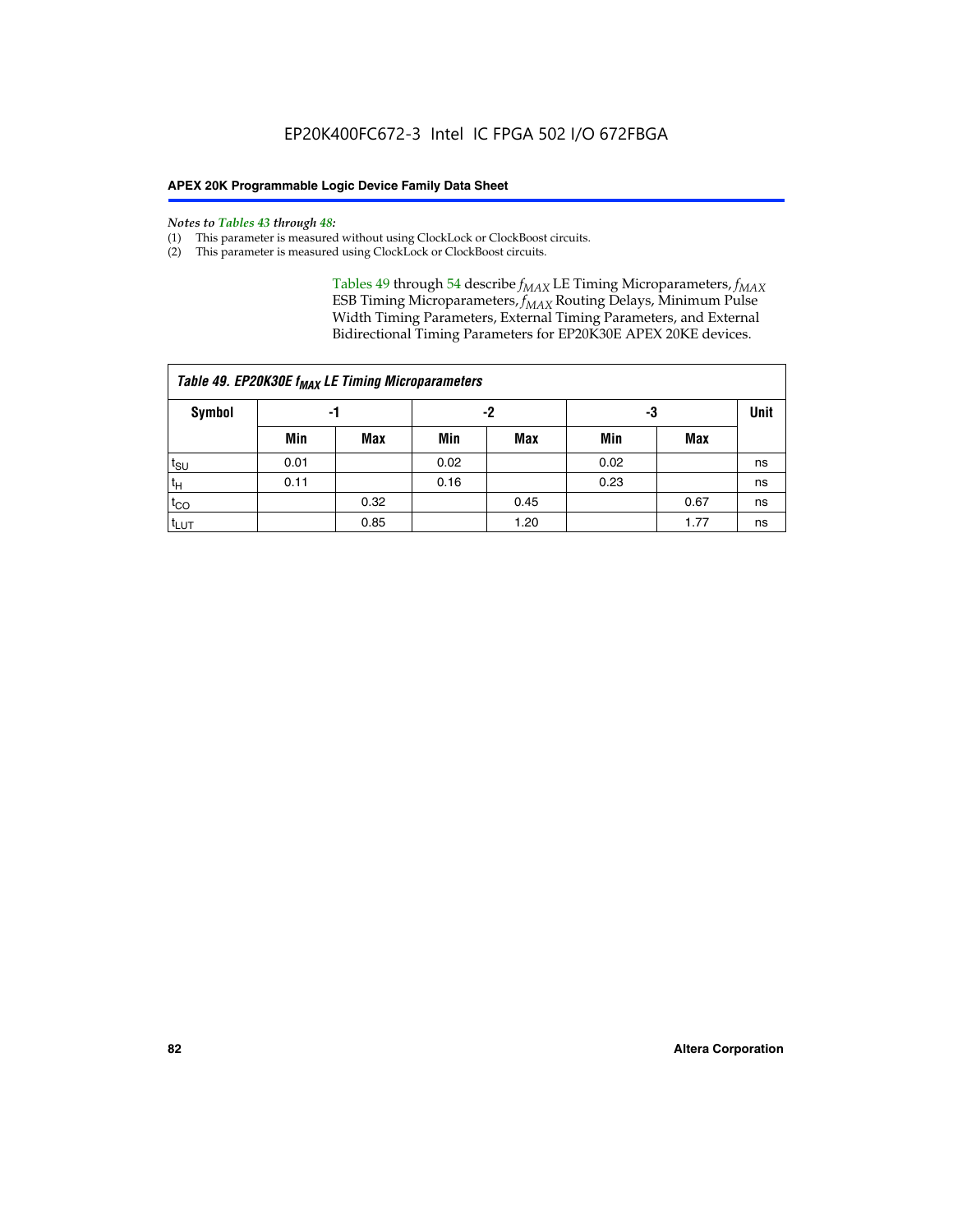*Notes to Tables 43 through 48:*

(1) This parameter is measured without using ClockLock or ClockBoost circuits.
(2) This parameter is measured using ClockLock or ClockBoost circuits.

Tables 49 through 54 describe $f_{MAX}$ LE Timing Microparameters, $f_{MAX}$ ESB Timing Microparameters, $f_{MAX}$ Routing Delays, Minimum Pulse Width Timing Parameters, External Timing Parameters, and External Bidirectional Timing Parameters for EP20K30E APEX 20KE devices.

**Table 49. EP20K30E $f_{MAX}$ LE Timing Microparameters**

| Symbol | -1 | | -2 | | -3 | | Unit |
|---|---|---|---|---|---|---|---|
| | Min | Max | Min | Max | Min | Max | |
| $t_{SU}$ | 0.01 | | 0.02 | | 0.02 | | ns |
| $t_H$ | 0.11 | | 0.16 | | 0.23 | | ns |
| $t_{CO}$ | | 0.32 | | 0.45 | | 0.67 | ns |
| $t_{LUT}$ | | 0.85 | | 1.20 | | 1.77 | ns |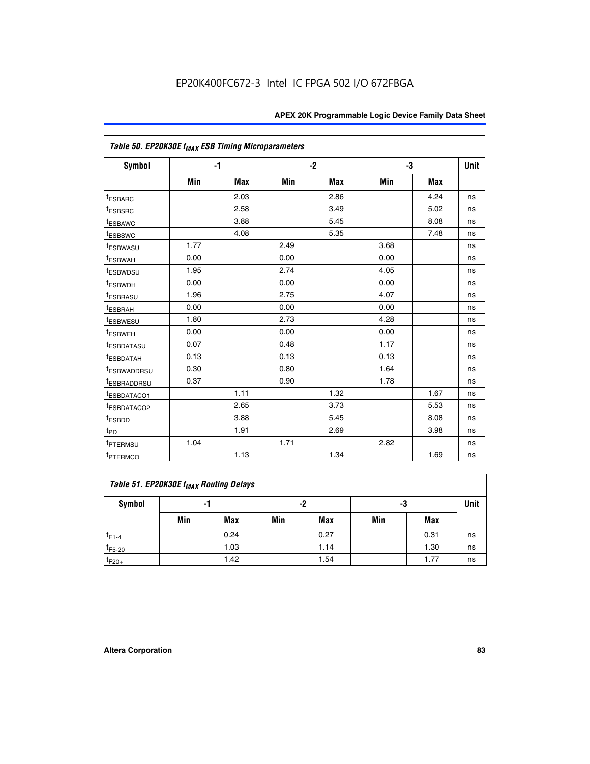EP20K400FC672-3 Intel IC FPGA 502 I/O 672FBGA

| Table 50. EP20K30E $f_{MAX}$ ESB Timing Microparameters | | | | | | | |
|---|---|---|---|---|---|---|---|
| Symbol | -1 | | -2 | | -3 | | Unit |
| | Min | Max | Min | Max | Min | Max | |
| $t_{ESBARC}$ | | 2.03 | | 2.86 | | 4.24 | ns |
| $t_{ESBSRC}$ | | 2.58 | | 3.49 | | 5.02 | ns |
| $t_{ESBAWC}$ | | 3.88 | | 5.45 | | 8.08 | ns |
| $t_{ESBSWC}$ | | 4.08 | | 5.35 | | 7.48 | ns |
| $t_{ESBWASU}$ | 1.77 | | 2.49 | | 3.68 | | ns |
| $t_{ESBWAH}$ | 0.00 | | 0.00 | | 0.00 | | ns |
| $t_{ESBWDSU}$ | 1.95 | | 2.74 | | 4.05 | | ns |
| $t_{ESBWDH}$ | 0.00 | | 0.00 | | 0.00 | | ns |
| $t_{ESBRASU}$ | 1.96 | | 2.75 | | 4.07 | | ns |
| $t_{ESBRAH}$ | 0.00 | | 0.00 | | 0.00 | | ns |
| $t_{ESBWESU}$ | 1.80 | | 2.73 | | 4.28 | | ns |
| $t_{ESBWEH}$ | 0.00 | | 0.00 | | 0.00 | | ns |
| $t_{ESBDATASU}$ | 0.07 | | 0.48 | | 1.17 | | ns |
| $t_{ESBDATAH}$ | 0.13 | | 0.13 | | 0.13 | | ns |
| $t_{ESBWADDRSU}$ | 0.30 | | 0.80 | | 1.64 | | ns |
| $t_{ESBRADDRSU}$ | 0.37 | | 0.90 | | 1.78 | | ns |
| $t_{ESBDATACO1}$ | | 1.11 | | 1.32 | | 1.67 | ns |
| $t_{ESBDATACO2}$ | | 2.65 | | 3.73 | | 5.53 | ns |
| $t_{ESBDD}$ | | 3.88 | | 5.45 | | 8.08 | ns |
| $t_{PD}$ | | 1.91 | | 2.69 | | 3.98 | ns |
| $t_{PTERMSU}$ | 1.04 | | 1.71 | | 2.82 | | ns |
| $t_{PTERMCO}$ | | 1.13 | | 1.34 | | 1.69 | ns |

| Table 51. EP20K30E $f_{MAX}$ Routing Delays | | | | | | | |
|---|---|---|---|---|---|---|---|
| Symbol | -1 | | -2 | | -3 | | Unit |
| | Min | Max | Min | Max | Min | Max | |
| $t_{F1-4}$ | | 0.24 | | 0.27 | | 0.31 | ns |
| $t_{F5-20}$ | | 1.03 | | 1.14 | | 1.30 | ns |
| $t_{F20+}$ | | 1.42 | | 1.54 | | 1.77 | ns |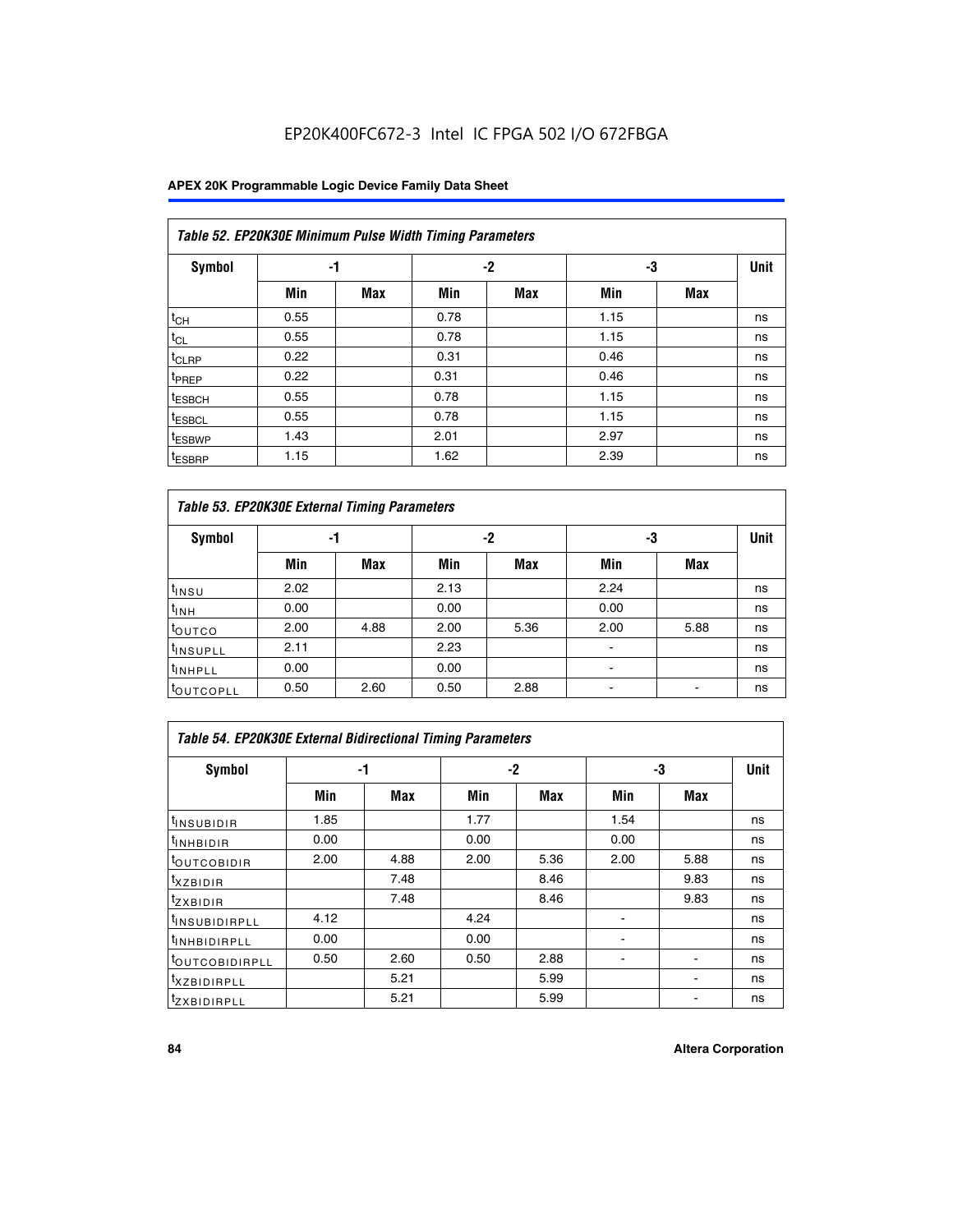| Table 52. EP20K30E Minimum Pulse Width Timing Parameters | | | | | | | |
|---|---|---|---|---|---|---|---|
| Symbol | -1 | | -2 | | -3 | | Unit |
| | Min | Max | Min | Max | Min | Max | |
| $t_{CH}$ | 0.55 | | 0.78 | | 1.15 | | ns |
| $t_{CL}$ | 0.55 | | 0.78 | | 1.15 | | ns |
| $t_{CLRP}$ | 0.22 | | 0.31 | | 0.46 | | ns |
| $t_{PREP}$ | 0.22 | | 0.31 | | 0.46 | | ns |
| $t_{ESBCH}$ | 0.55 | | 0.78 | | 1.15 | | ns |
| $t_{ESBCL}$ | 0.55 | | 0.78 | | 1.15 | | ns |
| $t_{ESBWP}$ | 1.43 | | 2.01 | | 2.97 | | ns |
| $t_{ESBRP}$ | 1.15 | | 1.62 | | 2.39 | | ns |

| Table 53. EP20K30E External Timing Parameters | | | | | | | |
|---|---|---|---|---|---|---|---|
| Symbol | -1 | | -2 | | -3 | | Unit |
| | Min | Max | Min | Max | Min | Max | |
| $t_{INSU}$ | 2.02 | | 2.13 | | 2.24 | | ns |
| $t_{INH}$ | 0.00 | | 0.00 | | 0.00 | | ns |
| $t_{OUTCO}$ | 2.00 | 4.88 | 2.00 | 5.36 | 2.00 | 5.88 | ns |
| $t_{INSUPLL}$ | 2.11 | | 2.23 | | - | | ns |
| $t_{INHPLL}$ | 0.00 | | 0.00 | | - | | ns |
| $t_{OUTCOPLL}$ | 0.50 | 2.60 | 0.50 | 2.88 | - | - | ns |

| Table 54. EP20K30E External Bidirectional Timing Parameters | | | | | | | |
|---|---|---|---|---|---|---|---|
| Symbol | -1 | | -2 | | -3 | | Unit |
| | Min | Max | Min | Max | Min | Max | |
| $t_{INSUBIDIR}$ | 1.85 | | 1.77 | | 1.54 | | ns |
| $t_{INHBIDIR}$ | 0.00 | | 0.00 | | 0.00 | | ns |
| $t_{OUTCOBIDIR}$ | 2.00 | 4.88 | 2.00 | 5.36 | 2.00 | 5.88 | ns |
| $t_{XZBIDIR}$ | | 7.48 | | 8.46 | | 9.83 | ns |
| $t_{ZXBIDIR}$ | | 7.48 | | 8.46 | | 9.83 | ns |
| $t_{INSUBIDIRPLL}$ | 4.12 | | 4.24 | | - | | ns |
| $t_{INHBIDIRPLL}$ | 0.00 | | 0.00 | | - | | ns |
| $t_{OUTCOBIDIRPLL}$ | 0.50 | 2.60 | 0.50 | 2.88 | - | - | ns |
| $t_{XZBIDIRPLL}$ | | 5.21 | | 5.99 | | - | ns |
| $t_{ZXBIDIRPLL}$ | | 5.21 | | 5.99 | | - | ns |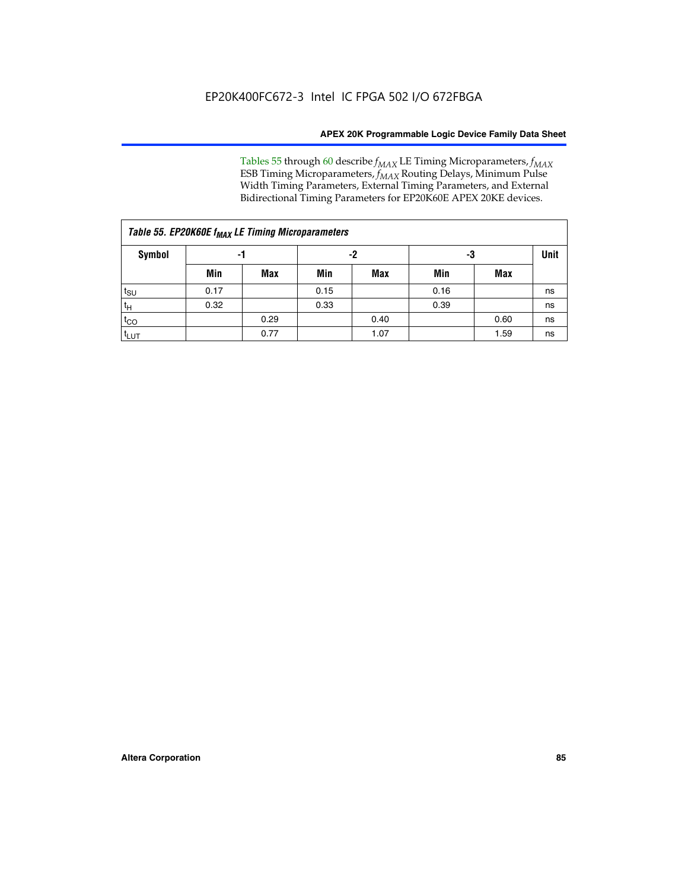Tables 55 through 60 describe $f_{MAX}$ LE Timing Microparameters, $f_{MAX}$ ESB Timing Microparameters, $f_{MAX}$ Routing Delays, Minimum Pulse Width Timing Parameters, External Timing Parameters, and External Bidirectional Timing Parameters for EP20K60E APEX 20KE devices.

| *Table 55. EP20K60E $f_{MAX}$ LE Timing Microparameters* | | | | | | | |
|---|---|---|---|---|---|---|---|
| **Symbol** | **-1** | | **-2** | | **-3** | | **Unit** |
| | **Min** | **Max** | **Min** | **Max** | **Min** | **Max** | |
| $t_{SU}$ | 0.17 | | 0.15 | | 0.16 | | ns |
| $t_H$ | 0.32 | | 0.33 | | 0.39 | | ns |
| $t_{CO}$ | | 0.29 | | 0.40 | | 0.60 | ns |
| $t_{LUT}$ | | 0.77 | | 1.07 | | 1.59 | ns |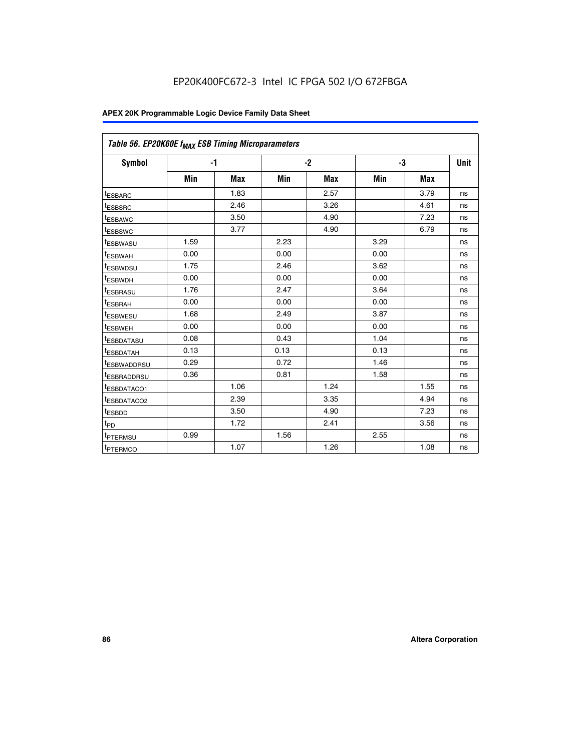# EP20K400FC672-3 Intel IC FPGA 502 I/O 672FBGA

**Table 56. EP20K60E $f_{MAX}$ ESB Timing Microparameters**

| Symbol | -1 | | -2 | | -3 | | Unit |
|---|---|---|---|---|---|---|---|
| | Min | Max | Min | Max | Min | Max | |
| $t_{ESBARC}$ | | 1.83 | | 2.57 | | 3.79 | ns |
| $t_{ESBSRC}$ | | 2.46 | | 3.26 | | 4.61 | ns |
| $t_{ESBAWC}$ | | 3.50 | | 4.90 | | 7.23 | ns |
| $t_{ESBSWC}$ | | 3.77 | | 4.90 | | 6.79 | ns |
| $t_{ESBWASU}$ | 1.59 | | 2.23 | | 3.29 | | ns |
| $t_{ESBWAH}$ | 0.00 | | 0.00 | | 0.00 | | ns |
| $t_{ESBWDSU}$ | 1.75 | | 2.46 | | 3.62 | | ns |
| $t_{ESBWDH}$ | 0.00 | | 0.00 | | 0.00 | | ns |
| $t_{ESBRASU}$ | 1.76 | | 2.47 | | 3.64 | | ns |
| $t_{ESBRAH}$ | 0.00 | | 0.00 | | 0.00 | | ns |
| $t_{ESBWESU}$ | 1.68 | | 2.49 | | 3.87 | | ns |
| $t_{ESBWEH}$ | 0.00 | | 0.00 | | 0.00 | | ns |
| $t_{ESBDATASU}$ | 0.08 | | 0.43 | | 1.04 | | ns |
| $t_{ESBDATAH}$ | 0.13 | | 0.13 | | 0.13 | | ns |
| $t_{ESBWADDRSU}$ | 0.29 | | 0.72 | | 1.46 | | ns |
| $t_{ESBRADDRSU}$ | 0.36 | | 0.81 | | 1.58 | | ns |
| $t_{ESBDATACO1}$ | | 1.06 | | 1.24 | | 1.55 | ns |
| $t_{ESBDATACO2}$ | | 2.39 | | 3.35 | | 4.94 | ns |
| $t_{ESBDD}$ | | 3.50 | | 4.90 | | 7.23 | ns |
| $t_{PD}$ | | 1.72 | | 2.41 | | 3.56 | ns |
| $t_{PTERMSU}$ | 0.99 | | 1.56 | | 2.55 | | ns |
| $t_{PTERMCO}$ | | 1.07 | | 1.26 | | 1.08 | ns |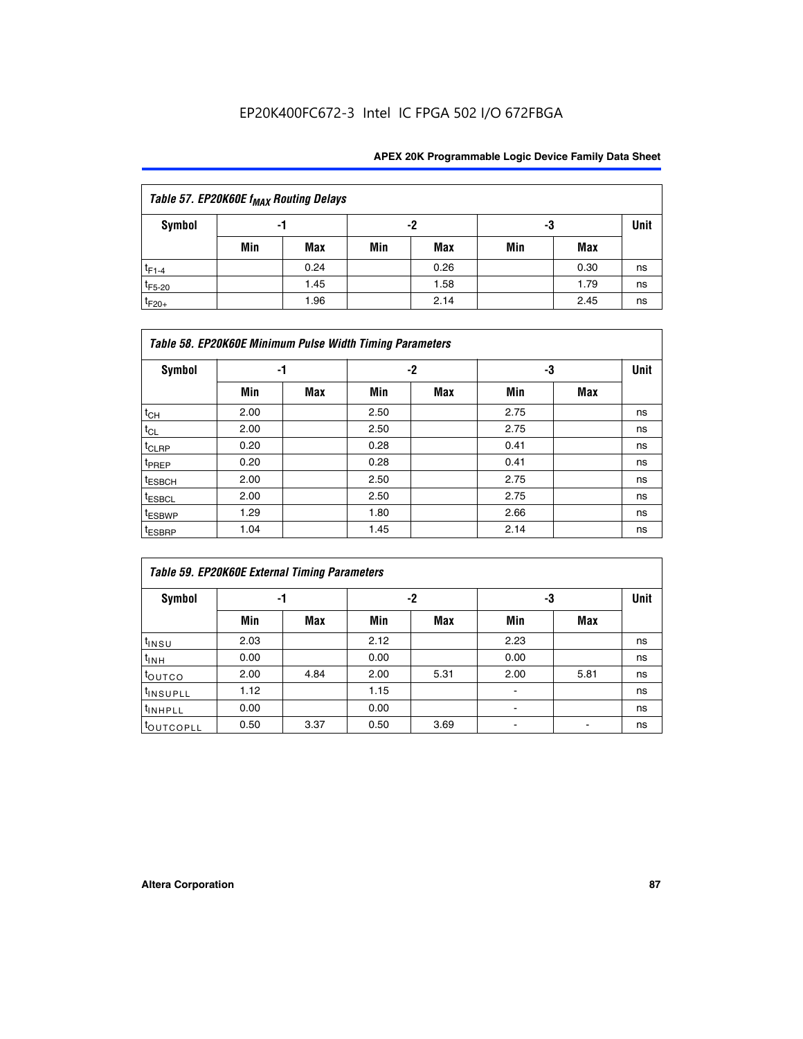Table 57. EP20K60E $f_{MAX}$ Routing Delays

| Symbol | -1 | | -2 | | -3 | | Unit |
|---|---|---|---|---|---|---|---|
| | Min | Max | Min | Max | Min | Max | |
| $t_{F1-4}$ | | 0.24 | | 0.26 | | 0.30 | ns |
| $t_{F5-20}$ | | 1.45 | | 1.58 | | 1.79 | ns |
| $t_{F20+}$ | | 1.96 | | 2.14 | | 2.45 | ns |

Table 58. EP20K60E Minimum Pulse Width Timing Parameters

| Symbol | -1 | | -2 | | -3 | | Unit |
|---|---|---|---|---|---|---|---|
| | Min | Max | Min | Max | Min | Max | |
| $t_{CH}$ | 2.00 | | 2.50 | | 2.75 | | ns |
| $t_{CL}$ | 2.00 | | 2.50 | | 2.75 | | ns |
| $t_{CLRP}$ | 0.20 | | 0.28 | | 0.41 | | ns |
| $t_{PREP}$ | 0.20 | | 0.28 | | 0.41 | | ns |
| $t_{ESBCH}$ | 2.00 | | 2.50 | | 2.75 | | ns |
| $t_{ESBCL}$ | 2.00 | | 2.50 | | 2.75 | | ns |
| $t_{ESBWP}$ | 1.29 | | 1.80 | | 2.66 | | ns |
| $t_{ESBRP}$ | 1.04 | | 1.45 | | 2.14 | | ns |

Table 59. EP20K60E External Timing Parameters

| Symbol | -1 | | -2 | | -3 | | Unit |
|---|---|---|---|---|---|---|---|
| | Min | Max | Min | Max | Min | Max | |
| $t_{INSU}$ | 2.03 | | 2.12 | | 2.23 | | ns |
| $t_{INH}$ | 0.00 | | 0.00 | | 0.00 | | ns |
| $t_{OUTCO}$ | 2.00 | 4.84 | 2.00 | 5.31 | 2.00 | 5.81 | ns |
| $t_{INSUPLL}$ | 1.12 | | 1.15 | | - | | ns |
| $t_{INHPLL}$ | 0.00 | | 0.00 | | - | | ns |
| $t_{OUTCOPLL}$ | 0.50 | 3.37 | 0.50 | 3.69 | - | - | ns |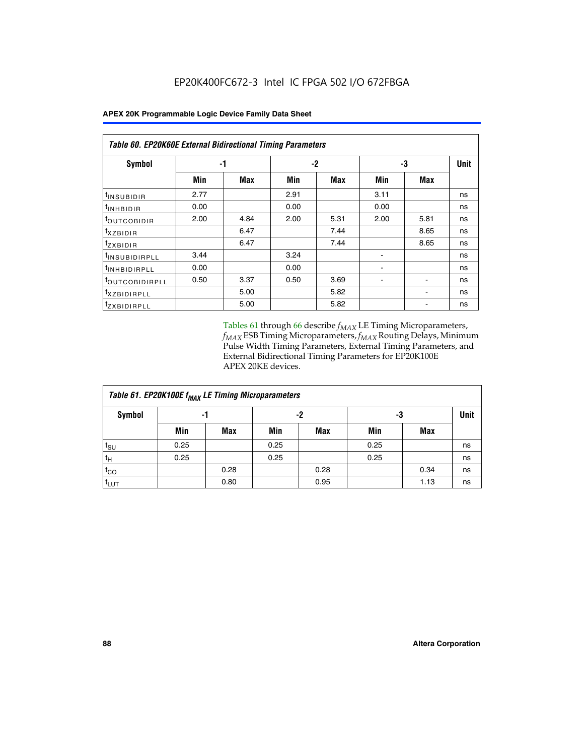EP20K400FC672-3 Intel IC FPGA 502 I/O 672FBGA

| *Table 60. EP20K60E External Bidirectional Timing Parameters* | | | | | | | |
|---|---|---|---|---|---|---|---|
| **Symbol** | **-1** | | **-2** | | **-3** | | **Unit** |
| | **Min** | **Max** | **Min** | **Max** | **Min** | **Max** | |
| $t_{INSUBIDIR}$ | 2.77 | | 2.91 | | 3.11 | | ns |
| $t_{INHBIDIR}$ | 0.00 | | 0.00 | | 0.00 | | ns |
| $t_{OUTCOBIDIR}$ | 2.00 | 4.84 | 2.00 | 5.31 | 2.00 | 5.81 | ns |
| $t_{XZBIDIR}$ | | 6.47 | | 7.44 | | 8.65 | ns |
| $t_{ZXBIDIR}$ | | 6.47 | | 7.44 | | 8.65 | ns |
| $t_{INSUBIDIRPLL}$ | 3.44 | | 3.24 | | - | | ns |
| $t_{INHBIDIRPLL}$ | 0.00 | | 0.00 | | - | | ns |
| $t_{OUTCOBIDIRPLL}$ | 0.50 | 3.37 | 0.50 | 3.69 | - | - | ns |
| $t_{XZBIDIRPLL}$ | | 5.00 | | 5.82 | | - | ns |
| $t_{ZXBIDIRPLL}$ | | 5.00 | | 5.82 | | - | ns |

Tables 61 through 66 describe $f_{MAX}$ LE Timing Microparameters, $f_{MAX}$ ESB Timing Microparameters, $f_{MAX}$ Routing Delays, Minimum Pulse Width Timing Parameters, External Timing Parameters, and External Bidirectional Timing Parameters for EP20K100E APEX 20KE devices.

| *Table 61. EP20K100E $f_{MAX}$ LE Timing Microparameters* | | | | | | | |
|---|---|---|---|---|---|---|---|
| **Symbol** | **-1** | | **-2** | | **-3** | | **Unit** |
| | **Min** | **Max** | **Min** | **Max** | **Min** | **Max** | |
| $t_{SU}$ | 0.25 | | 0.25 | | 0.25 | | ns |
| $t_{H}$ | 0.25 | | 0.25 | | 0.25 | | ns |
| $t_{CO}$ | | 0.28 | | 0.28 | | 0.34 | ns |
| $t_{LUT}$ | | 0.80 | | 0.95 | | 1.13 | ns |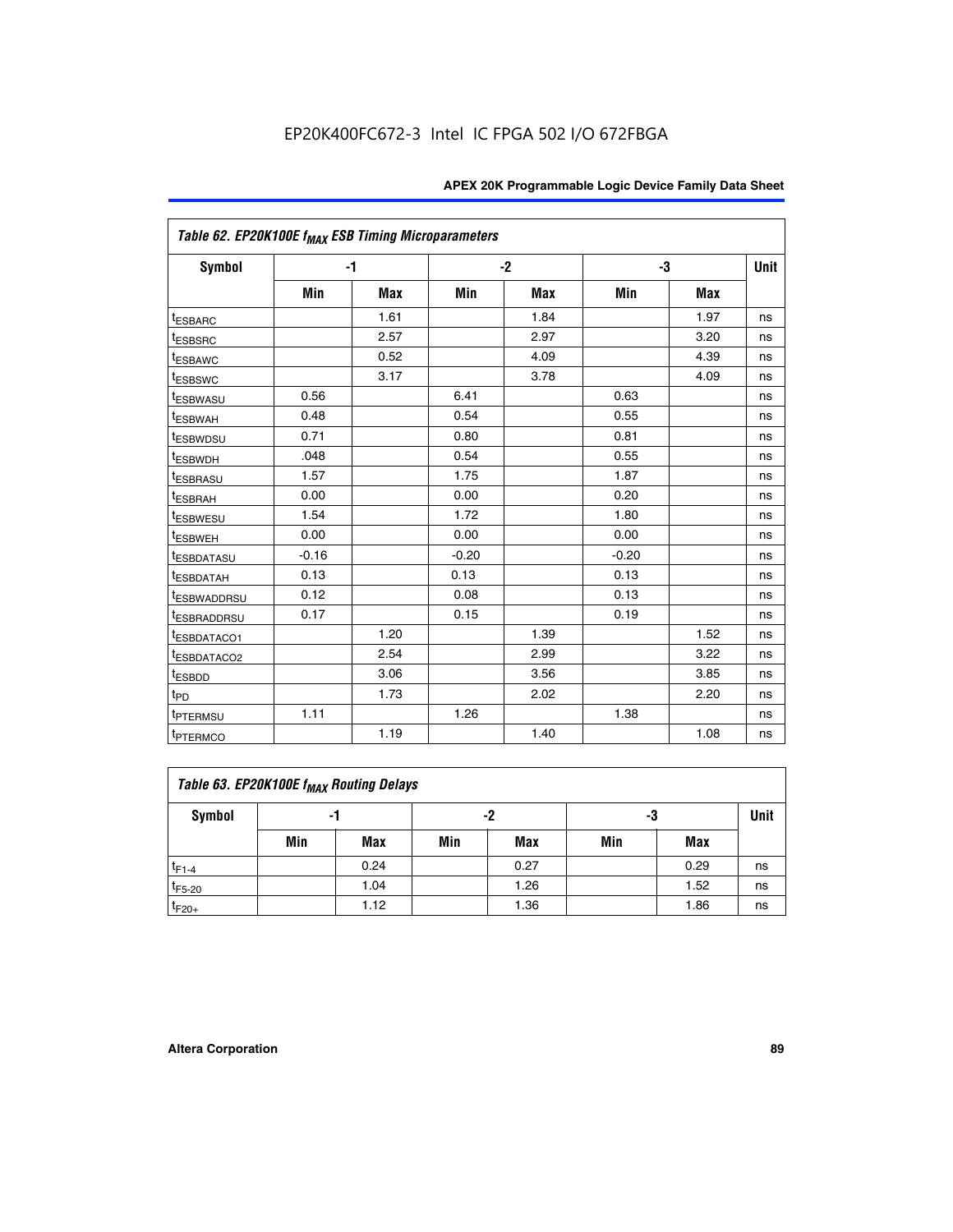EP20K400FC672-3 Intel IC FPGA 502 I/O 672FBGA

| Table 62. EP20K100E $f_{MAX}$ ESB Timing Microparameters | | | | | | | |
|---|---|---|---|---|---|---|---|
| Symbol | -1 | | -2 | | -3 | | Unit |
| | Min | Max | Min | Max | Min | Max | |
| $t_{ESBARC}$ | | 1.61 | | 1.84 | | 1.97 | ns |
| $t_{ESBSRC}$ | | 2.57 | | 2.97 | | 3.20 | ns |
| $t_{ESBAWC}$ | | 0.52 | | 4.09 | | 4.39 | ns |
| $t_{ESBSWC}$ | | 3.17 | | 3.78 | | 4.09 | ns |
| $t_{ESBWASU}$ | 0.56 | | 6.41 | | 0.63 | | ns |
| $t_{ESBWAH}$ | 0.48 | | 0.54 | | 0.55 | | ns |
| $t_{ESBWDSU}$ | 0.71 | | 0.80 | | 0.81 | | ns |
| $t_{ESBWDH}$ | .048 | | 0.54 | | 0.55 | | ns |
| $t_{ESBRASU}$ | 1.57 | | 1.75 | | 1.87 | | ns |
| $t_{ESBRAH}$ | 0.00 | | 0.00 | | 0.20 | | ns |
| $t_{ESBWESU}$ | 1.54 | | 1.72 | | 1.80 | | ns |
| $t_{ESBWEH}$ | 0.00 | | 0.00 | | 0.00 | | ns |
| $t_{ESBDATASU}$ | -0.16 | | -0.20 | | -0.20 | | ns |
| $t_{ESBDATAH}$ | 0.13 | | 0.13 | | 0.13 | | ns |
| $t_{ESBWADDRSU}$ | 0.12 | | 0.08 | | 0.13 | | ns |
| $t_{ESBRADDRSU}$ | 0.17 | | 0.15 | | 0.19 | | ns |
| $t_{ESBDATACO1}$ | | 1.20 | | 1.39 | | 1.52 | ns |
| $t_{ESBDATACO2}$ | | 2.54 | | 2.99 | | 3.22 | ns |
| $t_{ESBDD}$ | | 3.06 | | 3.56 | | 3.85 | ns |
| $t_{PD}$ | | 1.73 | | 2.02 | | 2.20 | ns |
| $t_{PTERMSU}$ | 1.11 | | 1.26 | | 1.38 | | ns |
| $t_{PTERMCO}$ | | 1.19 | | 1.40 | | 1.08 | ns |

| Table 63. EP20K100E $f_{MAX}$ Routing Delays | | | | | | | |
|---|---|---|---|---|---|---|---|
| Symbol | -1 | | -2 | | -3 | | Unit |
| | Min | Max | Min | Max | Min | Max | |
| $t_{F1-4}$ | | 0.24 | | 0.27 | | 0.29 | ns |
| $t_{F5-20}$ | | 1.04 | | 1.26 | | 1.52 | ns |
| $t_{F20+}$ | | 1.12 | | 1.36 | | 1.86 | ns |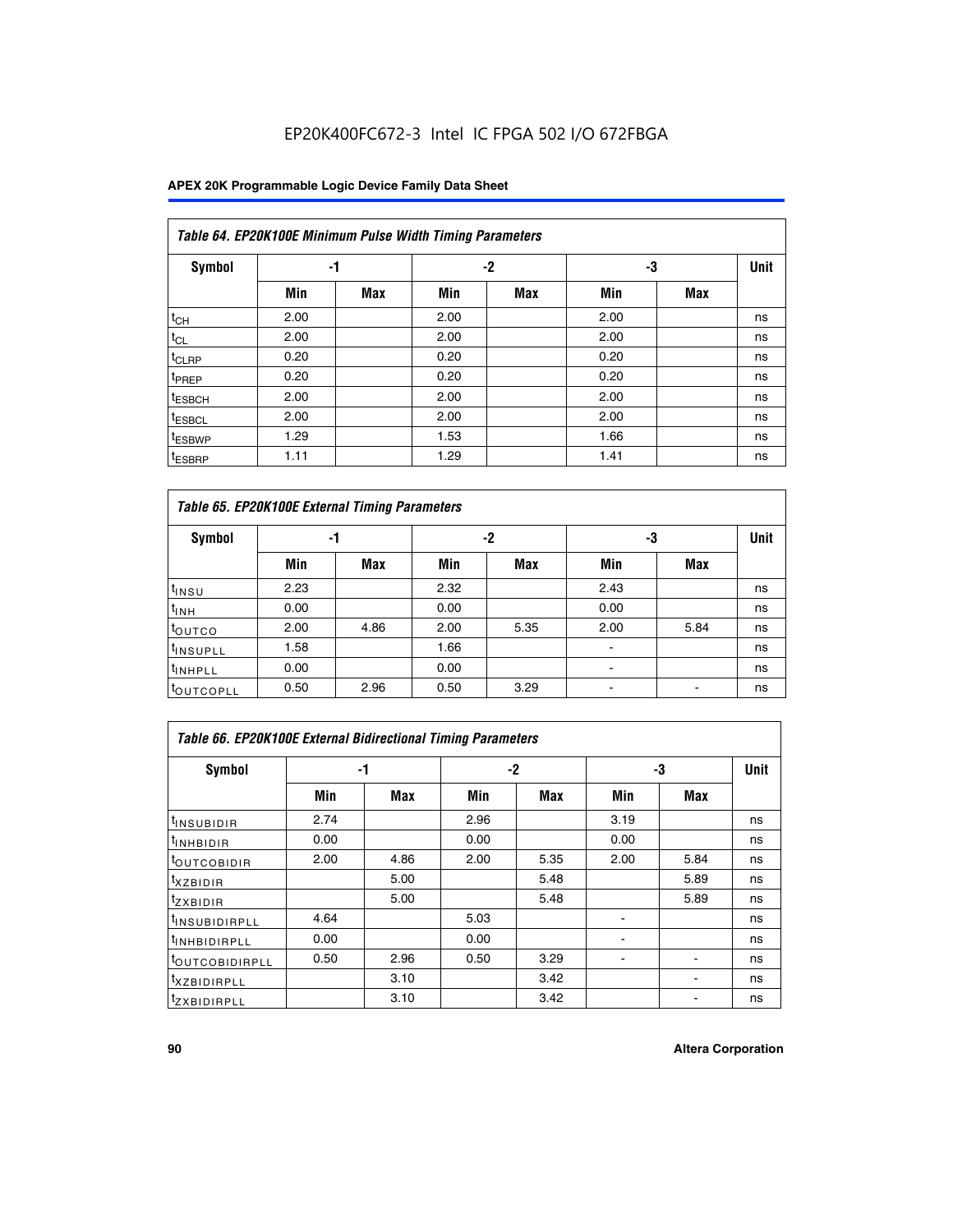EP20K400FC672-3 Intel IC FPGA 502 I/O 672FBGA

| Table 64. EP20K100E Minimum Pulse Width Timing Parameters | | | | | | | |
|---|---|---|---|---|---|---|---|
| Symbol | -1 | | -2 | | -3 | | Unit |
| | Min | Max | Min | Max | Min | Max | |
| $t_{CH}$ | 2.00 | | 2.00 | | 2.00 | | ns |
| $t_{CL}$ | 2.00 | | 2.00 | | 2.00 | | ns |
| $t_{CLRP}$ | 0.20 | | 0.20 | | 0.20 | | ns |
| $t_{PREP}$ | 0.20 | | 0.20 | | 0.20 | | ns |
| $t_{ESBCH}$ | 2.00 | | 2.00 | | 2.00 | | ns |
| $t_{ESBCL}$ | 2.00 | | 2.00 | | 2.00 | | ns |
| $t_{ESBWP}$ | 1.29 | | 1.53 | | 1.66 | | ns |
| $t_{ESBRP}$ | 1.11 | | 1.29 | | 1.41 | | ns |

| Table 65. EP20K100E External Timing Parameters | | | | | | | |
|---|---|---|---|---|---|---|---|
| Symbol | -1 | | -2 | | -3 | | Unit |
| | Min | Max | Min | Max | Min | Max | |
| $t_{INSU}$ | 2.23 | | 2.32 | | 2.43 | | ns |
| $t_{INH}$ | 0.00 | | 0.00 | | 0.00 | | ns |
| $t_{OUTCO}$ | 2.00 | 4.86 | 2.00 | 5.35 | 2.00 | 5.84 | ns |
| $t_{INSUPLL}$ | 1.58 | | 1.66 | | - | | ns |
| $t_{INHPLL}$ | 0.00 | | 0.00 | | - | | ns |
| $t_{OUTCOPLL}$ | 0.50 | 2.96 | 0.50 | 3.29 | - | - | ns |

| Table 66. EP20K100E External Bidirectional Timing Parameters | | | | | | | |
|---|---|---|---|---|---|---|---|
| Symbol | -1 | | -2 | | -3 | | Unit |
| | Min | Max | Min | Max | Min | Max | |
| $t_{INSUBIDIR}$ | 2.74 | | 2.96 | | 3.19 | | ns |
| $t_{INHBIDIR}$ | 0.00 | | 0.00 | | 0.00 | | ns |
| $t_{OUTCOBIDIR}$ | 2.00 | 4.86 | 2.00 | 5.35 | 2.00 | 5.84 | ns |
| $t_{XZBIDIR}$ | | 5.00 | | 5.48 | | 5.89 | ns |
| $t_{ZXBIDIR}$ | | 5.00 | | 5.48 | | 5.89 | ns |
| $t_{INSUBIDIRPLL}$ | 4.64 | | 5.03 | | - | | ns |
| $t_{INHBIDIRPLL}$ | 0.00 | | 0.00 | | - | | ns |
| $t_{OUTCOBIDIRPLL}$ | 0.50 | 2.96 | 0.50 | 3.29 | - | - | ns |
| $t_{XZBIDIRPLL}$ | | 3.10 | | 3.42 | | - | ns |
| $t_{ZXBIDIRPLL}$ | | 3.10 | | 3.42 | | - | ns |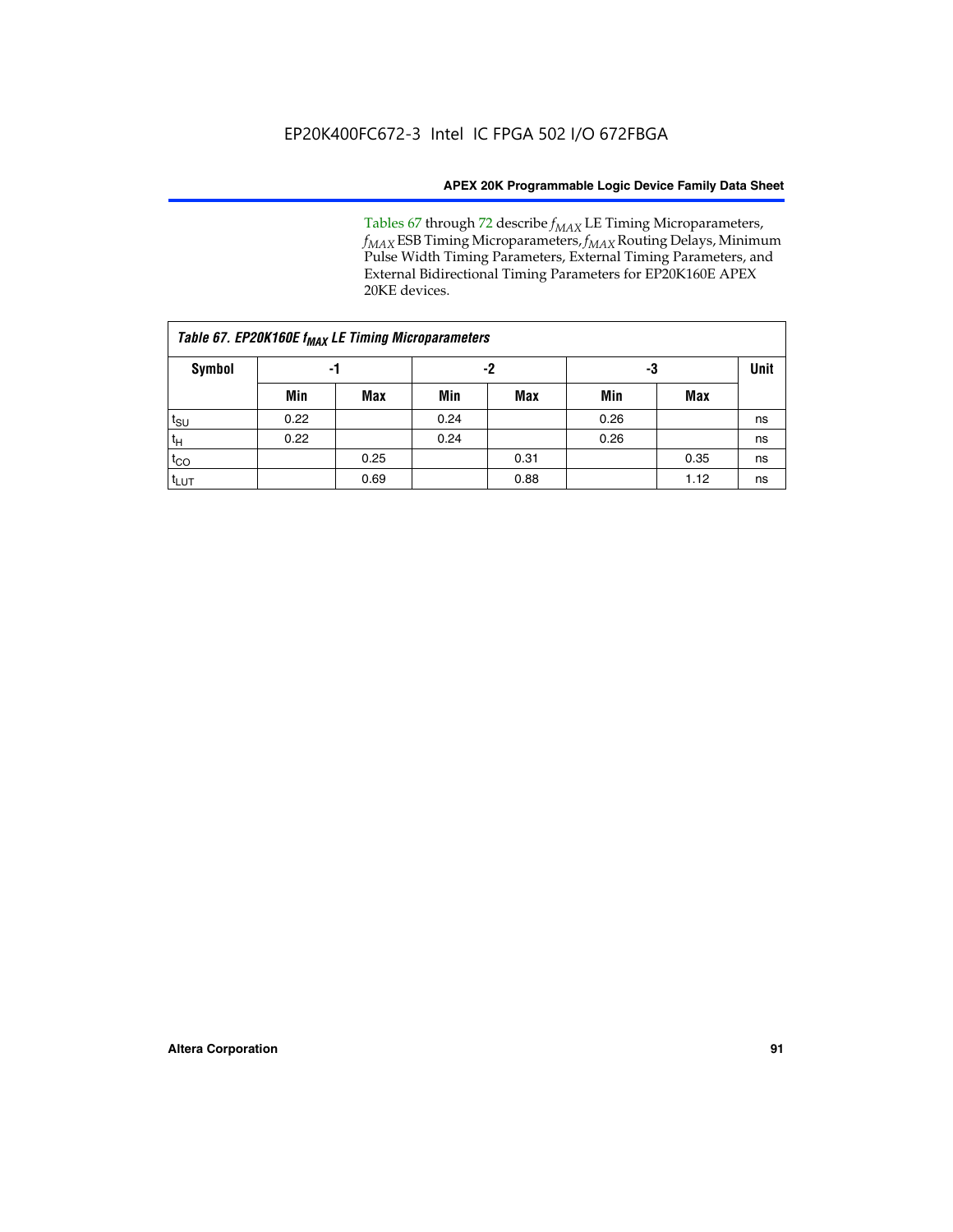Tables 67 through 72 describe $f_{MAX}$ LE Timing Microparameters, $f_{MAX}$ ESB Timing Microparameters, $f_{MAX}$ Routing Delays, Minimum Pulse Width Timing Parameters, External Timing Parameters, and External Bidirectional Timing Parameters for EP20K160E APEX 20KE devices.

**Table 67. EP20K160E $f_{MAX}$ LE Timing Microparameters**

| Symbol | -1 | | -2 | | -3 | | Unit |
|---|---|---|---|---|---|---|---|
| | Min | Max | Min | Max | Min | Max | |
| $t_{SU}$ | 0.22 | | 0.24 | | 0.26 | | ns |
| $t_{H}$ | 0.22 | | 0.24 | | 0.26 | | ns |
| $t_{CO}$ | | 0.25 | | 0.31 | | 0.35 | ns |
| $t_{LUT}$ | | 0.69 | | 0.88 | | 1.12 | ns |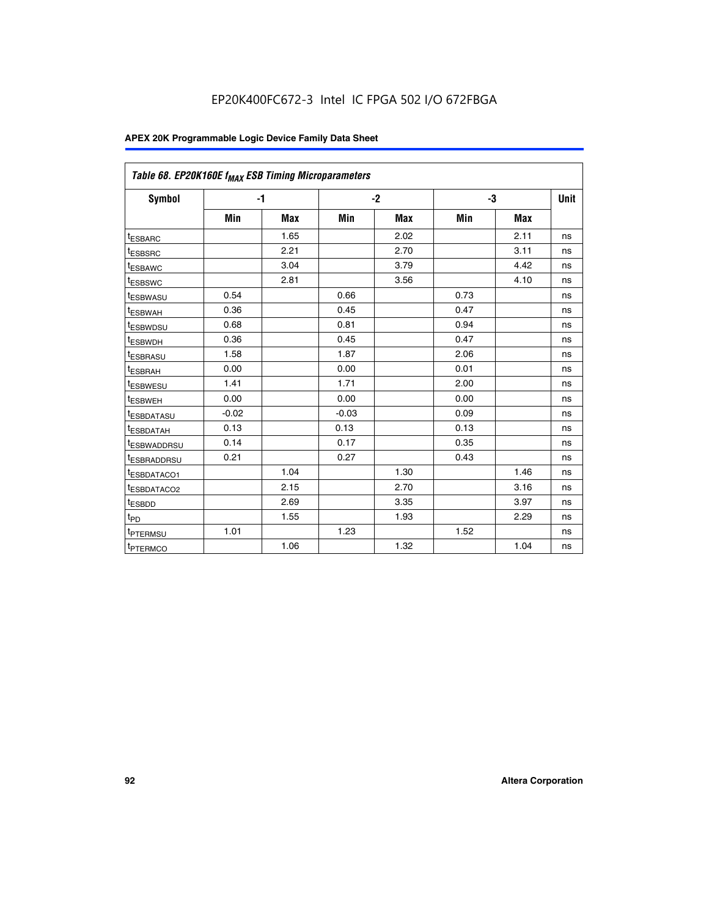EP20K400FC672-3 Intel IC FPGA 502 I/O 672FBGA

| Table 68. EP20K160E $f_{MAX}$ ESB Timing Microparameters | | | | | | | |
|---|---|---|---|---|---|---|---|
| Symbol | -1 | | -2 | | -3 | | Unit |
| | Min | Max | Min | Max | Min | Max | |
| $t_{ESBARC}$ | | 1.65 | | 2.02 | | 2.11 | ns |
| $t_{ESBSRC}$ | | 2.21 | | 2.70 | | 3.11 | ns |
| $t_{ESBAWC}$ | | 3.04 | | 3.79 | | 4.42 | ns |
| $t_{ESBSWC}$ | | 2.81 | | 3.56 | | 4.10 | ns |
| $t_{ESBWASU}$ | 0.54 | | 0.66 | | 0.73 | | ns |
| $t_{ESBWAH}$ | 0.36 | | 0.45 | | 0.47 | | ns |
| $t_{ESBWDSU}$ | 0.68 | | 0.81 | | 0.94 | | ns |
| $t_{ESBWDH}$ | 0.36 | | 0.45 | | 0.47 | | ns |
| $t_{ESBRASU}$ | 1.58 | | 1.87 | | 2.06 | | ns |
| $t_{ESBRAH}$ | 0.00 | | 0.00 | | 0.01 | | ns |
| $t_{ESBWESU}$ | 1.41 | | 1.71 | | 2.00 | | ns |
| $t_{ESBWEH}$ | 0.00 | | 0.00 | | 0.00 | | ns |
| $t_{ESBDATASU}$ | -0.02 | | -0.03 | | 0.09 | | ns |
| $t_{ESBDATAH}$ | 0.13 | | 0.13 | | 0.13 | | ns |
| $t_{ESBWADDRSU}$ | 0.14 | | 0.17 | | 0.35 | | ns |
| $t_{ESBRADDRSU}$ | 0.21 | | 0.27 | | 0.43 | | ns |
| $t_{ESBDATACO1}$ | | 1.04 | | 1.30 | | 1.46 | ns |
| $t_{ESBDATACO2}$ | | 2.15 | | 2.70 | | 3.16 | ns |
| $t_{ESBDD}$ | | 2.69 | | 3.35 | | 3.97 | ns |
| $t_{PD}$ | | 1.55 | | 1.93 | | 2.29 | ns |
| $t_{PTERMSU}$ | 1.01 | | 1.23 | | 1.52 | | ns |
| $t_{PTERMCO}$ | | 1.06 | | 1.32 | | 1.04 | ns |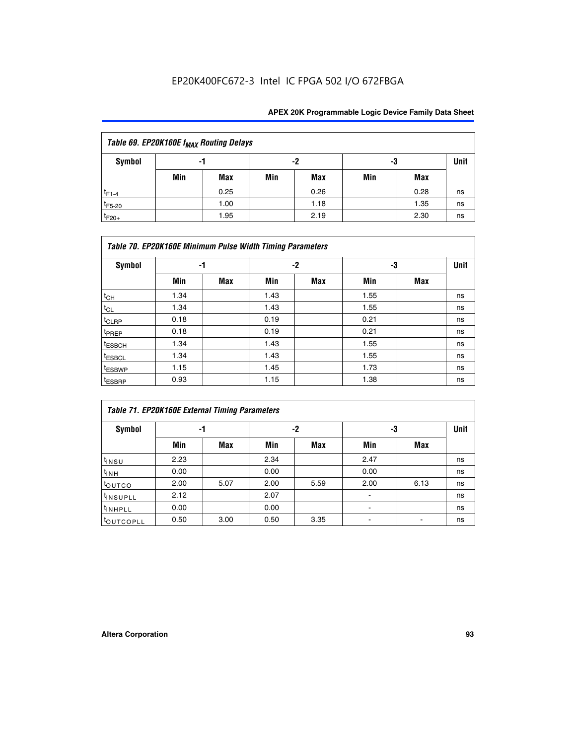EP20K400FC672-3 Intel IC FPGA 502 I/O 672FBGA

| Table 69. EP20K160E $f_{MAX}$ Routing Delays | | | | | | | |
|---|---|---|---|---|---|---|---|
| **Symbol** | **-1** | | **-2** | | **-3** | | **Unit** |
| | **Min** | **Max** | **Min** | **Max** | **Min** | **Max** | |
| $t_{F1-4}$ | | 0.25 | | 0.26 | | 0.28 | ns |
| $t_{F5-20}$ | | 1.00 | | 1.18 | | 1.35 | ns |
| $t_{F20+}$ | | 1.95 | | 2.19 | | 2.30 | ns |

| Table 70. EP20K160E Minimum Pulse Width Timing Parameters | | | | | | | |
|---|---|---|---|---|---|---|---|
| **Symbol** | **-1** | | **-2** | | **-3** | | **Unit** |
| | **Min** | **Max** | **Min** | **Max** | **Min** | **Max** | |
| $t_{CH}$ | 1.34 | | 1.43 | | 1.55 | | ns |
| $t_{CL}$ | 1.34 | | 1.43 | | 1.55 | | ns |
| $t_{CLRP}$ | 0.18 | | 0.19 | | 0.21 | | ns |
| $t_{PREP}$ | 0.18 | | 0.19 | | 0.21 | | ns |
| $t_{ESBCH}$ | 1.34 | | 1.43 | | 1.55 | | ns |
| $t_{ESBCL}$ | 1.34 | | 1.43 | | 1.55 | | ns |
| $t_{ESBWP}$ | 1.15 | | 1.45 | | 1.73 | | ns |
| $t_{ESBRP}$ | 0.93 | | 1.15 | | 1.38 | | ns |

| Table 71. EP20K160E External Timing Parameters | | | | | | | |
|---|---|---|---|---|---|---|---|
| **Symbol** | **-1** | | **-2** | | **-3** | | **Unit** |
| | **Min** | **Max** | **Min** | **Max** | **Min** | **Max** | |
| $t_{INSU}$ | 2.23 | | 2.34 | | 2.47 | | ns |
| $t_{INH}$ | 0.00 | | 0.00 | | 0.00 | | ns |
| $t_{OUTCO}$ | 2.00 | 5.07 | 2.00 | 5.59 | 2.00 | 6.13 | ns |
| $t_{INSUPLL}$ | 2.12 | | 2.07 | | - | | ns |
| $t_{INHPLL}$ | 0.00 | | 0.00 | | - | | ns |
| $t_{OUTCOPLL}$ | 0.50 | 3.00 | 0.50 | 3.35 | - | - | ns |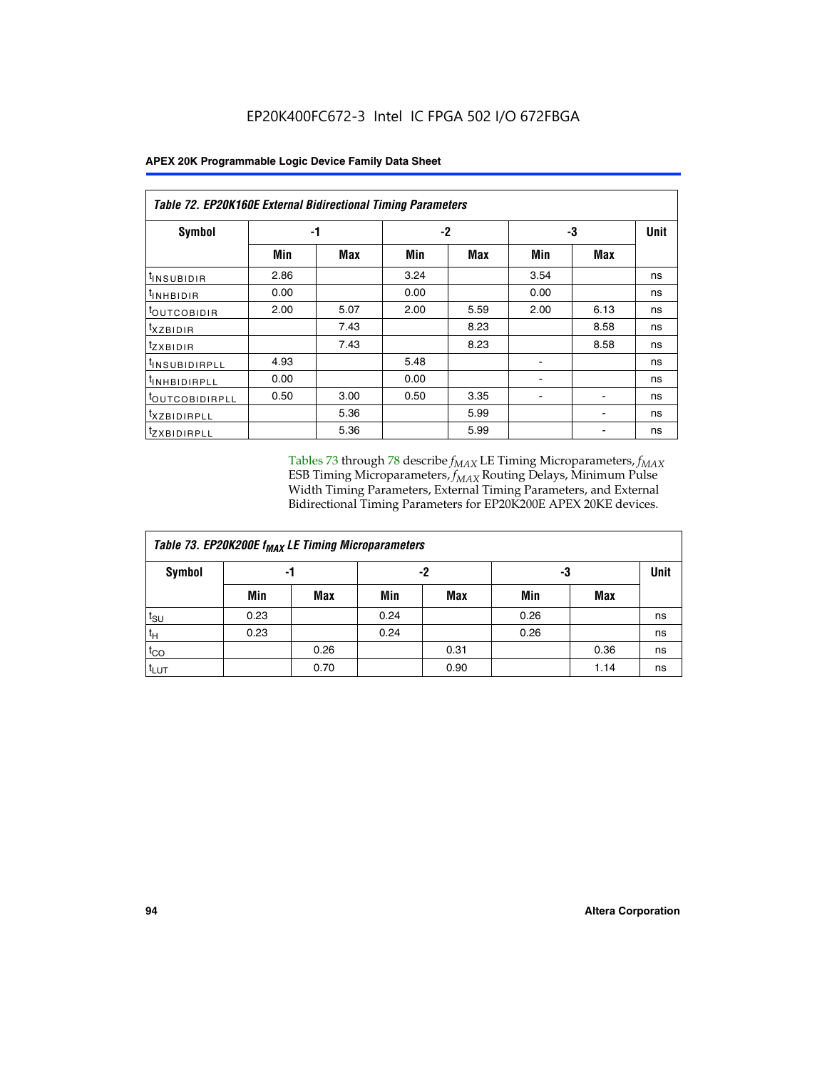EP20K400FC672-3 Intel IC FPGA 502 I/O 672FBGA

| Table 72. EP20K160E External Bidirectional Timing Parameters | | | | | | | |
|---|---|---|---|---|---|---|---|
| Symbol | -1 | | -2 | | -3 | | Unit |
| | Min | Max | Min | Max | Min | Max | |
| $t_{INSUBIDIR}$ | 2.86 | | 3.24 | | 3.54 | | ns |
| $t_{INHBIDIR}$ | 0.00 | | 0.00 | | 0.00 | | ns |
| $t_{OUTCOBIDIR}$ | 2.00 | 5.07 | 2.00 | 5.59 | 2.00 | 6.13 | ns |
| $t_{XZBIDIR}$ | | 7.43 | | 8.23 | | 8.58 | ns |
| $t_{ZXBIDIR}$ | | 7.43 | | 8.23 | | 8.58 | ns |
| $t_{INSUBIDIRPLL}$ | 4.93 | | 5.48 | | - | | ns |
| $t_{INHBIDIRPLL}$ | 0.00 | | 0.00 | | - | | ns |
| $t_{OUTCOBIDIRPLL}$ | 0.50 | 3.00 | 0.50 | 3.35 | - | - | ns |
| $t_{XZBIDIRPLL}$ | | 5.36 | | 5.99 | | - | ns |
| $t_{ZXBIDIRPLL}$ | | 5.36 | | 5.99 | | - | ns |

Tables 73 through 78 describe $f_{MAX}$ LE Timing Microparameters, $f_{MAX}$ ESB Timing Microparameters, $f_{MAX}$ Routing Delays, Minimum Pulse Width Timing Parameters, External Timing Parameters, and External Bidirectional Timing Parameters for EP20K200E APEX 20KE devices.

| Table 73. EP20K200E $f_{MAX}$ LE Timing Microparameters | | | | | | | |
|---|---|---|---|---|---|---|---|
| Symbol | -1 | | -2 | | -3 | | Unit |
| | Min | Max | Min | Max | Min | Max | |
| $t_{SU}$ | 0.23 | | 0.24 | | 0.26 | | ns |
| $t_{H}$ | 0.23 | | 0.24 | | 0.26 | | ns |
| $t_{CO}$ | | 0.26 | | 0.31 | | 0.36 | ns |
| $t_{LUT}$ | | 0.70 | | 0.90 | | 1.14 | ns |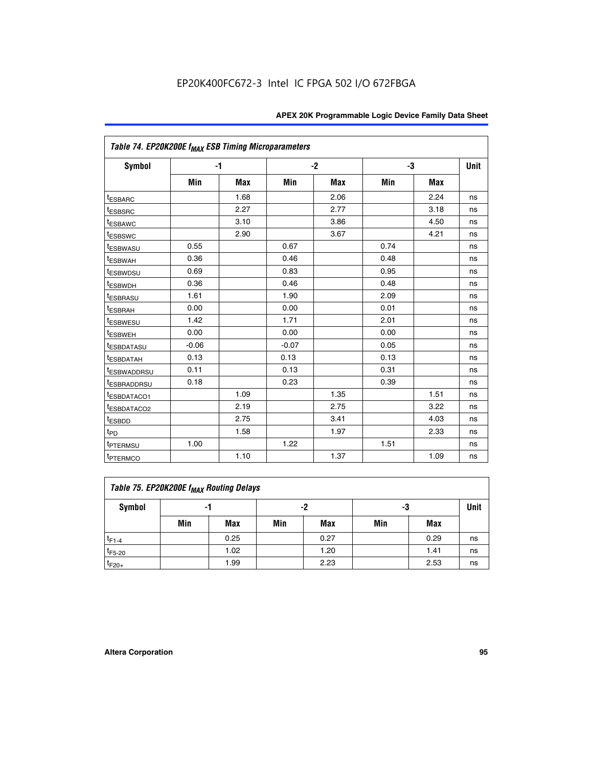### Table 74. EP20K200E $f_{MAX}$ ESB Timing Microparameters

| Symbol | -1 | | -2 | | -3 | | Unit |
|---|---|---|---|---|---|---|---|
| | Min | Max | Min | Max | Min | Max | |
| $t_{ESBARC}$ | | 1.68 | | 2.06 | | 2.24 | ns |
| $t_{ESBSRC}$ | | 2.27 | | 2.77 | | 3.18 | ns |
| $t_{ESBAWC}$ | | 3.10 | | 3.86 | | 4.50 | ns |
| $t_{ESBSWC}$ | | 2.90 | | 3.67 | | 4.21 | ns |
| $t_{ESBWASU}$ | 0.55 | | 0.67 | | 0.74 | | ns |
| $t_{ESBWAH}$ | 0.36 | | 0.46 | | 0.48 | | ns |
| $t_{ESBWDSU}$ | 0.69 | | 0.83 | | 0.95 | | ns |
| $t_{ESBWDH}$ | 0.36 | | 0.46 | | 0.48 | | ns |
| $t_{ESBRASU}$ | 1.61 | | 1.90 | | 2.09 | | ns |
| $t_{ESBRAH}$ | 0.00 | | 0.00 | | 0.01 | | ns |
| $t_{ESBWESU}$ | 1.42 | | 1.71 | | 2.01 | | ns |
| $t_{ESBWEH}$ | 0.00 | | 0.00 | | 0.00 | | ns |
| $t_{ESBDATASU}$ | -0.06 | | -0.07 | | 0.05 | | ns |
| $t_{ESBDATAH}$ | 0.13 | | 0.13 | | 0.13 | | ns |
| $t_{ESBWADDRSU}$ | 0.11 | | 0.13 | | 0.31 | | ns |
| $t_{ESBRADDRSU}$ | 0.18 | | 0.23 | | 0.39 | | ns |
| $t_{ESBDATACO1}$ | | 1.09 | | 1.35 | | 1.51 | ns |
| $t_{ESBDATACO2}$ | | 2.19 | | 2.75 | | 3.22 | ns |
| $t_{ESBDD}$ | | 2.75 | | 3.41 | | 4.03 | ns |
| $t_{PD}$ | | 1.58 | | 1.97 | | 2.33 | ns |
| $t_{PTERMSU}$ | 1.00 | | 1.22 | | 1.51 | | ns |
| $t_{PTERMCO}$ | | 1.10 | | 1.37 | | 1.09 | ns |

### Table 75. EP20K200E $f_{MAX}$ Routing Delays

| Symbol | -1 | | -2 | | -3 | | Unit |
|---|---|---|---|---|---|---|---|
| | Min | Max | Min | Max | Min | Max | |
| $t_{F1-4}$ | | 0.25 | | 0.27 | | 0.29 | ns |
| $t_{F5-20}$ | | 1.02 | | 1.20 | | 1.41 | ns |
| $t_{F20+}$ | | 1.99 | | 2.23 | | 2.53 | ns |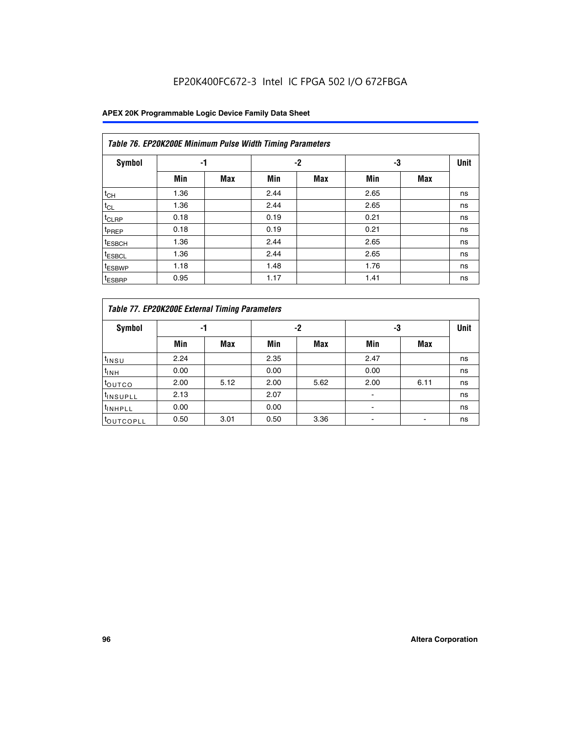EP20K400FC672-3 Intel IC FPGA 502 I/O 672FBGA

| Table 76. EP20K200E Minimum Pulse Width Timing Parameters | | | | | | | |
|---|---|---|---|---|---|---|---|
| Symbol | -1 | | -2 | | -3 | | Unit |
| | Min | Max | Min | Max | Min | Max | |
| $t_{CH}$ | 1.36 | | 2.44 | | 2.65 | | ns |
| $t_{CL}$ | 1.36 | | 2.44 | | 2.65 | | ns |
| $t_{CLRP}$ | 0.18 | | 0.19 | | 0.21 | | ns |
| $t_{PREP}$ | 0.18 | | 0.19 | | 0.21 | | ns |
| $t_{ESBCH}$ | 1.36 | | 2.44 | | 2.65 | | ns |
| $t_{ESBCL}$ | 1.36 | | 2.44 | | 2.65 | | ns |
| $t_{ESBWP}$ | 1.18 | | 1.48 | | 1.76 | | ns |
| $t_{ESBRP}$ | 0.95 | | 1.17 | | 1.41 | | ns |

| Table 77. EP20K200E External Timing Parameters | | | | | | | |
|---|---|---|---|---|---|---|---|
| Symbol | -1 | | -2 | | -3 | | Unit |
| | Min | Max | Min | Max | Min | Max | |
| $t_{INSU}$ | 2.24 | | 2.35 | | 2.47 | | ns |
| $t_{INH}$ | 0.00 | | 0.00 | | 0.00 | | ns |
| $t_{OUTCO}$ | 2.00 | 5.12 | 2.00 | 5.62 | 2.00 | 6.11 | ns |
| $t_{INSUPLL}$ | 2.13 | | 2.07 | | - | | ns |
| $t_{INHPLL}$ | 0.00 | | 0.00 | | - | | ns |
| $t_{OUTCOPLL}$ | 0.50 | 3.01 | 0.50 | 3.36 | - | - | ns |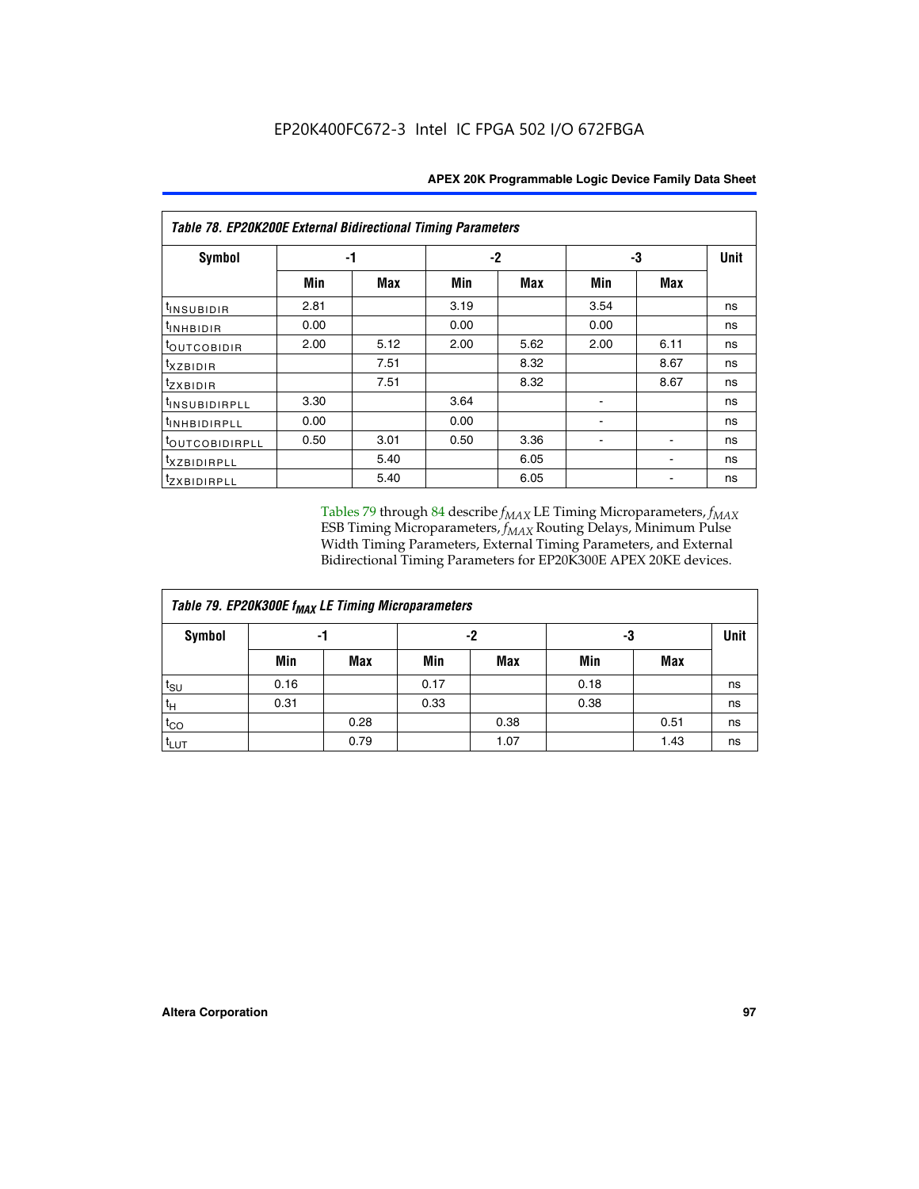| Table 78. EP20K200E External Bidirectional Timing Parameters | | | | | | | |
|---|---|---|---|---|---|---|---|
| Symbol | -1 | | -2 | | -3 | | Unit |
| | Min | Max | Min | Max | Min | Max | |
| $t_{INSUBIDIR}$ | 2.81 | | 3.19 | | 3.54 | | ns |
| $t_{INHBIDIR}$ | 0.00 | | 0.00 | | 0.00 | | ns |
| $t_{OUTCOBIDIR}$ | 2.00 | 5.12 | 2.00 | 5.62 | 2.00 | 6.11 | ns |
| $t_{XZBIDIR}$ | | 7.51 | | 8.32 | | 8.67 | ns |
| $t_{ZXBIDIR}$ | | 7.51 | | 8.32 | | 8.67 | ns |
| $t_{INSUBIDIRPLL}$ | 3.30 | | 3.64 | | - | | ns |
| $t_{INHBIDIRPLL}$ | 0.00 | | 0.00 | | - | | ns |
| $t_{OUTCOBIDIRPLL}$ | 0.50 | 3.01 | 0.50 | 3.36 | - | - | ns |
| $t_{XZBIDIRPLL}$ | | 5.40 | | 6.05 | | - | ns |
| $t_{ZXBIDIRPLL}$ | | 5.40 | | 6.05 | | - | ns |

Tables 79 through 84 describe $f_{MAX}$ LE Timing Microparameters, $f_{MAX}$ ESB Timing Microparameters, $f_{MAX}$ Routing Delays, Minimum Pulse Width Timing Parameters, External Timing Parameters, and External Bidirectional Timing Parameters for EP20K300E APEX 20KE devices.

| Table 79. EP20K300E $f_{MAX}$ LE Timing Microparameters | | | | | | | |
|---|---|---|---|---|---|---|---|
| Symbol | -1 | | -2 | | -3 | | Unit |
| | Min | Max | Min | Max | Min | Max | |
| $t_{SU}$ | 0.16 | | 0.17 | | 0.18 | | ns |
| $t_{H}$ | 0.31 | | 0.33 | | 0.38 | | ns |
| $t_{CO}$ | | 0.28 | | 0.38 | | 0.51 | ns |
| $t_{LUT}$ | | 0.79 | | 1.07 | | 1.43 | ns |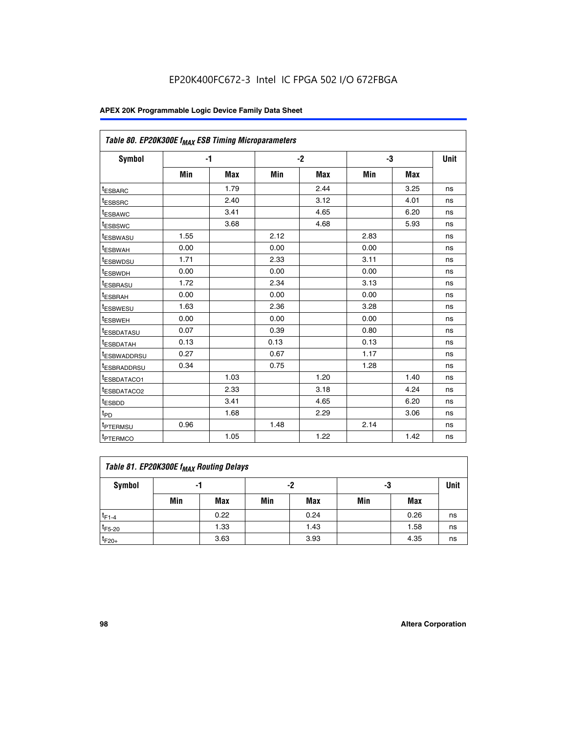EP20K400FC672-3 Intel IC FPGA 502 I/O 672FBGA

| Table 80. EP20K300E $f_{MAX}$ ESB Timing Microparameters | | | | | | | |
|---|---|---|---|---|---|---|---|
| Symbol | -1 | | -2 | | -3 | | Unit |
| | Min | Max | Min | Max | Min | Max | |
| $t_{ESBARC}$ | | 1.79 | | 2.44 | | 3.25 | ns |
| $t_{ESBSRC}$ | | 2.40 | | 3.12 | | 4.01 | ns |
| $t_{ESBAWC}$ | | 3.41 | | 4.65 | | 6.20 | ns |
| $t_{ESBSWC}$ | | 3.68 | | 4.68 | | 5.93 | ns |
| $t_{ESBWASU}$ | 1.55 | | 2.12 | | 2.83 | | ns |
| $t_{ESBWAH}$ | 0.00 | | 0.00 | | 0.00 | | ns |
| $t_{ESBWDSU}$ | 1.71 | | 2.33 | | 3.11 | | ns |
| $t_{ESBWDH}$ | 0.00 | | 0.00 | | 0.00 | | ns |
| $t_{ESBRASU}$ | 1.72 | | 2.34 | | 3.13 | | ns |
| $t_{ESBRAH}$ | 0.00 | | 0.00 | | 0.00 | | ns |
| $t_{ESBWESU}$ | 1.63 | | 2.36 | | 3.28 | | ns |
| $t_{ESBWEH}$ | 0.00 | | 0.00 | | 0.00 | | ns |
| $t_{ESBDATASU}$ | 0.07 | | 0.39 | | 0.80 | | ns |
| $t_{ESBDATAH}$ | 0.13 | | 0.13 | | 0.13 | | ns |
| $t_{ESBWADDRSU}$ | 0.27 | | 0.67 | | 1.17 | | ns |
| $t_{ESBRADDRSU}$ | 0.34 | | 0.75 | | 1.28 | | ns |
| $t_{ESBDATACO1}$ | | 1.03 | | 1.20 | | 1.40 | ns |
| $t_{ESBDATACO2}$ | | 2.33 | | 3.18 | | 4.24 | ns |
| $t_{ESBDD}$ | | 3.41 | | 4.65 | | 6.20 | ns |
| $t_{PD}$ | | 1.68 | | 2.29 | | 3.06 | ns |
| $t_{PTERMSU}$ | 0.96 | | 1.48 | | 2.14 | | ns |
| $t_{PTERMCO}$ | | 1.05 | | 1.22 | | 1.42 | ns |

| Table 81. EP20K300E $f_{MAX}$ Routing Delays | | | | | | | |
|---|---|---|---|---|---|---|---|
| Symbol | -1 | | -2 | | -3 | | Unit |
| | Min | Max | Min | Max | Min | Max | |
| $t_{F1-4}$ | | 0.22 | | 0.24 | | 0.26 | ns |
| $t_{F5-20}$ | | 1.33 | | 1.43 | | 1.58 | ns |
| $t_{F20+}$ | | 3.63 | | 3.93 | | 4.35 | ns |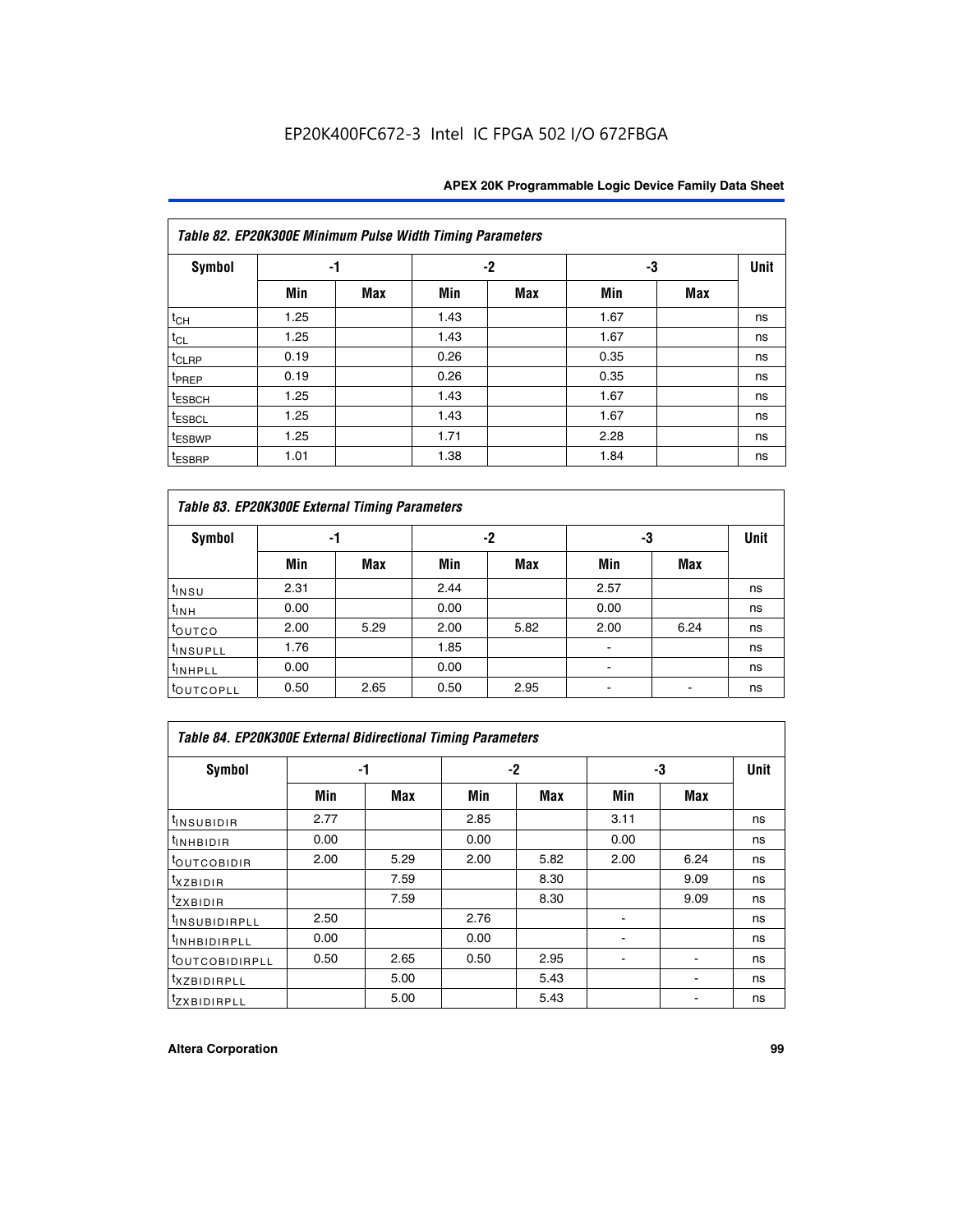Table 82. EP20K300E Minimum Pulse Width Timing Parameters

| Symbol | -1 | | -2 | | -3 | | Unit |
|---|---|---|---|---|---|---|---|
| | Min | Max | Min | Max | Min | Max | |
| $t_{CH}$ | 1.25 | | 1.43 | | 1.67 | | ns |
| $t_{CL}$ | 1.25 | | 1.43 | | 1.67 | | ns |
| $t_{CLRP}$ | 0.19 | | 0.26 | | 0.35 | | ns |
| $t_{PREP}$ | 0.19 | | 0.26 | | 0.35 | | ns |
| $t_{ESBCH}$ | 1.25 | | 1.43 | | 1.67 | | ns |
| $t_{ESBCL}$ | 1.25 | | 1.43 | | 1.67 | | ns |
| $t_{ESBWP}$ | 1.25 | | 1.71 | | 2.28 | | ns |
| $t_{ESBRP}$ | 1.01 | | 1.38 | | 1.84 | | ns |

Table 83. EP20K300E External Timing Parameters

| Symbol | -1 | | -2 | | -3 | | Unit |
|---|---|---|---|---|---|---|---|
| | Min | Max | Min | Max | Min | Max | |
| $t_{INSU}$ | 2.31 | | 2.44 | | 2.57 | | ns |
| $t_{INH}$ | 0.00 | | 0.00 | | 0.00 | | ns |
| $t_{OUTCO}$ | 2.00 | 5.29 | 2.00 | 5.82 | 2.00 | 6.24 | ns |
| $t_{INSUPLL}$ | 1.76 | | 1.85 | | - | | ns |
| $t_{INHPLL}$ | 0.00 | | 0.00 | | - | | ns |
| $t_{OUTCOPLL}$ | 0.50 | 2.65 | 0.50 | 2.95 | - | - | ns |

Table 84. EP20K300E External Bidirectional Timing Parameters

| Symbol | -1 | | -2 | | -3 | | Unit |
|---|---|---|---|---|---|---|---|
| | Min | Max | Min | Max | Min | Max | |
| $t_{INSUBIDIR}$ | 2.77 | | 2.85 | | 3.11 | | ns |
| $t_{INHBIDIR}$ | 0.00 | | 0.00 | | 0.00 | | ns |
| $t_{OUTCOBIDIR}$ | 2.00 | 5.29 | 2.00 | 5.82 | 2.00 | 6.24 | ns |
| $t_{XZBIDIR}$ | | 7.59 | | 8.30 | | 9.09 | ns |
| $t_{ZXBIDIR}$ | | 7.59 | | 8.30 | | 9.09 | ns |
| $t_{INSUBIDIRPLL}$ | 2.50 | | 2.76 | | - | | ns |
| $t_{INHBIDIRPLL}$ | 0.00 | | 0.00 | | - | | ns |
| $t_{OUTCOBIDIRPLL}$ | 0.50 | 2.65 | 0.50 | 2.95 | - | - | ns |
| $t_{XZBIDIRPLL}$ | | 5.00 | | 5.43 | | - | ns |
| $t_{ZXBIDIRPLL}$ | | 5.00 | | 5.43 | | - | ns |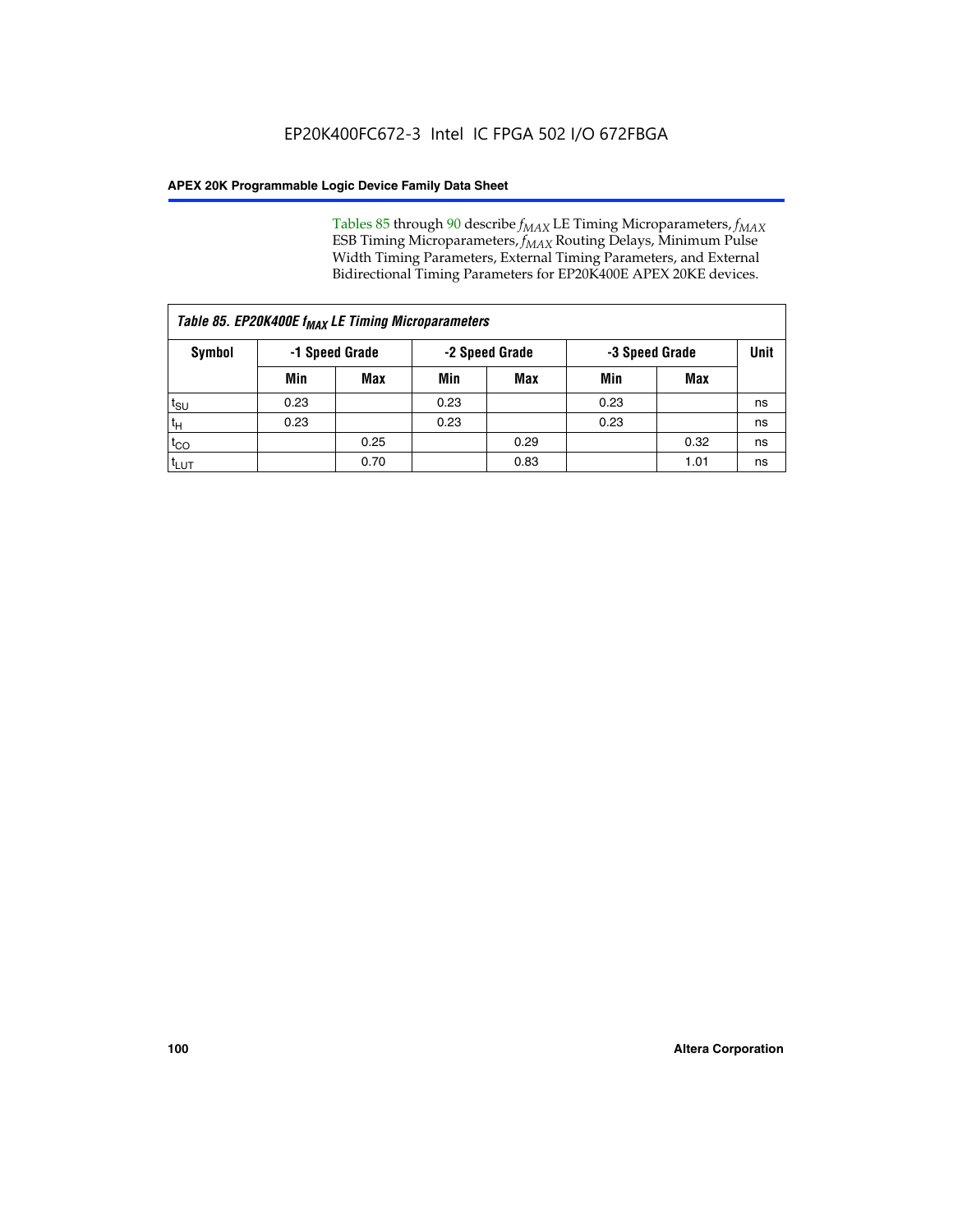Tables 85 through 90 describe $f_{MAX}$ LE Timing Microparameters, $f_{MAX}$ ESB Timing Microparameters, $f_{MAX}$ Routing Delays, Minimum Pulse Width Timing Parameters, External Timing Parameters, and External Bidirectional Timing Parameters for EP20K400E APEX 20KE devices.

| *Table 85. EP20K400E $f_{MAX}$ LE Timing Microparameters* | | | | | | | |
|---|---|---|---|---|---|---|---|
| **Symbol** | **-1 Speed Grade** | | **-2 Speed Grade** | | **-3 Speed Grade** | | **Unit** |
| | **Min** | **Max** | **Min** | **Max** | **Min** | **Max** | |
| $t_{SU}$ | 0.23 | | 0.23 | | 0.23 | | ns |
| $t_H$ | 0.23 | | 0.23 | | 0.23 | | ns |
| $t_{CO}$ | | 0.25 | | 0.29 | | 0.32 | ns |
| $t_{LUT}$ | | 0.70 | | 0.83 | | 1.01 | ns |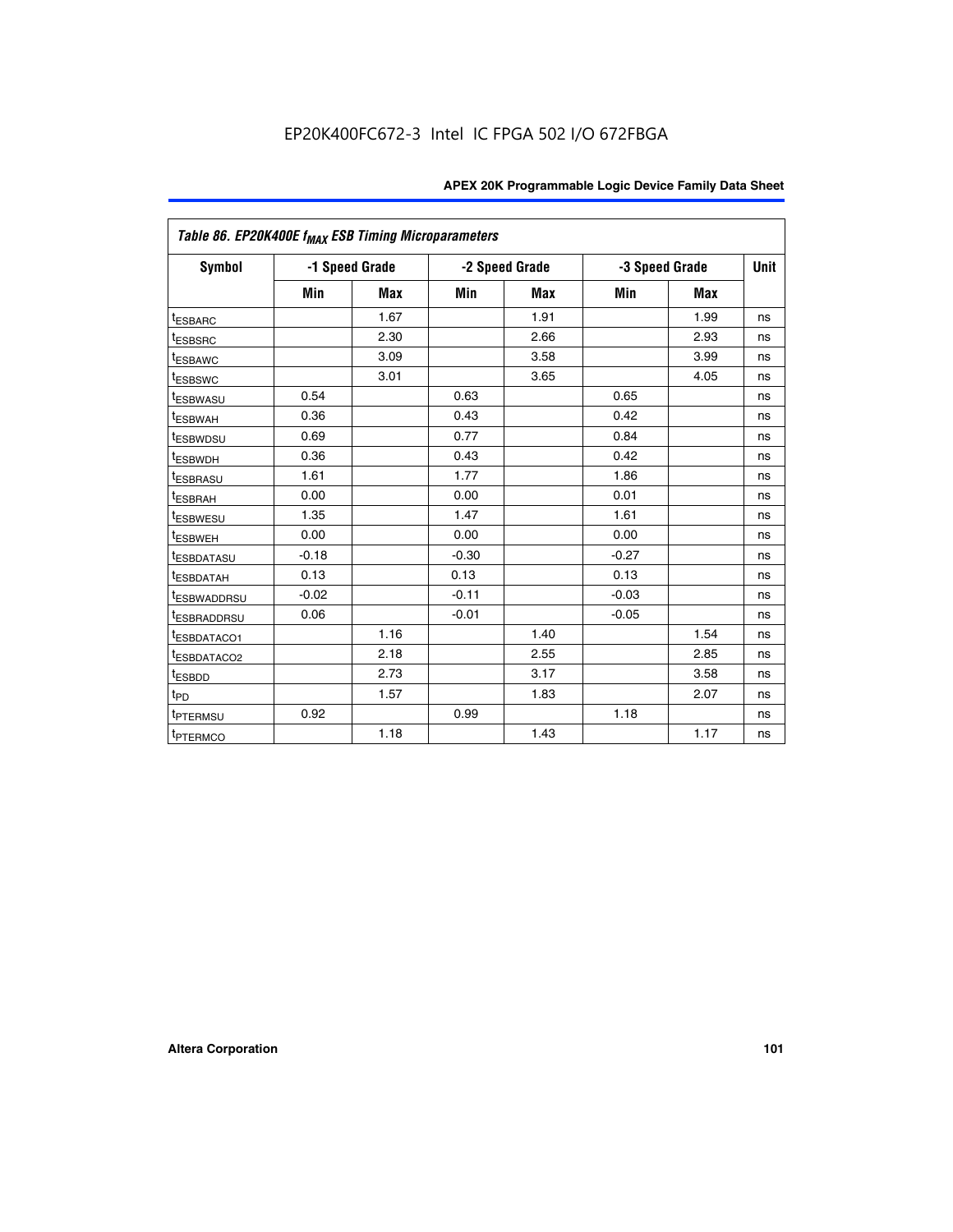| Table 86. EP20K400E $f_{MAX}$ ESB Timing Microparameters | | | | | | | |
|---|---|---|---|---|---|---|---|
| Symbol | -1 Speed Grade | | -2 Speed Grade | | -3 Speed Grade | | Unit |
| | Min | Max | Min | Max | Min | Max | |
| $t_{ESBARC}$ | | 1.67 | | 1.91 | | 1.99 | ns |
| $t_{ESBSRC}$ | | 2.30 | | 2.66 | | 2.93 | ns |
| $t_{ESBAWC}$ | | 3.09 | | 3.58 | | 3.99 | ns |
| $t_{ESBSWC}$ | | 3.01 | | 3.65 | | 4.05 | ns |
| $t_{ESBWASU}$ | 0.54 | | 0.63 | | 0.65 | | ns |
| $t_{ESBWAH}$ | 0.36 | | 0.43 | | 0.42 | | ns |
| $t_{ESBWDSU}$ | 0.69 | | 0.77 | | 0.84 | | ns |
| $t_{ESBWDH}$ | 0.36 | | 0.43 | | 0.42 | | ns |
| $t_{ESBRASU}$ | 1.61 | | 1.77 | | 1.86 | | ns |
| $t_{ESBRAH}$ | 0.00 | | 0.00 | | 0.01 | | ns |
| $t_{ESBWESU}$ | 1.35 | | 1.47 | | 1.61 | | ns |
| $t_{ESBWEH}$ | 0.00 | | 0.00 | | 0.00 | | ns |
| $t_{ESBDATASU}$ | -0.18 | | -0.30 | | -0.27 | | ns |
| $t_{ESBDATAH}$ | 0.13 | | 0.13 | | 0.13 | | ns |
| $t_{ESBWADDRSU}$ | -0.02 | | -0.11 | | -0.03 | | ns |
| $t_{ESBRADDRSU}$ | 0.06 | | -0.01 | | -0.05 | | ns |
| $t_{ESBDATACO1}$ | | 1.16 | | 1.40 | | 1.54 | ns |
| $t_{ESBDATACO2}$ | | 2.18 | | 2.55 | | 2.85 | ns |
| $t_{ESBDD}$ | | 2.73 | | 3.17 | | 3.58 | ns |
| $t_{PD}$ | | 1.57 | | 1.83 | | 2.07 | ns |
| $t_{PTERMSU}$ | 0.92 | | 0.99 | | 1.18 | | ns |
| $t_{PTERMCO}$ | | 1.18 | | 1.43 | | 1.17 | ns |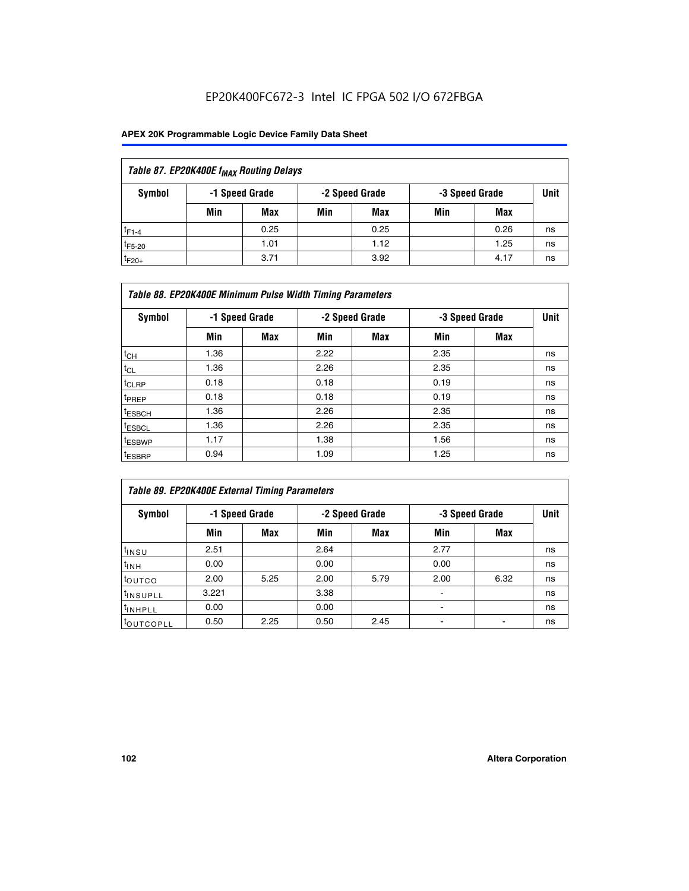EP20K400FC672-3 Intel IC FPGA 502 I/O 672FBGA

| Table 87. EP20K400E $f_{MAX}$ Routing Delays | | | | | | | |
|---|---|---|---|---|---|---|---|
| Symbol | -1 Speed Grade | | -2 Speed Grade | | -3 Speed Grade | | Unit |
| | Min | Max | Min | Max | Min | Max | |
| $t_{F1-4}$ | | 0.25 | | 0.25 | | 0.26 | ns |
| $t_{F5-20}$ | | 1.01 | | 1.12 | | 1.25 | ns |
| $t_{F20+}$ | | 3.71 | | 3.92 | | 4.17 | ns |

| Table 88. EP20K400E Minimum Pulse Width Timing Parameters | | | | | | | |
|---|---|---|---|---|---|---|---|
| Symbol | -1 Speed Grade | | -2 Speed Grade | | -3 Speed Grade | | Unit |
| | Min | Max | Min | Max | Min | Max | |
| $t_{CH}$ | 1.36 | | 2.22 | | 2.35 | | ns |
| $t_{CL}$ | 1.36 | | 2.26 | | 2.35 | | ns |
| $t_{CLRP}$ | 0.18 | | 0.18 | | 0.19 | | ns |
| $t_{PREP}$ | 0.18 | | 0.18 | | 0.19 | | ns |
| $t_{ESBCH}$ | 1.36 | | 2.26 | | 2.35 | | ns |
| $t_{ESBCL}$ | 1.36 | | 2.26 | | 2.35 | | ns |
| $t_{ESBWP}$ | 1.17 | | 1.38 | | 1.56 | | ns |
| $t_{ESBRP}$ | 0.94 | | 1.09 | | 1.25 | | ns |

| Table 89. EP20K400E External Timing Parameters | | | | | | | |
|---|---|---|---|---|---|---|---|
| Symbol | -1 Speed Grade | | -2 Speed Grade | | -3 Speed Grade | | Unit |
| | Min | Max | Min | Max | Min | Max | |
| $t_{INSU}$ | 2.51 | | 2.64 | | 2.77 | | ns |
| $t_{INH}$ | 0.00 | | 0.00 | | 0.00 | | ns |
| $t_{OUTCO}$ | 2.00 | 5.25 | 2.00 | 5.79 | 2.00 | 6.32 | ns |
| $t_{INSUPLL}$ | 3.221 | | 3.38 | | - | | ns |
| $t_{INHPLL}$ | 0.00 | | 0.00 | | - | | ns |
| $t_{OUTCOPLL}$ | 0.50 | 2.25 | 0.50 | 2.45 | - | - | ns |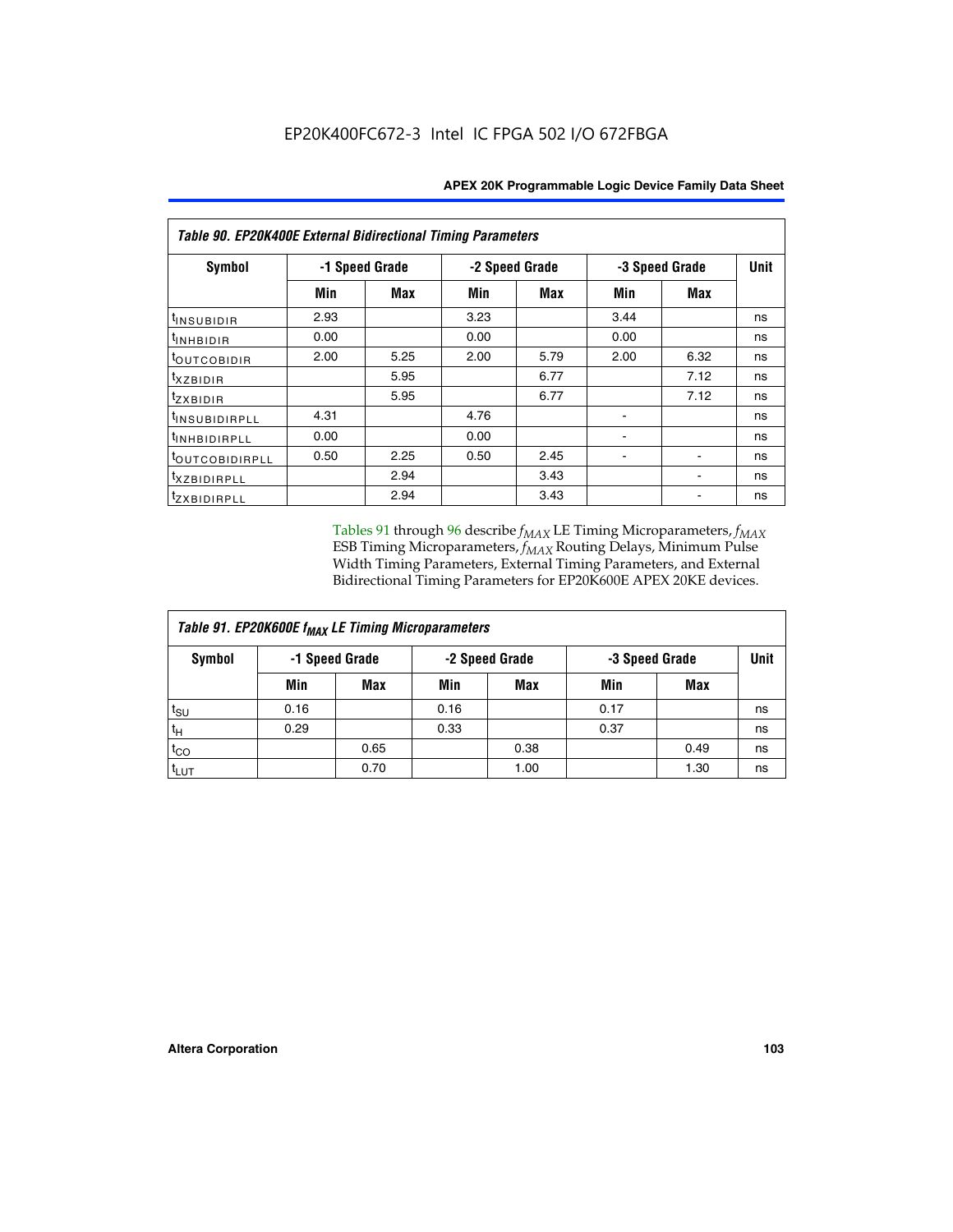**Table 90. EP20K400E External Bidirectional Timing Parameters**

| Symbol | -1 Speed Grade | | -2 Speed Grade | | -3 Speed Grade | | Unit |
|---|---|---|---|---|---|---|---|
| | Min | Max | Min | Max | Min | Max | |
| $t_{INSUBIDIR}$ | 2.93 | | 3.23 | | 3.44 | | ns |
| $t_{INHBIDIR}$ | 0.00 | | 0.00 | | 0.00 | | ns |
| $t_{OUTCOBIDIR}$ | 2.00 | 5.25 | 2.00 | 5.79 | 2.00 | 6.32 | ns |
| $t_{XZBIDIR}$ | | 5.95 | | 6.77 | | 7.12 | ns |
| $t_{ZXBIDIR}$ | | 5.95 | | 6.77 | | 7.12 | ns |
| $t_{INSUBIDIRPLL}$ | 4.31 | | 4.76 | | - | | ns |
| $t_{INHBIDIRPLL}$ | 0.00 | | 0.00 | | - | | ns |
| $t_{OUTCOBIDIRPLL}$ | 0.50 | 2.25 | 0.50 | 2.45 | - | - | ns |
| $t_{XZBIDIRPLL}$ | | 2.94 | | 3.43 | | - | ns |
| $t_{ZXBIDIRPLL}$ | | 2.94 | | 3.43 | | - | ns |

Tables 91 through 96 describe $f_{MAX}$ LE Timing Microparameters, $f_{MAX}$ ESB Timing Microparameters, $f_{MAX}$ Routing Delays, Minimum Pulse Width Timing Parameters, External Timing Parameters, and External Bidirectional Timing Parameters for EP20K600E APEX 20KE devices.

**Table 91. EP20K600E $f_{MAX}$ LE Timing Microparameters**

| Symbol | -1 Speed Grade | | -2 Speed Grade | | -3 Speed Grade | | Unit |
|---|---|---|---|---|---|---|---|
| | Min | Max | Min | Max | Min | Max | |
| $t_{SU}$ | 0.16 | | 0.16 | | 0.17 | | ns |
| $t_H$ | 0.29 | | 0.33 | | 0.37 | | ns |
| $t_{CO}$ | | 0.65 | | 0.38 | | 0.49 | ns |
| $t_{LUT}$ | | 0.70 | | 1.00 | | 1.30 | ns |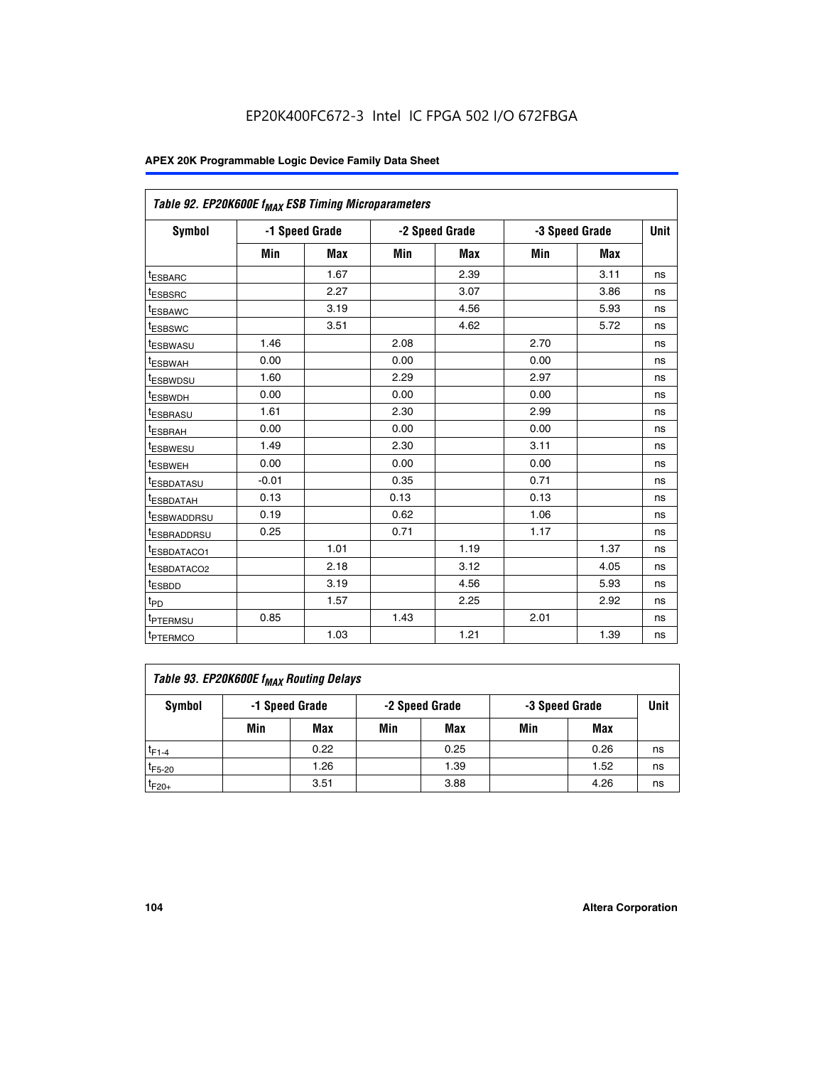EP20K400FC672-3 Intel IC FPGA 502 I/O 672FBGA

| Table 92. EP20K600E $f_{MAX}$ ESB Timing Microparameters | | | | | | | |
|---|---|---|---|---|---|---|---|
| Symbol | -1 Speed Grade | | -2 Speed Grade | | -3 Speed Grade | | Unit |
| | Min | Max | Min | Max | Min | Max | |
| $t_{ESBARC}$ | | 1.67 | | 2.39 | | 3.11 | ns |
| $t_{ESBSRC}$ | | 2.27 | | 3.07 | | 3.86 | ns |
| $t_{ESBAWC}$ | | 3.19 | | 4.56 | | 5.93 | ns |
| $t_{ESBSWC}$ | | 3.51 | | 4.62 | | 5.72 | ns |
| $t_{ESBWASU}$ | 1.46 | | 2.08 | | 2.70 | | ns |
| $t_{ESBWAH}$ | 0.00 | | 0.00 | | 0.00 | | ns |
| $t_{ESBWDSU}$ | 1.60 | | 2.29 | | 2.97 | | ns |
| $t_{ESBWDH}$ | 0.00 | | 0.00 | | 0.00 | | ns |
| $t_{ESBRASU}$ | 1.61 | | 2.30 | | 2.99 | | ns |
| $t_{ESBRAH}$ | 0.00 | | 0.00 | | 0.00 | | ns |
| $t_{ESBWESU}$ | 1.49 | | 2.30 | | 3.11 | | ns |
| $t_{ESBWEH}$ | 0.00 | | 0.00 | | 0.00 | | ns |
| $t_{ESBDATASU}$ | -0.01 | | 0.35 | | 0.71 | | ns |
| $t_{ESBDATAH}$ | 0.13 | | 0.13 | | 0.13 | | ns |
| $t_{ESBWADDRSU}$ | 0.19 | | 0.62 | | 1.06 | | ns |
| $t_{ESBRADDRSU}$ | 0.25 | | 0.71 | | 1.17 | | ns |
| $t_{ESBDATACO1}$ | | 1.01 | | 1.19 | | 1.37 | ns |
| $t_{ESBDATACO2}$ | | 2.18 | | 3.12 | | 4.05 | ns |
| $t_{ESBDD}$ | | 3.19 | | 4.56 | | 5.93 | ns |
| $t_{PD}$ | | 1.57 | | 2.25 | | 2.92 | ns |
| $t_{PTERMSU}$ | 0.85 | | 1.43 | | 2.01 | | ns |
| $t_{PTERMCO}$ | | 1.03 | | 1.21 | | 1.39 | ns |

| Table 93. EP20K600E $f_{MAX}$ Routing Delays | | | | | | | |
|---|---|---|---|---|---|---|---|
| Symbol | -1 Speed Grade | | -2 Speed Grade | | -3 Speed Grade | | Unit |
| | Min | Max | Min | Max | Min | Max | |
| $t_{F1-4}$ | | 0.22 | | 0.25 | | 0.26 | ns |
| $t_{F5-20}$ | | 1.26 | | 1.39 | | 1.52 | ns |
| $t_{F20+}$ | | 3.51 | | 3.88 | | 4.26 | ns |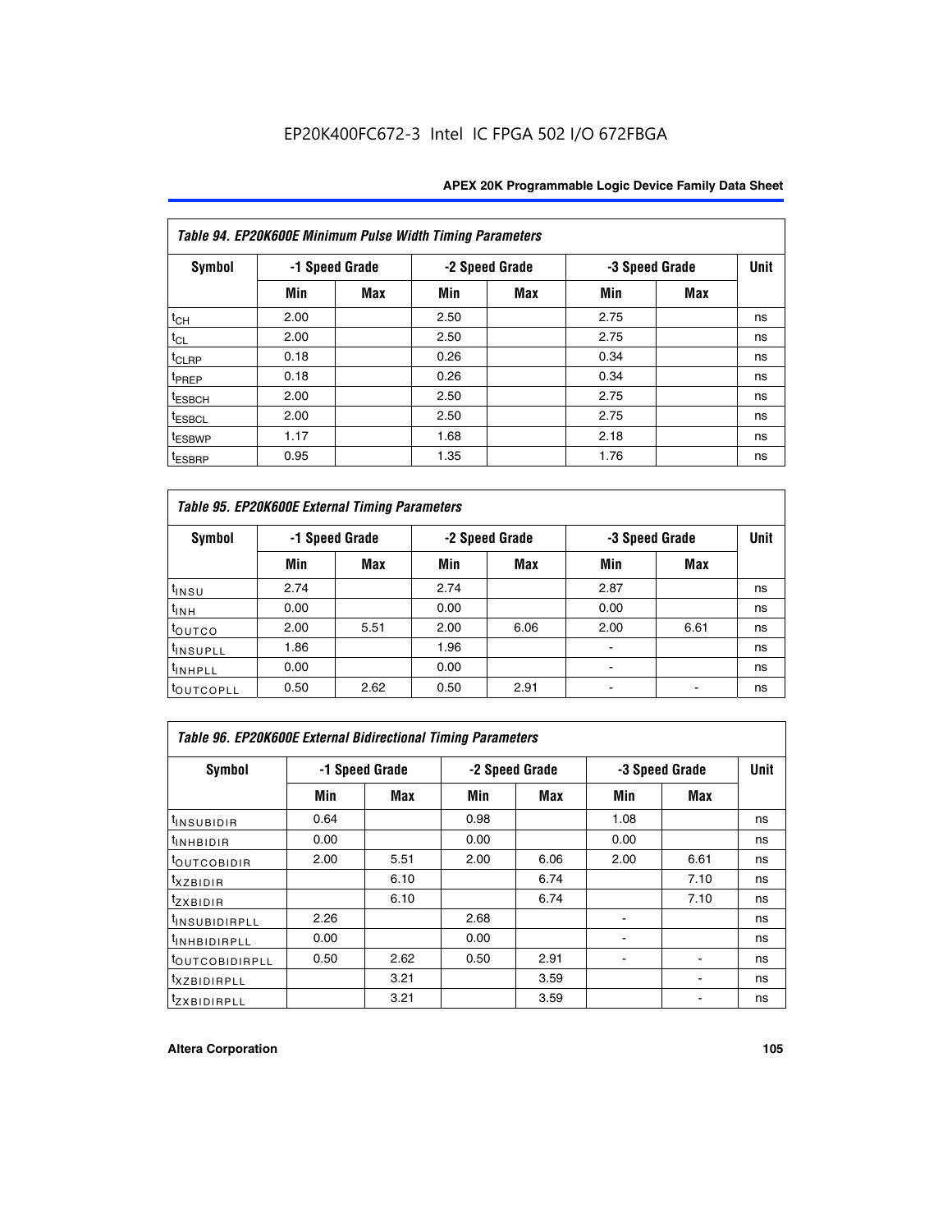EP20K400FC672-3 Intel IC FPGA 502 I/O 672FBGA

| Table 94. EP20K600E Minimum Pulse Width Timing Parameters | | | | | | | |
|---|---|---|---|---|---|---|---|
| Symbol | -1 Speed Grade | | -2 Speed Grade | | -3 Speed Grade | | Unit |
| | Min | Max | Min | Max | Min | Max | |
| $t_{CH}$ | 2.00 | | 2.50 | | 2.75 | | ns |
| $t_{CL}$ | 2.00 | | 2.50 | | 2.75 | | ns |
| $t_{CLRP}$ | 0.18 | | 0.26 | | 0.34 | | ns |
| $t_{PREP}$ | 0.18 | | 0.26 | | 0.34 | | ns |
| $t_{ESBCH}$ | 2.00 | | 2.50 | | 2.75 | | ns |
| $t_{ESBCL}$ | 2.00 | | 2.50 | | 2.75 | | ns |
| $t_{ESBWP}$ | 1.17 | | 1.68 | | 2.18 | | ns |
| $t_{ESBRP}$ | 0.95 | | 1.35 | | 1.76 | | ns |

| Table 95. EP20K600E External Timing Parameters | | | | | | | |
|---|---|---|---|---|---|---|---|
| Symbol | -1 Speed Grade | | -2 Speed Grade | | -3 Speed Grade | | Unit |
| | Min | Max | Min | Max | Min | Max | |
| $t_{INSU}$ | 2.74 | | 2.74 | | 2.87 | | ns |
| $t_{INH}$ | 0.00 | | 0.00 | | 0.00 | | ns |
| $t_{OUTCO}$ | 2.00 | 5.51 | 2.00 | 6.06 | 2.00 | 6.61 | ns |
| $t_{INSUPLL}$ | 1.86 | | 1.96 | | - | | ns |
| $t_{INHPLL}$ | 0.00 | | 0.00 | | - | | ns |
| $t_{OUTCOPLL}$ | 0.50 | 2.62 | 0.50 | 2.91 | - | - | ns |

| Table 96. EP20K600E External Bidirectional Timing Parameters | | | | | | | |
|---|---|---|---|---|---|---|---|
| Symbol | -1 Speed Grade | | -2 Speed Grade | | -3 Speed Grade | | Unit |
| | Min | Max | Min | Max | Min | Max | |
| $t_{INSUBIDIR}$ | 0.64 | | 0.98 | | 1.08 | | ns |
| $t_{INHBIDIR}$ | 0.00 | | 0.00 | | 0.00 | | ns |
| $t_{OUTCOBIDIR}$ | 2.00 | 5.51 | 2.00 | 6.06 | 2.00 | 6.61 | ns |
| $t_{XZBIDIR}$ | | 6.10 | | 6.74 | | 7.10 | ns |
| $t_{ZXBIDIR}$ | | 6.10 | | 6.74 | | 7.10 | ns |
| $t_{INSUBIDIRPLL}$ | 2.26 | | 2.68 | | - | | ns |
| $t_{INHBIDIRPLL}$ | 0.00 | | 0.00 | | - | | ns |
| $t_{OUTCOBIDIRPLL}$ | 0.50 | 2.62 | 0.50 | 2.91 | - | - | ns |
| $t_{XZBIDIRPLL}$ | | 3.21 | | 3.59 | | - | ns |
| $t_{ZXBIDIRPLL}$ | | 3.21 | | 3.59 | | - | ns |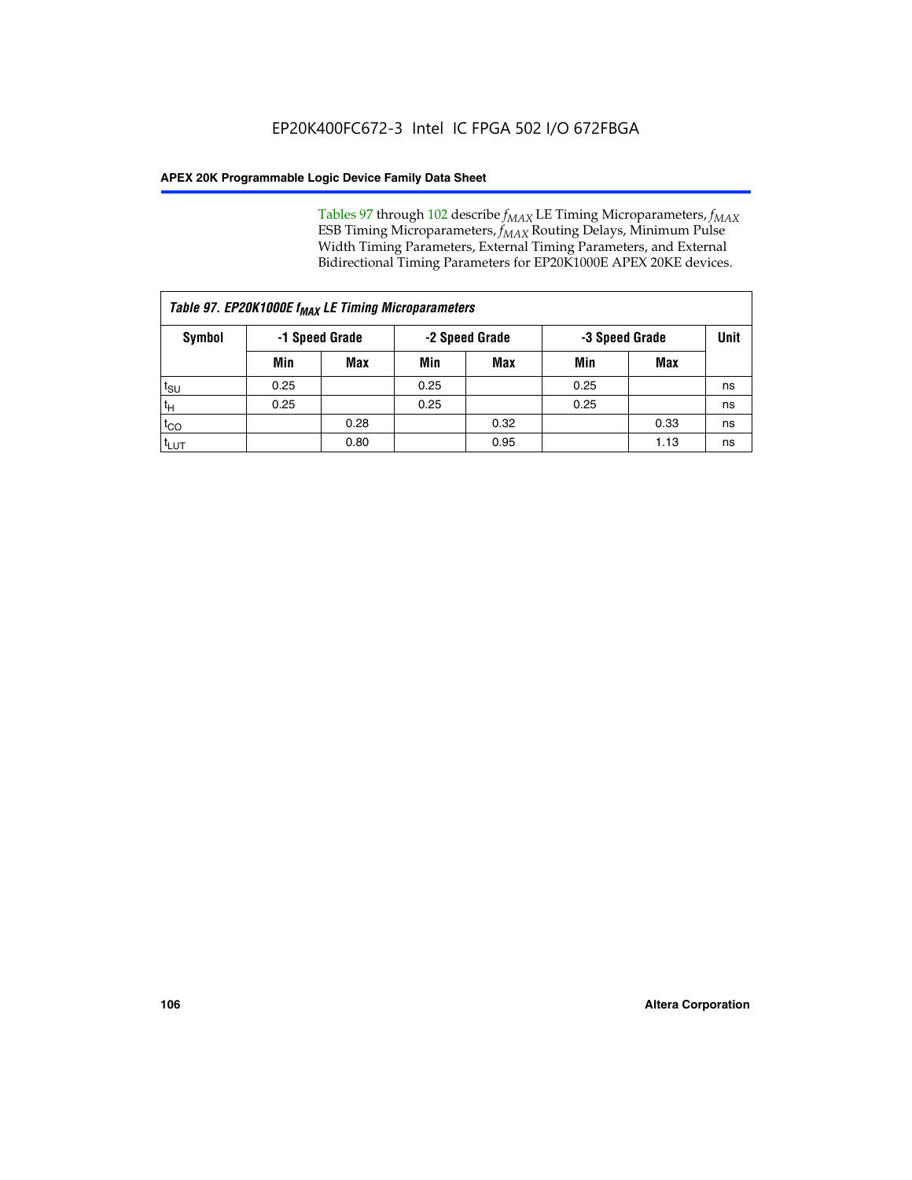Tables 97 through 102 describe $f_{MAX}$ LE Timing Microparameters, $f_{MAX}$ ESB Timing Microparameters, $f_{MAX}$ Routing Delays, Minimum Pulse Width Timing Parameters, External Timing Parameters, and External Bidirectional Timing Parameters for EP20K1000E APEX 20KE devices.

*Table 97. EP20K1000E $f_{MAX}$ LE Timing Microparameters*

| Symbol | -1 Speed Grade | | -2 Speed Grade | | -3 Speed Grade | | Unit |
|---|---|---|---|---|---|---|---|
| | Min | Max | Min | Max | Min | Max | |
| $t_{SU}$ | 0.25 | | 0.25 | | 0.25 | | ns |
| $t_{H}$ | 0.25 | | 0.25 | | 0.25 | | ns |
| $t_{CO}$ | | 0.28 | | 0.32 | | 0.33 | ns |
| $t_{LUT}$ | | 0.80 | | 0.95 | | 1.13 | ns |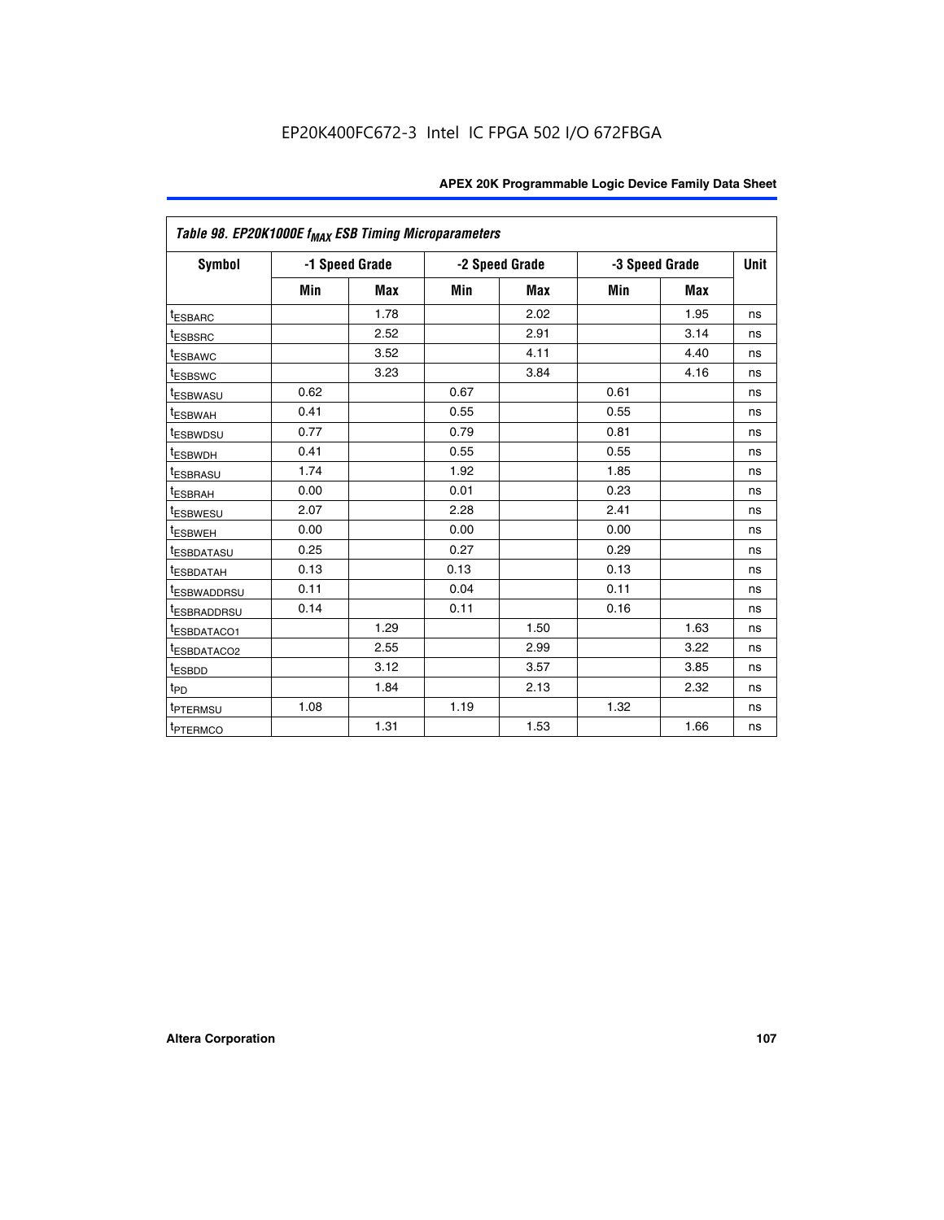EP20K400FC672-3 Intel IC FPGA 502 I/O 672FBGA

| Table 98. EP20K1000E $f_{MAX}$ ESB Timing Microparameters | | | | | | | |
|---|---|---|---|---|---|---|---|
| Symbol | -1 Speed Grade | | -2 Speed Grade | | -3 Speed Grade | | Unit |
| | Min | Max | Min | Max | Min | Max | |
| $t_{ESBARC}$ | | 1.78 | | 2.02 | | 1.95 | ns |
| $t_{ESBSRC}$ | | 2.52 | | 2.91 | | 3.14 | ns |
| $t_{ESBAWC}$ | | 3.52 | | 4.11 | | 4.40 | ns |
| $t_{ESBSWC}$ | | 3.23 | | 3.84 | | 4.16 | ns |
| $t_{ESBWASU}$ | 0.62 | | 0.67 | | 0.61 | | ns |
| $t_{ESBWAH}$ | 0.41 | | 0.55 | | 0.55 | | ns |
| $t_{ESBWDSU}$ | 0.77 | | 0.79 | | 0.81 | | ns |
| $t_{ESBWDH}$ | 0.41 | | 0.55 | | 0.55 | | ns |
| $t_{ESBRASU}$ | 1.74 | | 1.92 | | 1.85 | | ns |
| $t_{ESBRAH}$ | 0.00 | | 0.01 | | 0.23 | | ns |
| $t_{ESBWESU}$ | 2.07 | | 2.28 | | 2.41 | | ns |
| $t_{ESBWEH}$ | 0.00 | | 0.00 | | 0.00 | | ns |
| $t_{ESBDATASU}$ | 0.25 | | 0.27 | | 0.29 | | ns |
| $t_{ESBDATAH}$ | 0.13 | | 0.13 | | 0.13 | | ns |
| $t_{ESBWADDRSU}$ | 0.11 | | 0.04 | | 0.11 | | ns |
| $t_{ESBRADDRSU}$ | 0.14 | | 0.11 | | 0.16 | | ns |
| $t_{ESBDATACO1}$ | | 1.29 | | 1.50 | | 1.63 | ns |
| $t_{ESBDATACO2}$ | | 2.55 | | 2.99 | | 3.22 | ns |
| $t_{ESBDD}$ | | 3.12 | | 3.57 | | 3.85 | ns |
| $t_{PD}$ | | 1.84 | | 2.13 | | 2.32 | ns |
| $t_{PTERMSU}$ | 1.08 | | 1.19 | | 1.32 | | ns |
| $t_{PTERMCO}$ | | 1.31 | | 1.53 | | 1.66 | ns |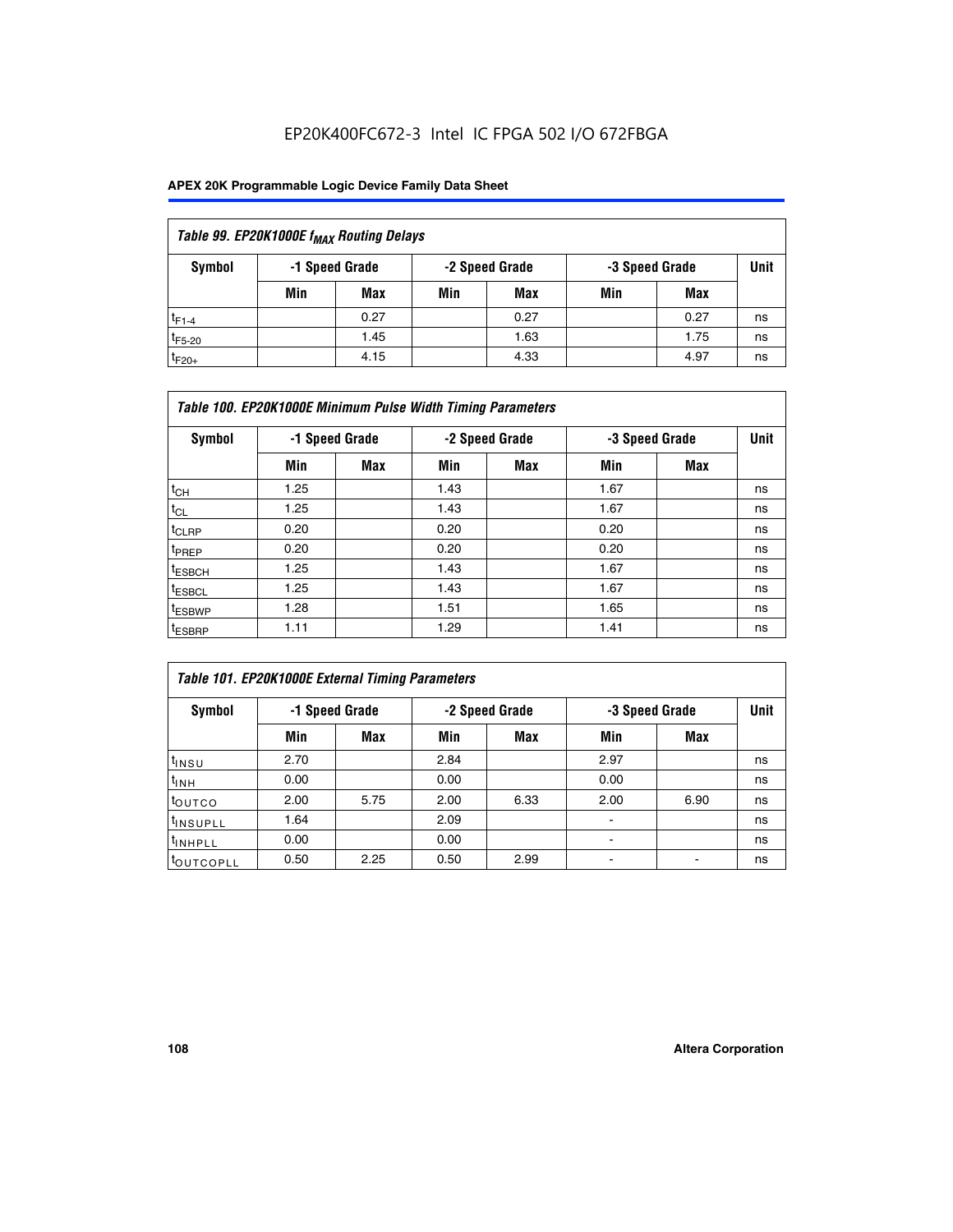| Table 99. EP20K1000E $f_{MAX}$ Routing Delays | | | | | | | |
|---|---|---|---|---|---|---|---|
| Symbol | -1 Speed Grade | | -2 Speed Grade | | -3 Speed Grade | | Unit |
| | Min | Max | Min | Max | Min | Max | |
| $t_{F1-4}$ | | 0.27 | | 0.27 | | 0.27 | ns |
| $t_{F5-20}$ | | 1.45 | | 1.63 | | 1.75 | ns |
| $t_{F20+}$ | | 4.15 | | 4.33 | | 4.97 | ns |

| Table 100. EP20K1000E Minimum Pulse Width Timing Parameters | | | | | | | |
|---|---|---|---|---|---|---|---|
| Symbol | -1 Speed Grade | | -2 Speed Grade | | -3 Speed Grade | | Unit |
| | Min | Max | Min | Max | Min | Max | |
| $t_{CH}$ | 1.25 | | 1.43 | | 1.67 | | ns |
| $t_{CL}$ | 1.25 | | 1.43 | | 1.67 | | ns |
| $t_{CLRP}$ | 0.20 | | 0.20 | | 0.20 | | ns |
| $t_{PREP}$ | 0.20 | | 0.20 | | 0.20 | | ns |
| $t_{ESBCH}$ | 1.25 | | 1.43 | | 1.67 | | ns |
| $t_{ESBCL}$ | 1.25 | | 1.43 | | 1.67 | | ns |
| $t_{ESBWP}$ | 1.28 | | 1.51 | | 1.65 | | ns |
| $t_{ESBRP}$ | 1.11 | | 1.29 | | 1.41 | | ns |

| Table 101. EP20K1000E External Timing Parameters | | | | | | | |
|---|---|---|---|---|---|---|---|
| Symbol | -1 Speed Grade | | -2 Speed Grade | | -3 Speed Grade | | Unit |
| | Min | Max | Min | Max | Min | Max | |
| $t_{INSU}$ | 2.70 | | 2.84 | | 2.97 | | ns |
| $t_{INH}$ | 0.00 | | 0.00 | | 0.00 | | ns |
| $t_{OUTCO}$ | 2.00 | 5.75 | 2.00 | 6.33 | 2.00 | 6.90 | ns |
| $t_{INSUPLL}$ | 1.64 | | 2.09 | | - | | ns |
| $t_{INHPLL}$ | 0.00 | | 0.00 | | - | | ns |
| $t_{OUTCOPLL}$ | 0.50 | 2.25 | 0.50 | 2.99 | - | - | ns |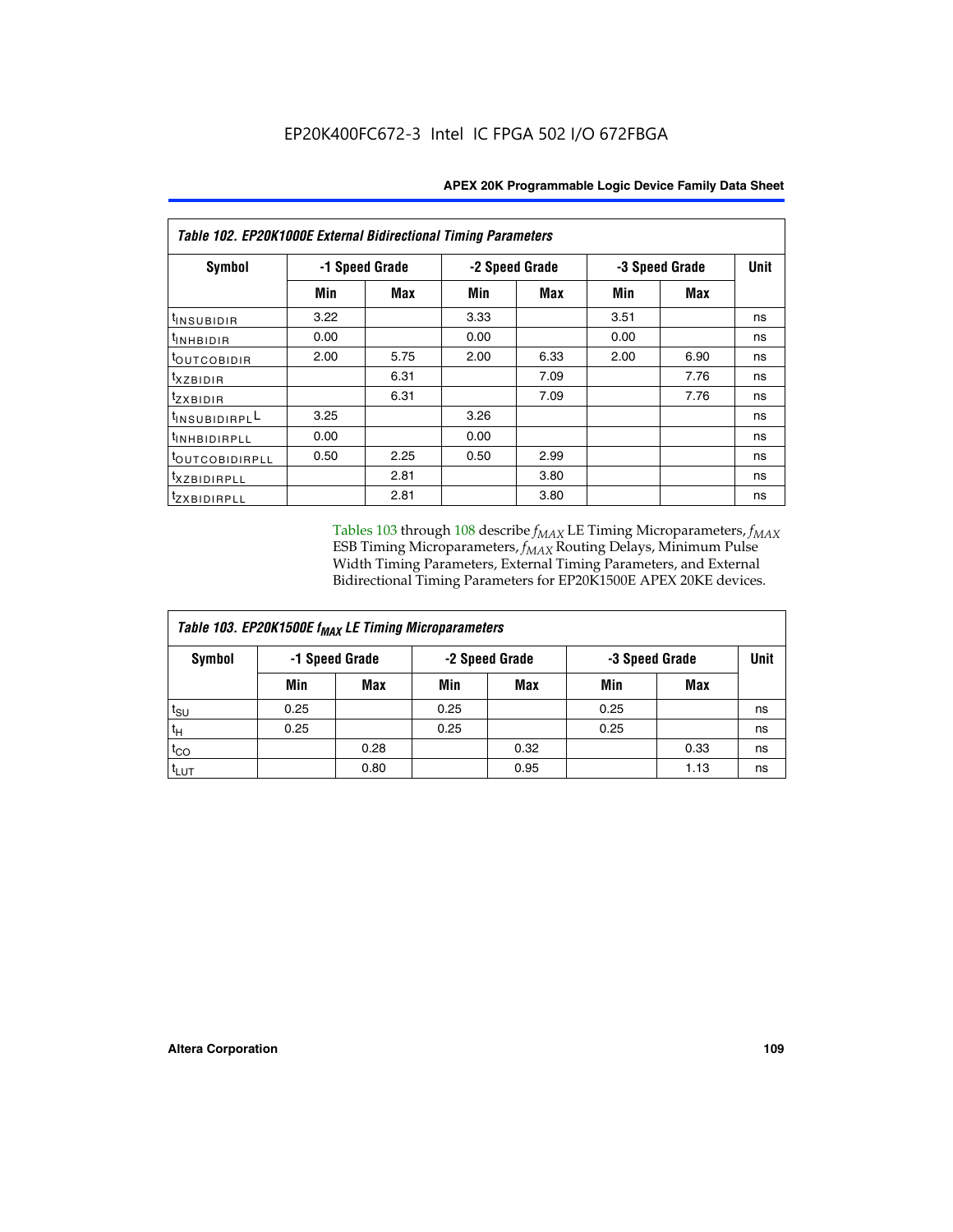**Table 102. EP20K1000E External Bidirectional Timing Parameters**

| Symbol | -1 Speed Grade | | -2 Speed Grade | | -3 Speed Grade | | Unit |
|---|---|---|---|---|---|---|---|
| | Min | Max | Min | Max | Min | Max | |
| $t_{INSUBIDIR}$ | 3.22 | | 3.33 | | 3.51 | | ns |
| $t_{INHBIDIR}$ | 0.00 | | 0.00 | | 0.00 | | ns |
| $t_{OUTCOBIDIR}$ | 2.00 | 5.75 | 2.00 | 6.33 | 2.00 | 6.90 | ns |
| $t_{XZBIDIR}$ | | 6.31 | | 7.09 | | 7.76 | ns |
| $t_{ZXBIDIR}$ | | 6.31 | | 7.09 | | 7.76 | ns |
| $t_{INSUBIDIRPLL}$ | 3.25 | | 3.26 | | | | ns |
| $t_{INHBIDIRPLL}$ | 0.00 | | 0.00 | | | | ns |
| $t_{OUTCOBIDIRPLL}$ | 0.50 | 2.25 | 0.50 | 2.99 | | | ns |
| $t_{XZBIDIRPLL}$ | | 2.81 | | 3.80 | | | ns |
| $t_{ZXBIDIRPLL}$ | | 2.81 | | 3.80 | | | ns |

Tables 103 through 108 describe $f_{MAX}$ LE Timing Microparameters, $f_{MAX}$ ESB Timing Microparameters, $f_{MAX}$ Routing Delays, Minimum Pulse Width Timing Parameters, External Timing Parameters, and External Bidirectional Timing Parameters for EP20K1500E APEX 20KE devices.

**Table 103. EP20K1500E $f_{MAX}$ LE Timing Microparameters**

| Symbol | -1 Speed Grade | | -2 Speed Grade | | -3 Speed Grade | | Unit |
|---|---|---|---|---|---|---|---|
| | Min | Max | Min | Max | Min | Max | |
| $t_{SU}$ | 0.25 | | 0.25 | | 0.25 | | ns |
| $t_{H}$ | 0.25 | | 0.25 | | 0.25 | | ns |
| $t_{CO}$ | | 0.28 | | 0.32 | | 0.33 | ns |
| $t_{LUT}$ | | 0.80 | | 0.95 | | 1.13 | ns |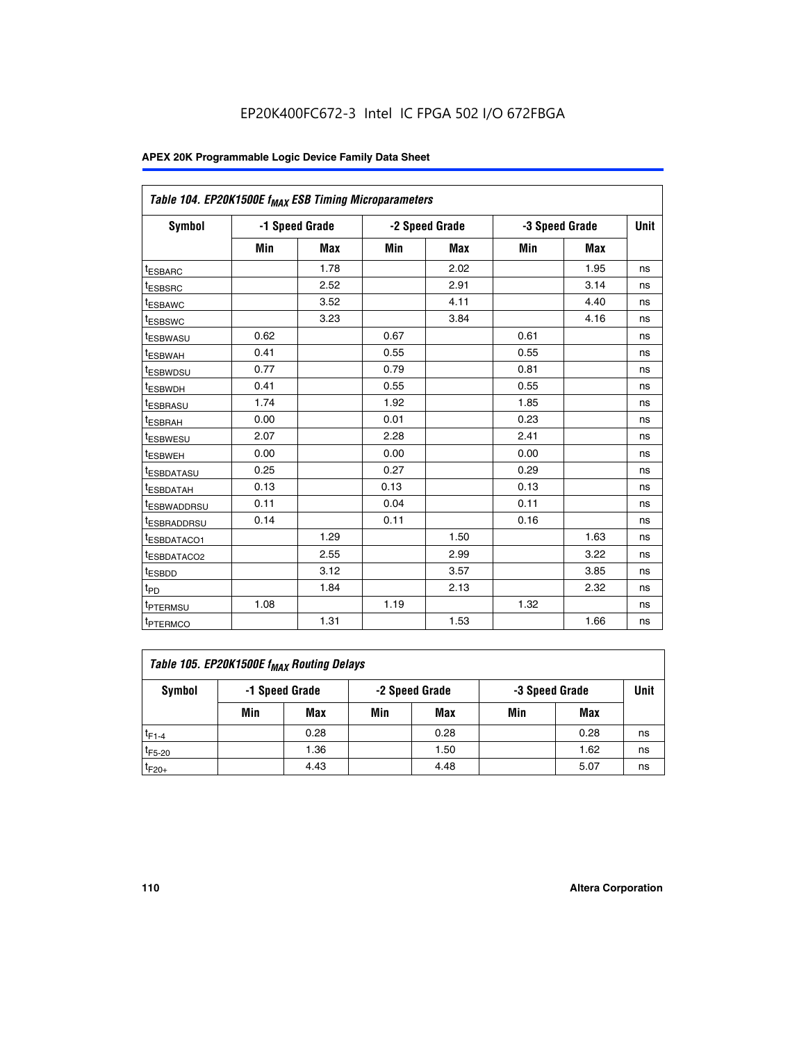EP20K400FC672-3 Intel IC FPGA 502 I/O 672FBGA

| Table 104. EP20K1500E $f_{MAX}$ ESB Timing Microparameters | | | | | | | |
|---|---|---|---|---|---|---|---|
| Symbol | -1 Speed Grade | | -2 Speed Grade | | -3 Speed Grade | | Unit |
| | Min | Max | Min | Max | Min | Max | |
| $t_{ESBARC}$ | | 1.78 | | 2.02 | | 1.95 | ns |
| $t_{ESBSRC}$ | | 2.52 | | 2.91 | | 3.14 | ns |
| $t_{ESBAWC}$ | | 3.52 | | 4.11 | | 4.40 | ns |
| $t_{ESBSWC}$ | | 3.23 | | 3.84 | | 4.16 | ns |
| $t_{ESBWASU}$ | 0.62 | | 0.67 | | 0.61 | | ns |
| $t_{ESBWAH}$ | 0.41 | | 0.55 | | 0.55 | | ns |
| $t_{ESBWDSU}$ | 0.77 | | 0.79 | | 0.81 | | ns |
| $t_{ESBWDH}$ | 0.41 | | 0.55 | | 0.55 | | ns |
| $t_{ESBRASU}$ | 1.74 | | 1.92 | | 1.85 | | ns |
| $t_{ESBRAH}$ | 0.00 | | 0.01 | | 0.23 | | ns |
| $t_{ESBWESU}$ | 2.07 | | 2.28 | | 2.41 | | ns |
| $t_{ESBWEH}$ | 0.00 | | 0.00 | | 0.00 | | ns |
| $t_{ESBDATASU}$ | 0.25 | | 0.27 | | 0.29 | | ns |
| $t_{ESBDATAH}$ | 0.13 | | 0.13 | | 0.13 | | ns |
| $t_{ESBWADDRSU}$ | 0.11 | | 0.04 | | 0.11 | | ns |
| $t_{ESBRADDRSU}$ | 0.14 | | 0.11 | | 0.16 | | ns |
| $t_{ESBDATACO1}$ | | 1.29 | | 1.50 | | 1.63 | ns |
| $t_{ESBDATACO2}$ | | 2.55 | | 2.99 | | 3.22 | ns |
| $t_{ESBDD}$ | | 3.12 | | 3.57 | | 3.85 | ns |
| $t_{PD}$ | | 1.84 | | 2.13 | | 2.32 | ns |
| $t_{PTERMSU}$ | 1.08 | | 1.19 | | 1.32 | | ns |
| $t_{PTERMCO}$ | | 1.31 | | 1.53 | | 1.66 | ns |

| Table 105. EP20K1500E $f_{MAX}$ Routing Delays | | | | | | | |
|---|---|---|---|---|---|---|---|
| Symbol | -1 Speed Grade | | -2 Speed Grade | | -3 Speed Grade | | Unit |
| | Min | Max | Min | Max | Min | Max | |
| $t_{F1-4}$ | | 0.28 | | 0.28 | | 0.28 | ns |
| $t_{F5-20}$ | | 1.36 | | 1.50 | | 1.62 | ns |
| $t_{F20+}$ | | 4.43 | | 4.48 | | 5.07 | ns |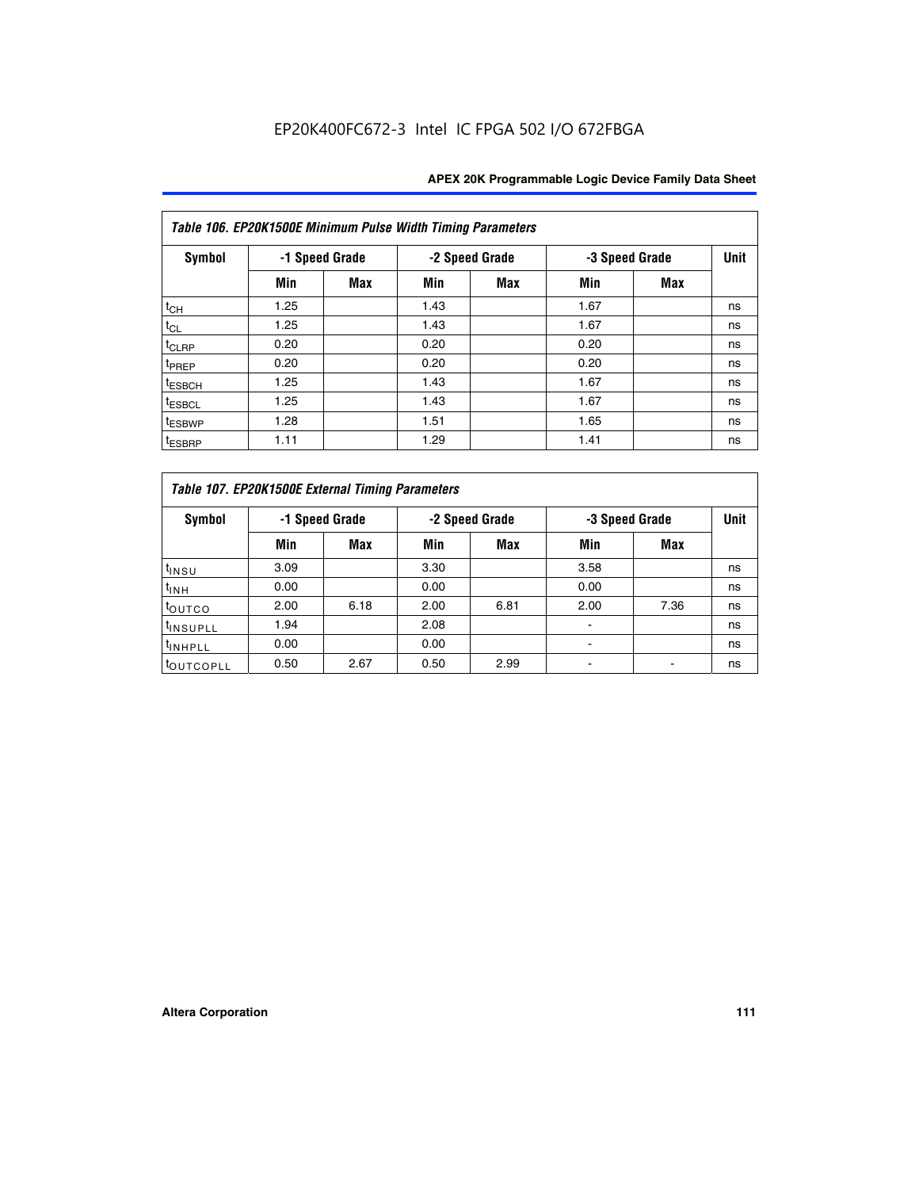EP20K400FC672-3 Intel IC FPGA 502 I/O 672FBGA

| Table 106. EP20K1500E Minimum Pulse Width Timing Parameters | | | | | | | |
|---|---|---|---|---|---|---|---|
| Symbol | -1 Speed Grade | | -2 Speed Grade | | -3 Speed Grade | | Unit |
| | Min | Max | Min | Max | Min | Max | |
| $t_{CH}$ | 1.25 | | 1.43 | | 1.67 | | ns |
| $t_{CL}$ | 1.25 | | 1.43 | | 1.67 | | ns |
| $t_{CLRP}$ | 0.20 | | 0.20 | | 0.20 | | ns |
| $t_{PREP}$ | 0.20 | | 0.20 | | 0.20 | | ns |
| $t_{ESBCH}$ | 1.25 | | 1.43 | | 1.67 | | ns |
| $t_{ESBCL}$ | 1.25 | | 1.43 | | 1.67 | | ns |
| $t_{ESBWP}$ | 1.28 | | 1.51 | | 1.65 | | ns |
| $t_{ESBRP}$ | 1.11 | | 1.29 | | 1.41 | | ns |

| Table 107. EP20K1500E External Timing Parameters | | | | | | | |
|---|---|---|---|---|---|---|---|
| Symbol | -1 Speed Grade | | -2 Speed Grade | | -3 Speed Grade | | Unit |
| | Min | Max | Min | Max | Min | Max | |
| $t_{INSU}$ | 3.09 | | 3.30 | | 3.58 | | ns |
| $t_{INH}$ | 0.00 | | 0.00 | | 0.00 | | ns |
| $t_{OUTCO}$ | 2.00 | 6.18 | 2.00 | 6.81 | 2.00 | 7.36 | ns |
| $t_{INSUPLL}$ | 1.94 | | 2.08 | | - | | ns |
| $t_{INHPLL}$ | 0.00 | | 0.00 | | - | | ns |
| $t_{OUTCOPLL}$ | 0.50 | 2.67 | 0.50 | 2.99 | - | - | ns |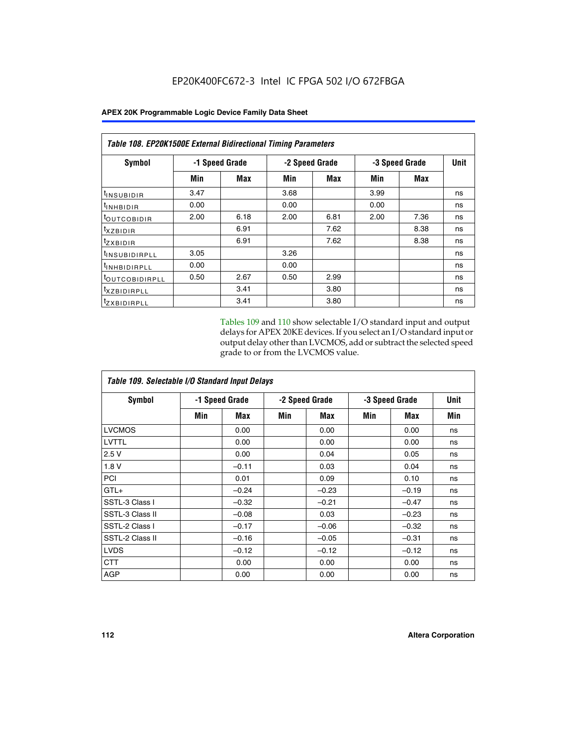EP20K400FC672-3 Intel IC FPGA 502 I/O 672FBGA

| Table 108. EP20K1500E External Bidirectional Timing Parameters | | | | | | | |
|---|---|---|---|---|---|---|---|
| Symbol | -1 Speed Grade | | -2 Speed Grade | | -3 Speed Grade | | Unit |
| | Min | Max | Min | Max | Min | Max | |
| $t_{INSUBIDIR}$ | 3.47 | | 3.68 | | 3.99 | | ns |
| $t_{INHBIDIR}$ | 0.00 | | 0.00 | | 0.00 | | ns |
| $t_{OUTCOBIDIR}$ | 2.00 | 6.18 | 2.00 | 6.81 | 2.00 | 7.36 | ns |
| $t_{XZBIDIR}$ | | 6.91 | | 7.62 | | 8.38 | ns |
| $t_{ZXBIDIR}$ | | 6.91 | | 7.62 | | 8.38 | ns |
| $t_{INSUBIDIRPLL}$ | 3.05 | | 3.26 | | | | ns |
| $t_{INHBIDIRPLL}$ | 0.00 | | 0.00 | | | | ns |
| $t_{OUTCOBIDIRPLL}$ | 0.50 | 2.67 | 0.50 | 2.99 | | | ns |
| $t_{XZBIDIRPLL}$ | | 3.41 | | 3.80 | | | ns |
| $t_{ZXBIDIRPLL}$ | | 3.41 | | 3.80 | | | ns |

Tables 109 and 110 show selectable I/O standard input and output delays for APEX 20KE devices. If you select an I/O standard input or output delay other than LVCMOS, add or subtract the selected speed grade to or from the LVCMOS value.

| Table 109. Selectable I/O Standard Input Delays | | | | | | | |
|---|---|---|---|---|---|---|---|
| Symbol | -1 Speed Grade | | -2 Speed Grade | | -3 Speed Grade | | Unit |
| | Min | Max | Min | Max | Min | Max | Min |
| LVCMOS | | 0.00 | | 0.00 | | 0.00 | ns |
| LVTTL | | 0.00 | | 0.00 | | 0.00 | ns |
| 2.5 V | | 0.00 | | 0.04 | | 0.05 | ns |
| 1.8 V | | –0.11 | | 0.03 | | 0.04 | ns |
| PCI | | 0.01 | | 0.09 | | 0.10 | ns |
| GTL+ | | –0.24 | | –0.23 | | –0.19 | ns |
| SSTL-3 Class I | | –0.32 | | –0.21 | | –0.47 | ns |
| SSTL-3 Class II | | –0.08 | | 0.03 | | –0.23 | ns |
| SSTL-2 Class I | | –0.17 | | –0.06 | | –0.32 | ns |
| SSTL-2 Class II | | –0.16 | | –0.05 | | –0.31 | ns |
| LVDS | | –0.12 | | –0.12 | | –0.12 | ns |
| CTT | | 0.00 | | 0.00 | | 0.00 | ns |
| AGP | | 0.00 | | 0.00 | | 0.00 | ns |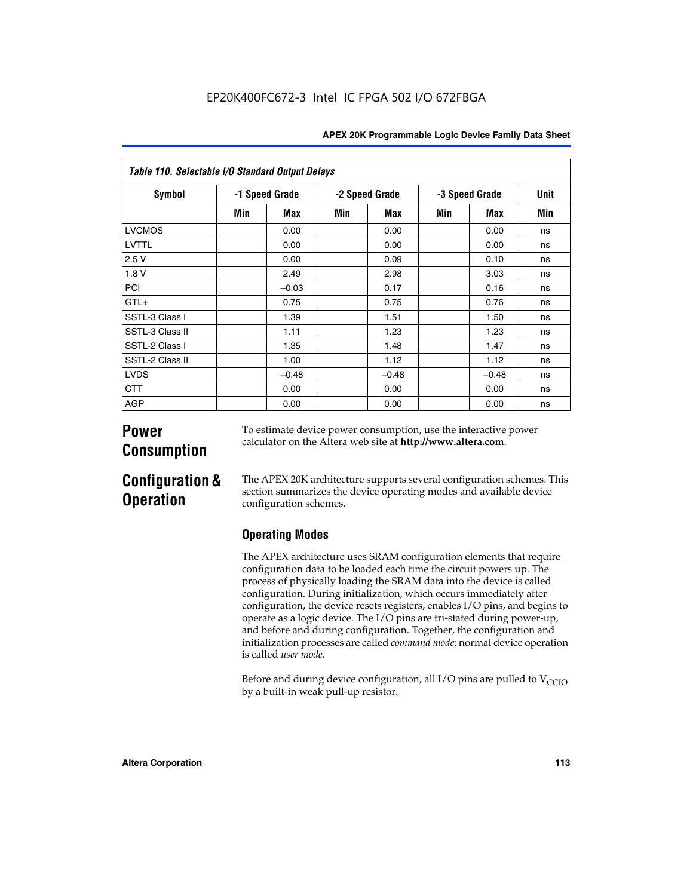**Table 110. Selectable I/O Standard Output Delays**

| Symbol | -1 Speed Grade | | -2 Speed Grade | | -3 Speed Grade | | Unit |
|---|---|---|---|---|---|---|---|
| | Min | Max | Min | Max | Min | Max | Min |
| LVCMOS | | 0.00 | | 0.00 | | 0.00 | ns |
| LVTTL | | 0.00 | | 0.00 | | 0.00 | ns |
| 2.5 V | | 0.00 | | 0.09 | | 0.10 | ns |
| 1.8 V | | 2.49 | | 2.98 | | 3.03 | ns |
| PCI | | –0.03 | | 0.17 | | 0.16 | ns |
| GTL+ | | 0.75 | | 0.75 | | 0.76 | ns |
| SSTL-3 Class I | | 1.39 | | 1.51 | | 1.50 | ns |
| SSTL-3 Class II | | 1.11 | | 1.23 | | 1.23 | ns |
| SSTL-2 Class I | | 1.35 | | 1.48 | | 1.47 | ns |
| SSTL-2 Class II | | 1.00 | | 1.12 | | 1.12 | ns |
| LVDS | | –0.48 | | –0.48 | | –0.48 | ns |
| CTT | | 0.00 | | 0.00 | | 0.00 | ns |
| AGP | | 0.00 | | 0.00 | | 0.00 | ns |

# Power Consumption

To estimate device power consumption, use the interactive power calculator on the Altera web site at **http://www.altera.com**.

# Configuration & Operation

The APEX 20K architecture supports several configuration schemes. This section summarizes the device operating modes and available device configuration schemes.

## Operating Modes

The APEX architecture uses SRAM configuration elements that require configuration data to be loaded each time the circuit powers up. The process of physically loading the SRAM data into the device is called configuration. During initialization, which occurs immediately after configuration, the device resets registers, enables I/O pins, and begins to operate as a logic device. The I/O pins are tri-stated during power-up, and before and during configuration. Together, the configuration and initialization processes are called *command mode*; normal device operation is called *user mode*.

Before and during device configuration, all I/O pins are pulled to $V_{CCIO}$ by a built-in weak pull-up resistor.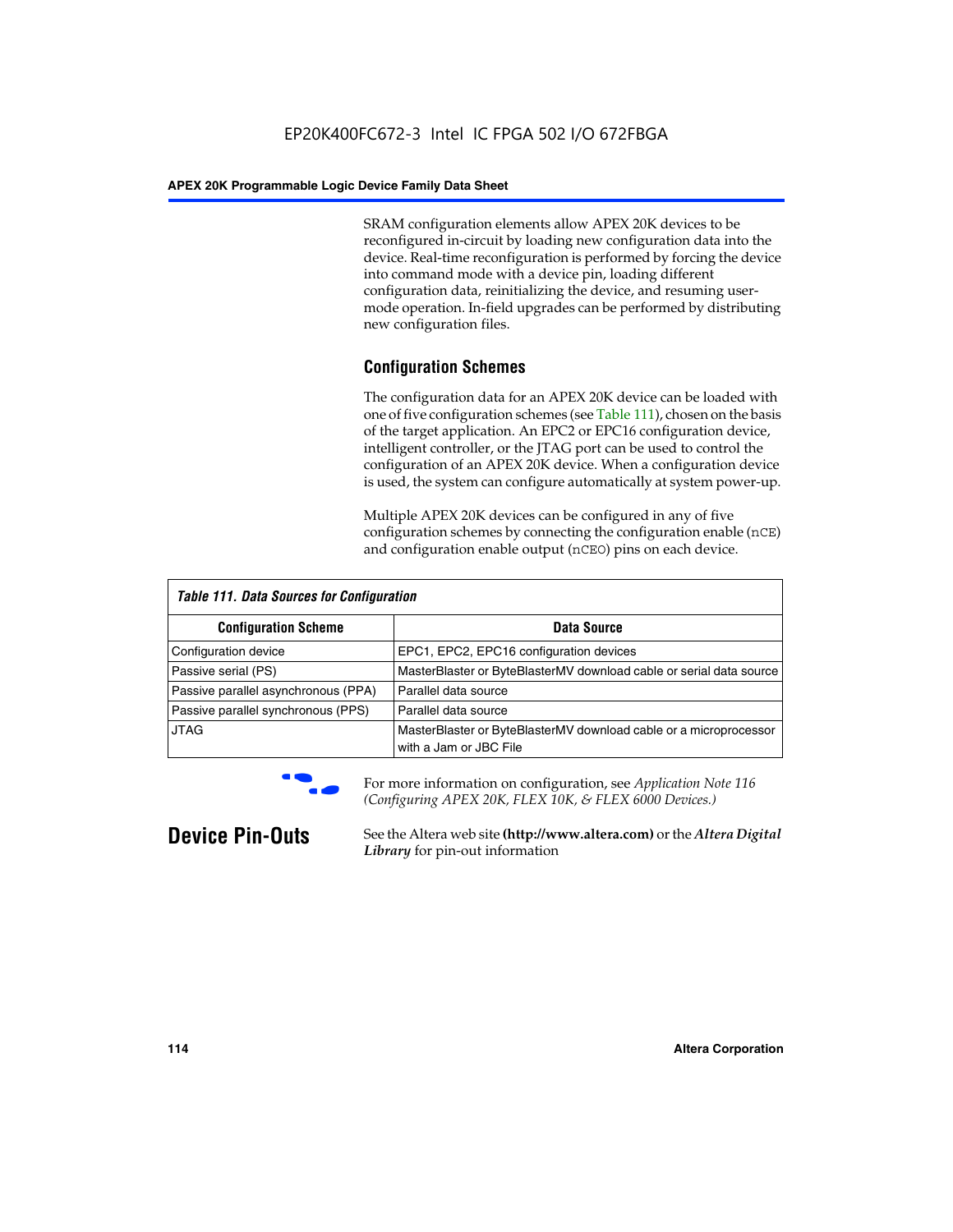SRAM configuration elements allow APEX 20K devices to be reconfigured in-circuit by loading new configuration data into the device. Real-time reconfiguration is performed by forcing the device into command mode with a device pin, loading different configuration data, reinitializing the device, and resuming user-mode operation. In-field upgrades can be performed by distributing new configuration files.

## Configuration Schemes

The configuration data for an APEX 20K device can be loaded with one of five configuration schemes (see Table 111), chosen on the basis of the target application. An EPC2 or EPC16 configuration device, intelligent controller, or the JTAG port can be used to control the configuration of an APEX 20K device. When a configuration device is used, the system can configure automatically at system power-up.

Multiple APEX 20K devices can be configured in any of five configuration schemes by connecting the configuration enable (`nCE`) and configuration enable output (`nCEO`) pins on each device.

*Table 111. Data Sources for Configuration*

| Configuration Scheme | Data Source |
|---|---|
| Configuration device | EPC1, EPC2, EPC16 configuration devices |
| Passive serial (PS) | MasterBlaster or ByteBlasterMV download cable or serial data source |
| Passive parallel asynchronous (PPA) | Parallel data source |
| Passive parallel synchronous (PPS) | Parallel data source |
| JTAG | MasterBlaster or ByteBlasterMV download cable or a microprocessor with a Jam or JBC File |

For more information on configuration, see *Application Note 116 (Configuring APEX 20K, FLEX 10K, & FLEX 6000 Devices.)*

# Device Pin-Outs

See the Altera web site **(http://www.altera.com)** or the ***Altera Digital Library*** for pin-out information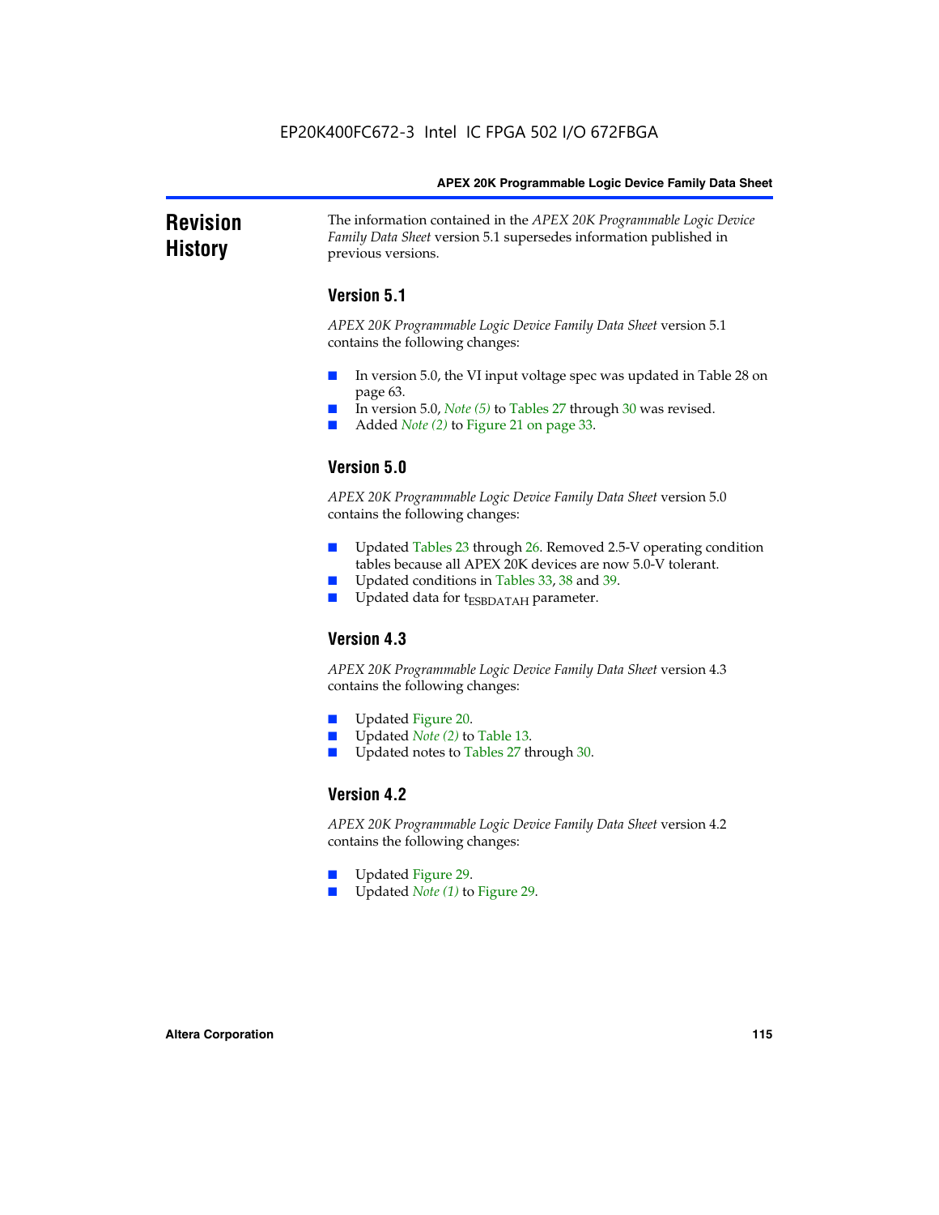# Revision History

The information contained in the *APEX 20K Programmable Logic Device Family Data Sheet* version 5.1 supersedes information published in previous versions.

## Version 5.1

*APEX 20K Programmable Logic Device Family Data Sheet* version 5.1 contains the following changes:

- In version 5.0, the VI input voltage spec was updated in Table 28 on page 63.
- In version 5.0, *Note (5)* to Tables 27 through 30 was revised.
- Added *Note (2)* to Figure 21 on page 33.

## Version 5.0

*APEX 20K Programmable Logic Device Family Data Sheet* version 5.0 contains the following changes:

- Updated Tables 23 through 26. Removed 2.5-V operating condition tables because all APEX 20K devices are now 5.0-V tolerant.
- Updated conditions in Tables 33, 38 and 39.
- Updated data for $t_{ESBDATAH}$ parameter.

## Version 4.3

*APEX 20K Programmable Logic Device Family Data Sheet* version 4.3 contains the following changes:

- Updated Figure 20.
- Updated *Note (2)* to Table 13.
- Updated notes to Tables 27 through 30.

## Version 4.2

*APEX 20K Programmable Logic Device Family Data Sheet* version 4.2 contains the following changes:

- Updated Figure 29.
- Updated *Note (1)* to Figure 29.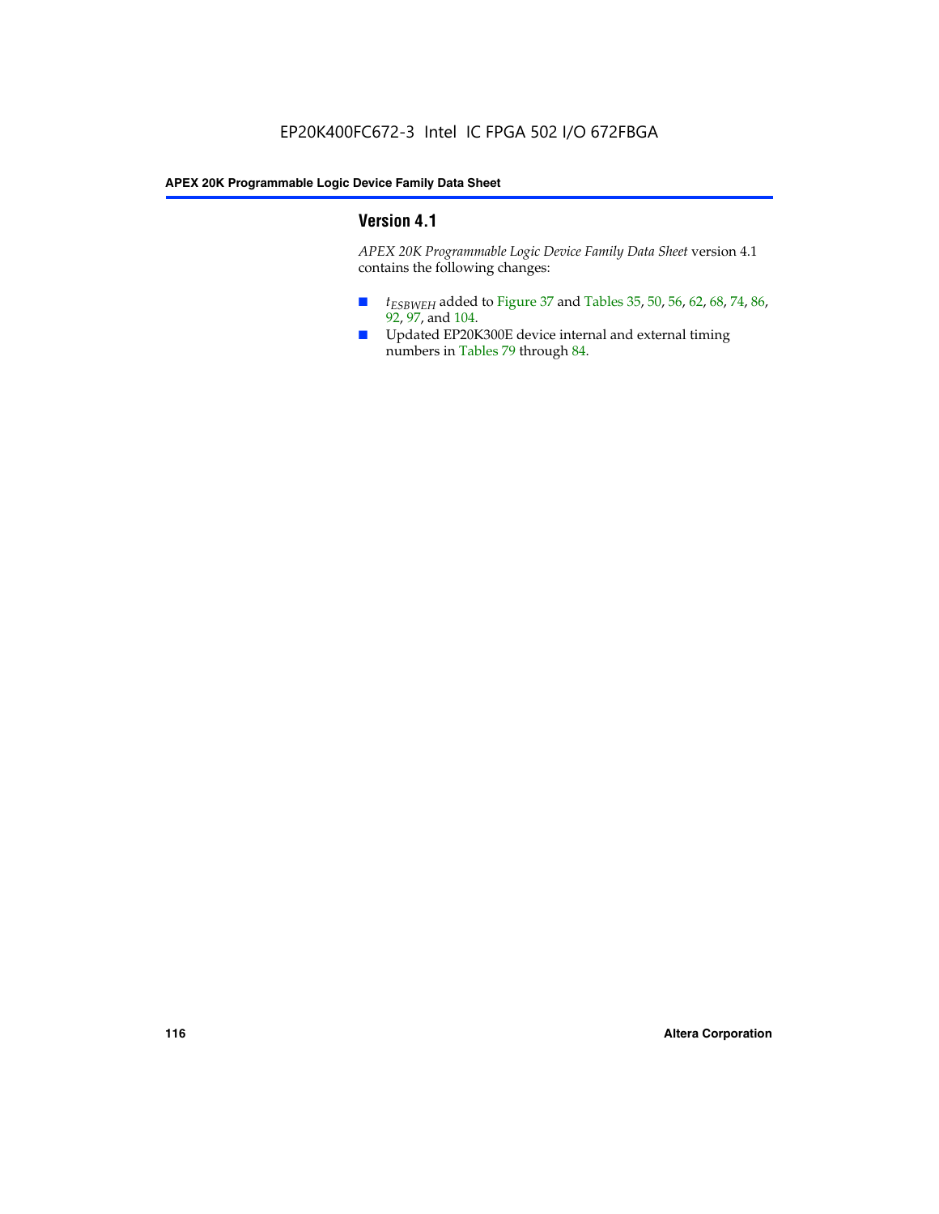## Version 4.1

*APEX 20K Programmable Logic Device Family Data Sheet* version 4.1 contains the following changes:

- $t_{ESBWEH}$ added to Figure 37 and Tables 35, 50, 56, 62, 68, 74, 86, 92, 97, and 104.
- Updated EP20K300E device internal and external timing numbers in Tables 79 through 84.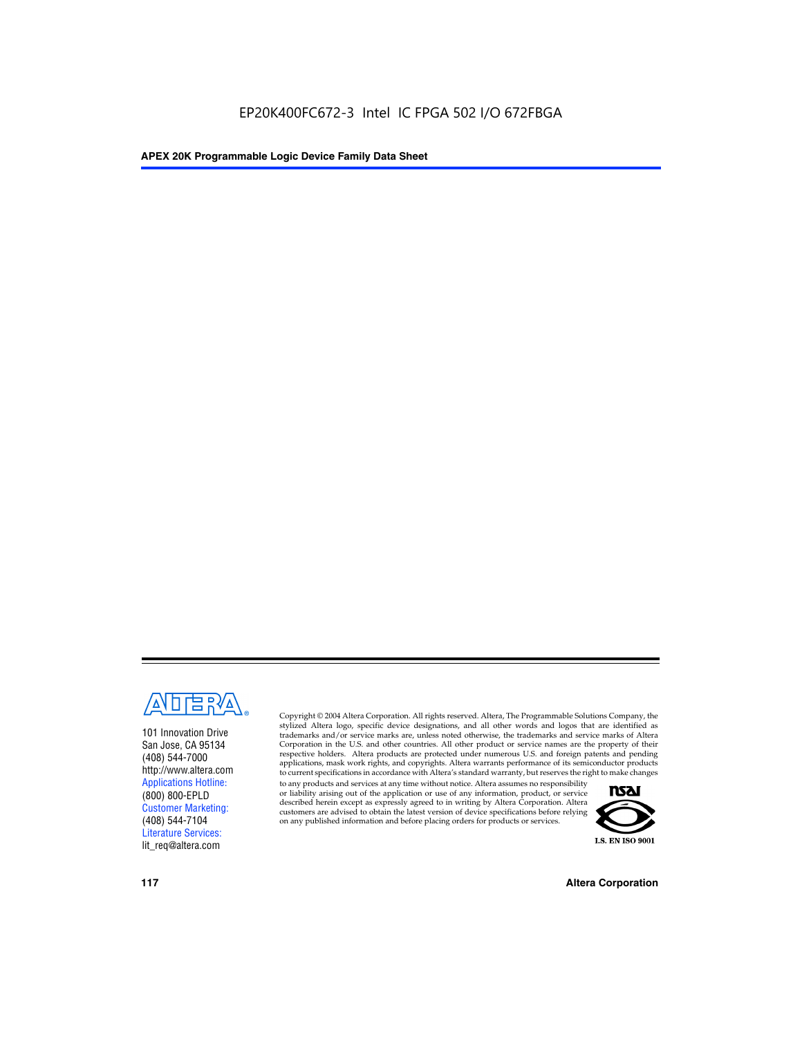101 Innovation Drive
San Jose, CA 95134
(408) 544-7000
http://www.altera.com
Applications Hotline:
(800) 800-EPLD
Customer Marketing:
(408) 544-7104
Literature Services:
lit_req@altera.com

Copyright © 2004 Altera Corporation. All rights reserved. Altera, The Programmable Solutions Company, the stylized Altera logo, specific device designations, and all other words and logos that are identified as trademarks and/or service marks are, unless noted otherwise, the trademarks and service marks of Altera Corporation in the U.S. and other countries. All other product or service names are the property of their respective holders. Altera products are protected under numerous U.S. and foreign patents and pending applications, mask work rights, and copyrights. Altera warrants performance of its semiconductor products to current specifications in accordance with Altera's standard warranty, but reserves the right to make changes to any products and services at any time without notice. Altera assumes no responsibility or liability arising out of the application or use of any information, product, or service described herein except as expressly agreed to in writing by Altera Corporation. Altera customers are advised to obtain the latest version of device specifications before relying on any published information and before placing orders for products or services.

I.S. EN ISO 9001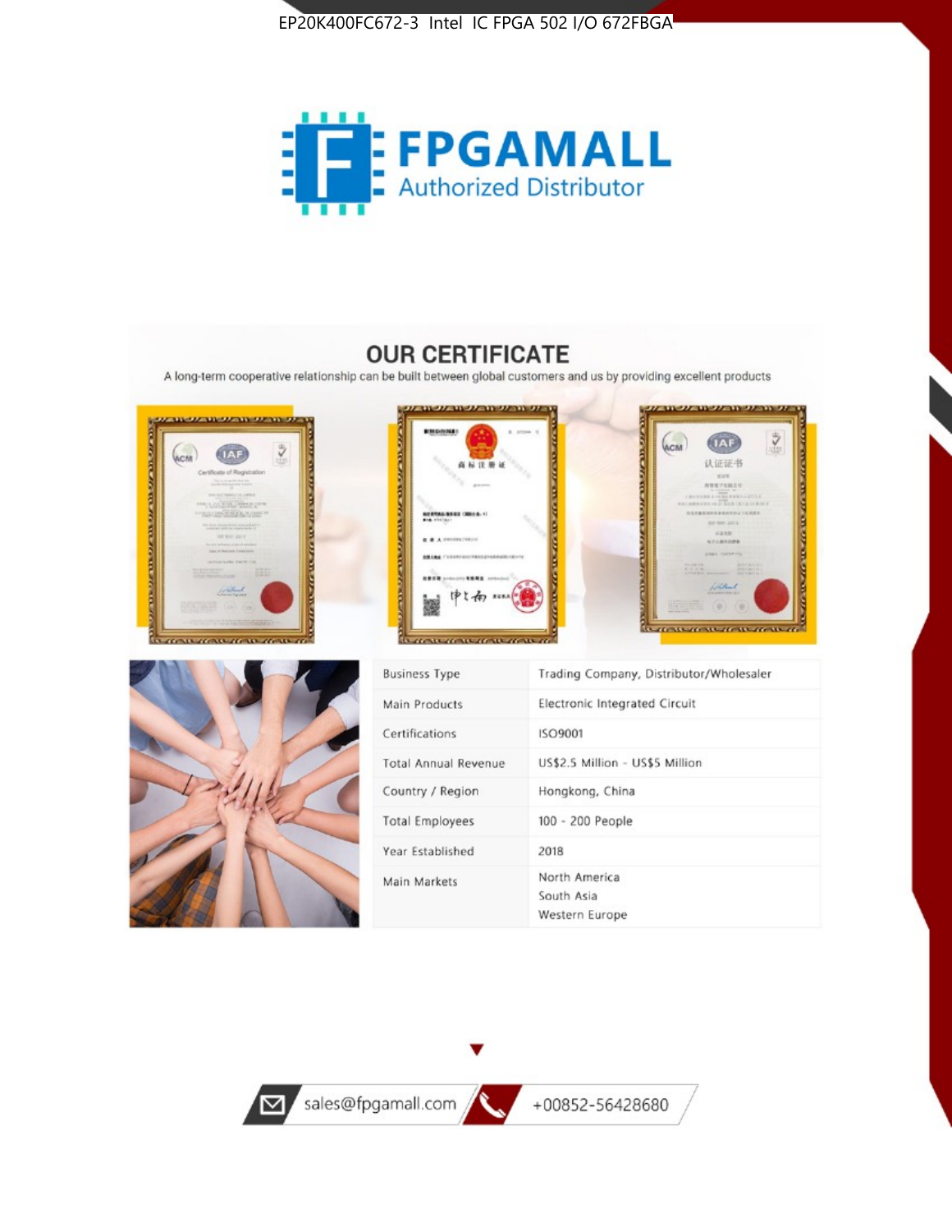FPGAMALL
Authorized Distributor

## OUR CERTIFICATE

A long-term cooperative relationship can be built between global customers and us by providing excellent products

| | |
|---|---|
| Business Type | Trading Company, Distributor/Wholesaler |
| Main Products | Electronic Integrated Circuit |
| Certifications | ISO9001 |
| Total Annual Revenue | US$2.5 Million - US$5 Million |
| Country / Region | Hongkong, China |
| Total Employees | 100 - 200 People |
| Year Established | 2018 |
| Main Markets | North America<br>South Asia<br>Western Europe |

sales@fpgamall.com

+00852-56428680